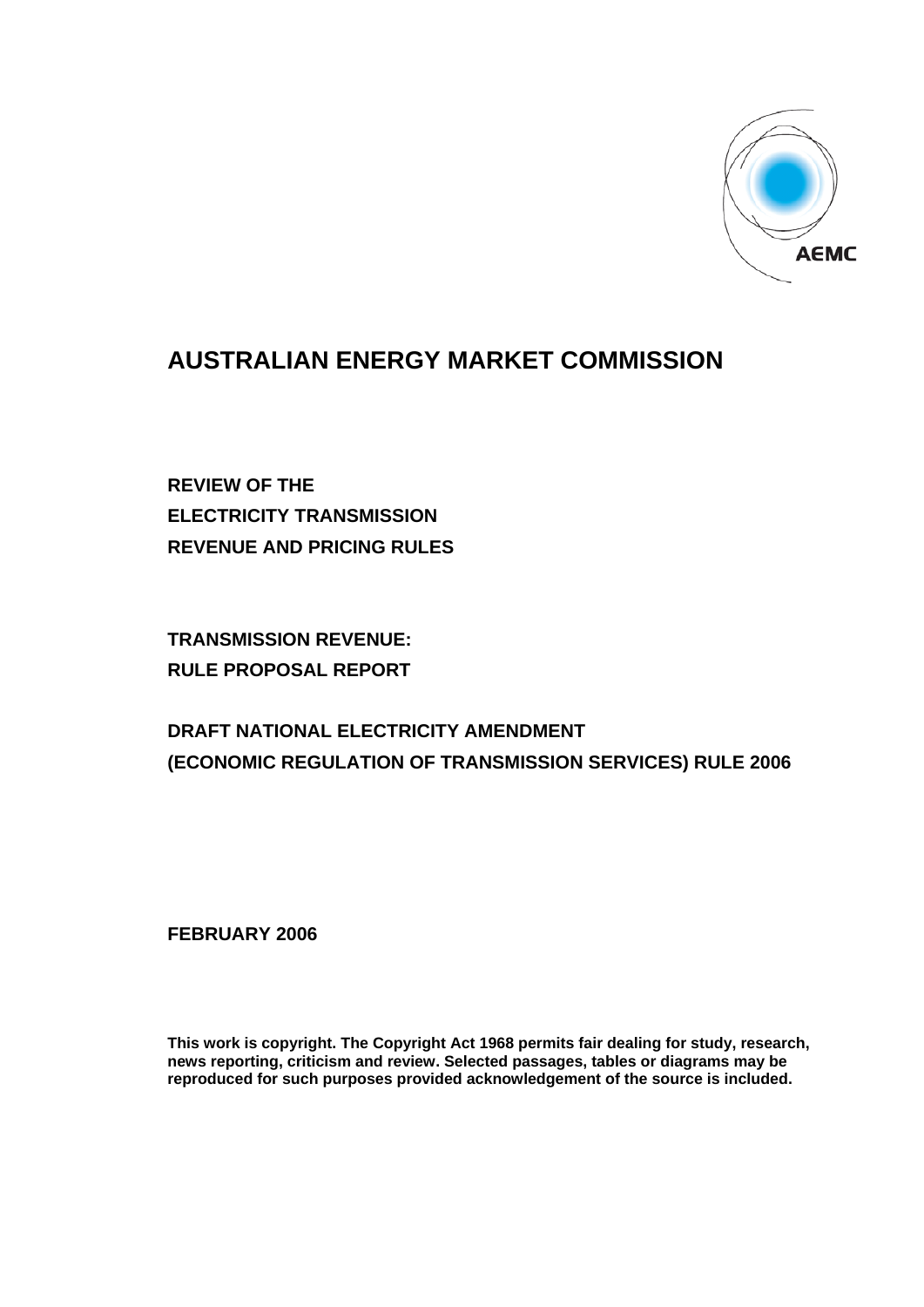AEMC

# AUSTRALIAN ENERGY MARKET COMMISSION

**REVIEW OF THE**
**ELECTRICITY TRANSMISSION**
**REVENUE AND PRICING RULES**

**TRANSMISSION REVENUE:**
**RULE PROPOSAL REPORT**

**DRAFT NATIONAL ELECTRICITY AMENDMENT**
**(ECONOMIC REGULATION OF TRANSMISSION SERVICES) RULE 2006**

**FEBRUARY 2006**

**This work is copyright. The Copyright Act 1968 permits fair dealing for study, research, news reporting, criticism and review. Selected passages, tables or diagrams may be reproduced for such purposes provided acknowledgement of the source is included.**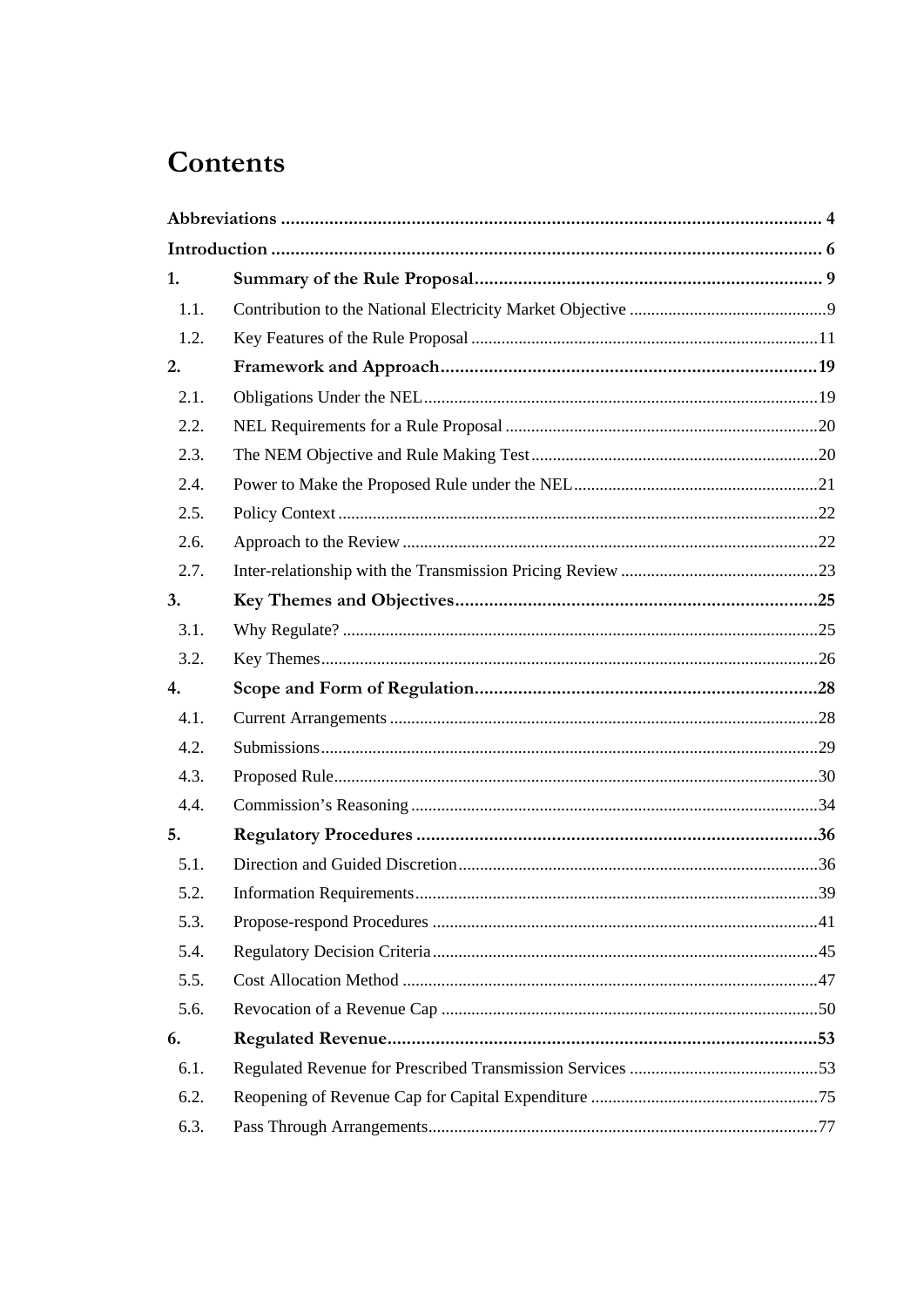# Contents

**Abbreviations** ............................................................................................................. 4

**Introduction** ................................................................................................................ 6

**1. Summary of the Rule Proposal** ........................................................................ 9

1.1. Contribution to the National Electricity Market Objective .............................................9

1.2. Key Features of the Rule Proposal ................................................................................11

**2. Framework and Approach** ..............................................................................19

2.1. Obligations Under the NEL...........................................................................................19

2.2. NEL Requirements for a Rule Proposal ........................................................................20

2.3. The NEM Objective and Rule Making Test ..................................................................20

2.4. Power to Make the Proposed Rule under the NEL.........................................................21

2.5. Policy Context ...............................................................................................................22

2.6. Approach to the Review ................................................................................................22

2.7. Inter-relationship with the Transmission Pricing Review ..............................................23

**3. Key Themes and Objectives** ...........................................................................25

3.1. Why Regulate? ..............................................................................................................25

3.2. Key Themes...................................................................................................................26

**4. Scope and Form of Regulation** .......................................................................28

4.1. Current Arrangements ...................................................................................................28

4.2. Submissions...................................................................................................................29

4.3. Proposed Rule................................................................................................................30

4.4. Commission's Reasoning ..............................................................................................34

**5. Regulatory Procedures** ...................................................................................36

5.1. Direction and Guided Discretion...................................................................................36

5.2. Information Requirements.............................................................................................39

5.3. Propose-respond Procedures .........................................................................................41

5.4. Regulatory Decision Criteria.........................................................................................45

5.5. Cost Allocation Method ................................................................................................47

5.6. Revocation of a Revenue Cap .......................................................................................50

**6. Regulated Revenue** .........................................................................................53

6.1. Regulated Revenue for Prescribed Transmission Services ............................................53

6.2. Reopening of Revenue Cap for Capital Expenditure .....................................................75

6.3. Pass Through Arrangements..........................................................................................77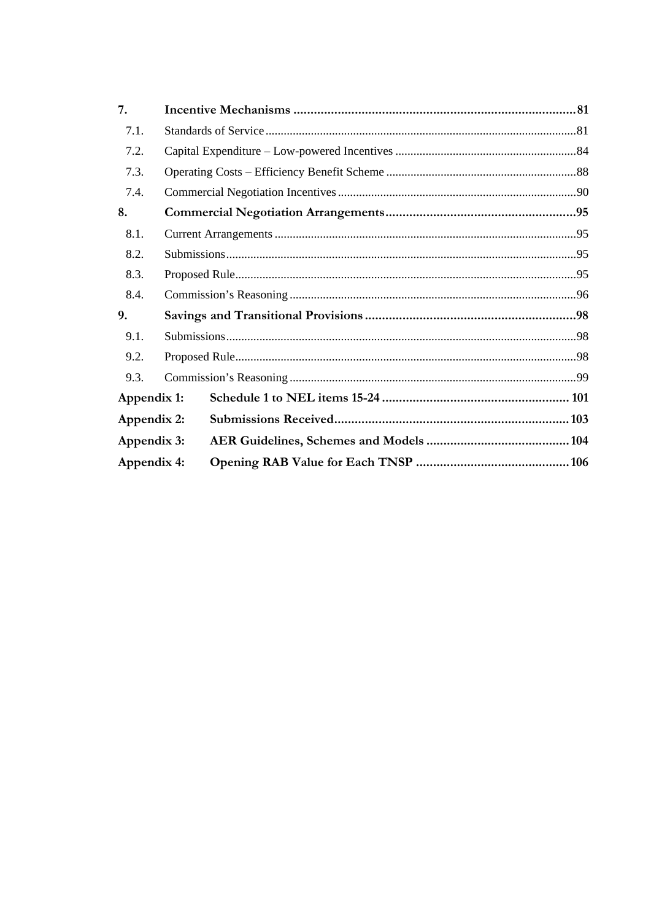| | | |
|---|---|---|
| **7.** | **Incentive Mechanisms** | **81** |
| 7.1. | Standards of Service | 81 |
| 7.2. | Capital Expenditure – Low-powered Incentives | 84 |
| 7.3. | Operating Costs – Efficiency Benefit Scheme | 88 |
| 7.4. | Commercial Negotiation Incentives | 90 |
| **8.** | **Commercial Negotiation Arrangements** | **95** |
| 8.1. | Current Arrangements | 95 |
| 8.2. | Submissions | 95 |
| 8.3. | Proposed Rule | 95 |
| 8.4. | Commission's Reasoning | 96 |
| **9.** | **Savings and Transitional Provisions** | **98** |
| 9.1. | Submissions | 98 |
| 9.2. | Proposed Rule | 98 |
| 9.3. | Commission's Reasoning | 99 |
| **Appendix 1:** | **Schedule 1 to NEL items 15-24** | **101** |
| **Appendix 2:** | **Submissions Received** | **103** |
| **Appendix 3:** | **AER Guidelines, Schemes and Models** | **104** |
| **Appendix 4:** | **Opening RAB Value for Each TNSP** | **106** |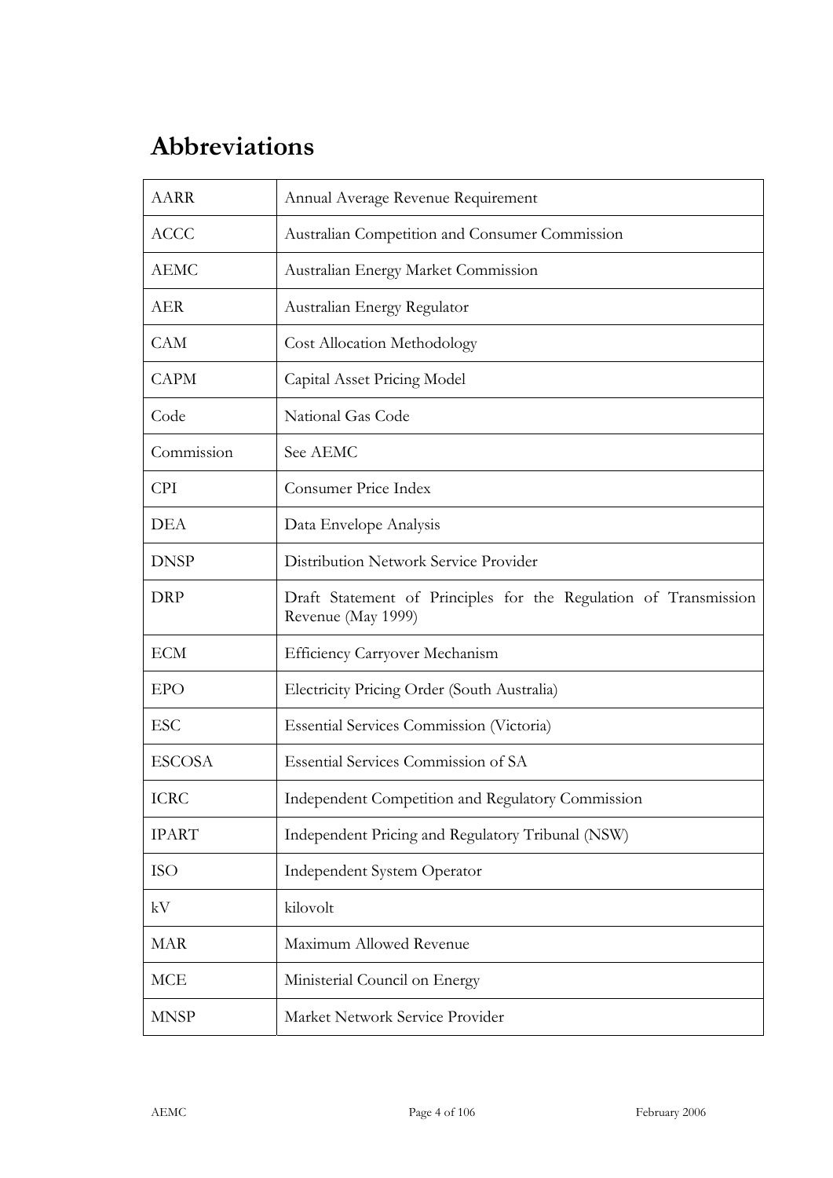# Abbreviations

| | |
|---|---|
| AARR | Annual Average Revenue Requirement |
| ACCC | Australian Competition and Consumer Commission |
| AEMC | Australian Energy Market Commission |
| AER | Australian Energy Regulator |
| CAM | Cost Allocation Methodology |
| CAPM | Capital Asset Pricing Model |
| Code | National Gas Code |
| Commission | See AEMC |
| CPI | Consumer Price Index |
| DEA | Data Envelope Analysis |
| DNSP | Distribution Network Service Provider |
| DRP | Draft Statement of Principles for the Regulation of Transmission Revenue (May 1999) |
| ECM | Efficiency Carryover Mechanism |
| EPO | Electricity Pricing Order (South Australia) |
| ESC | Essential Services Commission (Victoria) |
| ESCOSA | Essential Services Commission of SA |
| ICRC | Independent Competition and Regulatory Commission |
| IPART | Independent Pricing and Regulatory Tribunal (NSW) |
| ISO | Independent System Operator |
| kV | kilovolt |
| MAR | Maximum Allowed Revenue |
| MCE | Ministerial Council on Energy |
| MNSP | Market Network Service Provider |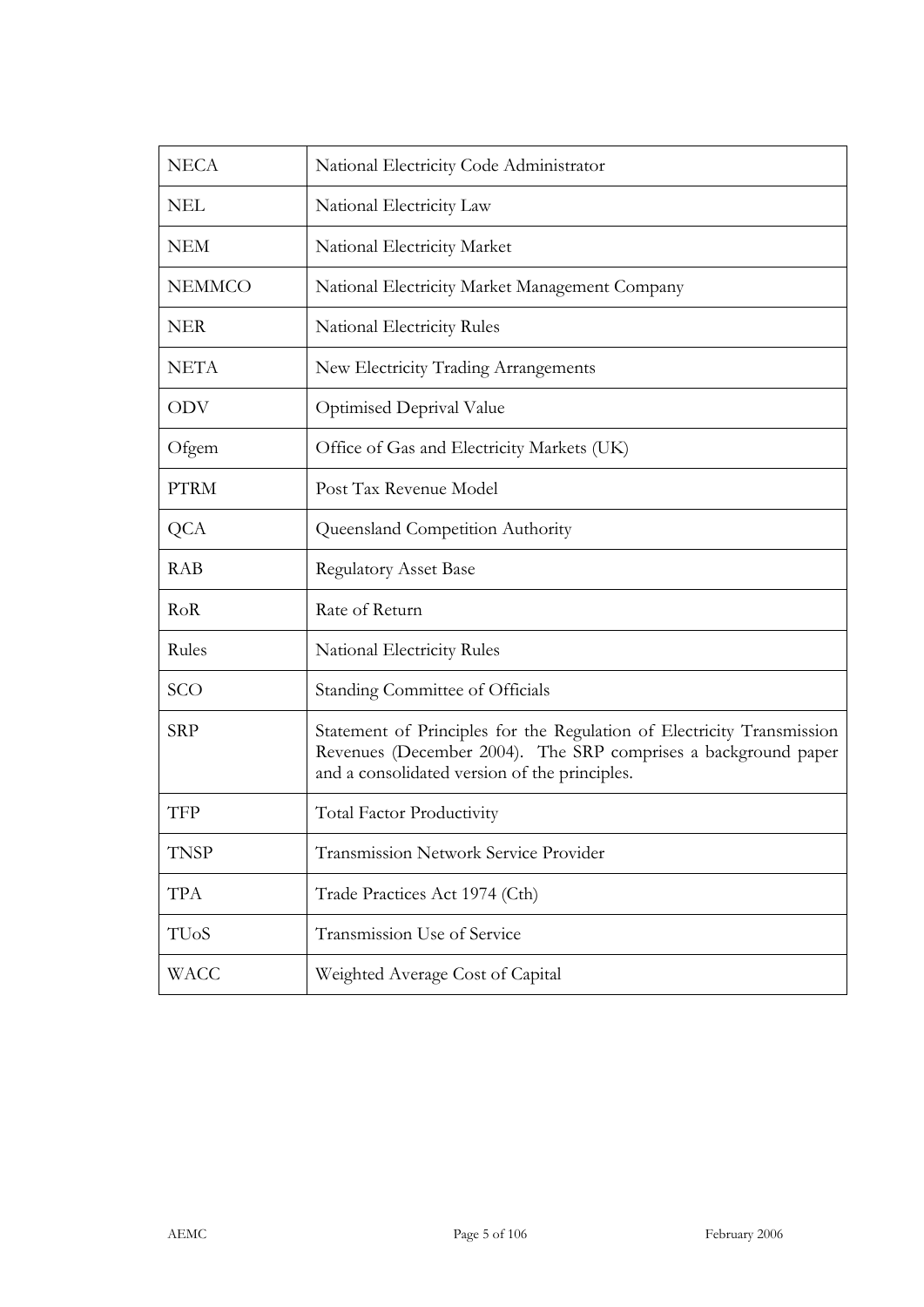| | |
|---|---|
| NECA | National Electricity Code Administrator |
| NEL | National Electricity Law |
| NEM | National Electricity Market |
| NEMMCO | National Electricity Market Management Company |
| NER | National Electricity Rules |
| NETA | New Electricity Trading Arrangements |
| ODV | Optimised Deprival Value |
| Ofgem | Office of Gas and Electricity Markets (UK) |
| PTRM | Post Tax Revenue Model |
| QCA | Queensland Competition Authority |
| RAB | Regulatory Asset Base |
| RoR | Rate of Return |
| Rules | National Electricity Rules |
| SCO | Standing Committee of Officials |
| SRP | Statement of Principles for the Regulation of Electricity Transmission Revenues (December 2004). The SRP comprises a background paper and a consolidated version of the principles. |
| TFP | Total Factor Productivity |
| TNSP | Transmission Network Service Provider |
| TPA | Trade Practices Act 1974 (Cth) |
| TUoS | Transmission Use of Service |
| WACC | Weighted Average Cost of Capital |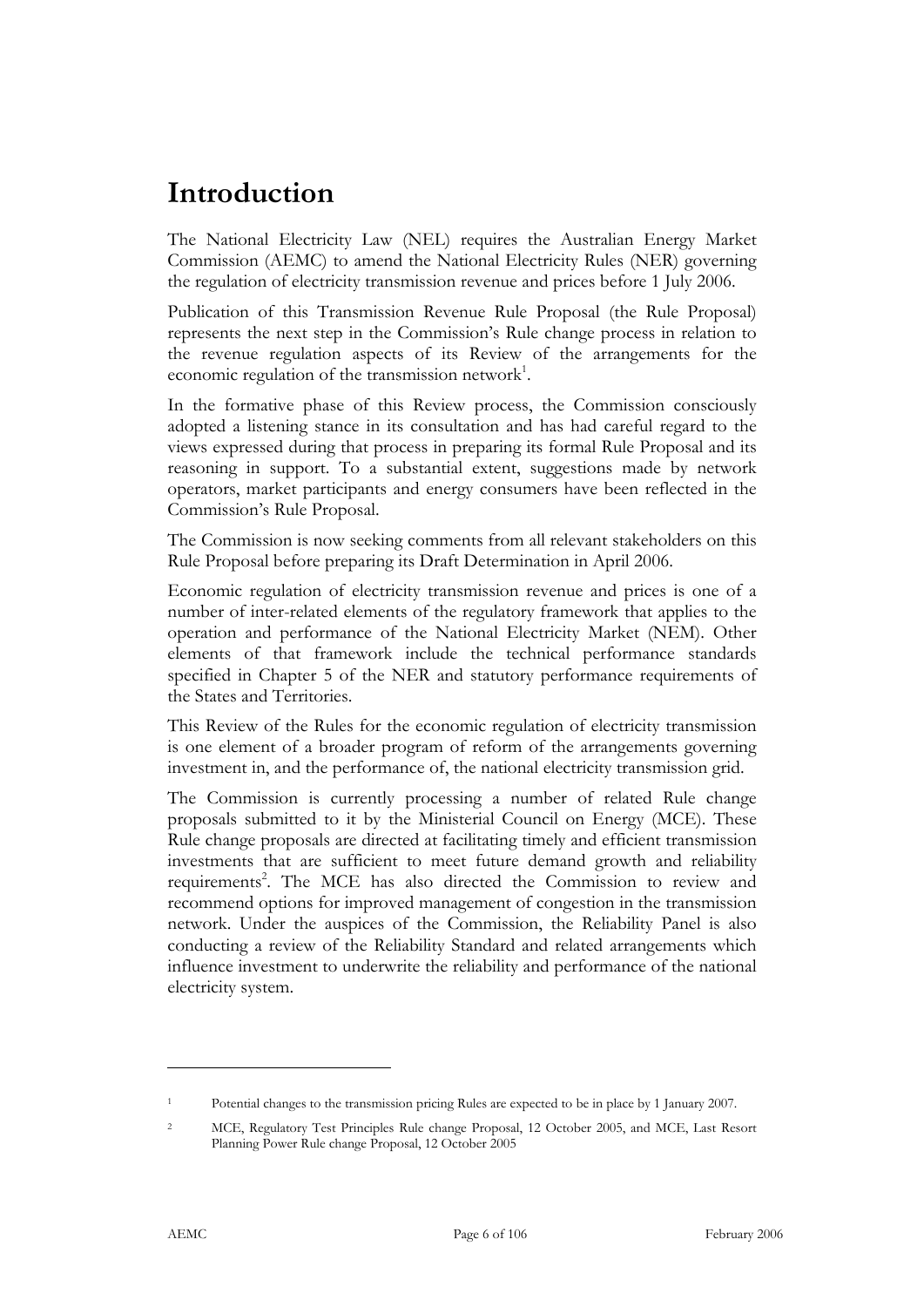# Introduction

The National Electricity Law (NEL) requires the Australian Energy Market Commission (AEMC) to amend the National Electricity Rules (NER) governing the regulation of electricity transmission revenue and prices before 1 July 2006.

Publication of this Transmission Revenue Rule Proposal (the Rule Proposal) represents the next step in the Commission's Rule change process in relation to the revenue regulation aspects of its Review of the arrangements for the economic regulation of the transmission network[1].

In the formative phase of this Review process, the Commission consciously adopted a listening stance in its consultation and has had careful regard to the views expressed during that process in preparing its formal Rule Proposal and its reasoning in support. To a substantial extent, suggestions made by network operators, market participants and energy consumers have been reflected in the Commission's Rule Proposal.

The Commission is now seeking comments from all relevant stakeholders on this Rule Proposal before preparing its Draft Determination in April 2006.

Economic regulation of electricity transmission revenue and prices is one of a number of inter-related elements of the regulatory framework that applies to the operation and performance of the National Electricity Market (NEM). Other elements of that framework include the technical performance standards specified in Chapter 5 of the NER and statutory performance requirements of the States and Territories.

This Review of the Rules for the economic regulation of electricity transmission is one element of a broader program of reform of the arrangements governing investment in, and the performance of, the national electricity transmission grid.

The Commission is currently processing a number of related Rule change proposals submitted to it by the Ministerial Council on Energy (MCE). These Rule change proposals are directed at facilitating timely and efficient transmission investments that are sufficient to meet future demand growth and reliability requirements[2]. The MCE has also directed the Commission to review and recommend options for improved management of congestion in the transmission network. Under the auspices of the Commission, the Reliability Panel is also conducting a review of the Reliability Standard and related arrangements which influence investment to underwrite the reliability and performance of the national electricity system.

---

[1] Potential changes to the transmission pricing Rules are expected to be in place by 1 January 2007.

[2] MCE, Regulatory Test Principles Rule change Proposal, 12 October 2005, and MCE, Last Resort Planning Power Rule change Proposal, 12 October 2005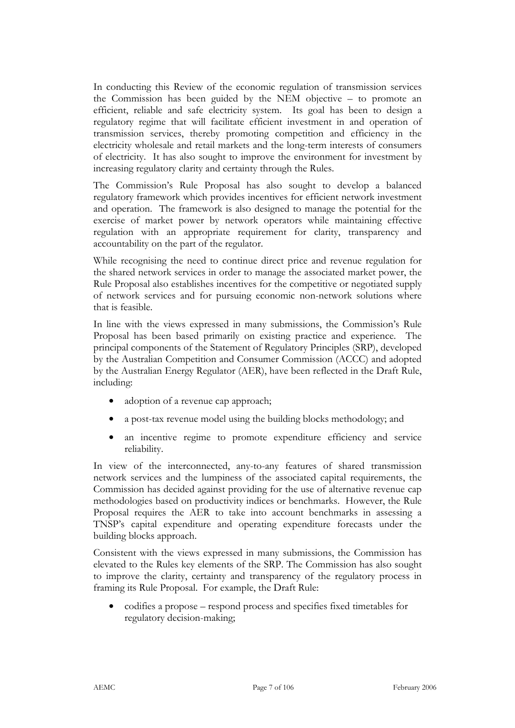In conducting this Review of the economic regulation of transmission services the Commission has been guided by the NEM objective – to promote an efficient, reliable and safe electricity system. Its goal has been to design a regulatory regime that will facilitate efficient investment in and operation of transmission services, thereby promoting competition and efficiency in the electricity wholesale and retail markets and the long-term interests of consumers of electricity. It has also sought to improve the environment for investment by increasing regulatory clarity and certainty through the Rules.

The Commission's Rule Proposal has also sought to develop a balanced regulatory framework which provides incentives for efficient network investment and operation. The framework is also designed to manage the potential for the exercise of market power by network operators while maintaining effective regulation with an appropriate requirement for clarity, transparency and accountability on the part of the regulator.

While recognising the need to continue direct price and revenue regulation for the shared network services in order to manage the associated market power, the Rule Proposal also establishes incentives for the competitive or negotiated supply of network services and for pursuing economic non-network solutions where that is feasible.

In line with the views expressed in many submissions, the Commission's Rule Proposal has been based primarily on existing practice and experience. The principal components of the Statement of Regulatory Principles (SRP), developed by the Australian Competition and Consumer Commission (ACCC) and adopted by the Australian Energy Regulator (AER), have been reflected in the Draft Rule, including:

- adoption of a revenue cap approach;
- a post-tax revenue model using the building blocks methodology; and
- an incentive regime to promote expenditure efficiency and service reliability.

In view of the interconnected, any-to-any features of shared transmission network services and the lumpiness of the associated capital requirements, the Commission has decided against providing for the use of alternative revenue cap methodologies based on productivity indices or benchmarks. However, the Rule Proposal requires the AER to take into account benchmarks in assessing a TNSP's capital expenditure and operating expenditure forecasts under the building blocks approach.

Consistent with the views expressed in many submissions, the Commission has elevated to the Rules key elements of the SRP. The Commission has also sought to improve the clarity, certainty and transparency of the regulatory process in framing its Rule Proposal. For example, the Draft Rule:

- codifies a propose – respond process and specifies fixed timetables for regulatory decision-making;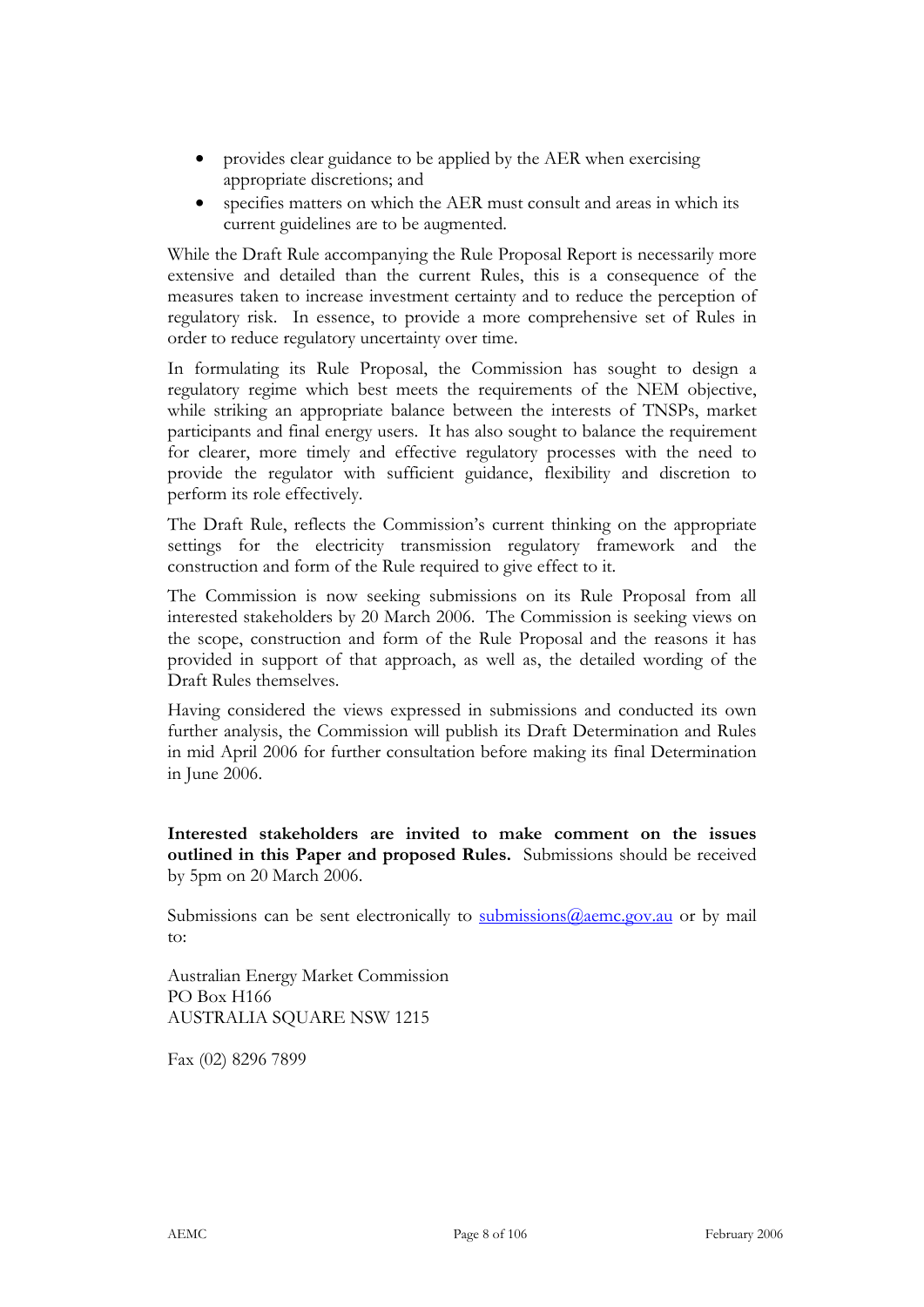- provides clear guidance to be applied by the AER when exercising appropriate discretions; and
- specifies matters on which the AER must consult and areas in which its current guidelines are to be augmented.

While the Draft Rule accompanying the Rule Proposal Report is necessarily more extensive and detailed than the current Rules, this is a consequence of the measures taken to increase investment certainty and to reduce the perception of regulatory risk. In essence, to provide a more comprehensive set of Rules in order to reduce regulatory uncertainty over time.

In formulating its Rule Proposal, the Commission has sought to design a regulatory regime which best meets the requirements of the NEM objective, while striking an appropriate balance between the interests of TNSPs, market participants and final energy users. It has also sought to balance the requirement for clearer, more timely and effective regulatory processes with the need to provide the regulator with sufficient guidance, flexibility and discretion to perform its role effectively.

The Draft Rule, reflects the Commission's current thinking on the appropriate settings for the electricity transmission regulatory framework and the construction and form of the Rule required to give effect to it.

The Commission is now seeking submissions on its Rule Proposal from all interested stakeholders by 20 March 2006. The Commission is seeking views on the scope, construction and form of the Rule Proposal and the reasons it has provided in support of that approach, as well as, the detailed wording of the Draft Rules themselves.

Having considered the views expressed in submissions and conducted its own further analysis, the Commission will publish its Draft Determination and Rules in mid April 2006 for further consultation before making its final Determination in June 2006.

**Interested stakeholders are invited to make comment on the issues outlined in this Paper and proposed Rules.** Submissions should be received by 5pm on 20 March 2006.

Submissions can be sent electronically to submissions@aemc.gov.au or by mail to:

Australian Energy Market Commission
PO Box H166
AUSTRALIA SQUARE NSW 1215

Fax (02) 8296 7899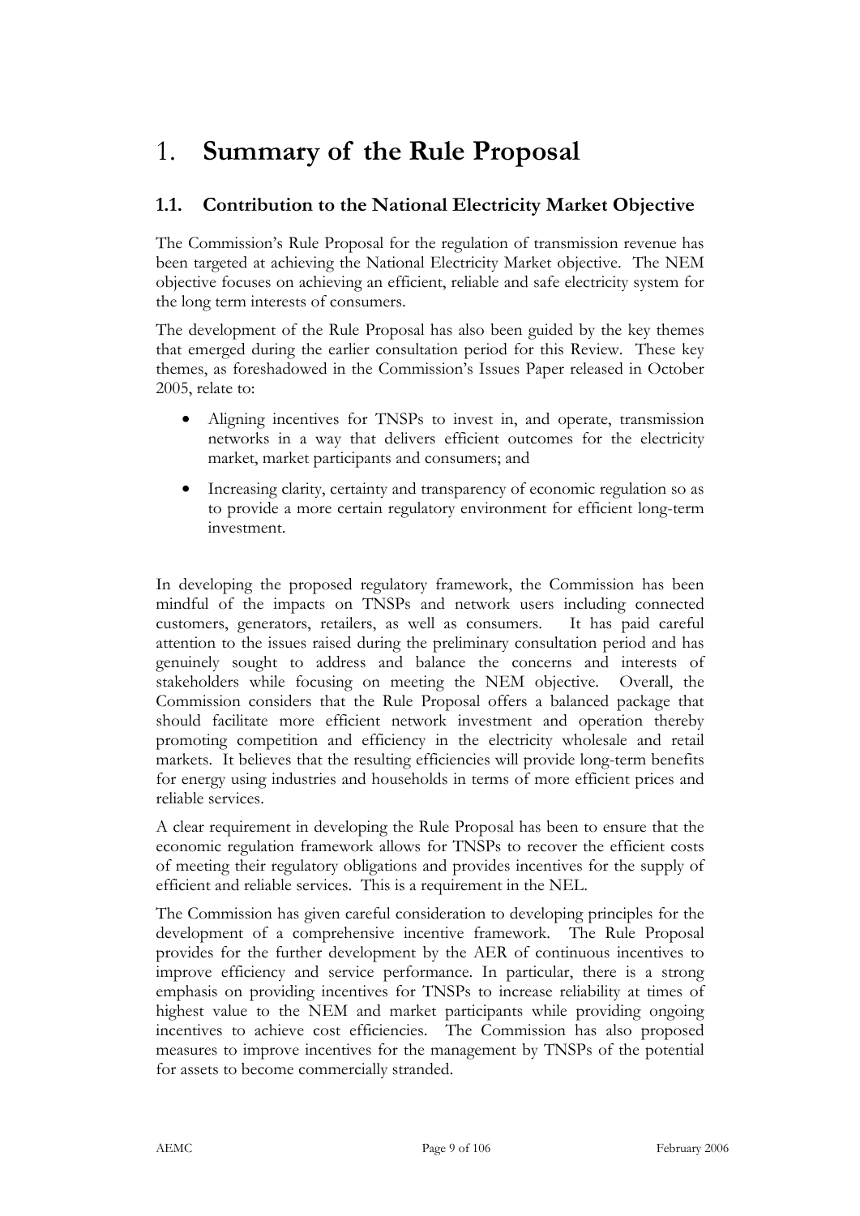# 1. Summary of the Rule Proposal

## 1.1. Contribution to the National Electricity Market Objective

The Commission's Rule Proposal for the regulation of transmission revenue has been targeted at achieving the National Electricity Market objective. The NEM objective focuses on achieving an efficient, reliable and safe electricity system for the long term interests of consumers.

The development of the Rule Proposal has also been guided by the key themes that emerged during the earlier consultation period for this Review. These key themes, as foreshadowed in the Commission's Issues Paper released in October 2005, relate to:

- Aligning incentives for TNSPs to invest in, and operate, transmission networks in a way that delivers efficient outcomes for the electricity market, market participants and consumers; and
- Increasing clarity, certainty and transparency of economic regulation so as to provide a more certain regulatory environment for efficient long-term investment.

In developing the proposed regulatory framework, the Commission has been mindful of the impacts on TNSPs and network users including connected customers, generators, retailers, as well as consumers. It has paid careful attention to the issues raised during the preliminary consultation period and has genuinely sought to address and balance the concerns and interests of stakeholders while focusing on meeting the NEM objective. Overall, the Commission considers that the Rule Proposal offers a balanced package that should facilitate more efficient network investment and operation thereby promoting competition and efficiency in the electricity wholesale and retail markets. It believes that the resulting efficiencies will provide long-term benefits for energy using industries and households in terms of more efficient prices and reliable services.

A clear requirement in developing the Rule Proposal has been to ensure that the economic regulation framework allows for TNSPs to recover the efficient costs of meeting their regulatory obligations and provides incentives for the supply of efficient and reliable services. This is a requirement in the NEL.

The Commission has given careful consideration to developing principles for the development of a comprehensive incentive framework. The Rule Proposal provides for the further development by the AER of continuous incentives to improve efficiency and service performance. In particular, there is a strong emphasis on providing incentives for TNSPs to increase reliability at times of highest value to the NEM and market participants while providing ongoing incentives to achieve cost efficiencies. The Commission has also proposed measures to improve incentives for the management by TNSPs of the potential for assets to become commercially stranded.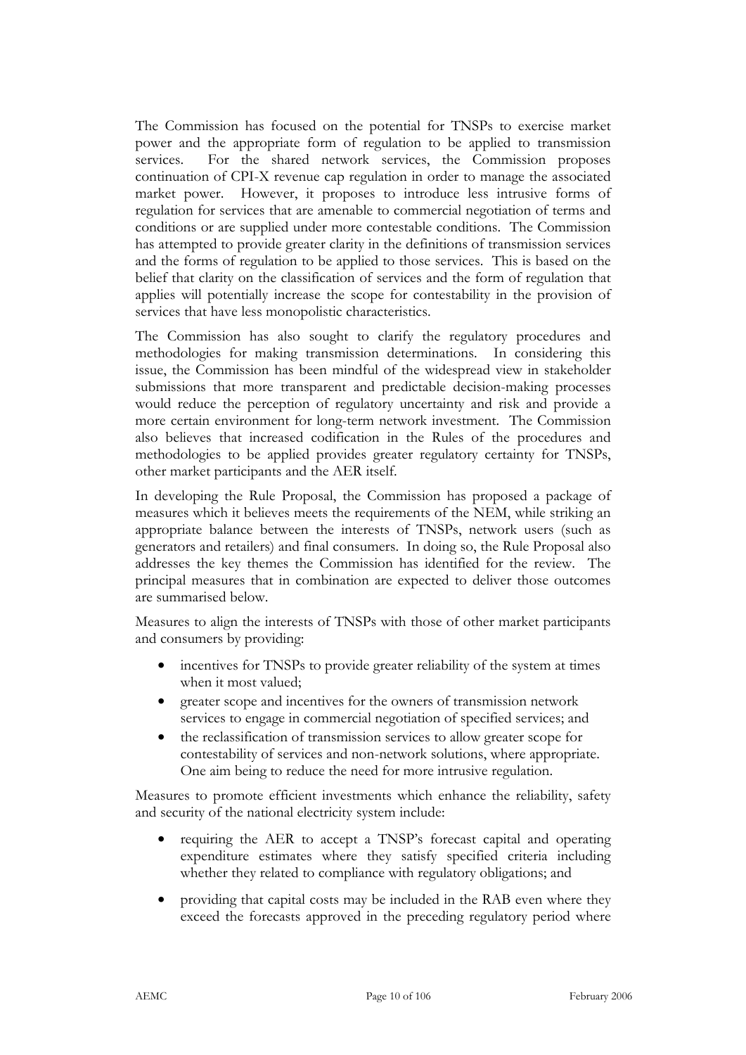The Commission has focused on the potential for TNSPs to exercise market power and the appropriate form of regulation to be applied to transmission services. For the shared network services, the Commission proposes continuation of CPI-X revenue cap regulation in order to manage the associated market power. However, it proposes to introduce less intrusive forms of regulation for services that are amenable to commercial negotiation of terms and conditions or are supplied under more contestable conditions. The Commission has attempted to provide greater clarity in the definitions of transmission services and the forms of regulation to be applied to those services. This is based on the belief that clarity on the classification of services and the form of regulation that applies will potentially increase the scope for contestability in the provision of services that have less monopolistic characteristics.

The Commission has also sought to clarify the regulatory procedures and methodologies for making transmission determinations. In considering this issue, the Commission has been mindful of the widespread view in stakeholder submissions that more transparent and predictable decision-making processes would reduce the perception of regulatory uncertainty and risk and provide a more certain environment for long-term network investment. The Commission also believes that increased codification in the Rules of the procedures and methodologies to be applied provides greater regulatory certainty for TNSPs, other market participants and the AER itself.

In developing the Rule Proposal, the Commission has proposed a package of measures which it believes meets the requirements of the NEM, while striking an appropriate balance between the interests of TNSPs, network users (such as generators and retailers) and final consumers. In doing so, the Rule Proposal also addresses the key themes the Commission has identified for the review. The principal measures that in combination are expected to deliver those outcomes are summarised below.

Measures to align the interests of TNSPs with those of other market participants and consumers by providing:

- incentives for TNSPs to provide greater reliability of the system at times when it most valued;
- greater scope and incentives for the owners of transmission network services to engage in commercial negotiation of specified services; and
- the reclassification of transmission services to allow greater scope for contestability of services and non-network solutions, where appropriate. One aim being to reduce the need for more intrusive regulation.

Measures to promote efficient investments which enhance the reliability, safety and security of the national electricity system include:

- requiring the AER to accept a TNSP's forecast capital and operating expenditure estimates where they satisfy specified criteria including whether they related to compliance with regulatory obligations; and
- providing that capital costs may be included in the RAB even where they exceed the forecasts approved in the preceding regulatory period where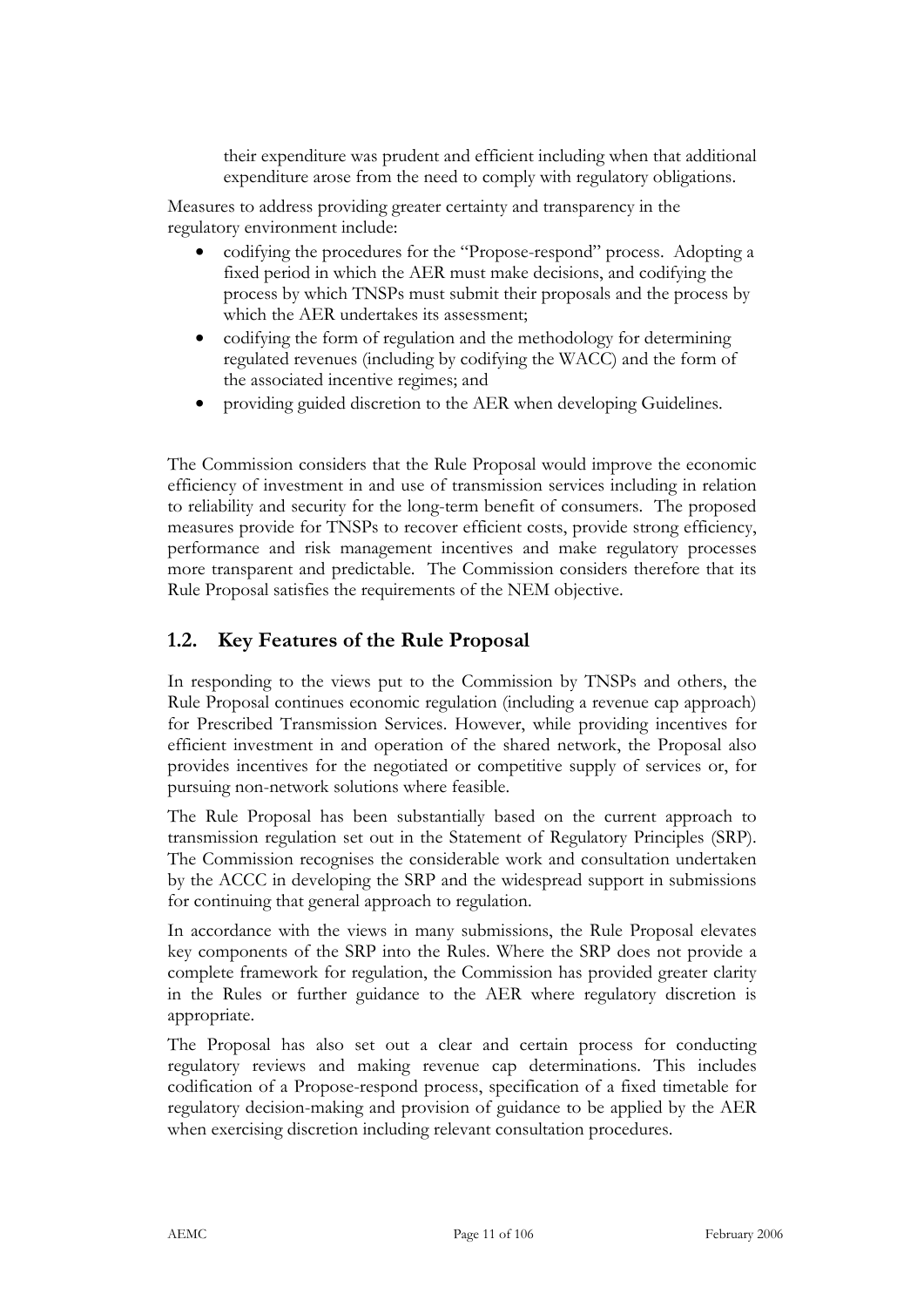their expenditure was prudent and efficient including when that additional expenditure arose from the need to comply with regulatory obligations.

Measures to address providing greater certainty and transparency in the regulatory environment include:

- codifying the procedures for the "Propose-respond" process. Adopting a fixed period in which the AER must make decisions, and codifying the process by which TNSPs must submit their proposals and the process by which the AER undertakes its assessment;
- codifying the form of regulation and the methodology for determining regulated revenues (including by codifying the WACC) and the form of the associated incentive regimes; and
- providing guided discretion to the AER when developing Guidelines.

The Commission considers that the Rule Proposal would improve the economic efficiency of investment in and use of transmission services including in relation to reliability and security for the long-term benefit of consumers. The proposed measures provide for TNSPs to recover efficient costs, provide strong efficiency, performance and risk management incentives and make regulatory processes more transparent and predictable. The Commission considers therefore that its Rule Proposal satisfies the requirements of the NEM objective.

## 1.2. Key Features of the Rule Proposal

In responding to the views put to the Commission by TNSPs and others, the Rule Proposal continues economic regulation (including a revenue cap approach) for Prescribed Transmission Services. However, while providing incentives for efficient investment in and operation of the shared network, the Proposal also provides incentives for the negotiated or competitive supply of services or, for pursuing non-network solutions where feasible.

The Rule Proposal has been substantially based on the current approach to transmission regulation set out in the Statement of Regulatory Principles (SRP). The Commission recognises the considerable work and consultation undertaken by the ACCC in developing the SRP and the widespread support in submissions for continuing that general approach to regulation.

In accordance with the views in many submissions, the Rule Proposal elevates key components of the SRP into the Rules. Where the SRP does not provide a complete framework for regulation, the Commission has provided greater clarity in the Rules or further guidance to the AER where regulatory discretion is appropriate.

The Proposal has also set out a clear and certain process for conducting regulatory reviews and making revenue cap determinations. This includes codification of a Propose-respond process, specification of a fixed timetable for regulatory decision-making and provision of guidance to be applied by the AER when exercising discretion including relevant consultation procedures.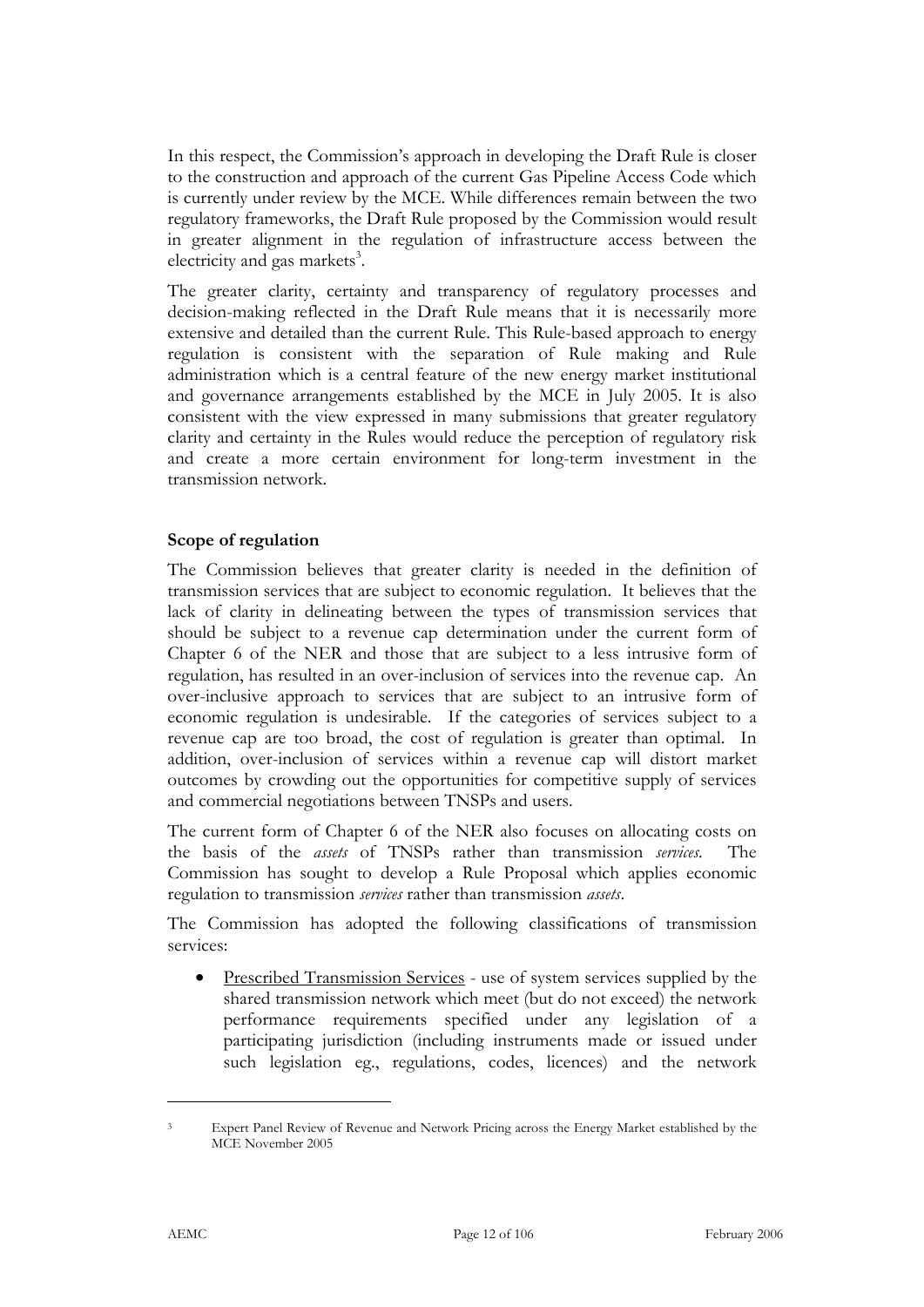In this respect, the Commission's approach in developing the Draft Rule is closer to the construction and approach of the current Gas Pipeline Access Code which is currently under review by the MCE. While differences remain between the two regulatory frameworks, the Draft Rule proposed by the Commission would result in greater alignment in the regulation of infrastructure access between the electricity and gas markets[3].

The greater clarity, certainty and transparency of regulatory processes and decision-making reflected in the Draft Rule means that it is necessarily more extensive and detailed than the current Rule. This Rule-based approach to energy regulation is consistent with the separation of Rule making and Rule administration which is a central feature of the new energy market institutional and governance arrangements established by the MCE in July 2005. It is also consistent with the view expressed in many submissions that greater regulatory clarity and certainty in the Rules would reduce the perception of regulatory risk and create a more certain environment for long-term investment in the transmission network.

**Scope of regulation**

The Commission believes that greater clarity is needed in the definition of transmission services that are subject to economic regulation. It believes that the lack of clarity in delineating between the types of transmission services that should be subject to a revenue cap determination under the current form of Chapter 6 of the NER and those that are subject to a less intrusive form of regulation, has resulted in an over-inclusion of services into the revenue cap. An over-inclusive approach to services that are subject to an intrusive form of economic regulation is undesirable. If the categories of services subject to a revenue cap are too broad, the cost of regulation is greater than optimal. In addition, over-inclusion of services within a revenue cap will distort market outcomes by crowding out the opportunities for competitive supply of services and commercial negotiations between TNSPs and users.

The current form of Chapter 6 of the NER also focuses on allocating costs on the basis of the *assets* of TNSPs rather than transmission *services*. The Commission has sought to develop a Rule Proposal which applies economic regulation to transmission *services* rather than transmission *assets*.

The Commission has adopted the following classifications of transmission services:

- Prescribed Transmission Services - use of system services supplied by the shared transmission network which meet (but do not exceed) the network performance requirements specified under any legislation of a participating jurisdiction (including instruments made or issued under such legislation eg., regulations, codes, licences) and the network

[3] Expert Panel Review of Revenue and Network Pricing across the Energy Market established by the MCE November 2005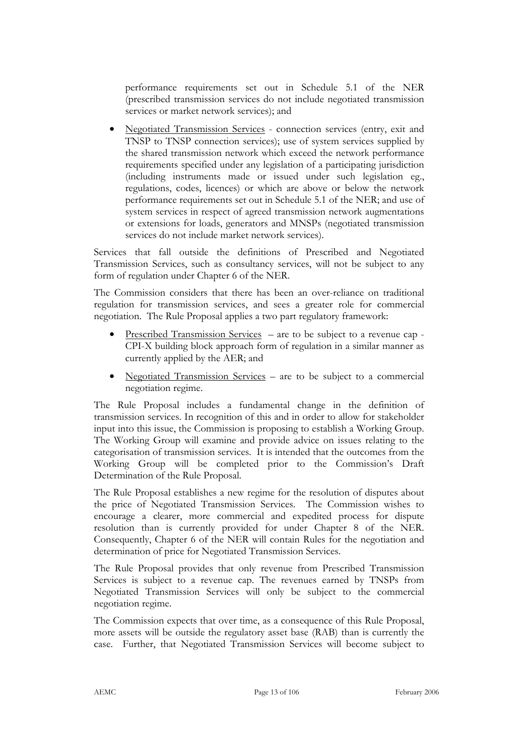performance requirements set out in Schedule 5.1 of the NER (prescribed transmission services do not include negotiated transmission services or market network services); and

- Negotiated Transmission Services - connection services (entry, exit and TNSP to TNSP connection services); use of system services supplied by the shared transmission network which exceed the network performance requirements specified under any legislation of a participating jurisdiction (including instruments made or issued under such legislation eg., regulations, codes, licences) or which are above or below the network performance requirements set out in Schedule 5.1 of the NER; and use of system services in respect of agreed transmission network augmentations or extensions for loads, generators and MNSPs (negotiated transmission services do not include market network services).

Services that fall outside the definitions of Prescribed and Negotiated Transmission Services, such as consultancy services, will not be subject to any form of regulation under Chapter 6 of the NER.

The Commission considers that there has been an over-reliance on traditional regulation for transmission services, and sees a greater role for commercial negotiation. The Rule Proposal applies a two part regulatory framework:

- Prescribed Transmission Services – are to be subject to a revenue cap - CPI-X building block approach form of regulation in a similar manner as currently applied by the AER; and
- Negotiated Transmission Services – are to be subject to a commercial negotiation regime.

The Rule Proposal includes a fundamental change in the definition of transmission services. In recognition of this and in order to allow for stakeholder input into this issue, the Commission is proposing to establish a Working Group. The Working Group will examine and provide advice on issues relating to the categorisation of transmission services. It is intended that the outcomes from the Working Group will be completed prior to the Commission's Draft Determination of the Rule Proposal.

The Rule Proposal establishes a new regime for the resolution of disputes about the price of Negotiated Transmission Services. The Commission wishes to encourage a clearer, more commercial and expedited process for dispute resolution than is currently provided for under Chapter 8 of the NER. Consequently, Chapter 6 of the NER will contain Rules for the negotiation and determination of price for Negotiated Transmission Services.

The Rule Proposal provides that only revenue from Prescribed Transmission Services is subject to a revenue cap. The revenues earned by TNSPs from Negotiated Transmission Services will only be subject to the commercial negotiation regime.

The Commission expects that over time, as a consequence of this Rule Proposal, more assets will be outside the regulatory asset base (RAB) than is currently the case. Further, that Negotiated Transmission Services will become subject to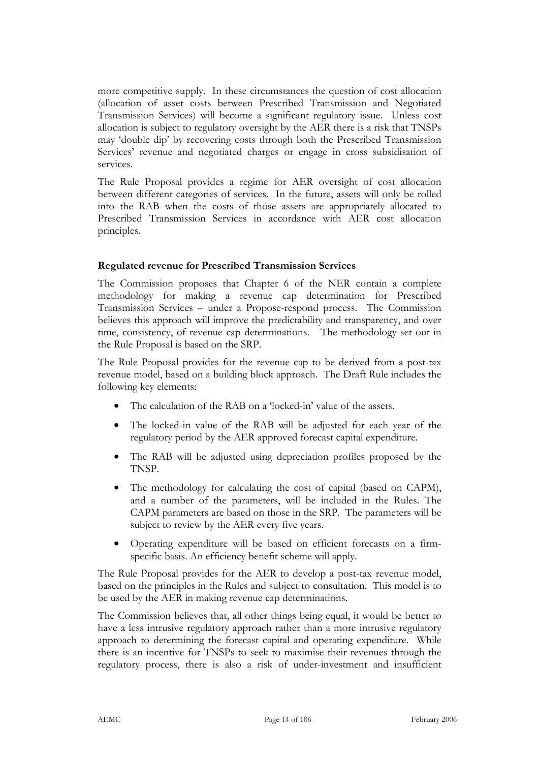more competitive supply. In these circumstances the question of cost allocation (allocation of asset costs between Prescribed Transmission and Negotiated Transmission Services) will become a significant regulatory issue. Unless cost allocation is subject to regulatory oversight by the AER there is a risk that TNSPs may 'double dip' by recovering costs through both the Prescribed Transmission Services' revenue and negotiated charges or engage in cross subsidisation of services.

The Rule Proposal provides a regime for AER oversight of cost allocation between different categories of services. In the future, assets will only be rolled into the RAB when the costs of those assets are appropriately allocated to Prescribed Transmission Services in accordance with AER cost allocation principles.

**Regulated revenue for Prescribed Transmission Services**

The Commission proposes that Chapter 6 of the NER contain a complete methodology for making a revenue cap determination for Prescribed Transmission Services – under a Propose-respond process. The Commission believes this approach will improve the predictability and transparency, and over time, consistency, of revenue cap determinations. The methodology set out in the Rule Proposal is based on the SRP.

The Rule Proposal provides for the revenue cap to be derived from a post-tax revenue model, based on a building block approach. The Draft Rule includes the following key elements:

- The calculation of the RAB on a 'locked-in' value of the assets.
- The locked-in value of the RAB will be adjusted for each year of the regulatory period by the AER approved forecast capital expenditure.
- The RAB will be adjusted using depreciation profiles proposed by the TNSP.
- The methodology for calculating the cost of capital (based on CAPM), and a number of the parameters, will be included in the Rules. The CAPM parameters are based on those in the SRP. The parameters will be subject to review by the AER every five years.
- Operating expenditure will be based on efficient forecasts on a firm-specific basis. An efficiency benefit scheme will apply.

The Rule Proposal provides for the AER to develop a post-tax revenue model, based on the principles in the Rules and subject to consultation. This model is to be used by the AER in making revenue cap determinations.

The Commission believes that, all other things being equal, it would be better to have a less intrusive regulatory approach rather than a more intrusive regulatory approach to determining the forecast capital and operating expenditure. While there is an incentive for TNSPs to seek to maximise their revenues through the regulatory process, there is also a risk of under-investment and insufficient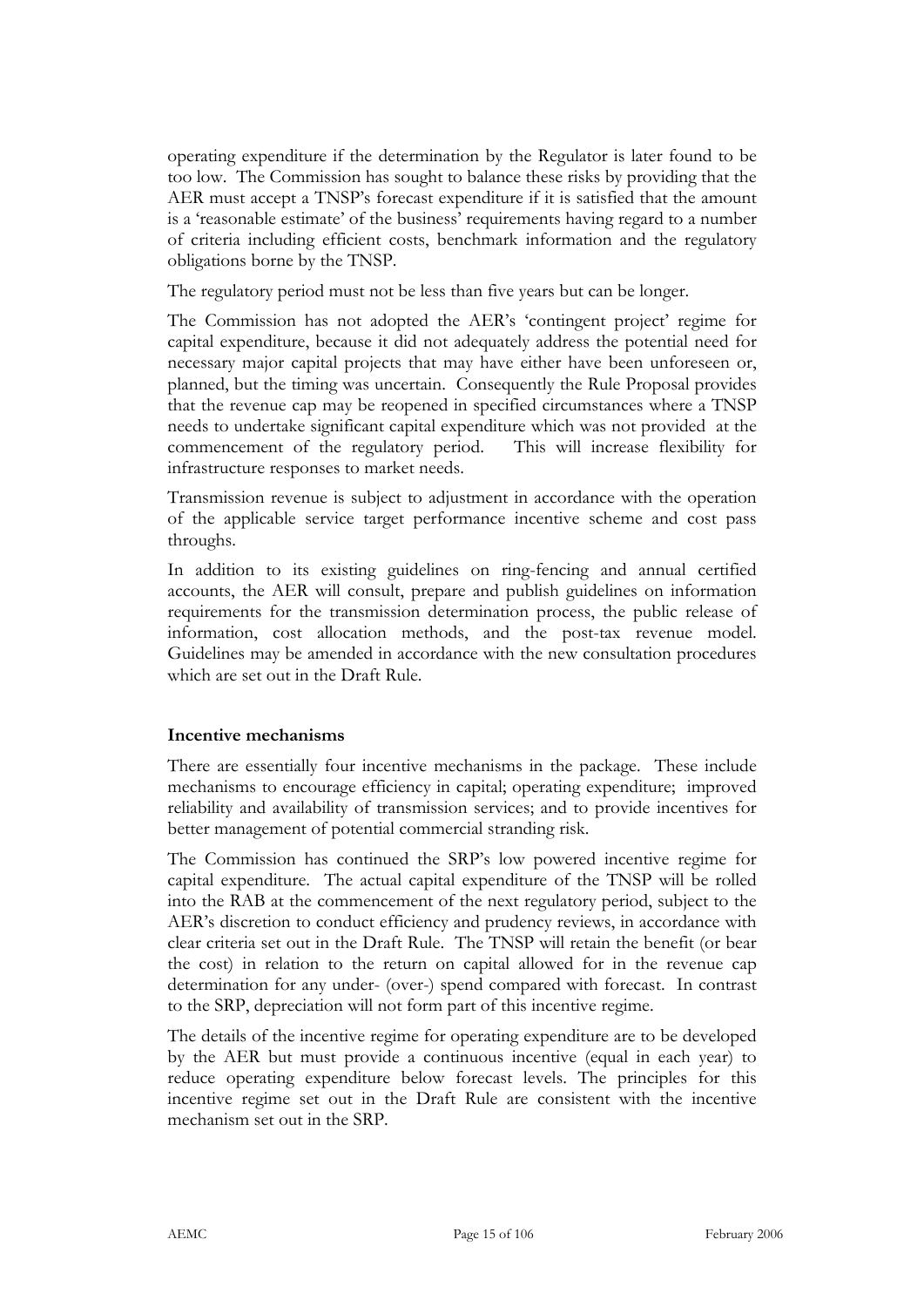operating expenditure if the determination by the Regulator is later found to be too low. The Commission has sought to balance these risks by providing that the AER must accept a TNSP's forecast expenditure if it is satisfied that the amount is a 'reasonable estimate' of the business' requirements having regard to a number of criteria including efficient costs, benchmark information and the regulatory obligations borne by the TNSP.

The regulatory period must not be less than five years but can be longer.

The Commission has not adopted the AER's 'contingent project' regime for capital expenditure, because it did not adequately address the potential need for necessary major capital projects that may have either have been unforeseen or, planned, but the timing was uncertain. Consequently the Rule Proposal provides that the revenue cap may be reopened in specified circumstances where a TNSP needs to undertake significant capital expenditure which was not provided at the commencement of the regulatory period. This will increase flexibility for infrastructure responses to market needs.

Transmission revenue is subject to adjustment in accordance with the operation of the applicable service target performance incentive scheme and cost pass throughs.

In addition to its existing guidelines on ring-fencing and annual certified accounts, the AER will consult, prepare and publish guidelines on information requirements for the transmission determination process, the public release of information, cost allocation methods, and the post-tax revenue model. Guidelines may be amended in accordance with the new consultation procedures which are set out in the Draft Rule.

**Incentive mechanisms**

There are essentially four incentive mechanisms in the package. These include mechanisms to encourage efficiency in capital; operating expenditure; improved reliability and availability of transmission services; and to provide incentives for better management of potential commercial stranding risk.

The Commission has continued the SRP's low powered incentive regime for capital expenditure. The actual capital expenditure of the TNSP will be rolled into the RAB at the commencement of the next regulatory period, subject to the AER's discretion to conduct efficiency and prudency reviews, in accordance with clear criteria set out in the Draft Rule. The TNSP will retain the benefit (or bear the cost) in relation to the return on capital allowed for in the revenue cap determination for any under- (over-) spend compared with forecast. In contrast to the SRP, depreciation will not form part of this incentive regime.

The details of the incentive regime for operating expenditure are to be developed by the AER but must provide a continuous incentive (equal in each year) to reduce operating expenditure below forecast levels. The principles for this incentive regime set out in the Draft Rule are consistent with the incentive mechanism set out in the SRP.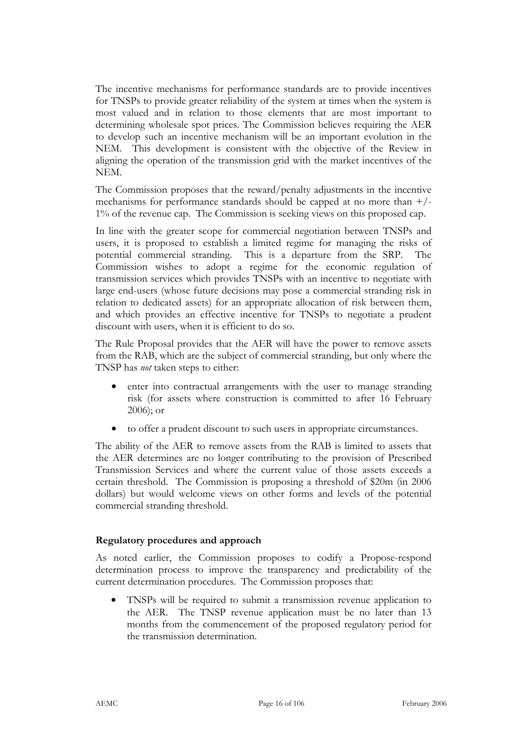The incentive mechanisms for performance standards are to provide incentives for TNSPs to provide greater reliability of the system at times when the system is most valued and in relation to those elements that are most important to determining wholesale spot prices. The Commission believes requiring the AER to develop such an incentive mechanism will be an important evolution in the NEM. This development is consistent with the objective of the Review in aligning the operation of the transmission grid with the market incentives of the NEM.

The Commission proposes that the reward/penalty adjustments in the incentive mechanisms for performance standards should be capped at no more than +/- 1% of the revenue cap. The Commission is seeking views on this proposed cap.

In line with the greater scope for commercial negotiation between TNSPs and users, it is proposed to establish a limited regime for managing the risks of potential commercial stranding. This is a departure from the SRP. The Commission wishes to adopt a regime for the economic regulation of transmission services which provides TNSPs with an incentive to negotiate with large end-users (whose future decisions may pose a commercial stranding risk in relation to dedicated assets) for an appropriate allocation of risk between them, and which provides an effective incentive for TNSPs to negotiate a prudent discount with users, when it is efficient to do so.

The Rule Proposal provides that the AER will have the power to remove assets from the RAB, which are the subject of commercial stranding, but only where the TNSP has *not* taken steps to either:

- enter into contractual arrangements with the user to manage stranding risk (for assets where construction is committed to after 16 February 2006); or
- to offer a prudent discount to such users in appropriate circumstances.

The ability of the AER to remove assets from the RAB is limited to assets that the AER determines are no longer contributing to the provision of Prescribed Transmission Services and where the current value of those assets exceeds a certain threshold. The Commission is proposing a threshold of $20m (in 2006 dollars) but would welcome views on other forms and levels of the potential commercial stranding threshold.

**Regulatory procedures and approach**

As noted earlier, the Commission proposes to codify a Propose-respond determination process to improve the transparency and predictability of the current determination procedures. The Commission proposes that:

- TNSPs will be required to submit a transmission revenue application to the AER. The TNSP revenue application must be no later than 13 months from the commencement of the proposed regulatory period for the transmission determination.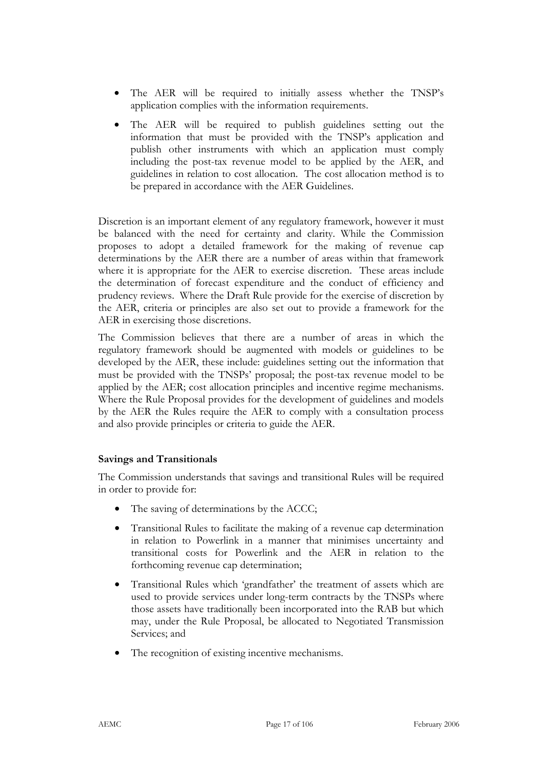- The AER will be required to initially assess whether the TNSP's application complies with the information requirements.
- The AER will be required to publish guidelines setting out the information that must be provided with the TNSP's application and publish other instruments with which an application must comply including the post-tax revenue model to be applied by the AER, and guidelines in relation to cost allocation. The cost allocation method is to be prepared in accordance with the AER Guidelines.

Discretion is an important element of any regulatory framework, however it must be balanced with the need for certainty and clarity. While the Commission proposes to adopt a detailed framework for the making of revenue cap determinations by the AER there are a number of areas within that framework where it is appropriate for the AER to exercise discretion. These areas include the determination of forecast expenditure and the conduct of efficiency and prudency reviews. Where the Draft Rule provide for the exercise of discretion by the AER, criteria or principles are also set out to provide a framework for the AER in exercising those discretions.

The Commission believes that there are a number of areas in which the regulatory framework should be augmented with models or guidelines to be developed by the AER, these include: guidelines setting out the information that must be provided with the TNSPs' proposal; the post-tax revenue model to be applied by the AER; cost allocation principles and incentive regime mechanisms. Where the Rule Proposal provides for the development of guidelines and models by the AER the Rules require the AER to comply with a consultation process and also provide principles or criteria to guide the AER.

**Savings and Transitionals**

The Commission understands that savings and transitional Rules will be required in order to provide for:

- The saving of determinations by the ACCC;
- Transitional Rules to facilitate the making of a revenue cap determination in relation to Powerlink in a manner that minimises uncertainty and transitional costs for Powerlink and the AER in relation to the forthcoming revenue cap determination;
- Transitional Rules which 'grandfather' the treatment of assets which are used to provide services under long-term contracts by the TNSPs where those assets have traditionally been incorporated into the RAB but which may, under the Rule Proposal, be allocated to Negotiated Transmission Services; and
- The recognition of existing incentive mechanisms.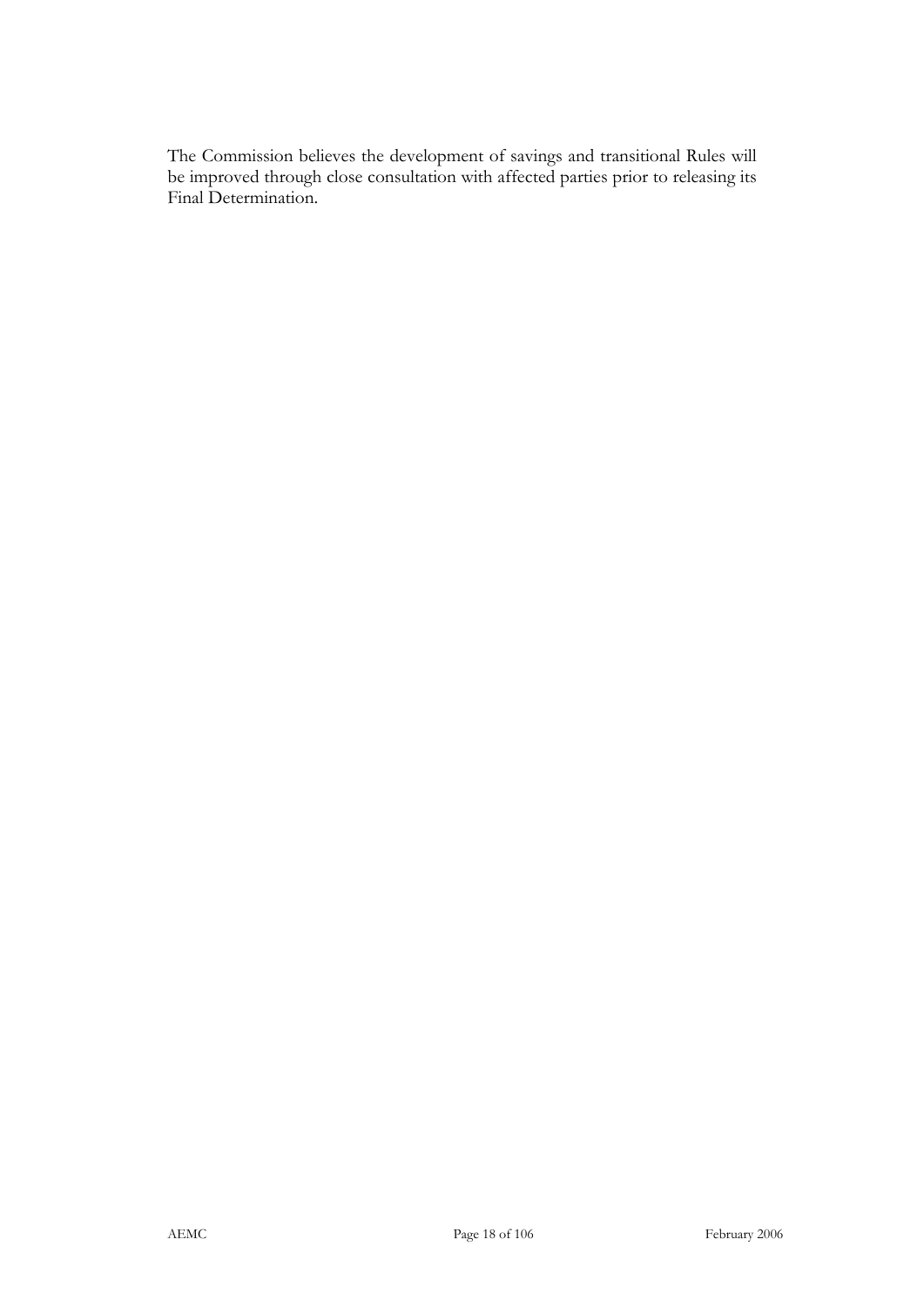The Commission believes the development of savings and transitional Rules will be improved through close consultation with affected parties prior to releasing its Final Determination.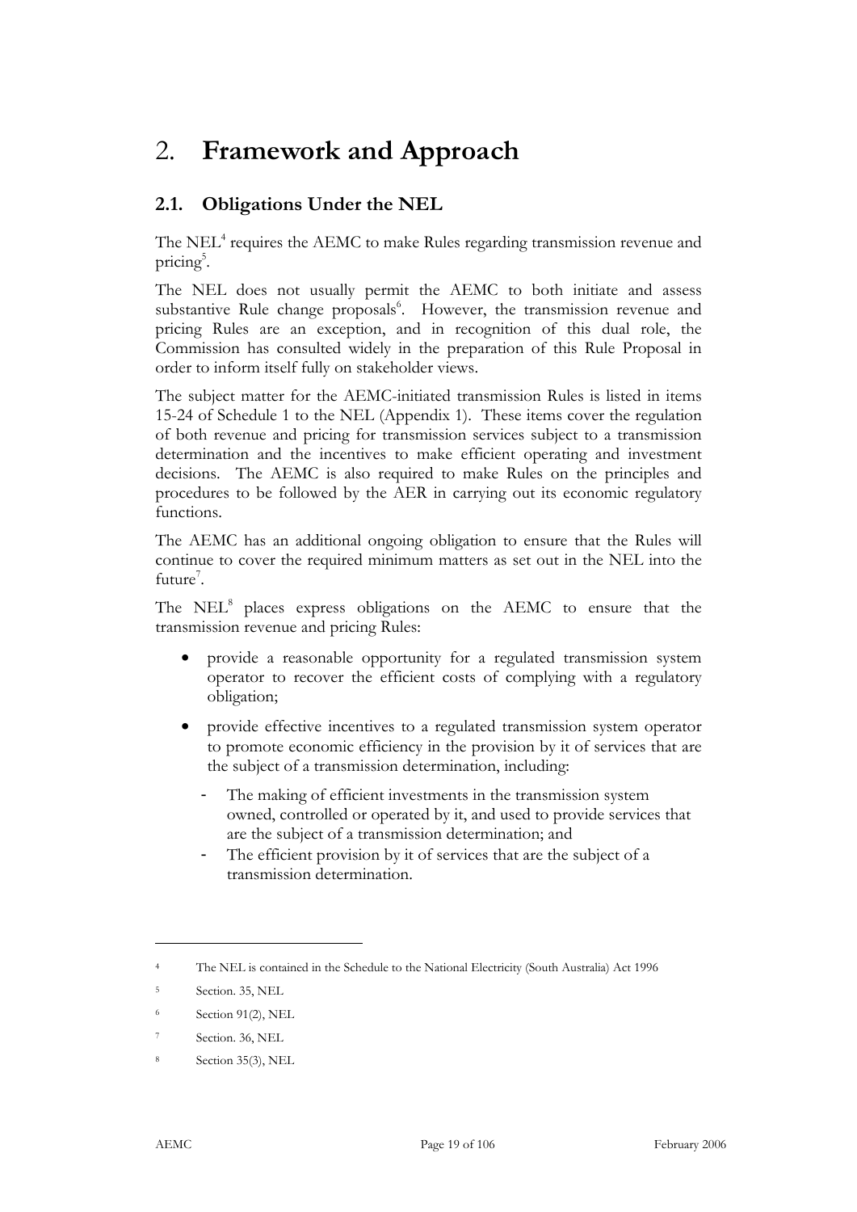# 2. Framework and Approach

## 2.1. Obligations Under the NEL

The NEL[4] requires the AEMC to make Rules regarding transmission revenue and pricing[5].

The NEL does not usually permit the AEMC to both initiate and assess substantive Rule change proposals[6]. However, the transmission revenue and pricing Rules are an exception, and in recognition of this dual role, the Commission has consulted widely in the preparation of this Rule Proposal in order to inform itself fully on stakeholder views.

The subject matter for the AEMC-initiated transmission Rules is listed in items 15-24 of Schedule 1 to the NEL (Appendix 1). These items cover the regulation of both revenue and pricing for transmission services subject to a transmission determination and the incentives to make efficient operating and investment decisions. The AEMC is also required to make Rules on the principles and procedures to be followed by the AER in carrying out its economic regulatory functions.

The AEMC has an additional ongoing obligation to ensure that the Rules will continue to cover the required minimum matters as set out in the NEL into the future[7].

The NEL[8] places express obligations on the AEMC to ensure that the transmission revenue and pricing Rules:

- provide a reasonable opportunity for a regulated transmission system operator to recover the efficient costs of complying with a regulatory obligation;
- provide effective incentives to a regulated transmission system operator to promote economic efficiency in the provision by it of services that are the subject of a transmission determination, including:
  - The making of efficient investments in the transmission system owned, controlled or operated by it, and used to provide services that are the subject of a transmission determination; and
  - The efficient provision by it of services that are the subject of a transmission determination.

---

[4] The NEL is contained in the Schedule to the National Electricity (South Australia) Act 1996

[5] Section. 35, NEL

[6] Section 91(2), NEL

[7] Section. 36, NEL

[8] Section 35(3), NEL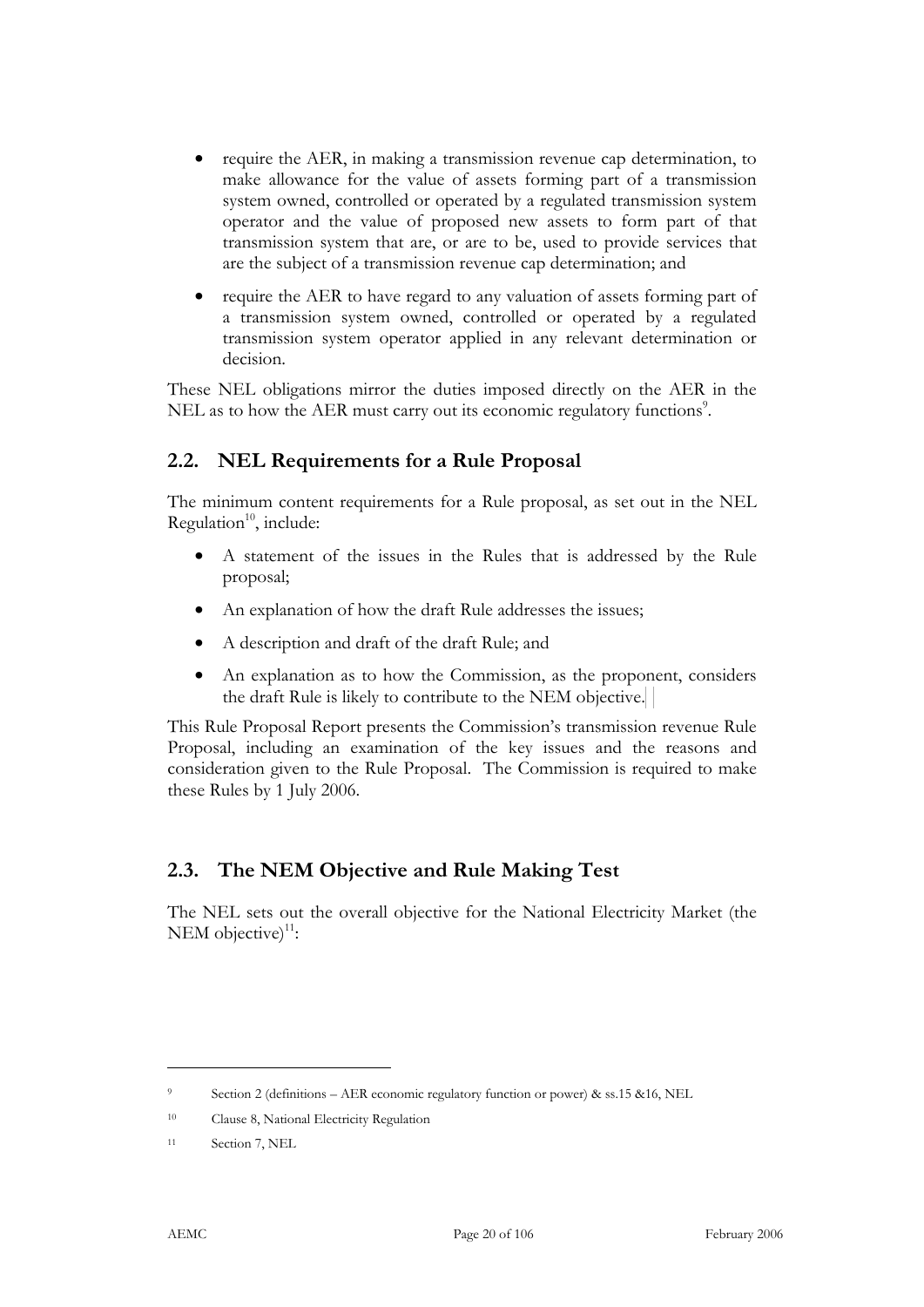- require the AER, in making a transmission revenue cap determination, to make allowance for the value of assets forming part of a transmission system owned, controlled or operated by a regulated transmission system operator and the value of proposed new assets to form part of that transmission system that are, or are to be, used to provide services that are the subject of a transmission revenue cap determination; and
- require the AER to have regard to any valuation of assets forming part of a transmission system owned, controlled or operated by a regulated transmission system operator applied in any relevant determination or decision.

These NEL obligations mirror the duties imposed directly on the AER in the NEL as to how the AER must carry out its economic regulatory functions[9].

## 2.2. NEL Requirements for a Rule Proposal

The minimum content requirements for a Rule proposal, as set out in the NEL Regulation[10], include:

- A statement of the issues in the Rules that is addressed by the Rule proposal;
- An explanation of how the draft Rule addresses the issues;
- A description and draft of the draft Rule; and
- An explanation as to how the Commission, as the proponent, considers the draft Rule is likely to contribute to the NEM objective.

This Rule Proposal Report presents the Commission's transmission revenue Rule Proposal, including an examination of the key issues and the reasons and consideration given to the Rule Proposal. The Commission is required to make these Rules by 1 July 2006.

## 2.3. The NEM Objective and Rule Making Test

The NEL sets out the overall objective for the National Electricity Market (the NEM objective)[11]:

---

[9] Section 2 (definitions – AER economic regulatory function or power) & ss.15 &16, NEL

[10] Clause 8, National Electricity Regulation

[11] Section 7, NEL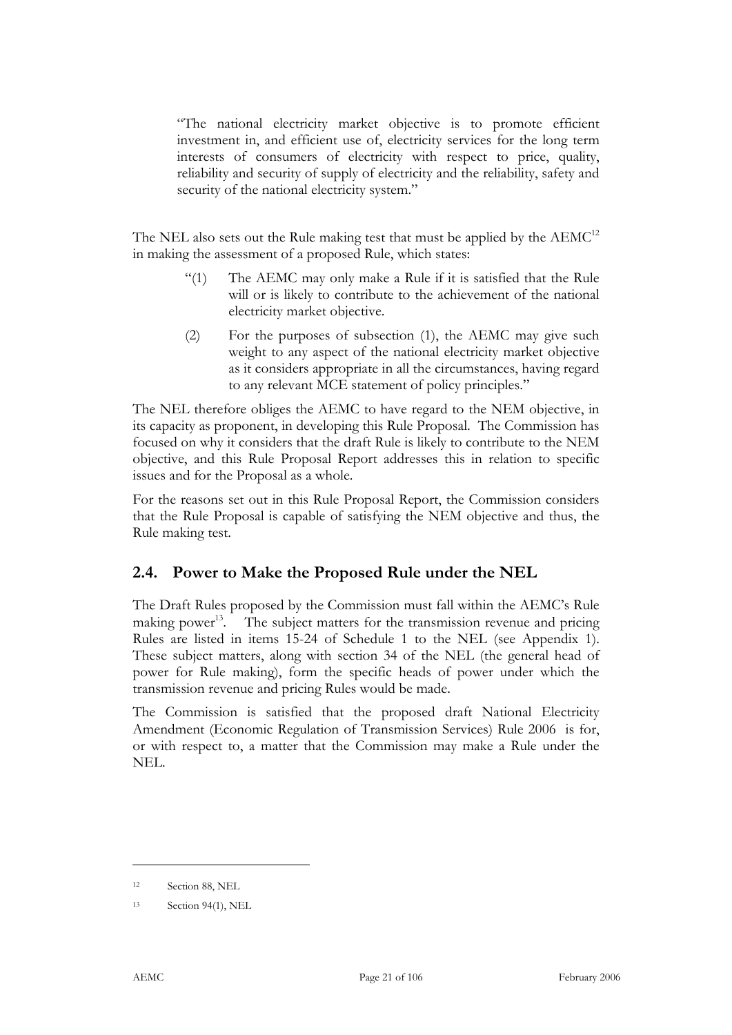> "The national electricity market objective is to promote efficient investment in, and efficient use of, electricity services for the long term interests of consumers of electricity with respect to price, quality, reliability and security of supply of electricity and the reliability, safety and security of the national electricity system."

The NEL also sets out the Rule making test that must be applied by the AEMC[12] in making the assessment of a proposed Rule, which states:

> "(1) The AEMC may only make a Rule if it is satisfied that the Rule will or is likely to contribute to the achievement of the national electricity market objective.
>
> (2) For the purposes of subsection (1), the AEMC may give such weight to any aspect of the national electricity market objective as it considers appropriate in all the circumstances, having regard to any relevant MCE statement of policy principles."

The NEL therefore obliges the AEMC to have regard to the NEM objective, in its capacity as proponent, in developing this Rule Proposal. The Commission has focused on why it considers that the draft Rule is likely to contribute to the NEM objective, and this Rule Proposal Report addresses this in relation to specific issues and for the Proposal as a whole.

For the reasons set out in this Rule Proposal Report, the Commission considers that the Rule Proposal is capable of satisfying the NEM objective and thus, the Rule making test.

## 2.4. Power to Make the Proposed Rule under the NEL

The Draft Rules proposed by the Commission must fall within the AEMC's Rule making power[13]. The subject matters for the transmission revenue and pricing Rules are listed in items 15-24 of Schedule 1 to the NEL (see Appendix 1). These subject matters, along with section 34 of the NEL (the general head of power for Rule making), form the specific heads of power under which the transmission revenue and pricing Rules would be made.

The Commission is satisfied that the proposed draft National Electricity Amendment (Economic Regulation of Transmission Services) Rule 2006 is for, or with respect to, a matter that the Commission may make a Rule under the NEL.

---

[12] Section 88, NEL

[13] Section 94(1), NEL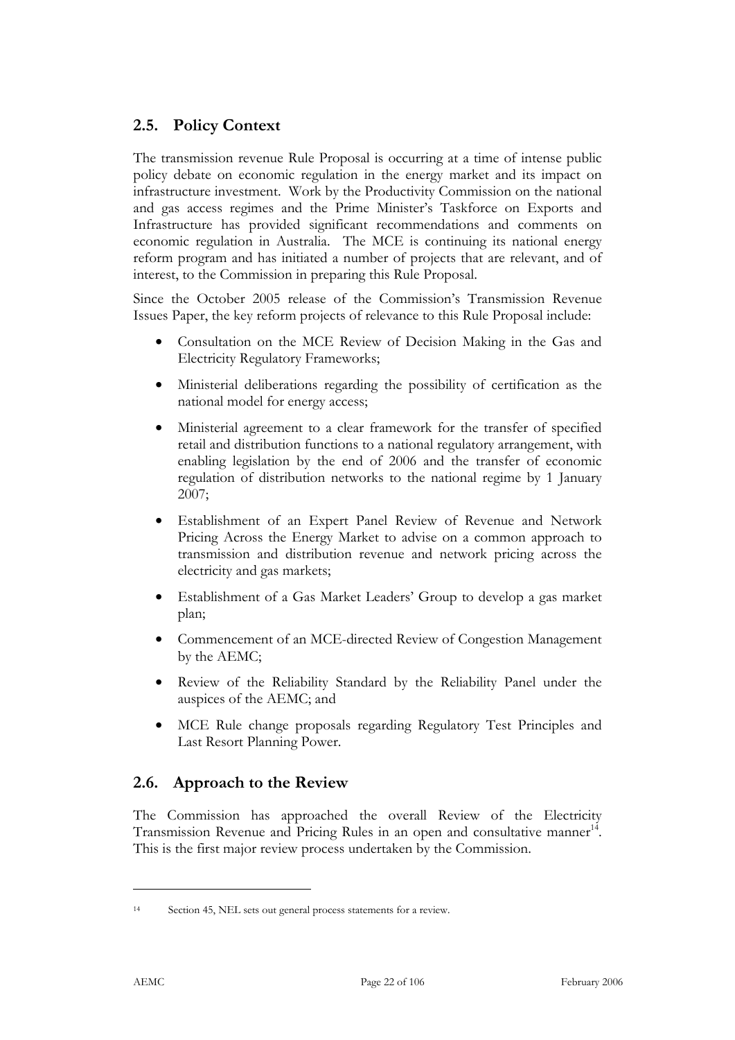## 2.5. Policy Context

The transmission revenue Rule Proposal is occurring at a time of intense public policy debate on economic regulation in the energy market and its impact on infrastructure investment. Work by the Productivity Commission on the national and gas access regimes and the Prime Minister's Taskforce on Exports and Infrastructure has provided significant recommendations and comments on economic regulation in Australia. The MCE is continuing its national energy reform program and has initiated a number of projects that are relevant, and of interest, to the Commission in preparing this Rule Proposal.

Since the October 2005 release of the Commission's Transmission Revenue Issues Paper, the key reform projects of relevance to this Rule Proposal include:

- Consultation on the MCE Review of Decision Making in the Gas and Electricity Regulatory Frameworks;
- Ministerial deliberations regarding the possibility of certification as the national model for energy access;
- Ministerial agreement to a clear framework for the transfer of specified retail and distribution functions to a national regulatory arrangement, with enabling legislation by the end of 2006 and the transfer of economic regulation of distribution networks to the national regime by 1 January 2007;
- Establishment of an Expert Panel Review of Revenue and Network Pricing Across the Energy Market to advise on a common approach to transmission and distribution revenue and network pricing across the electricity and gas markets;
- Establishment of a Gas Market Leaders' Group to develop a gas market plan;
- Commencement of an MCE-directed Review of Congestion Management by the AEMC;
- Review of the Reliability Standard by the Reliability Panel under the auspices of the AEMC; and
- MCE Rule change proposals regarding Regulatory Test Principles and Last Resort Planning Power.

## 2.6. Approach to the Review

The Commission has approached the overall Review of the Electricity Transmission Revenue and Pricing Rules in an open and consultative manner[14]. This is the first major review process undertaken by the Commission.

[14] Section 45, NEL sets out general process statements for a review.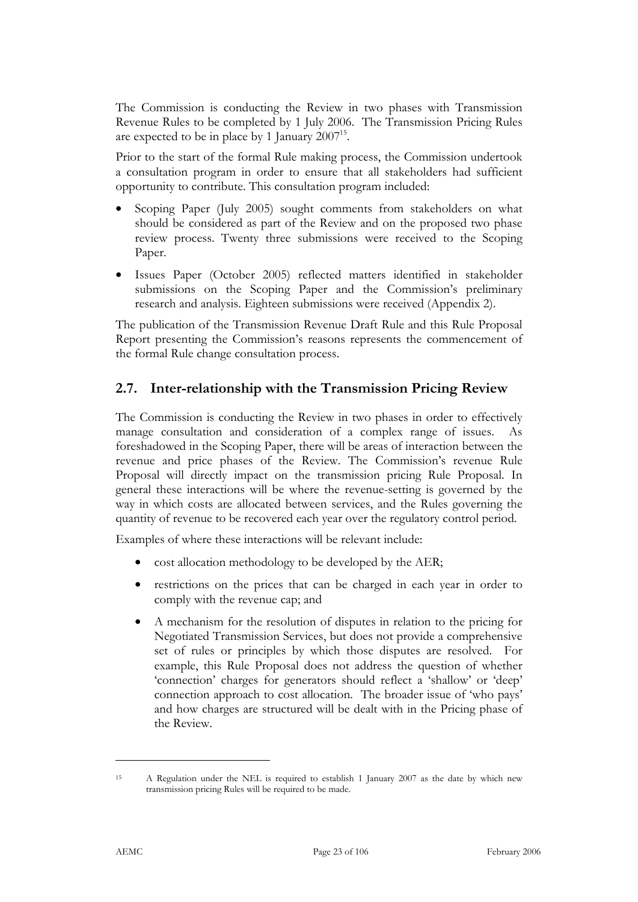The Commission is conducting the Review in two phases with Transmission Revenue Rules to be completed by 1 July 2006. The Transmission Pricing Rules are expected to be in place by 1 January 2007[15].

Prior to the start of the formal Rule making process, the Commission undertook a consultation program in order to ensure that all stakeholders had sufficient opportunity to contribute. This consultation program included:

- Scoping Paper (July 2005) sought comments from stakeholders on what should be considered as part of the Review and on the proposed two phase review process. Twenty three submissions were received to the Scoping Paper.
- Issues Paper (October 2005) reflected matters identified in stakeholder submissions on the Scoping Paper and the Commission's preliminary research and analysis. Eighteen submissions were received (Appendix 2).

The publication of the Transmission Revenue Draft Rule and this Rule Proposal Report presenting the Commission's reasons represents the commencement of the formal Rule change consultation process.

## 2.7. Inter-relationship with the Transmission Pricing Review

The Commission is conducting the Review in two phases in order to effectively manage consultation and consideration of a complex range of issues. As foreshadowed in the Scoping Paper, there will be areas of interaction between the revenue and price phases of the Review. The Commission's revenue Rule Proposal will directly impact on the transmission pricing Rule Proposal. In general these interactions will be where the revenue-setting is governed by the way in which costs are allocated between services, and the Rules governing the quantity of revenue to be recovered each year over the regulatory control period.

Examples of where these interactions will be relevant include:

- cost allocation methodology to be developed by the AER;
- restrictions on the prices that can be charged in each year in order to comply with the revenue cap; and
- A mechanism for the resolution of disputes in relation to the pricing for Negotiated Transmission Services, but does not provide a comprehensive set of rules or principles by which those disputes are resolved. For example, this Rule Proposal does not address the question of whether 'connection' charges for generators should reflect a 'shallow' or 'deep' connection approach to cost allocation. The broader issue of 'who pays' and how charges are structured will be dealt with in the Pricing phase of the Review.

---

[15] A Regulation under the NEL is required to establish 1 January 2007 as the date by which new transmission pricing Rules will be required to be made.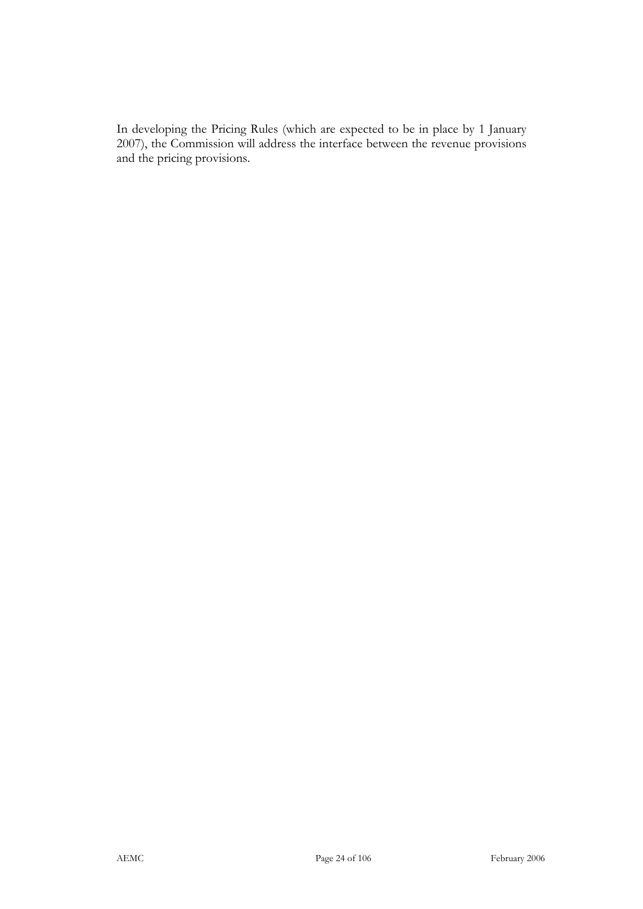In developing the Pricing Rules (which are expected to be in place by 1 January 2007), the Commission will address the interface between the revenue provisions and the pricing provisions.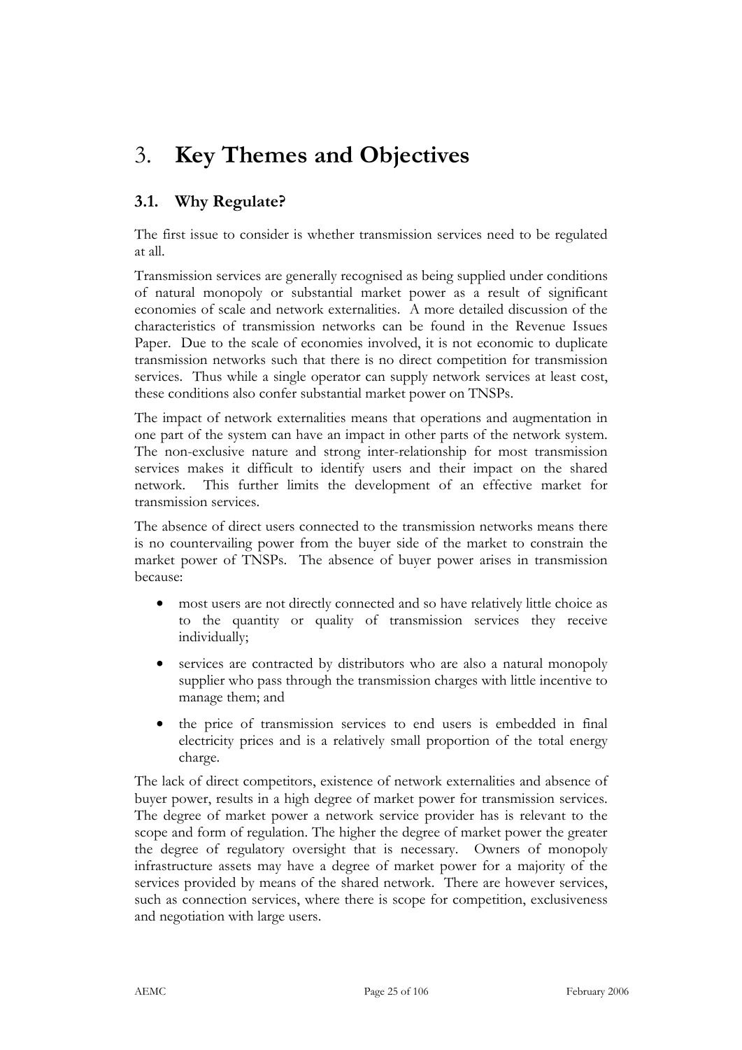# 3. Key Themes and Objectives

## 3.1. Why Regulate?

The first issue to consider is whether transmission services need to be regulated at all.

Transmission services are generally recognised as being supplied under conditions of natural monopoly or substantial market power as a result of significant economies of scale and network externalities. A more detailed discussion of the characteristics of transmission networks can be found in the Revenue Issues Paper. Due to the scale of economies involved, it is not economic to duplicate transmission networks such that there is no direct competition for transmission services. Thus while a single operator can supply network services at least cost, these conditions also confer substantial market power on TNSPs.

The impact of network externalities means that operations and augmentation in one part of the system can have an impact in other parts of the network system. The non-exclusive nature and strong inter-relationship for most transmission services makes it difficult to identify users and their impact on the shared network. This further limits the development of an effective market for transmission services.

The absence of direct users connected to the transmission networks means there is no countervailing power from the buyer side of the market to constrain the market power of TNSPs. The absence of buyer power arises in transmission because:

- most users are not directly connected and so have relatively little choice as to the quantity or quality of transmission services they receive individually;
- services are contracted by distributors who are also a natural monopoly supplier who pass through the transmission charges with little incentive to manage them; and
- the price of transmission services to end users is embedded in final electricity prices and is a relatively small proportion of the total energy charge.

The lack of direct competitors, existence of network externalities and absence of buyer power, results in a high degree of market power for transmission services. The degree of market power a network service provider has is relevant to the scope and form of regulation. The higher the degree of market power the greater the degree of regulatory oversight that is necessary. Owners of monopoly infrastructure assets may have a degree of market power for a majority of the services provided by means of the shared network. There are however services, such as connection services, where there is scope for competition, exclusiveness and negotiation with large users.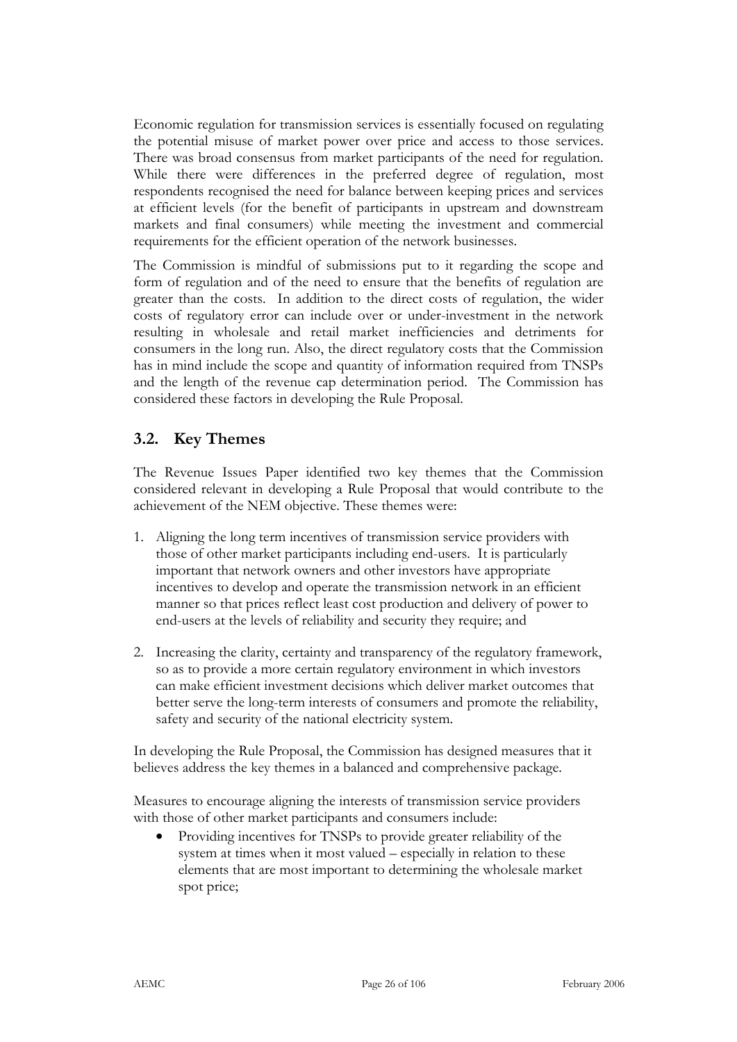Economic regulation for transmission services is essentially focused on regulating the potential misuse of market power over price and access to those services. There was broad consensus from market participants of the need for regulation. While there were differences in the preferred degree of regulation, most respondents recognised the need for balance between keeping prices and services at efficient levels (for the benefit of participants in upstream and downstream markets and final consumers) while meeting the investment and commercial requirements for the efficient operation of the network businesses.

The Commission is mindful of submissions put to it regarding the scope and form of regulation and of the need to ensure that the benefits of regulation are greater than the costs. In addition to the direct costs of regulation, the wider costs of regulatory error can include over or under-investment in the network resulting in wholesale and retail market inefficiencies and detriments for consumers in the long run. Also, the direct regulatory costs that the Commission has in mind include the scope and quantity of information required from TNSPs and the length of the revenue cap determination period. The Commission has considered these factors in developing the Rule Proposal.

## 3.2. Key Themes

The Revenue Issues Paper identified two key themes that the Commission considered relevant in developing a Rule Proposal that would contribute to the achievement of the NEM objective. These themes were:

1. Aligning the long term incentives of transmission service providers with those of other market participants including end-users. It is particularly important that network owners and other investors have appropriate incentives to develop and operate the transmission network in an efficient manner so that prices reflect least cost production and delivery of power to end-users at the levels of reliability and security they require; and

2. Increasing the clarity, certainty and transparency of the regulatory framework, so as to provide a more certain regulatory environment in which investors can make efficient investment decisions which deliver market outcomes that better serve the long-term interests of consumers and promote the reliability, safety and security of the national electricity system.

In developing the Rule Proposal, the Commission has designed measures that it believes address the key themes in a balanced and comprehensive package.

Measures to encourage aligning the interests of transmission service providers with those of other market participants and consumers include:

- Providing incentives for TNSPs to provide greater reliability of the system at times when it most valued – especially in relation to these elements that are most important to determining the wholesale market spot price;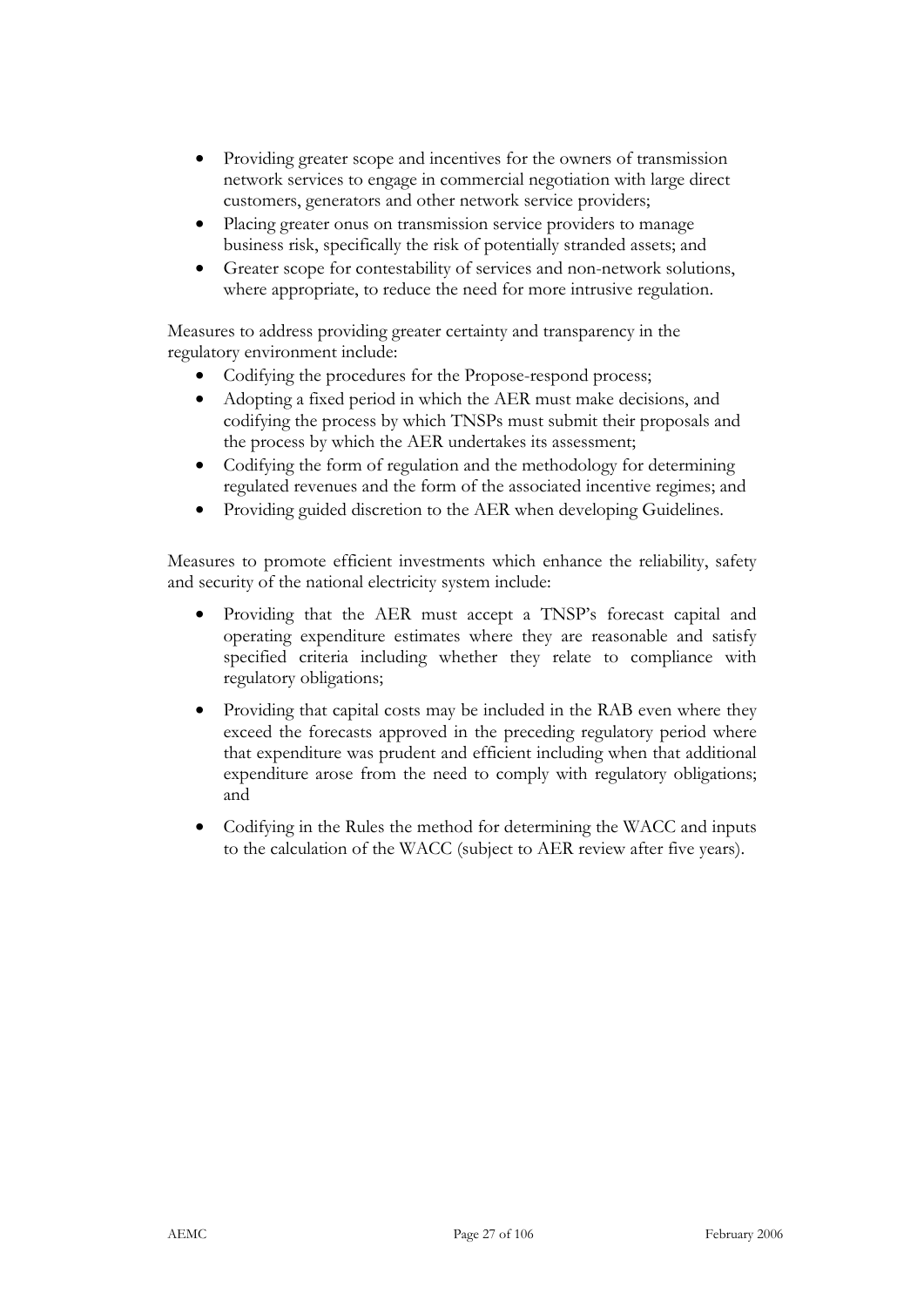- Providing greater scope and incentives for the owners of transmission network services to engage in commercial negotiation with large direct customers, generators and other network service providers;
- Placing greater onus on transmission service providers to manage business risk, specifically the risk of potentially stranded assets; and
- Greater scope for contestability of services and non-network solutions, where appropriate, to reduce the need for more intrusive regulation.

Measures to address providing greater certainty and transparency in the regulatory environment include:

- Codifying the procedures for the Propose-respond process;
- Adopting a fixed period in which the AER must make decisions, and codifying the process by which TNSPs must submit their proposals and the process by which the AER undertakes its assessment;
- Codifying the form of regulation and the methodology for determining regulated revenues and the form of the associated incentive regimes; and
- Providing guided discretion to the AER when developing Guidelines.

Measures to promote efficient investments which enhance the reliability, safety and security of the national electricity system include:

- Providing that the AER must accept a TNSP's forecast capital and operating expenditure estimates where they are reasonable and satisfy specified criteria including whether they relate to compliance with regulatory obligations;
- Providing that capital costs may be included in the RAB even where they exceed the forecasts approved in the preceding regulatory period where that expenditure was prudent and efficient including when that additional expenditure arose from the need to comply with regulatory obligations; and
- Codifying in the Rules the method for determining the WACC and inputs to the calculation of the WACC (subject to AER review after five years).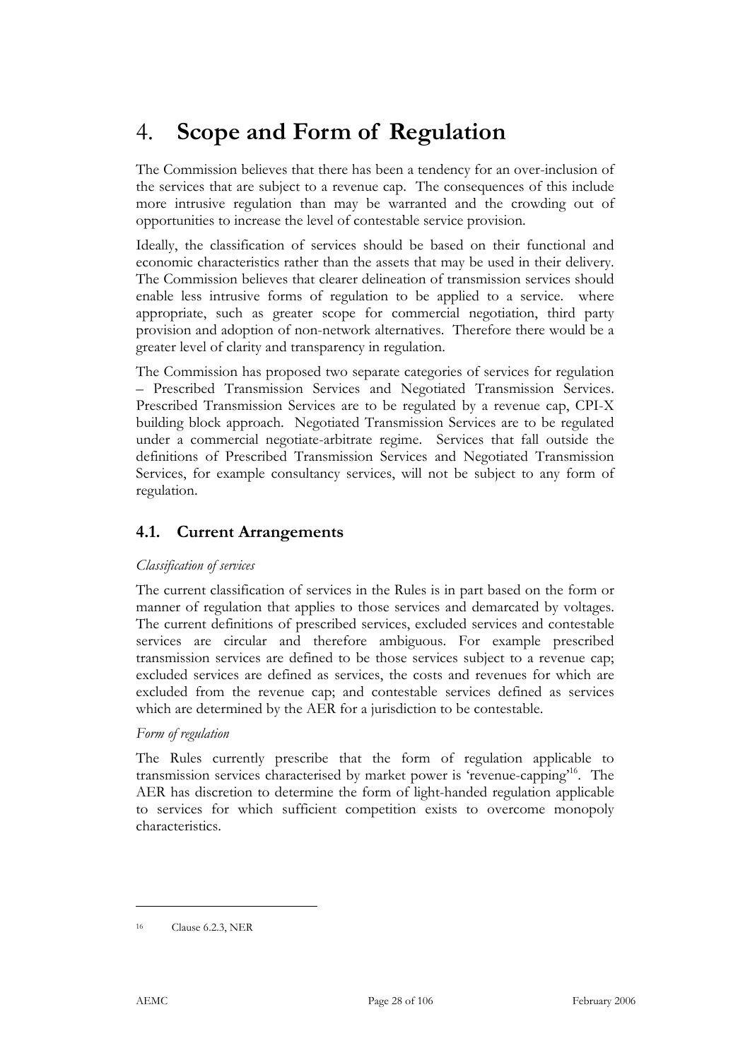# 4. Scope and Form of Regulation

The Commission believes that there has been a tendency for an over-inclusion of the services that are subject to a revenue cap. The consequences of this include more intrusive regulation than may be warranted and the crowding out of opportunities to increase the level of contestable service provision.

Ideally, the classification of services should be based on their functional and economic characteristics rather than the assets that may be used in their delivery. The Commission believes that clearer delineation of transmission services should enable less intrusive forms of regulation to be applied to a service. where appropriate, such as greater scope for commercial negotiation, third party provision and adoption of non-network alternatives. Therefore there would be a greater level of clarity and transparency in regulation.

The Commission has proposed two separate categories of services for regulation – Prescribed Transmission Services and Negotiated Transmission Services. Prescribed Transmission Services are to be regulated by a revenue cap, CPI-X building block approach. Negotiated Transmission Services are to be regulated under a commercial negotiate-arbitrate regime. Services that fall outside the definitions of Prescribed Transmission Services and Negotiated Transmission Services, for example consultancy services, will not be subject to any form of regulation.

## 4.1. Current Arrangements

*Classification of services*

The current classification of services in the Rules is in part based on the form or manner of regulation that applies to those services and demarcated by voltages. The current definitions of prescribed services, excluded services and contestable services are circular and therefore ambiguous. For example prescribed transmission services are defined to be those services subject to a revenue cap; excluded services are defined as services, the costs and revenues for which are excluded from the revenue cap; and contestable services defined as services which are determined by the AER for a jurisdiction to be contestable.

*Form of regulation*

The Rules currently prescribe that the form of regulation applicable to transmission services characterised by market power is 'revenue-capping'[16]. The AER has discretion to determine the form of light-handed regulation applicable to services for which sufficient competition exists to overcome monopoly characteristics.

---

16 Clause 6.2.3, NER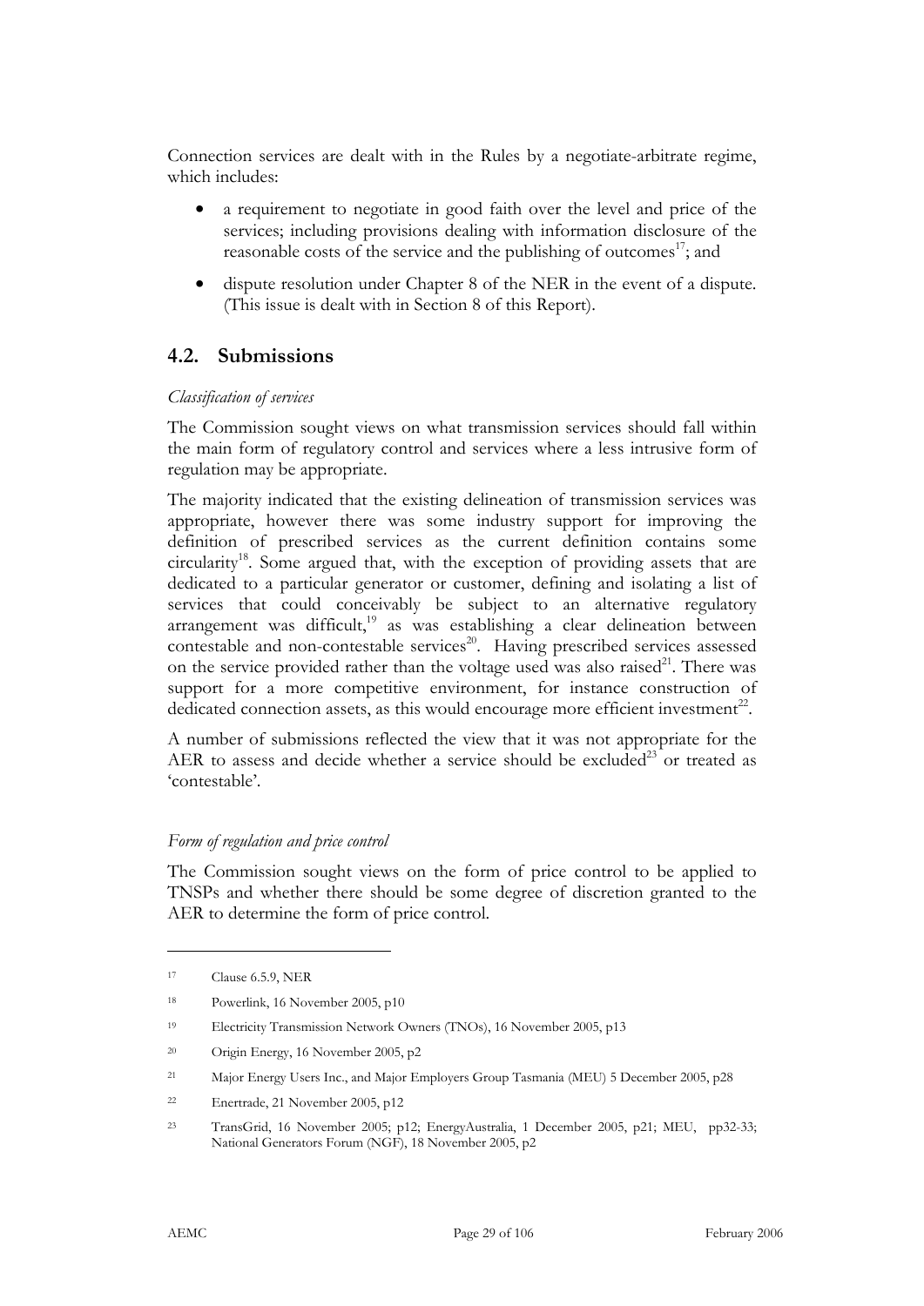Connection services are dealt with in the Rules by a negotiate-arbitrate regime, which includes:

- a requirement to negotiate in good faith over the level and price of the services; including provisions dealing with information disclosure of the reasonable costs of the service and the publishing of outcomes[17]; and
- dispute resolution under Chapter 8 of the NER in the event of a dispute. (This issue is dealt with in Section 8 of this Report).

## 4.2. Submissions

*Classification of services*

The Commission sought views on what transmission services should fall within the main form of regulatory control and services where a less intrusive form of regulation may be appropriate.

The majority indicated that the existing delineation of transmission services was appropriate, however there was some industry support for improving the definition of prescribed services as the current definition contains some circularity[18]. Some argued that, with the exception of providing assets that are dedicated to a particular generator or customer, defining and isolating a list of services that could conceivably be subject to an alternative regulatory arrangement was difficult,[19] as was establishing a clear delineation between contestable and non-contestable services[20]. Having prescribed services assessed on the service provided rather than the voltage used was also raised[21]. There was support for a more competitive environment, for instance construction of dedicated connection assets, as this would encourage more efficient investment[22].

A number of submissions reflected the view that it was not appropriate for the AER to assess and decide whether a service should be excluded[23] or treated as 'contestable'.

*Form of regulation and price control*

The Commission sought views on the form of price control to be applied to TNSPs and whether there should be some degree of discretion granted to the AER to determine the form of price control.

---

[17] Clause 6.5.9, NER

[18] Powerlink, 16 November 2005, p10

[19] Electricity Transmission Network Owners (TNOs), 16 November 2005, p13

[20] Origin Energy, 16 November 2005, p2

[21] Major Energy Users Inc., and Major Employers Group Tasmania (MEU) 5 December 2005, p28

[22] Enertrade, 21 November 2005, p12

[23] TransGrid, 16 November 2005; p12; EnergyAustralia, 1 December 2005, p21; MEU, pp32-33; National Generators Forum (NGF), 18 November 2005, p2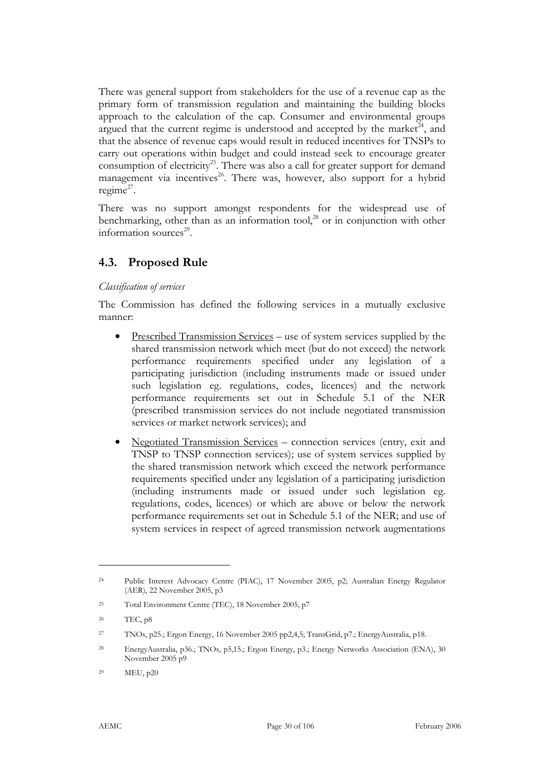There was general support from stakeholders for the use of a revenue cap as the primary form of transmission regulation and maintaining the building blocks approach to the calculation of the cap. Consumer and environmental groups argued that the current regime is understood and accepted by the market[24], and that the absence of revenue caps would result in reduced incentives for TNSPs to carry out operations within budget and could instead seek to encourage greater consumption of electricity[25]. There was also a call for greater support for demand management via incentives[26]. There was, however, also support for a hybrid regime[27].

There was no support amongst respondents for the widespread use of benchmarking, other than as an information tool,[28] or in conjunction with other information sources[29].

## 4.3. Proposed Rule

*Classification of services*

The Commission has defined the following services in a mutually exclusive manner:

- Prescribed Transmission Services – use of system services supplied by the shared transmission network which meet (but do not exceed) the network performance requirements specified under any legislation of a participating jurisdiction (including instruments made or issued under such legislation eg. regulations, codes, licences) and the network performance requirements set out in Schedule 5.1 of the NER (prescribed transmission services do not include negotiated transmission services or market network services); and

- Negotiated Transmission Services – connection services (entry, exit and TNSP to TNSP connection services); use of system services supplied by the shared transmission network which exceed the network performance requirements specified under any legislation of a participating jurisdiction (including instruments made or issued under such legislation eg. regulations, codes, licences) or which are above or below the network performance requirements set out in Schedule 5.1 of the NER; and use of system services in respect of agreed transmission network augmentations

---

[24] Public Interest Advocacy Centre (PIAC), 17 November 2005, p2; Australian Energy Regulator (AER), 22 November 2005, p3

[25] Total Environment Centre (TEC), 18 November 2005, p7

[26] TEC, p8

[27] TNOs, p25.; Ergon Energy, 16 November 2005 pp2,4,5; TransGrid, p7.; EnergyAustralia, p18.

[28] EnergyAustralia, p36.; TNOs, p5,15.; Ergon Energy, p3.; Energy Networks Association (ENA), 30 November 2005 p9

[29] MEU, p20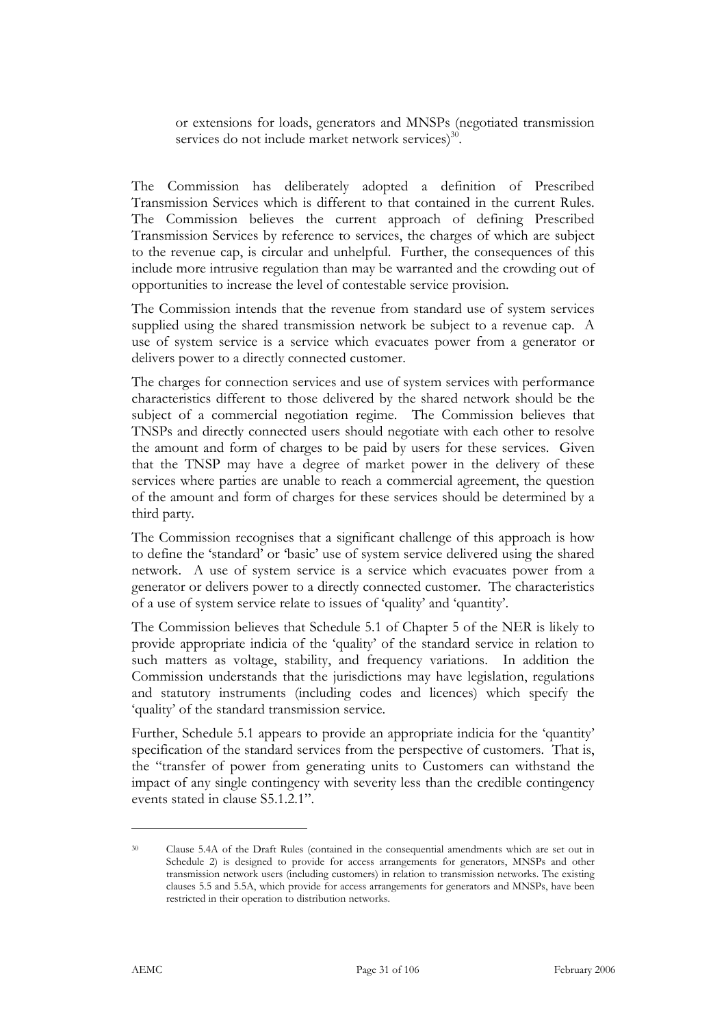or extensions for loads, generators and MNSPs (negotiated transmission services do not include market network services)[30].

The Commission has deliberately adopted a definition of Prescribed Transmission Services which is different to that contained in the current Rules. The Commission believes the current approach of defining Prescribed Transmission Services by reference to services, the charges of which are subject to the revenue cap, is circular and unhelpful. Further, the consequences of this include more intrusive regulation than may be warranted and the crowding out of opportunities to increase the level of contestable service provision.

The Commission intends that the revenue from standard use of system services supplied using the shared transmission network be subject to a revenue cap. A use of system service is a service which evacuates power from a generator or delivers power to a directly connected customer.

The charges for connection services and use of system services with performance characteristics different to those delivered by the shared network should be the subject of a commercial negotiation regime. The Commission believes that TNSPs and directly connected users should negotiate with each other to resolve the amount and form of charges to be paid by users for these services. Given that the TNSP may have a degree of market power in the delivery of these services where parties are unable to reach a commercial agreement, the question of the amount and form of charges for these services should be determined by a third party.

The Commission recognises that a significant challenge of this approach is how to define the 'standard' or 'basic' use of system service delivered using the shared network. A use of system service is a service which evacuates power from a generator or delivers power to a directly connected customer. The characteristics of a use of system service relate to issues of 'quality' and 'quantity'.

The Commission believes that Schedule 5.1 of Chapter 5 of the NER is likely to provide appropriate indicia of the 'quality' of the standard service in relation to such matters as voltage, stability, and frequency variations. In addition the Commission understands that the jurisdictions may have legislation, regulations and statutory instruments (including codes and licences) which specify the 'quality' of the standard transmission service.

Further, Schedule 5.1 appears to provide an appropriate indicia for the 'quantity' specification of the standard services from the perspective of customers. That is, the "transfer of power from generating units to Customers can withstand the impact of any single contingency with severity less than the credible contingency events stated in clause S5.1.2.1".

---

[30] Clause 5.4A of the Draft Rules (contained in the consequential amendments which are set out in Schedule 2) is designed to provide for access arrangements for generators, MNSPs and other transmission network users (including customers) in relation to transmission networks. The existing clauses 5.5 and 5.5A, which provide for access arrangements for generators and MNSPs, have been restricted in their operation to distribution networks.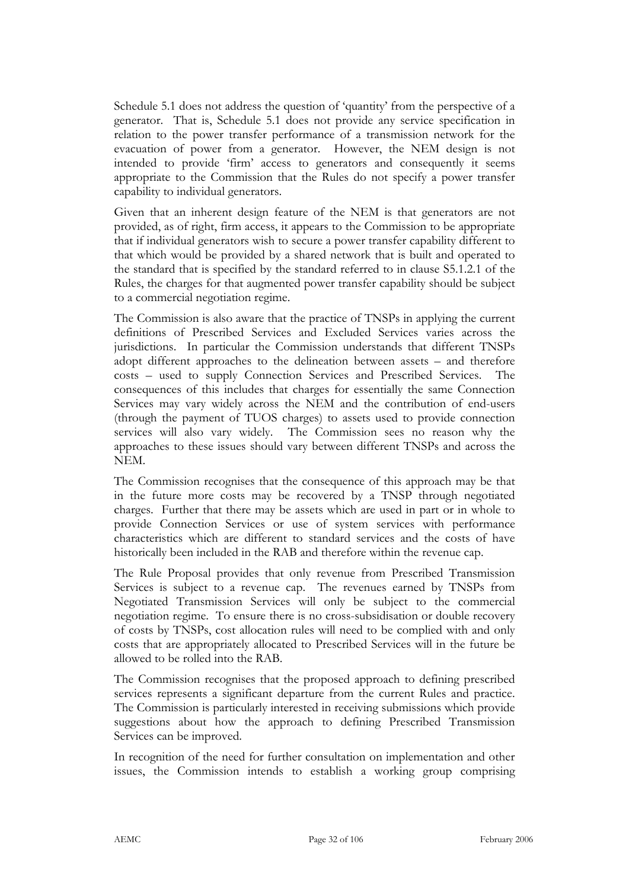Schedule 5.1 does not address the question of 'quantity' from the perspective of a generator. That is, Schedule 5.1 does not provide any service specification in relation to the power transfer performance of a transmission network for the evacuation of power from a generator. However, the NEM design is not intended to provide 'firm' access to generators and consequently it seems appropriate to the Commission that the Rules do not specify a power transfer capability to individual generators.

Given that an inherent design feature of the NEM is that generators are not provided, as of right, firm access, it appears to the Commission to be appropriate that if individual generators wish to secure a power transfer capability different to that which would be provided by a shared network that is built and operated to the standard that is specified by the standard referred to in clause S5.1.2.1 of the Rules, the charges for that augmented power transfer capability should be subject to a commercial negotiation regime.

The Commission is also aware that the practice of TNSPs in applying the current definitions of Prescribed Services and Excluded Services varies across the jurisdictions. In particular the Commission understands that different TNSPs adopt different approaches to the delineation between assets – and therefore costs – used to supply Connection Services and Prescribed Services. The consequences of this includes that charges for essentially the same Connection Services may vary widely across the NEM and the contribution of end-users (through the payment of TUOS charges) to assets used to provide connection services will also vary widely. The Commission sees no reason why the approaches to these issues should vary between different TNSPs and across the NEM.

The Commission recognises that the consequence of this approach may be that in the future more costs may be recovered by a TNSP through negotiated charges. Further that there may be assets which are used in part or in whole to provide Connection Services or use of system services with performance characteristics which are different to standard services and the costs of have historically been included in the RAB and therefore within the revenue cap.

The Rule Proposal provides that only revenue from Prescribed Transmission Services is subject to a revenue cap. The revenues earned by TNSPs from Negotiated Transmission Services will only be subject to the commercial negotiation regime. To ensure there is no cross-subsidisation or double recovery of costs by TNSPs, cost allocation rules will need to be complied with and only costs that are appropriately allocated to Prescribed Services will in the future be allowed to be rolled into the RAB.

The Commission recognises that the proposed approach to defining prescribed services represents a significant departure from the current Rules and practice. The Commission is particularly interested in receiving submissions which provide suggestions about how the approach to defining Prescribed Transmission Services can be improved.

In recognition of the need for further consultation on implementation and other issues, the Commission intends to establish a working group comprising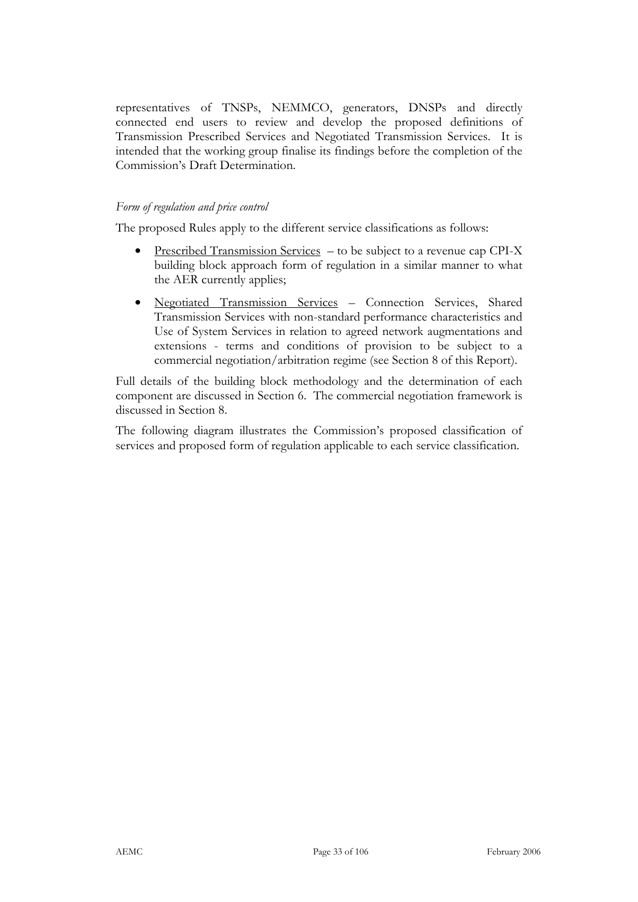representatives of TNSPs, NEMMCO, generators, DNSPs and directly connected end users to review and develop the proposed definitions of Transmission Prescribed Services and Negotiated Transmission Services. It is intended that the working group finalise its findings before the completion of the Commission's Draft Determination.

*Form of regulation and price control*

The proposed Rules apply to the different service classifications as follows:

- <u>Prescribed Transmission Services</u> – to be subject to a revenue cap CPI-X building block approach form of regulation in a similar manner to what the AER currently applies;
- <u>Negotiated Transmission Services</u> – Connection Services, Shared Transmission Services with non-standard performance characteristics and Use of System Services in relation to agreed network augmentations and extensions - terms and conditions of provision to be subject to a commercial negotiation/arbitration regime (see Section 8 of this Report).

Full details of the building block methodology and the determination of each component are discussed in Section 6. The commercial negotiation framework is discussed in Section 8.

The following diagram illustrates the Commission's proposed classification of services and proposed form of regulation applicable to each service classification.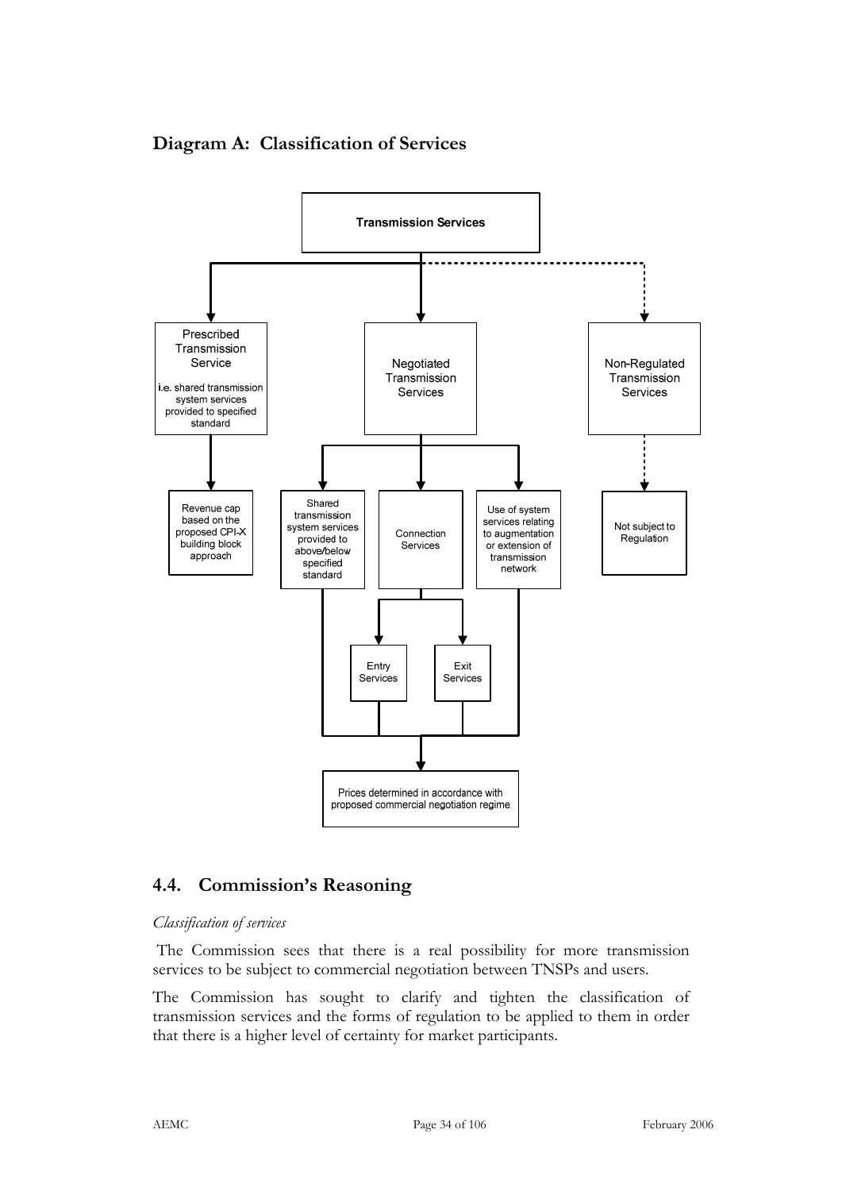## Diagram A: Classification of Services

Transmission Services

- Prescribed Transmission Service
  i.e. shared transmission system services provided to specified standard
  - Revenue cap based on the proposed CPI-X building block approach
- Negotiated Transmission Services
  - Shared transmission system services provided to above/below specified standard
  - Connection Services
    - Entry Services
    - Exit Services
  - Use of system services relating to augmentation or extension of transmission network
  - Prices determined in accordance with proposed commercial negotiation regime
- Non-Regulated Transmission Services
  - Not subject to Regulation

## 4.4. Commission's Reasoning

*Classification of services*

The Commission sees that there is a real possibility for more transmission services to be subject to commercial negotiation between TNSPs and users.

The Commission has sought to clarify and tighten the classification of transmission services and the forms of regulation to be applied to them in order that there is a higher level of certainty for market participants.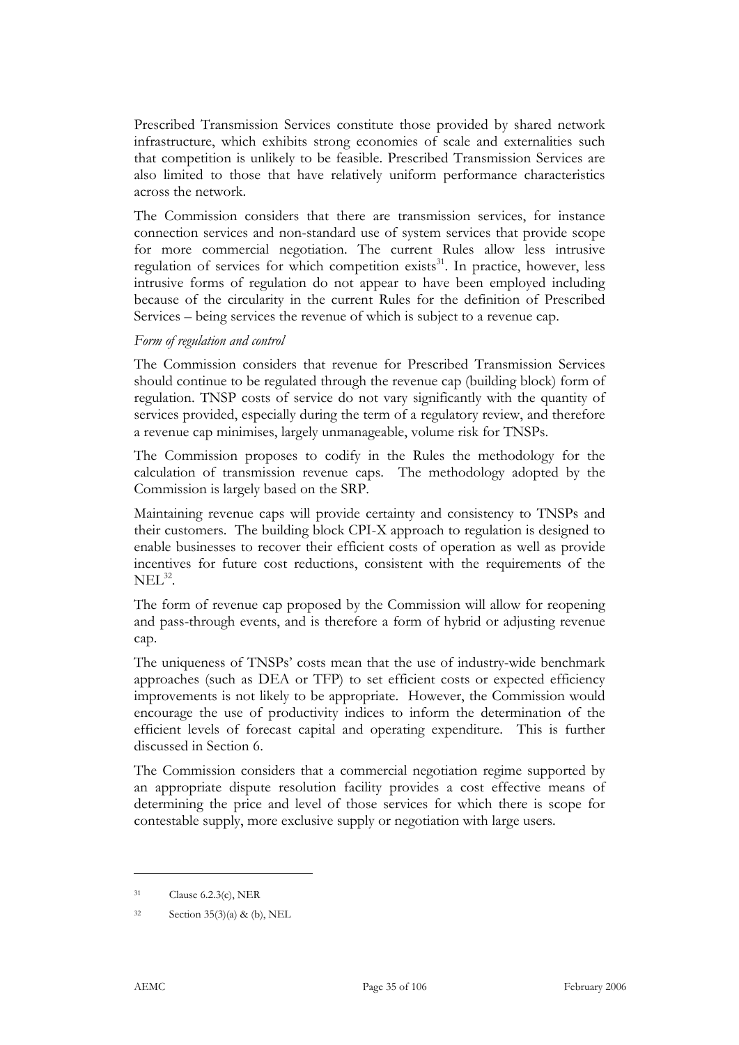Prescribed Transmission Services constitute those provided by shared network infrastructure, which exhibits strong economies of scale and externalities such that competition is unlikely to be feasible. Prescribed Transmission Services are also limited to those that have relatively uniform performance characteristics across the network.

The Commission considers that there are transmission services, for instance connection services and non-standard use of system services that provide scope for more commercial negotiation. The current Rules allow less intrusive regulation of services for which competition exists[31]. In practice, however, less intrusive forms of regulation do not appear to have been employed including because of the circularity in the current Rules for the definition of Prescribed Services – being services the revenue of which is subject to a revenue cap.

*Form of regulation and control*

The Commission considers that revenue for Prescribed Transmission Services should continue to be regulated through the revenue cap (building block) form of regulation. TNSP costs of service do not vary significantly with the quantity of services provided, especially during the term of a regulatory review, and therefore a revenue cap minimises, largely unmanageable, volume risk for TNSPs.

The Commission proposes to codify in the Rules the methodology for the calculation of transmission revenue caps. The methodology adopted by the Commission is largely based on the SRP.

Maintaining revenue caps will provide certainty and consistency to TNSPs and their customers. The building block CPI-X approach to regulation is designed to enable businesses to recover their efficient costs of operation as well as provide incentives for future cost reductions, consistent with the requirements of the NEL[32].

The form of revenue cap proposed by the Commission will allow for reopening and pass-through events, and is therefore a form of hybrid or adjusting revenue cap.

The uniqueness of TNSPs' costs mean that the use of industry-wide benchmark approaches (such as DEA or TFP) to set efficient costs or expected efficiency improvements is not likely to be appropriate. However, the Commission would encourage the use of productivity indices to inform the determination of the efficient levels of forecast capital and operating expenditure. This is further discussed in Section 6.

The Commission considers that a commercial negotiation regime supported by an appropriate dispute resolution facility provides a cost effective means of determining the price and level of those services for which there is scope for contestable supply, more exclusive supply or negotiation with large users.

---

[31] Clause 6.2.3(c), NER

[32] Section 35(3)(a) & (b), NEL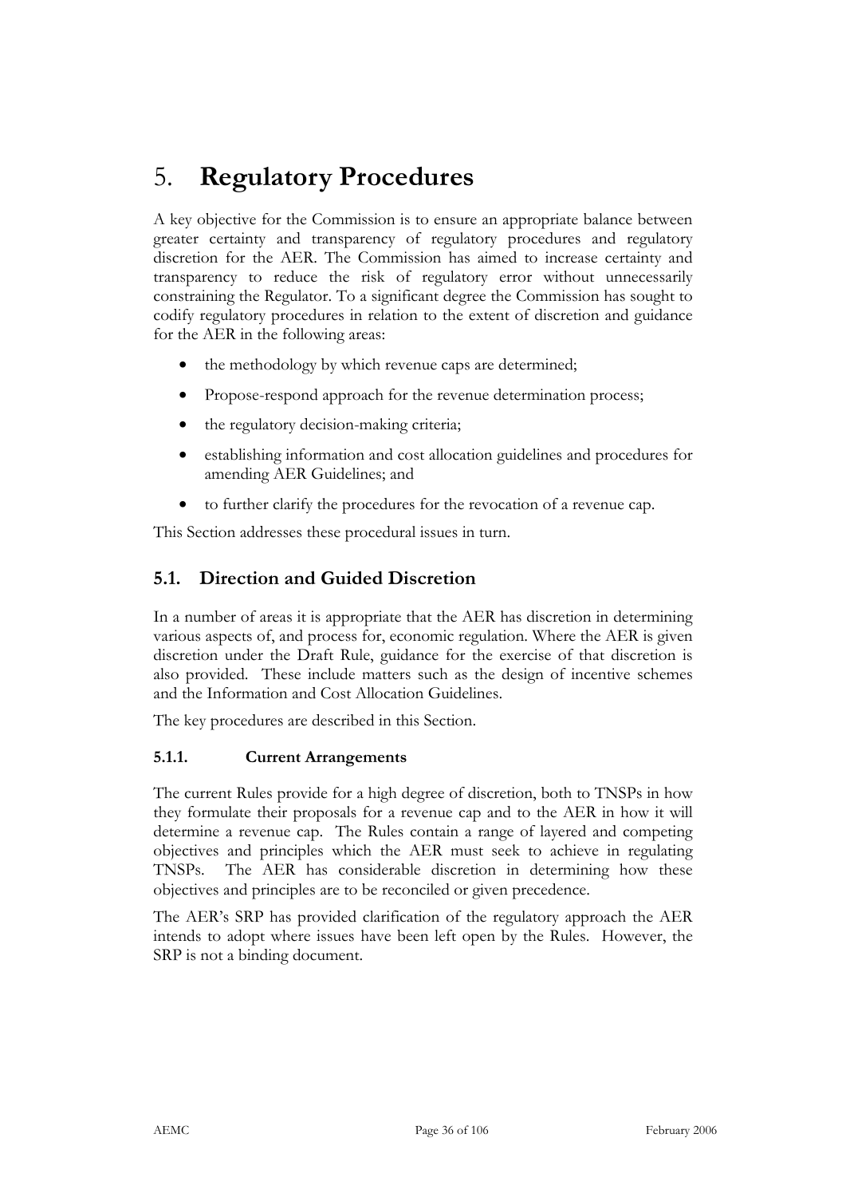# 5. **Regulatory Procedures**

A key objective for the Commission is to ensure an appropriate balance between greater certainty and transparency of regulatory procedures and regulatory discretion for the AER. The Commission has aimed to increase certainty and transparency to reduce the risk of regulatory error without unnecessarily constraining the Regulator. To a significant degree the Commission has sought to codify regulatory procedures in relation to the extent of discretion and guidance for the AER in the following areas:

- the methodology by which revenue caps are determined;
- Propose-respond approach for the revenue determination process;
- the regulatory decision-making criteria;
- establishing information and cost allocation guidelines and procedures for amending AER Guidelines; and
- to further clarify the procedures for the revocation of a revenue cap.

This Section addresses these procedural issues in turn.

## 5.1. Direction and Guided Discretion

In a number of areas it is appropriate that the AER has discretion in determining various aspects of, and process for, economic regulation. Where the AER is given discretion under the Draft Rule, guidance for the exercise of that discretion is also provided. These include matters such as the design of incentive schemes and the Information and Cost Allocation Guidelines.

The key procedures are described in this Section.

### 5.1.1. Current Arrangements

The current Rules provide for a high degree of discretion, both to TNSPs in how they formulate their proposals for a revenue cap and to the AER in how it will determine a revenue cap. The Rules contain a range of layered and competing objectives and principles which the AER must seek to achieve in regulating TNSPs. The AER has considerable discretion in determining how these objectives and principles are to be reconciled or given precedence.

The AER's SRP has provided clarification of the regulatory approach the AER intends to adopt where issues have been left open by the Rules. However, the SRP is not a binding document.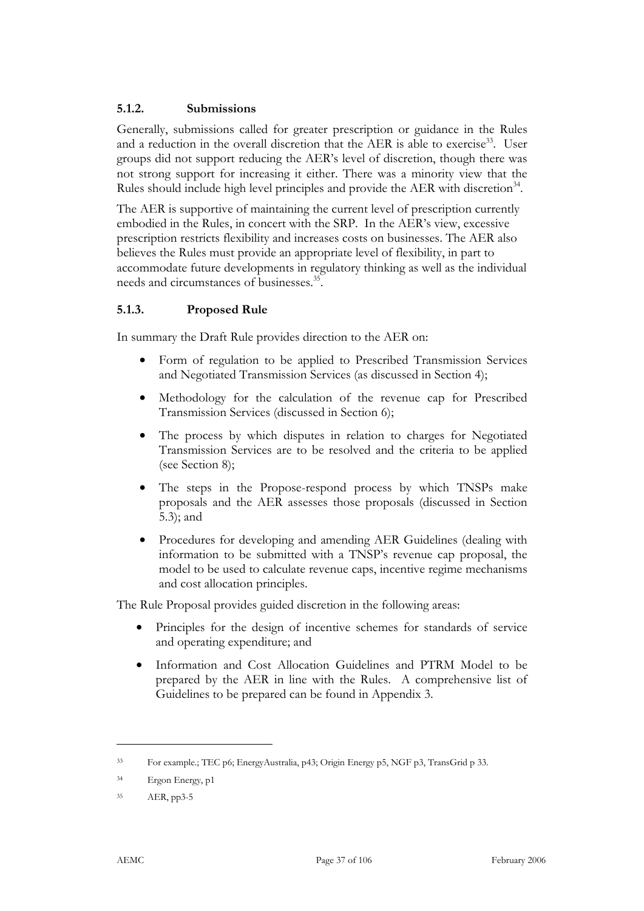### 5.1.2. Submissions

Generally, submissions called for greater prescription or guidance in the Rules and a reduction in the overall discretion that the AER is able to exercise[33]. User groups did not support reducing the AER's level of discretion, though there was not strong support for increasing it either. There was a minority view that the Rules should include high level principles and provide the AER with discretion[34].

The AER is supportive of maintaining the current level of prescription currently embodied in the Rules, in concert with the SRP. In the AER's view, excessive prescription restricts flexibility and increases costs on businesses. The AER also believes the Rules must provide an appropriate level of flexibility, in part to accommodate future developments in regulatory thinking as well as the individual needs and circumstances of businesses.[35].

### 5.1.3. Proposed Rule

In summary the Draft Rule provides direction to the AER on:

- Form of regulation to be applied to Prescribed Transmission Services and Negotiated Transmission Services (as discussed in Section 4);
- Methodology for the calculation of the revenue cap for Prescribed Transmission Services (discussed in Section 6);
- The process by which disputes in relation to charges for Negotiated Transmission Services are to be resolved and the criteria to be applied (see Section 8);
- The steps in the Propose-respond process by which TNSPs make proposals and the AER assesses those proposals (discussed in Section 5.3); and
- Procedures for developing and amending AER Guidelines (dealing with information to be submitted with a TNSP's revenue cap proposal, the model to be used to calculate revenue caps, incentive regime mechanisms and cost allocation principles.

The Rule Proposal provides guided discretion in the following areas:

- Principles for the design of incentive schemes for standards of service and operating expenditure; and
- Information and Cost Allocation Guidelines and PTRM Model to be prepared by the AER in line with the Rules. A comprehensive list of Guidelines to be prepared can be found in Appendix 3.

---

[33] For example.; TEC p6; EnergyAustralia, p43; Origin Energy p5, NGF p3, TransGrid p 33.

[34] Ergon Energy, p1

[35] AER, pp3-5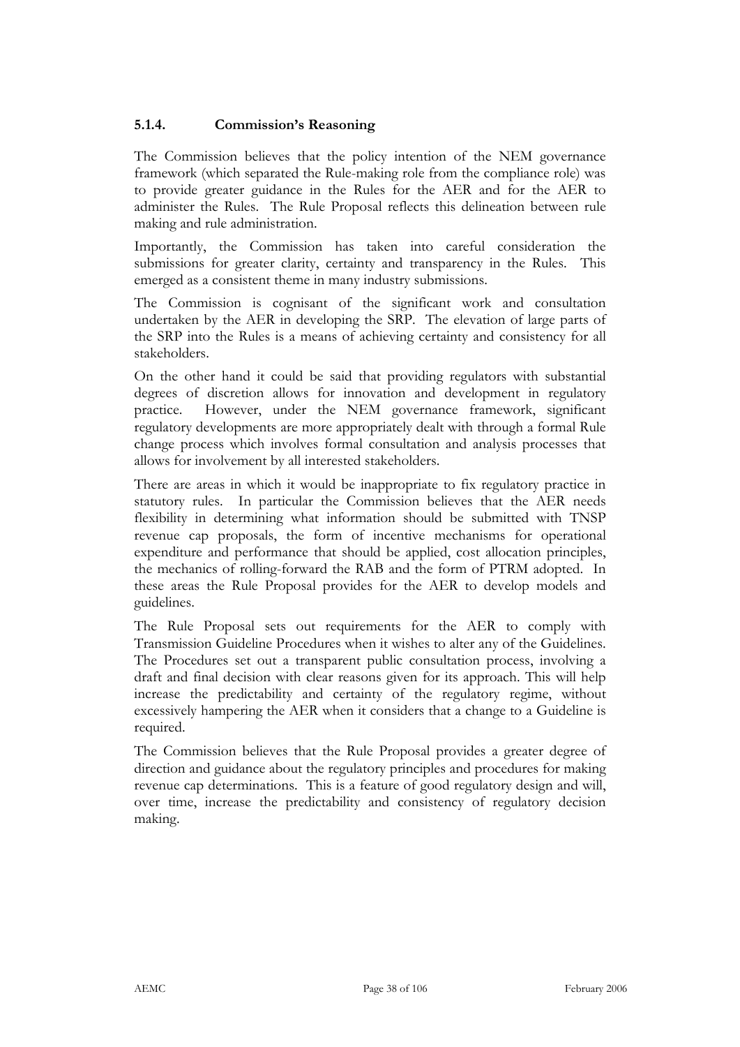### 5.1.4. Commission's Reasoning

The Commission believes that the policy intention of the NEM governance framework (which separated the Rule-making role from the compliance role) was to provide greater guidance in the Rules for the AER and for the AER to administer the Rules. The Rule Proposal reflects this delineation between rule making and rule administration.

Importantly, the Commission has taken into careful consideration the submissions for greater clarity, certainty and transparency in the Rules. This emerged as a consistent theme in many industry submissions.

The Commission is cognisant of the significant work and consultation undertaken by the AER in developing the SRP. The elevation of large parts of the SRP into the Rules is a means of achieving certainty and consistency for all stakeholders.

On the other hand it could be said that providing regulators with substantial degrees of discretion allows for innovation and development in regulatory practice. However, under the NEM governance framework, significant regulatory developments are more appropriately dealt with through a formal Rule change process which involves formal consultation and analysis processes that allows for involvement by all interested stakeholders.

There are areas in which it would be inappropriate to fix regulatory practice in statutory rules. In particular the Commission believes that the AER needs flexibility in determining what information should be submitted with TNSP revenue cap proposals, the form of incentive mechanisms for operational expenditure and performance that should be applied, cost allocation principles, the mechanics of rolling-forward the RAB and the form of PTRM adopted. In these areas the Rule Proposal provides for the AER to develop models and guidelines.

The Rule Proposal sets out requirements for the AER to comply with Transmission Guideline Procedures when it wishes to alter any of the Guidelines. The Procedures set out a transparent public consultation process, involving a draft and final decision with clear reasons given for its approach. This will help increase the predictability and certainty of the regulatory regime, without excessively hampering the AER when it considers that a change to a Guideline is required.

The Commission believes that the Rule Proposal provides a greater degree of direction and guidance about the regulatory principles and procedures for making revenue cap determinations. This is a feature of good regulatory design and will, over time, increase the predictability and consistency of regulatory decision making.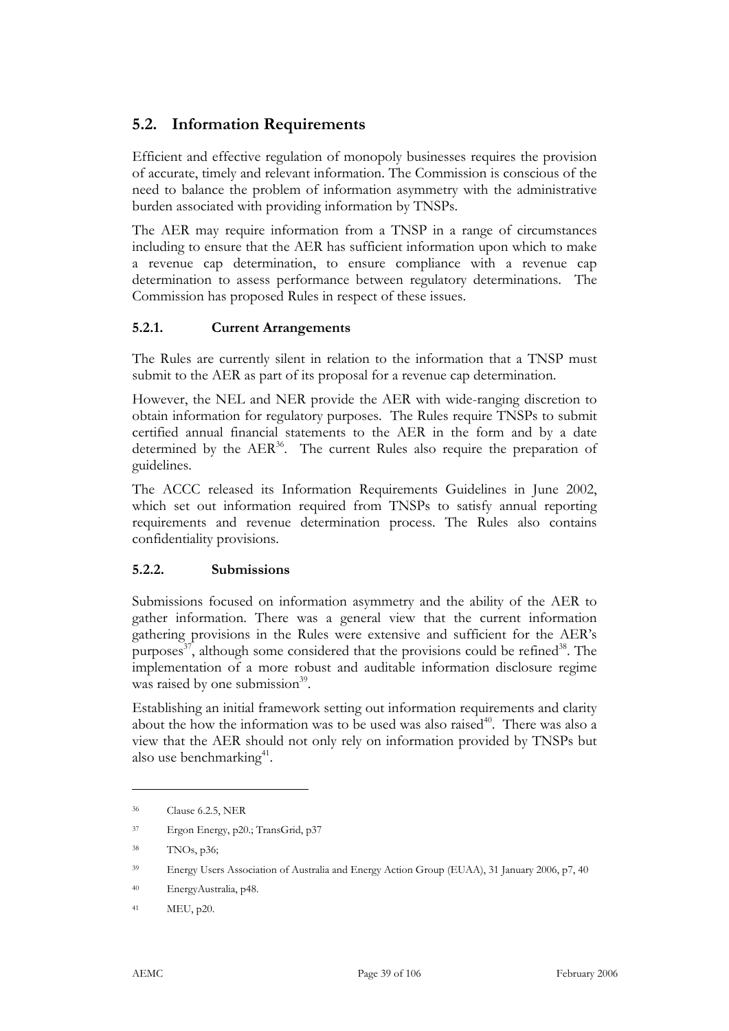## 5.2. Information Requirements

Efficient and effective regulation of monopoly businesses requires the provision of accurate, timely and relevant information. The Commission is conscious of the need to balance the problem of information asymmetry with the administrative burden associated with providing information by TNSPs.

The AER may require information from a TNSP in a range of circumstances including to ensure that the AER has sufficient information upon which to make a revenue cap determination, to ensure compliance with a revenue cap determination to assess performance between regulatory determinations. The Commission has proposed Rules in respect of these issues.

### 5.2.1. Current Arrangements

The Rules are currently silent in relation to the information that a TNSP must submit to the AER as part of its proposal for a revenue cap determination.

However, the NEL and NER provide the AER with wide-ranging discretion to obtain information for regulatory purposes. The Rules require TNSPs to submit certified annual financial statements to the AER in the form and by a date determined by the AER[36]. The current Rules also require the preparation of guidelines.

The ACCC released its Information Requirements Guidelines in June 2002, which set out information required from TNSPs to satisfy annual reporting requirements and revenue determination process. The Rules also contains confidentiality provisions.

### 5.2.2. Submissions

Submissions focused on information asymmetry and the ability of the AER to gather information. There was a general view that the current information gathering provisions in the Rules were extensive and sufficient for the AER's purposes[37], although some considered that the provisions could be refined[38]. The implementation of a more robust and auditable information disclosure regime was raised by one submission[39].

Establishing an initial framework setting out information requirements and clarity about the how the information was to be used was also raised[40]. There was also a view that the AER should not only rely on information provided by TNSPs but also use benchmarking[41].

---

36 Clause 6.2.5, NER

37 Ergon Energy, p20.; TransGrid, p37

38 TNOs, p36;

39 Energy Users Association of Australia and Energy Action Group (EUAA), 31 January 2006, p7, 40

40 EnergyAustralia, p48.

41 MEU, p20.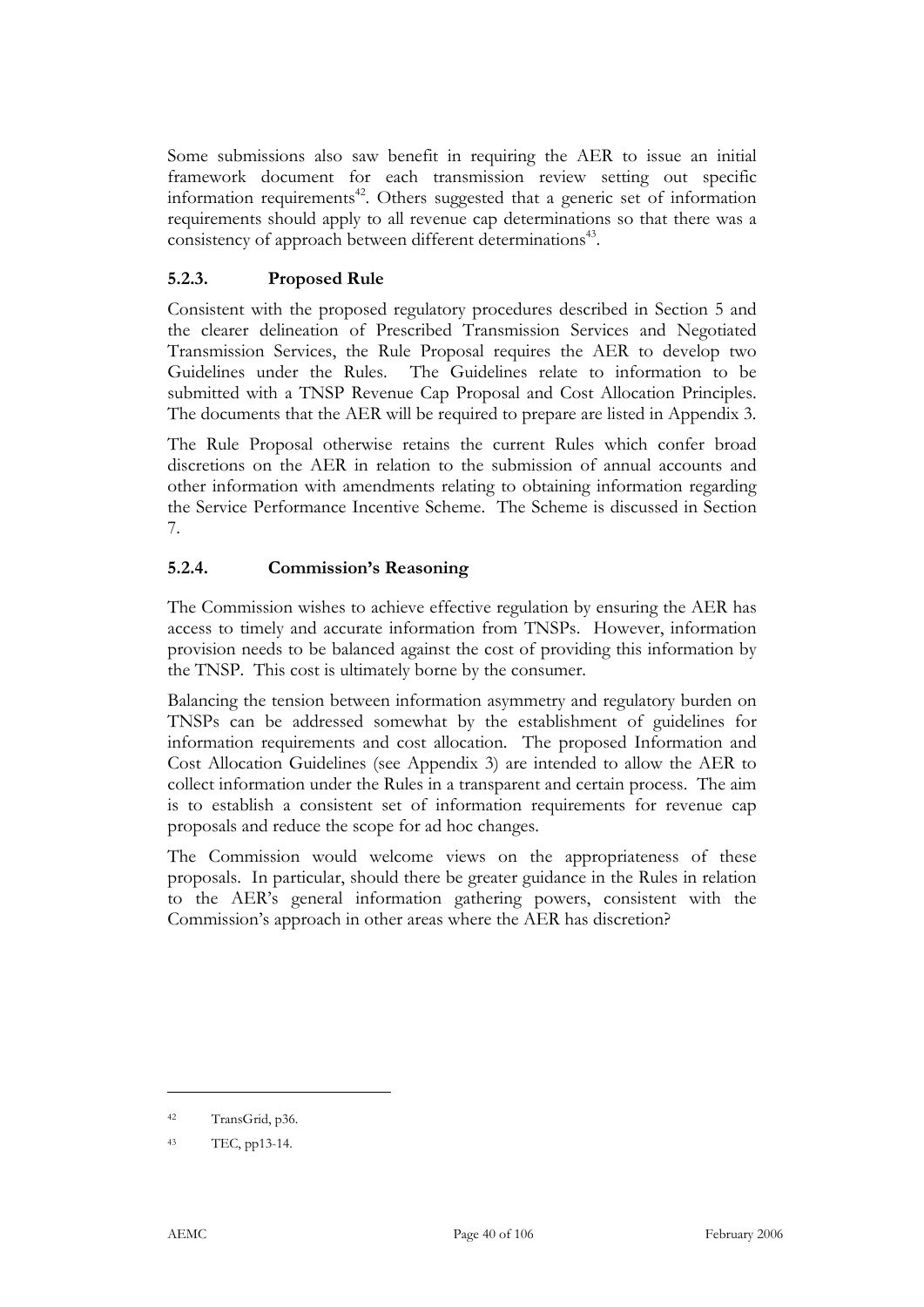Some submissions also saw benefit in requiring the AER to issue an initial framework document for each transmission review setting out specific information requirements[42]. Others suggested that a generic set of information requirements should apply to all revenue cap determinations so that there was a consistency of approach between different determinations[43].

### 5.2.3. Proposed Rule

Consistent with the proposed regulatory procedures described in Section 5 and the clearer delineation of Prescribed Transmission Services and Negotiated Transmission Services, the Rule Proposal requires the AER to develop two Guidelines under the Rules. The Guidelines relate to information to be submitted with a TNSP Revenue Cap Proposal and Cost Allocation Principles. The documents that the AER will be required to prepare are listed in Appendix 3.

The Rule Proposal otherwise retains the current Rules which confer broad discretions on the AER in relation to the submission of annual accounts and other information with amendments relating to obtaining information regarding the Service Performance Incentive Scheme. The Scheme is discussed in Section 7.

### 5.2.4. Commission's Reasoning

The Commission wishes to achieve effective regulation by ensuring the AER has access to timely and accurate information from TNSPs. However, information provision needs to be balanced against the cost of providing this information by the TNSP. This cost is ultimately borne by the consumer.

Balancing the tension between information asymmetry and regulatory burden on TNSPs can be addressed somewhat by the establishment of guidelines for information requirements and cost allocation. The proposed Information and Cost Allocation Guidelines (see Appendix 3) are intended to allow the AER to collect information under the Rules in a transparent and certain process. The aim is to establish a consistent set of information requirements for revenue cap proposals and reduce the scope for ad hoc changes.

The Commission would welcome views on the appropriateness of these proposals. In particular, should there be greater guidance in the Rules in relation to the AER's general information gathering powers, consistent with the Commission's approach in other areas where the AER has discretion?

---

[42] TransGrid, p36.

[43] TEC, pp13-14.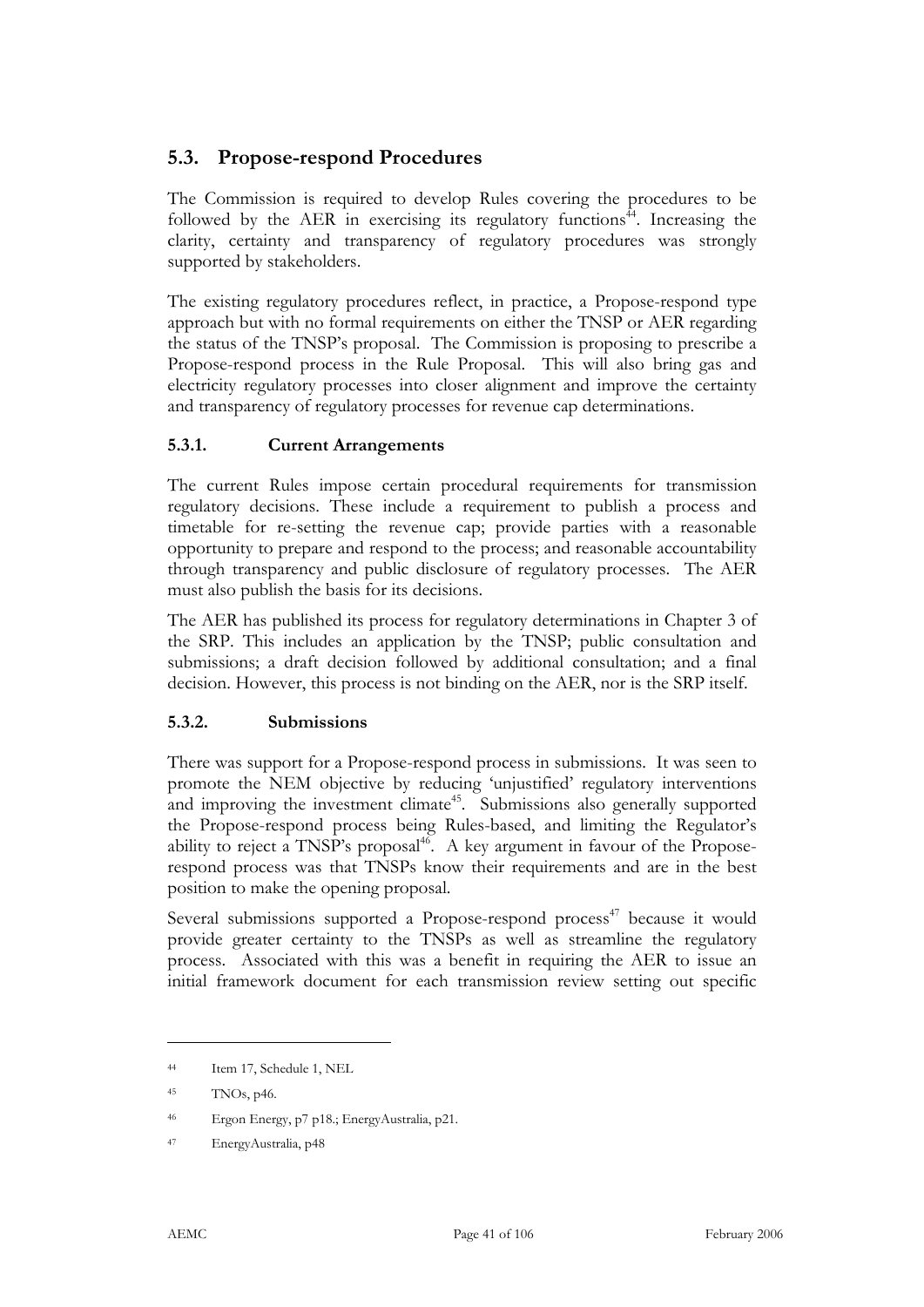## 5.3. Propose-respond Procedures

The Commission is required to develop Rules covering the procedures to be followed by the AER in exercising its regulatory functions[44]. Increasing the clarity, certainty and transparency of regulatory procedures was strongly supported by stakeholders.

The existing regulatory procedures reflect, in practice, a Propose-respond type approach but with no formal requirements on either the TNSP or AER regarding the status of the TNSP's proposal. The Commission is proposing to prescribe a Propose-respond process in the Rule Proposal. This will also bring gas and electricity regulatory processes into closer alignment and improve the certainty and transparency of regulatory processes for revenue cap determinations.

### 5.3.1. Current Arrangements

The current Rules impose certain procedural requirements for transmission regulatory decisions. These include a requirement to publish a process and timetable for re-setting the revenue cap; provide parties with a reasonable opportunity to prepare and respond to the process; and reasonable accountability through transparency and public disclosure of regulatory processes. The AER must also publish the basis for its decisions.

The AER has published its process for regulatory determinations in Chapter 3 of the SRP. This includes an application by the TNSP; public consultation and submissions; a draft decision followed by additional consultation; and a final decision. However, this process is not binding on the AER, nor is the SRP itself.

### 5.3.2. Submissions

There was support for a Propose-respond process in submissions. It was seen to promote the NEM objective by reducing 'unjustified' regulatory interventions and improving the investment climate[45]. Submissions also generally supported the Propose-respond process being Rules-based, and limiting the Regulator's ability to reject a TNSP's proposal[46]. A key argument in favour of the Propose-respond process was that TNSPs know their requirements and are in the best position to make the opening proposal.

Several submissions supported a Propose-respond process[47] because it would provide greater certainty to the TNSPs as well as streamline the regulatory process. Associated with this was a benefit in requiring the AER to issue an initial framework document for each transmission review setting out specific

---

[44] Item 17, Schedule 1, NEL

[45] TNOs, p46.

[46] Ergon Energy, p7 p18.; EnergyAustralia, p21.

[47] EnergyAustralia, p48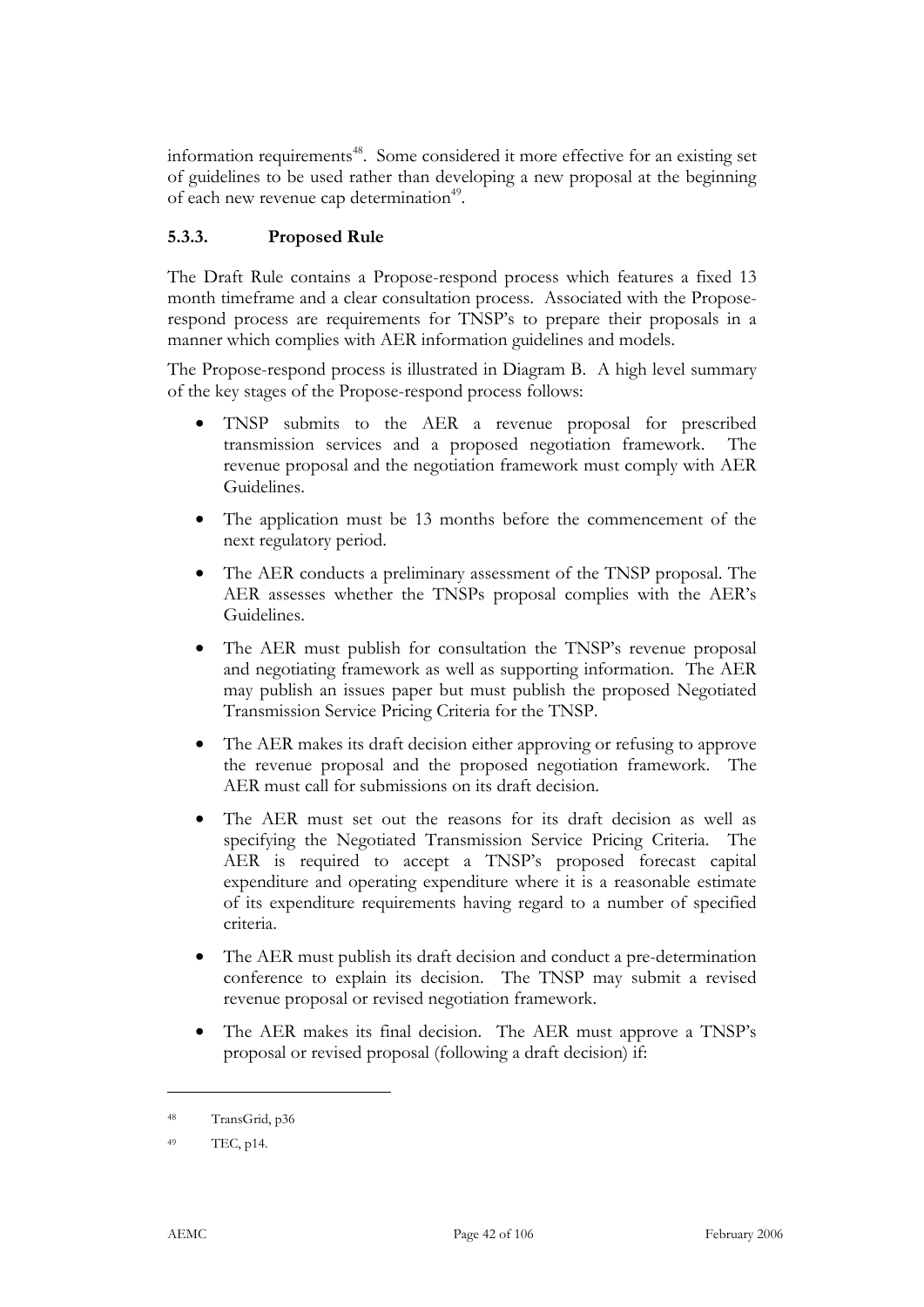information requirements[48]. Some considered it more effective for an existing set of guidelines to be used rather than developing a new proposal at the beginning of each new revenue cap determination[49].

### 5.3.3. Proposed Rule

The Draft Rule contains a Propose-respond process which features a fixed 13 month timeframe and a clear consultation process. Associated with the Propose-respond process are requirements for TNSP's to prepare their proposals in a manner which complies with AER information guidelines and models.

The Propose-respond process is illustrated in Diagram B. A high level summary of the key stages of the Propose-respond process follows:

- TNSP submits to the AER a revenue proposal for prescribed transmission services and a proposed negotiation framework. The revenue proposal and the negotiation framework must comply with AER Guidelines.
- The application must be 13 months before the commencement of the next regulatory period.
- The AER conducts a preliminary assessment of the TNSP proposal. The AER assesses whether the TNSPs proposal complies with the AER's Guidelines.
- The AER must publish for consultation the TNSP's revenue proposal and negotiating framework as well as supporting information. The AER may publish an issues paper but must publish the proposed Negotiated Transmission Service Pricing Criteria for the TNSP.
- The AER makes its draft decision either approving or refusing to approve the revenue proposal and the proposed negotiation framework. The AER must call for submissions on its draft decision.
- The AER must set out the reasons for its draft decision as well as specifying the Negotiated Transmission Service Pricing Criteria. The AER is required to accept a TNSP's proposed forecast capital expenditure and operating expenditure where it is a reasonable estimate of its expenditure requirements having regard to a number of specified criteria.
- The AER must publish its draft decision and conduct a pre-determination conference to explain its decision. The TNSP may submit a revised revenue proposal or revised negotiation framework.
- The AER makes its final decision. The AER must approve a TNSP's proposal or revised proposal (following a draft decision) if:

---

[48] TransGrid, p36

[49] TEC, p14.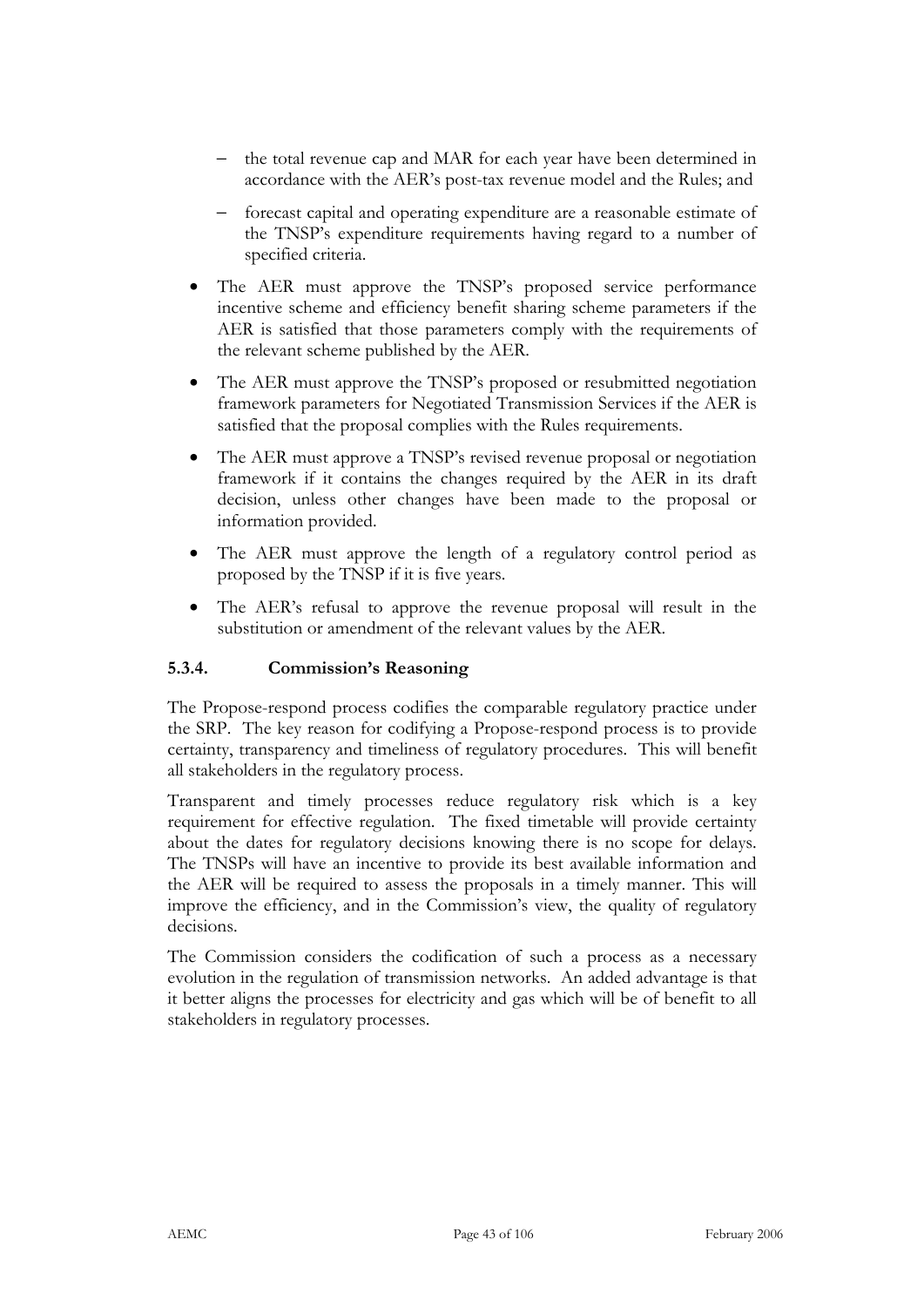- the total revenue cap and MAR for each year have been determined in accordance with the AER's post-tax revenue model and the Rules; and
  - forecast capital and operating expenditure are a reasonable estimate of the TNSP's expenditure requirements having regard to a number of specified criteria.
- The AER must approve the TNSP's proposed service performance incentive scheme and efficiency benefit sharing scheme parameters if the AER is satisfied that those parameters comply with the requirements of the relevant scheme published by the AER.
- The AER must approve the TNSP's proposed or resubmitted negotiation framework parameters for Negotiated Transmission Services if the AER is satisfied that the proposal complies with the Rules requirements.
- The AER must approve a TNSP's revised revenue proposal or negotiation framework if it contains the changes required by the AER in its draft decision, unless other changes have been made to the proposal or information provided.
- The AER must approve the length of a regulatory control period as proposed by the TNSP if it is five years.
- The AER's refusal to approve the revenue proposal will result in the substitution or amendment of the relevant values by the AER.

### 5.3.4. Commission's Reasoning

The Propose-respond process codifies the comparable regulatory practice under the SRP. The key reason for codifying a Propose-respond process is to provide certainty, transparency and timeliness of regulatory procedures. This will benefit all stakeholders in the regulatory process.

Transparent and timely processes reduce regulatory risk which is a key requirement for effective regulation. The fixed timetable will provide certainty about the dates for regulatory decisions knowing there is no scope for delays. The TNSPs will have an incentive to provide its best available information and the AER will be required to assess the proposals in a timely manner. This will improve the efficiency, and in the Commission's view, the quality of regulatory decisions.

The Commission considers the codification of such a process as a necessary evolution in the regulation of transmission networks. An added advantage is that it better aligns the processes for electricity and gas which will be of benefit to all stakeholders in regulatory processes.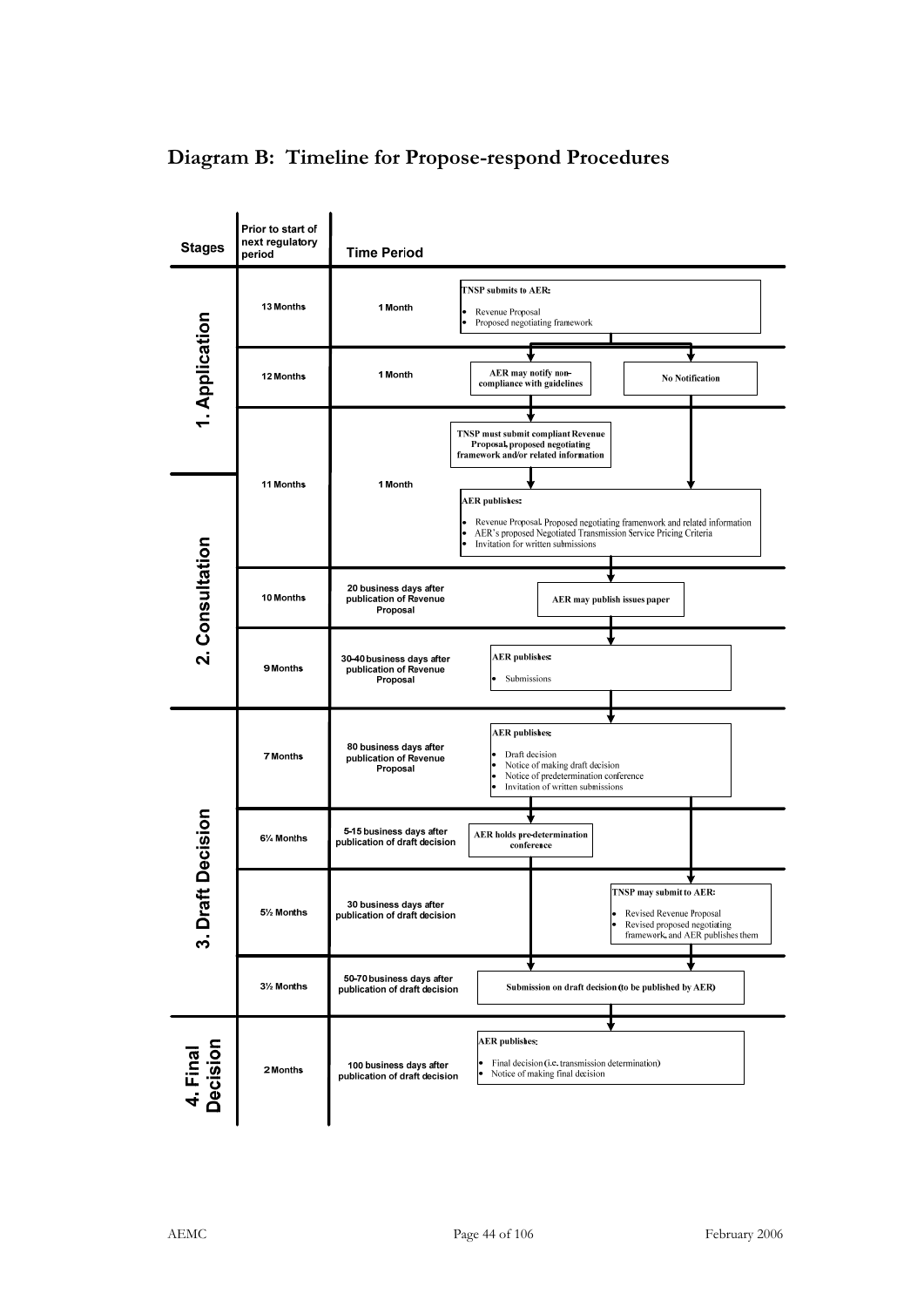# Diagram B: Timeline for Propose-respond Procedures

| Stages | Prior to start of next regulatory period | Time Period | Action |
|---|---|---|---|
| 1. Application | 13 Months | 1 Month | **TNSP submits to AER:** • Revenue Proposal • Proposed negotiating framework |
| | 12 Months | 1 Month | **AER may notify non-compliance with guidelines** / **No Notification** |
| | 11 Months | 1 Month | **TNSP must submit compliant Revenue Proposal, proposed negotiating framework and/or related information** |
| 2. Consultation | | | **AER publishes:** • Revenue Proposal, Proposed negotiating framenwork and related information • AER's proposed Negotiated Transmission Service Pricing Criteria • Invitation for written submissions |
| | 10 Months | 20 business days after publication of Revenue Proposal | **AER may publish issues paper** |
| | 9 Months | 30-40 business days after publication of Revenue Proposal | **AER publishes:** • Submissions |
| 3. Draft Decision | 7 Months | 80 business days after publication of Revenue Proposal | **AER publishes:** • Draft decision • Notice of making draft decision • Notice of predetermination conference • Invitation of written submissions |
| | 6¼ Months | 5-15 business days after publication of draft decision | **AER holds pre-determination conference** |
| | 5½ Months | 30 business days after publication of draft decision | **TNSP may submit to AER:** • Revised Revenue Proposal • Revised proposed negotiating framework, and AER publishes them |
| | 3½ Months | 50-70 business days after publication of draft decision | **Submission on draft decision (to be published by AER)** |
| 4. Final Decision | 2 Months | 100 business days after publication of draft decision | **AER publishes:** • Final decision (i.e. transmission determination) • Notice of making final decision |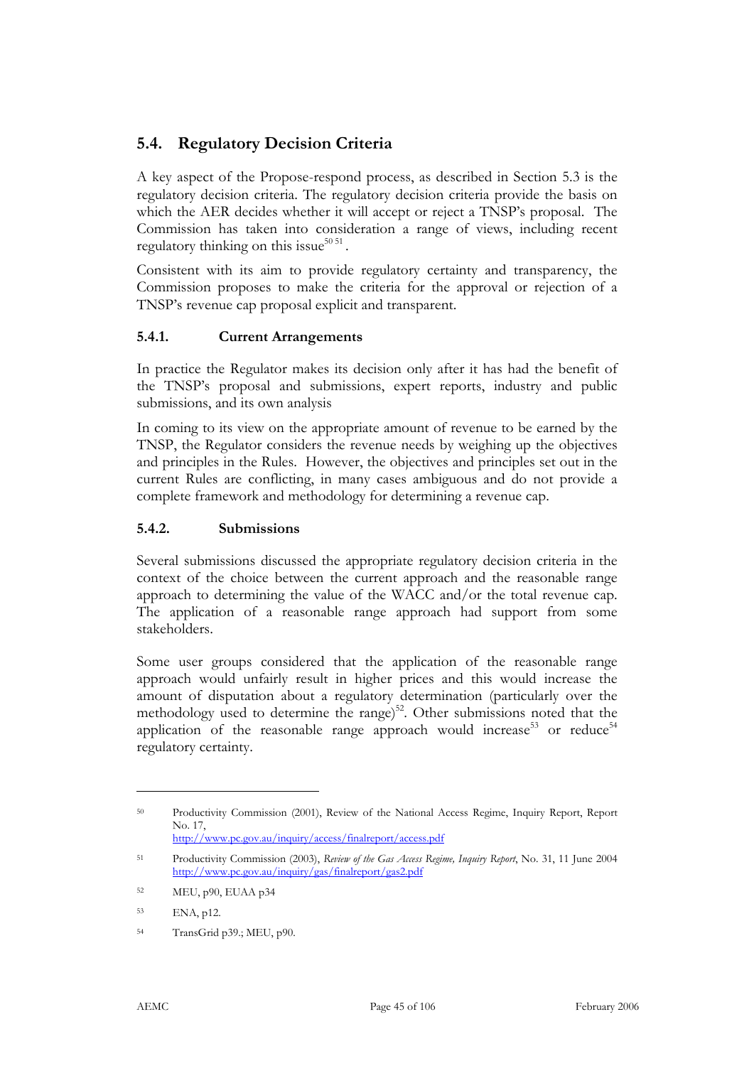## 5.4. Regulatory Decision Criteria

A key aspect of the Propose-respond process, as described in Section 5.3 is the regulatory decision criteria. The regulatory decision criteria provide the basis on which the AER decides whether it will accept or reject a TNSP's proposal. The Commission has taken into consideration a range of views, including recent regulatory thinking on this issue[50] [51].

Consistent with its aim to provide regulatory certainty and transparency, the Commission proposes to make the criteria for the approval or rejection of a TNSP's revenue cap proposal explicit and transparent.

### 5.4.1. Current Arrangements

In practice the Regulator makes its decision only after it has had the benefit of the TNSP's proposal and submissions, expert reports, industry and public submissions, and its own analysis

In coming to its view on the appropriate amount of revenue to be earned by the TNSP, the Regulator considers the revenue needs by weighing up the objectives and principles in the Rules. However, the objectives and principles set out in the current Rules are conflicting, in many cases ambiguous and do not provide a complete framework and methodology for determining a revenue cap.

### 5.4.2. Submissions

Several submissions discussed the appropriate regulatory decision criteria in the context of the choice between the current approach and the reasonable range approach to determining the value of the WACC and/or the total revenue cap. The application of a reasonable range approach had support from some stakeholders.

Some user groups considered that the application of the reasonable range approach would unfairly result in higher prices and this would increase the amount of disputation about a regulatory determination (particularly over the methodology used to determine the range)[52]. Other submissions noted that the application of the reasonable range approach would increase[53] or reduce[54] regulatory certainty.

---

[50] Productivity Commission (2001), Review of the National Access Regime, Inquiry Report, Report No. 17, http://www.pc.gov.au/inquiry/access/finalreport/access.pdf

[51] Productivity Commission (2003), *Review of the Gas Access Regime, Inquiry Report*, No. 31, 11 June 2004 http://www.pc.gov.au/inquiry/gas/finalreport/gas2.pdf

[52] MEU, p90, EUAA p34

[53] ENA, p12.

[54] TransGrid p39.; MEU, p90.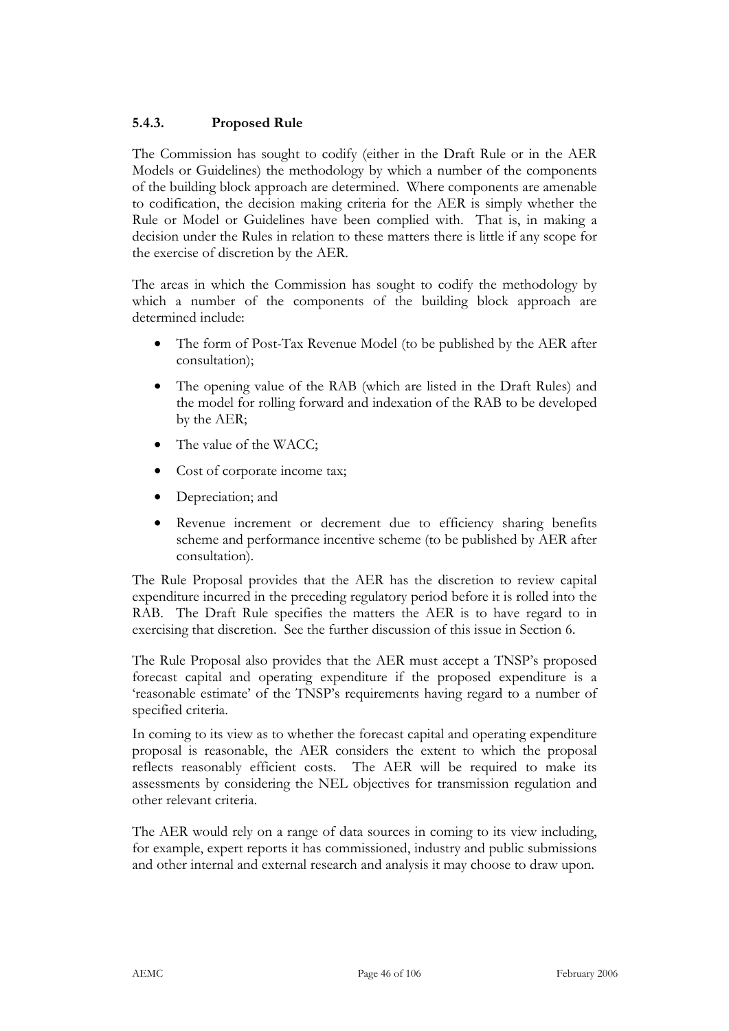### 5.4.3. Proposed Rule

The Commission has sought to codify (either in the Draft Rule or in the AER Models or Guidelines) the methodology by which a number of the components of the building block approach are determined. Where components are amenable to codification, the decision making criteria for the AER is simply whether the Rule or Model or Guidelines have been complied with. That is, in making a decision under the Rules in relation to these matters there is little if any scope for the exercise of discretion by the AER.

The areas in which the Commission has sought to codify the methodology by which a number of the components of the building block approach are determined include:

- The form of Post-Tax Revenue Model (to be published by the AER after consultation);
- The opening value of the RAB (which are listed in the Draft Rules) and the model for rolling forward and indexation of the RAB to be developed by the AER;
- The value of the WACC;
- Cost of corporate income tax;
- Depreciation; and
- Revenue increment or decrement due to efficiency sharing benefits scheme and performance incentive scheme (to be published by AER after consultation).

The Rule Proposal provides that the AER has the discretion to review capital expenditure incurred in the preceding regulatory period before it is rolled into the RAB. The Draft Rule specifies the matters the AER is to have regard to in exercising that discretion. See the further discussion of this issue in Section 6.

The Rule Proposal also provides that the AER must accept a TNSP's proposed forecast capital and operating expenditure if the proposed expenditure is a 'reasonable estimate' of the TNSP's requirements having regard to a number of specified criteria.

In coming to its view as to whether the forecast capital and operating expenditure proposal is reasonable, the AER considers the extent to which the proposal reflects reasonably efficient costs. The AER will be required to make its assessments by considering the NEL objectives for transmission regulation and other relevant criteria.

The AER would rely on a range of data sources in coming to its view including, for example, expert reports it has commissioned, industry and public submissions and other internal and external research and analysis it may choose to draw upon.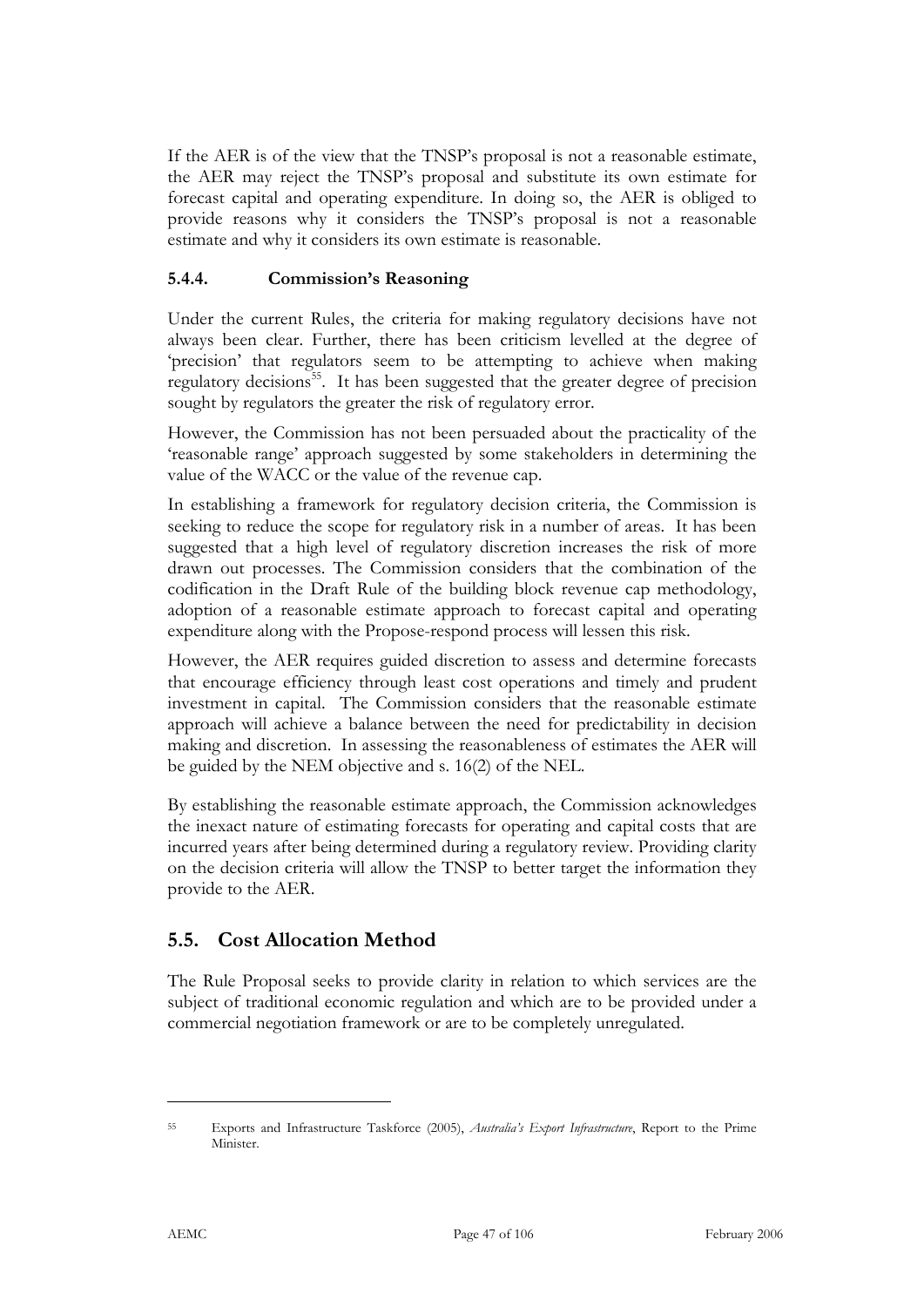If the AER is of the view that the TNSP's proposal is not a reasonable estimate, the AER may reject the TNSP's proposal and substitute its own estimate for forecast capital and operating expenditure. In doing so, the AER is obliged to provide reasons why it considers the TNSP's proposal is not a reasonable estimate and why it considers its own estimate is reasonable.

### 5.4.4. Commission's Reasoning

Under the current Rules, the criteria for making regulatory decisions have not always been clear. Further, there has been criticism levelled at the degree of 'precision' that regulators seem to be attempting to achieve when making regulatory decisions[55]. It has been suggested that the greater degree of precision sought by regulators the greater the risk of regulatory error.

However, the Commission has not been persuaded about the practicality of the 'reasonable range' approach suggested by some stakeholders in determining the value of the WACC or the value of the revenue cap.

In establishing a framework for regulatory decision criteria, the Commission is seeking to reduce the scope for regulatory risk in a number of areas. It has been suggested that a high level of regulatory discretion increases the risk of more drawn out processes. The Commission considers that the combination of the codification in the Draft Rule of the building block revenue cap methodology, adoption of a reasonable estimate approach to forecast capital and operating expenditure along with the Propose-respond process will lessen this risk.

However, the AER requires guided discretion to assess and determine forecasts that encourage efficiency through least cost operations and timely and prudent investment in capital. The Commission considers that the reasonable estimate approach will achieve a balance between the need for predictability in decision making and discretion. In assessing the reasonableness of estimates the AER will be guided by the NEM objective and s. 16(2) of the NEL.

By establishing the reasonable estimate approach, the Commission acknowledges the inexact nature of estimating forecasts for operating and capital costs that are incurred years after being determined during a regulatory review. Providing clarity on the decision criteria will allow the TNSP to better target the information they provide to the AER.

## 5.5. Cost Allocation Method

The Rule Proposal seeks to provide clarity in relation to which services are the subject of traditional economic regulation and which are to be provided under a commercial negotiation framework or are to be completely unregulated.

---

[55] Exports and Infrastructure Taskforce (2005), *Australia's Export Infrastructure*, Report to the Prime Minister.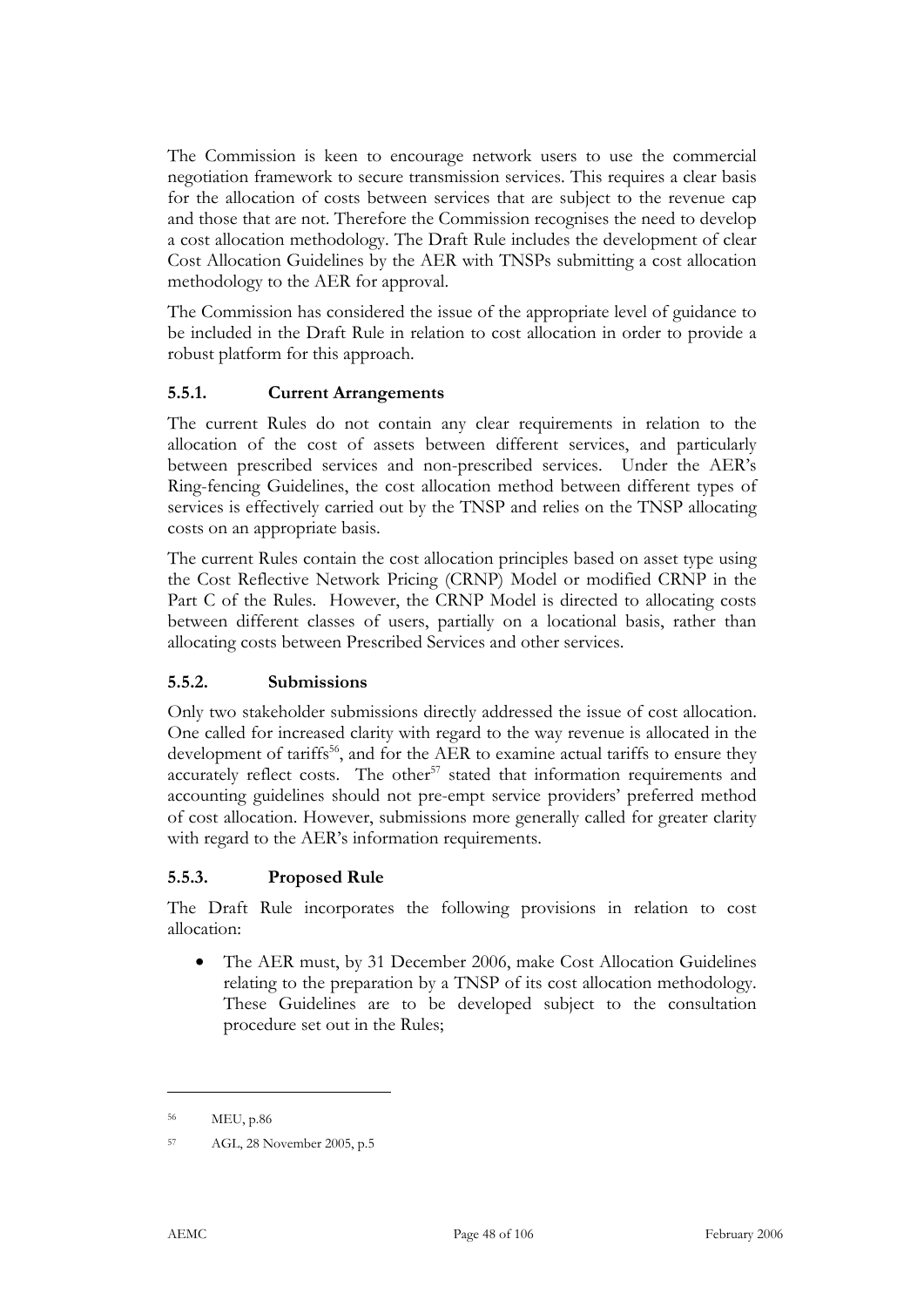The Commission is keen to encourage network users to use the commercial negotiation framework to secure transmission services. This requires a clear basis for the allocation of costs between services that are subject to the revenue cap and those that are not. Therefore the Commission recognises the need to develop a cost allocation methodology. The Draft Rule includes the development of clear Cost Allocation Guidelines by the AER with TNSPs submitting a cost allocation methodology to the AER for approval.

The Commission has considered the issue of the appropriate level of guidance to be included in the Draft Rule in relation to cost allocation in order to provide a robust platform for this approach.

### 5.5.1. Current Arrangements

The current Rules do not contain any clear requirements in relation to the allocation of the cost of assets between different services, and particularly between prescribed services and non-prescribed services. Under the AER's Ring-fencing Guidelines, the cost allocation method between different types of services is effectively carried out by the TNSP and relies on the TNSP allocating costs on an appropriate basis.

The current Rules contain the cost allocation principles based on asset type using the Cost Reflective Network Pricing (CRNP) Model or modified CRNP in the Part C of the Rules. However, the CRNP Model is directed to allocating costs between different classes of users, partially on a locational basis, rather than allocating costs between Prescribed Services and other services.

### 5.5.2. Submissions

Only two stakeholder submissions directly addressed the issue of cost allocation. One called for increased clarity with regard to the way revenue is allocated in the development of tariffs[56], and for the AER to examine actual tariffs to ensure they accurately reflect costs. The other[57] stated that information requirements and accounting guidelines should not pre-empt service providers' preferred method of cost allocation. However, submissions more generally called for greater clarity with regard to the AER's information requirements.

### 5.5.3. Proposed Rule

The Draft Rule incorporates the following provisions in relation to cost allocation:

- The AER must, by 31 December 2006, make Cost Allocation Guidelines relating to the preparation by a TNSP of its cost allocation methodology. These Guidelines are to be developed subject to the consultation procedure set out in the Rules;

---

[56] MEU, p.86

[57] AGL, 28 November 2005, p.5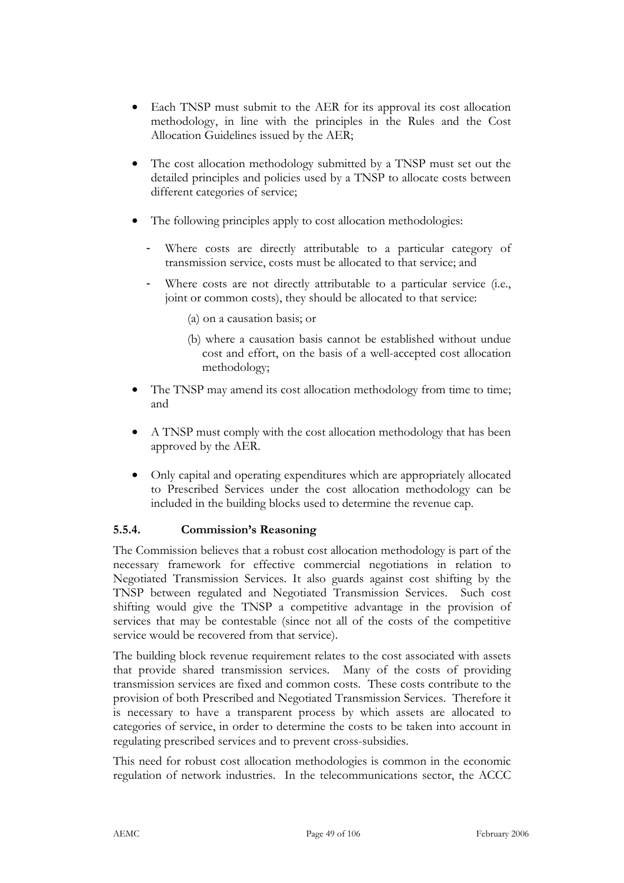- Each TNSP must submit to the AER for its approval its cost allocation methodology, in line with the principles in the Rules and the Cost Allocation Guidelines issued by the AER;
- The cost allocation methodology submitted by a TNSP must set out the detailed principles and policies used by a TNSP to allocate costs between different categories of service;
- The following principles apply to cost allocation methodologies:
  - Where costs are directly attributable to a particular category of transmission service, costs must be allocated to that service; and
  - Where costs are not directly attributable to a particular service (i.e., joint or common costs), they should be allocated to that service:
    - (a) on a causation basis; or
    - (b) where a causation basis cannot be established without undue cost and effort, on the basis of a well-accepted cost allocation methodology;
- The TNSP may amend its cost allocation methodology from time to time; and
- A TNSP must comply with the cost allocation methodology that has been approved by the AER.
- Only capital and operating expenditures which are appropriately allocated to Prescribed Services under the cost allocation methodology can be included in the building blocks used to determine the revenue cap.

### 5.5.4. Commission's Reasoning

The Commission believes that a robust cost allocation methodology is part of the necessary framework for effective commercial negotiations in relation to Negotiated Transmission Services. It also guards against cost shifting by the TNSP between regulated and Negotiated Transmission Services. Such cost shifting would give the TNSP a competitive advantage in the provision of services that may be contestable (since not all of the costs of the competitive service would be recovered from that service).

The building block revenue requirement relates to the cost associated with assets that provide shared transmission services. Many of the costs of providing transmission services are fixed and common costs. These costs contribute to the provision of both Prescribed and Negotiated Transmission Services. Therefore it is necessary to have a transparent process by which assets are allocated to categories of service, in order to determine the costs to be taken into account in regulating prescribed services and to prevent cross-subsidies.

This need for robust cost allocation methodologies is common in the economic regulation of network industries. In the telecommunications sector, the ACCC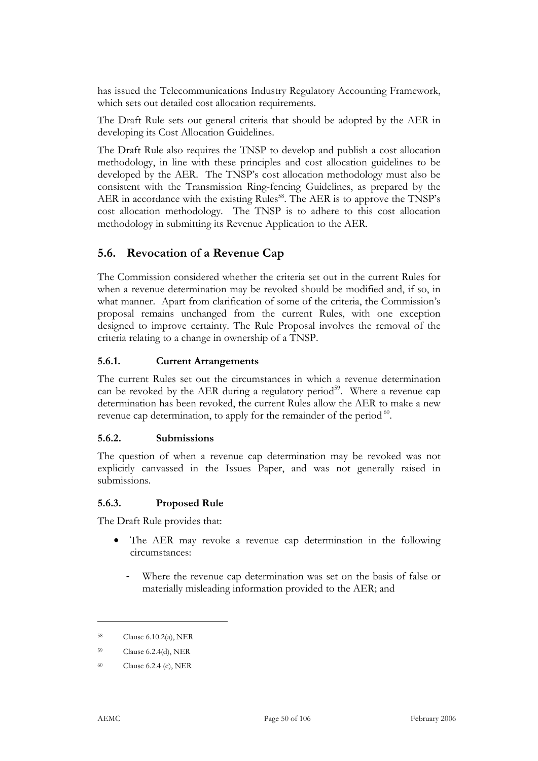has issued the Telecommunications Industry Regulatory Accounting Framework, which sets out detailed cost allocation requirements.

The Draft Rule sets out general criteria that should be adopted by the AER in developing its Cost Allocation Guidelines.

The Draft Rule also requires the TNSP to develop and publish a cost allocation methodology, in line with these principles and cost allocation guidelines to be developed by the AER. The TNSP's cost allocation methodology must also be consistent with the Transmission Ring-fencing Guidelines, as prepared by the AER in accordance with the existing Rules[58]. The AER is to approve the TNSP's cost allocation methodology. The TNSP is to adhere to this cost allocation methodology in submitting its Revenue Application to the AER.

## 5.6. Revocation of a Revenue Cap

The Commission considered whether the criteria set out in the current Rules for when a revenue determination may be revoked should be modified and, if so, in what manner. Apart from clarification of some of the criteria, the Commission's proposal remains unchanged from the current Rules, with one exception designed to improve certainty. The Rule Proposal involves the removal of the criteria relating to a change in ownership of a TNSP.

### 5.6.1. Current Arrangements

The current Rules set out the circumstances in which a revenue determination can be revoked by the AER during a regulatory period[59]. Where a revenue cap determination has been revoked, the current Rules allow the AER to make a new revenue cap determination, to apply for the remainder of the period[60].

### 5.6.2. Submissions

The question of when a revenue cap determination may be revoked was not explicitly canvassed in the Issues Paper, and was not generally raised in submissions.

### 5.6.3. Proposed Rule

The Draft Rule provides that:

- The AER may revoke a revenue cap determination in the following circumstances:
  - Where the revenue cap determination was set on the basis of false or materially misleading information provided to the AER; and

---

[58] Clause 6.10.2(a), NER

[59] Clause 6.2.4(d), NER

[60] Clause 6.2.4 (e), NER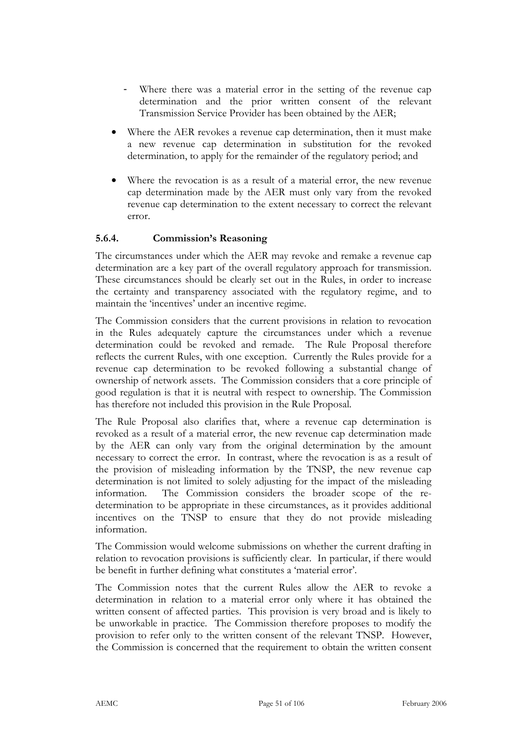- Where there was a material error in the setting of the revenue cap determination and the prior written consent of the relevant Transmission Service Provider has been obtained by the AER;

- Where the AER revokes a revenue cap determination, then it must make a new revenue cap determination in substitution for the revoked determination, to apply for the remainder of the regulatory period; and

- Where the revocation is as a result of a material error, the new revenue cap determination made by the AER must only vary from the revoked revenue cap determination to the extent necessary to correct the relevant error.

### 5.6.4. Commission's Reasoning

The circumstances under which the AER may revoke and remake a revenue cap determination are a key part of the overall regulatory approach for transmission. These circumstances should be clearly set out in the Rules, in order to increase the certainty and transparency associated with the regulatory regime, and to maintain the 'incentives' under an incentive regime.

The Commission considers that the current provisions in relation to revocation in the Rules adequately capture the circumstances under which a revenue determination could be revoked and remade. The Rule Proposal therefore reflects the current Rules, with one exception. Currently the Rules provide for a revenue cap determination to be revoked following a substantial change of ownership of network assets. The Commission considers that a core principle of good regulation is that it is neutral with respect to ownership. The Commission has therefore not included this provision in the Rule Proposal.

The Rule Proposal also clarifies that, where a revenue cap determination is revoked as a result of a material error, the new revenue cap determination made by the AER can only vary from the original determination by the amount necessary to correct the error. In contrast, where the revocation is as a result of the provision of misleading information by the TNSP, the new revenue cap determination is not limited to solely adjusting for the impact of the misleading information. The Commission considers the broader scope of the re-determination to be appropriate in these circumstances, as it provides additional incentives on the TNSP to ensure that they do not provide misleading information.

The Commission would welcome submissions on whether the current drafting in relation to revocation provisions is sufficiently clear. In particular, if there would be benefit in further defining what constitutes a 'material error'.

The Commission notes that the current Rules allow the AER to revoke a determination in relation to a material error only where it has obtained the written consent of affected parties. This provision is very broad and is likely to be unworkable in practice. The Commission therefore proposes to modify the provision to refer only to the written consent of the relevant TNSP. However, the Commission is concerned that the requirement to obtain the written consent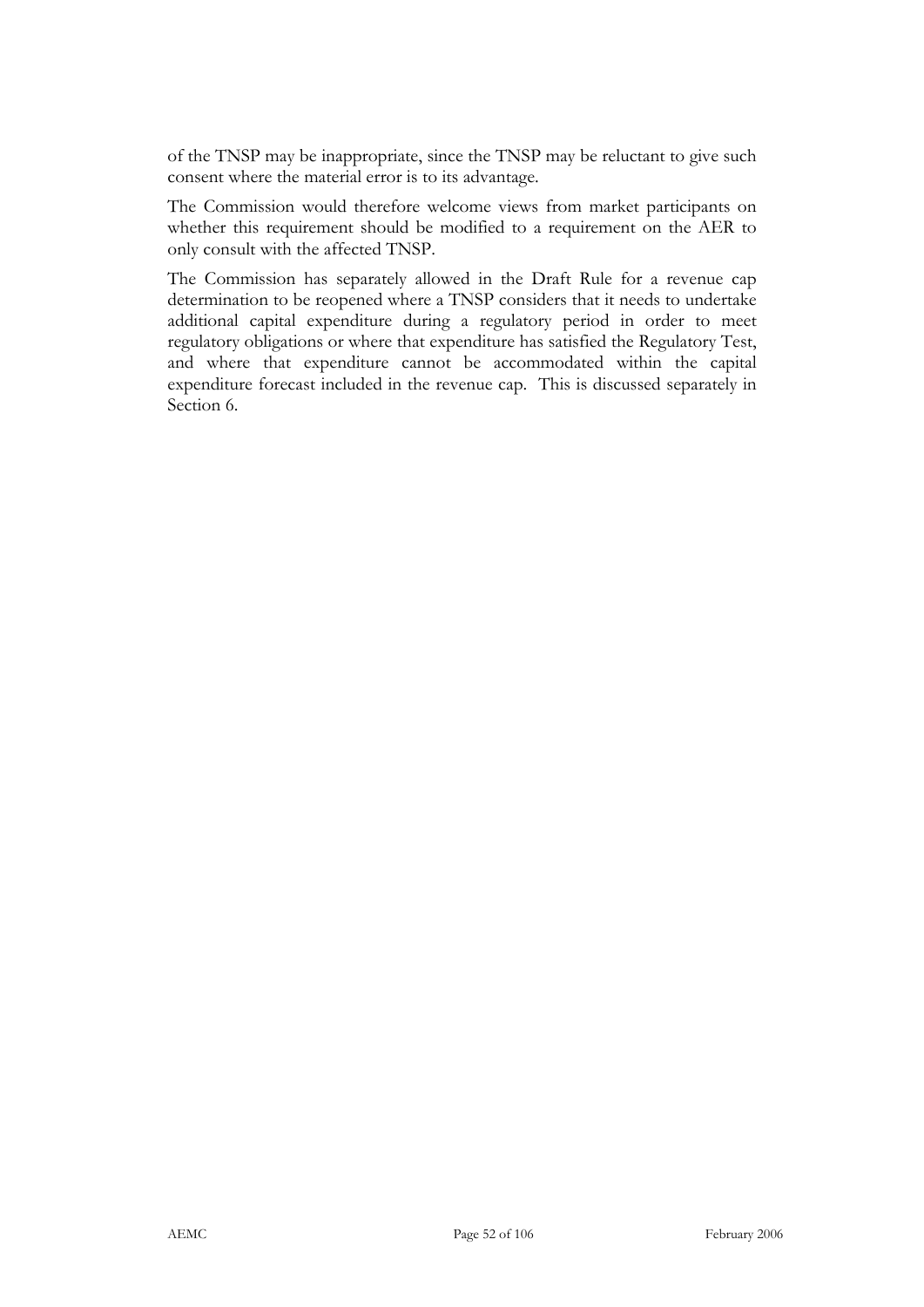of the TNSP may be inappropriate, since the TNSP may be reluctant to give such consent where the material error is to its advantage.

The Commission would therefore welcome views from market participants on whether this requirement should be modified to a requirement on the AER to only consult with the affected TNSP.

The Commission has separately allowed in the Draft Rule for a revenue cap determination to be reopened where a TNSP considers that it needs to undertake additional capital expenditure during a regulatory period in order to meet regulatory obligations or where that expenditure has satisfied the Regulatory Test, and where that expenditure cannot be accommodated within the capital expenditure forecast included in the revenue cap. This is discussed separately in Section 6.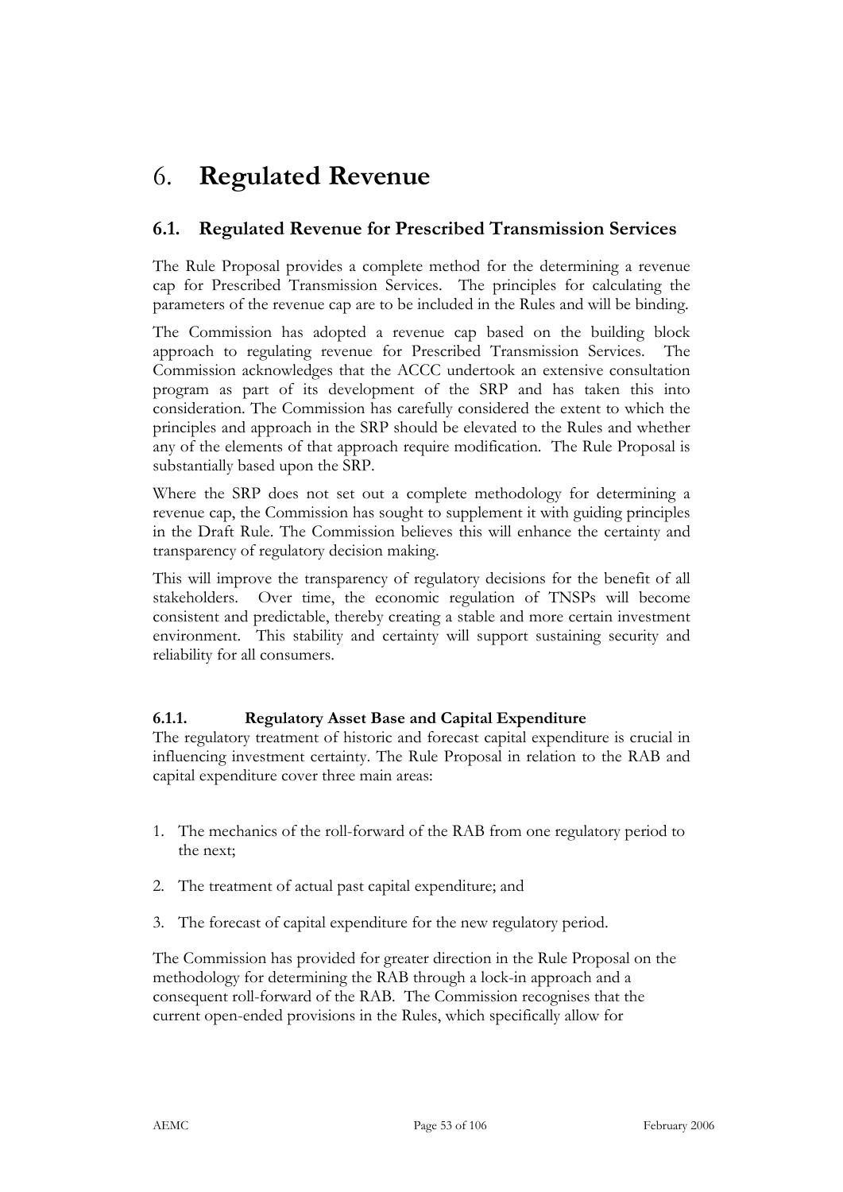# 6. **Regulated Revenue**

## 6.1. Regulated Revenue for Prescribed Transmission Services

The Rule Proposal provides a complete method for the determining a revenue cap for Prescribed Transmission Services. The principles for calculating the parameters of the revenue cap are to be included in the Rules and will be binding.

The Commission has adopted a revenue cap based on the building block approach to regulating revenue for Prescribed Transmission Services. The Commission acknowledges that the ACCC undertook an extensive consultation program as part of its development of the SRP and has taken this into consideration. The Commission has carefully considered the extent to which the principles and approach in the SRP should be elevated to the Rules and whether any of the elements of that approach require modification. The Rule Proposal is substantially based upon the SRP.

Where the SRP does not set out a complete methodology for determining a revenue cap, the Commission has sought to supplement it with guiding principles in the Draft Rule. The Commission believes this will enhance the certainty and transparency of regulatory decision making.

This will improve the transparency of regulatory decisions for the benefit of all stakeholders. Over time, the economic regulation of TNSPs will become consistent and predictable, thereby creating a stable and more certain investment environment. This stability and certainty will support sustaining security and reliability for all consumers.

### 6.1.1. Regulatory Asset Base and Capital Expenditure

The regulatory treatment of historic and forecast capital expenditure is crucial in influencing investment certainty. The Rule Proposal in relation to the RAB and capital expenditure cover three main areas:

1. The mechanics of the roll-forward of the RAB from one regulatory period to the next;
2. The treatment of actual past capital expenditure; and
3. The forecast of capital expenditure for the new regulatory period.

The Commission has provided for greater direction in the Rule Proposal on the methodology for determining the RAB through a lock-in approach and a consequent roll-forward of the RAB. The Commission recognises that the current open-ended provisions in the Rules, which specifically allow for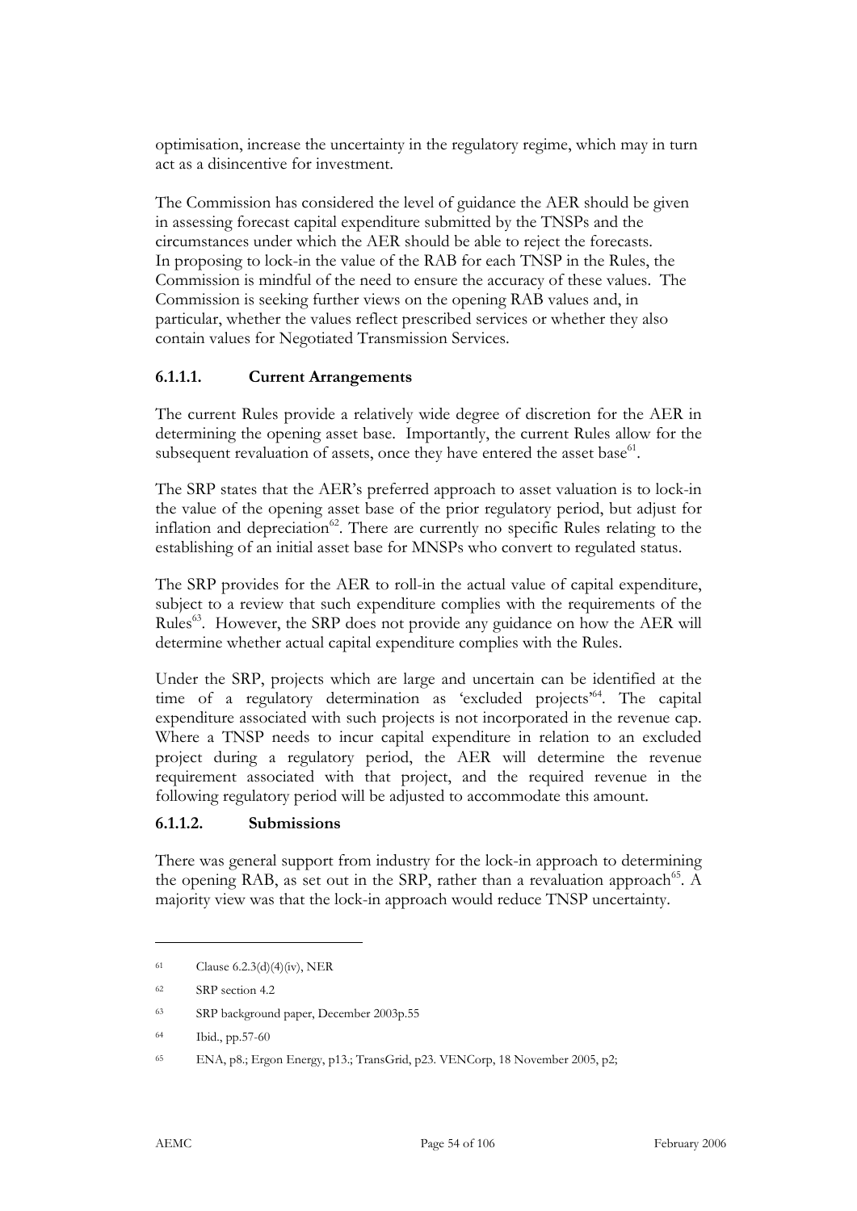optimisation, increase the uncertainty in the regulatory regime, which may in turn act as a disincentive for investment.

The Commission has considered the level of guidance the AER should be given in assessing forecast capital expenditure submitted by the TNSPs and the circumstances under which the AER should be able to reject the forecasts. In proposing to lock-in the value of the RAB for each TNSP in the Rules, the Commission is mindful of the need to ensure the accuracy of these values. The Commission is seeking further views on the opening RAB values and, in particular, whether the values reflect prescribed services or whether they also contain values for Negotiated Transmission Services.

#### 6.1.1.1. Current Arrangements

The current Rules provide a relatively wide degree of discretion for the AER in determining the opening asset base. Importantly, the current Rules allow for the subsequent revaluation of assets, once they have entered the asset base[61].

The SRP states that the AER's preferred approach to asset valuation is to lock-in the value of the opening asset base of the prior regulatory period, but adjust for inflation and depreciation[62]. There are currently no specific Rules relating to the establishing of an initial asset base for MNSPs who convert to regulated status.

The SRP provides for the AER to roll-in the actual value of capital expenditure, subject to a review that such expenditure complies with the requirements of the Rules[63]. However, the SRP does not provide any guidance on how the AER will determine whether actual capital expenditure complies with the Rules.

Under the SRP, projects which are large and uncertain can be identified at the time of a regulatory determination as 'excluded projects'[64]. The capital expenditure associated with such projects is not incorporated in the revenue cap. Where a TNSP needs to incur capital expenditure in relation to an excluded project during a regulatory period, the AER will determine the revenue requirement associated with that project, and the required revenue in the following regulatory period will be adjusted to accommodate this amount.

#### 6.1.1.2. Submissions

There was general support from industry for the lock-in approach to determining the opening RAB, as set out in the SRP, rather than a revaluation approach[65]. A majority view was that the lock-in approach would reduce TNSP uncertainty.

---

61 Clause 6.2.3(d)(4)(iv), NER

62 SRP section 4.2

63 SRP background paper, December 2003p.55

64 Ibid., pp.57-60

65 ENA, p8.; Ergon Energy, p13.; TransGrid, p23. VENCorp, 18 November 2005, p2;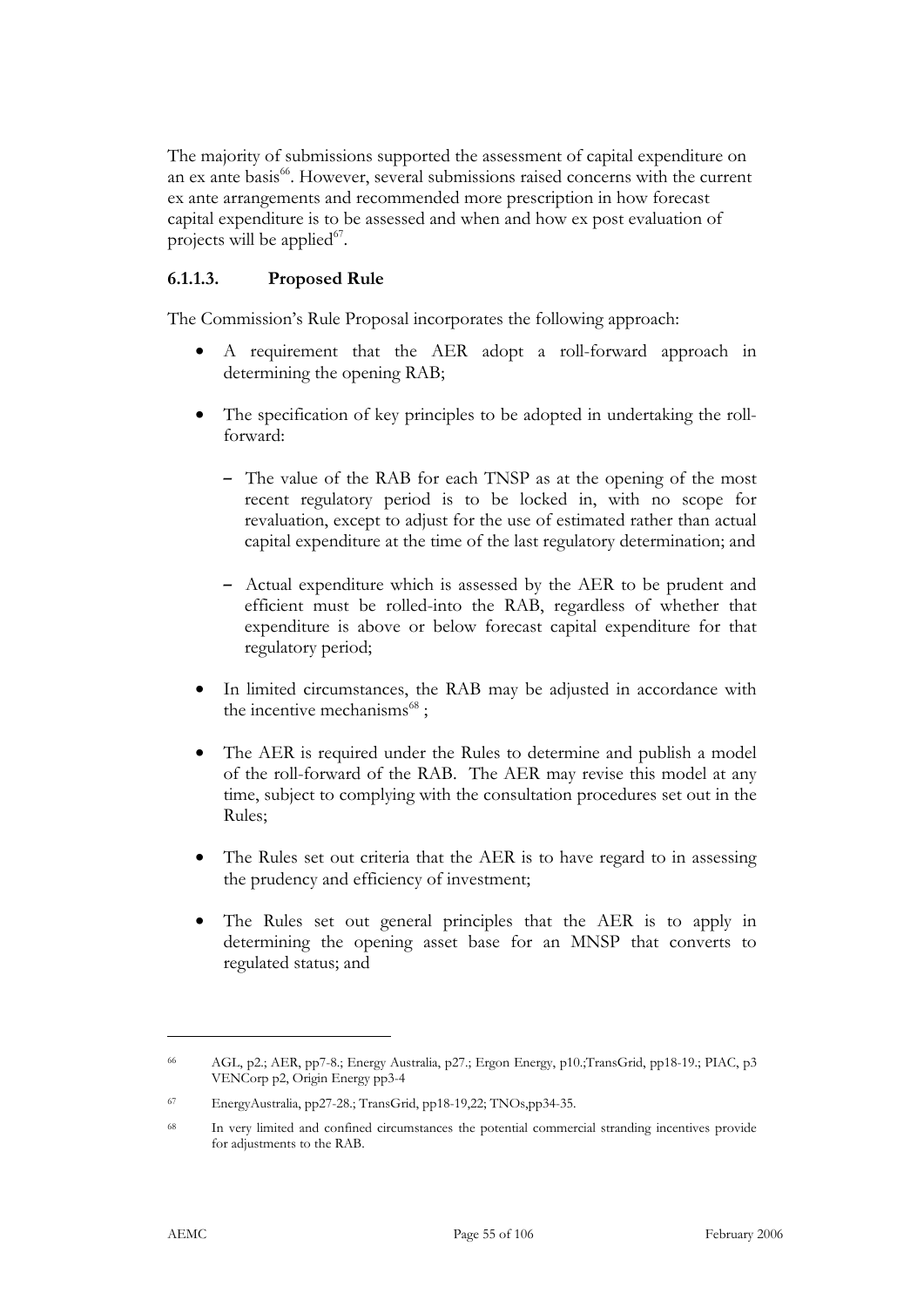The majority of submissions supported the assessment of capital expenditure on an ex ante basis[66]. However, several submissions raised concerns with the current ex ante arrangements and recommended more prescription in how forecast capital expenditure is to be assessed and when and how ex post evaluation of projects will be applied[67].

### 6.1.1.3. Proposed Rule

The Commission's Rule Proposal incorporates the following approach:

- A requirement that the AER adopt a roll-forward approach in determining the opening RAB;
- The specification of key principles to be adopted in undertaking the roll-forward:
  - The value of the RAB for each TNSP as at the opening of the most recent regulatory period is to be locked in, with no scope for revaluation, except to adjust for the use of estimated rather than actual capital expenditure at the time of the last regulatory determination; and
  - Actual expenditure which is assessed by the AER to be prudent and efficient must be rolled-into the RAB, regardless of whether that expenditure is above or below forecast capital expenditure for that regulatory period;
- In limited circumstances, the RAB may be adjusted in accordance with the incentive mechanisms[68] ;
- The AER is required under the Rules to determine and publish a model of the roll-forward of the RAB. The AER may revise this model at any time, subject to complying with the consultation procedures set out in the Rules;
- The Rules set out criteria that the AER is to have regard to in assessing the prudency and efficiency of investment;
- The Rules set out general principles that the AER is to apply in determining the opening asset base for an MNSP that converts to regulated status; and

---

[66] AGL, p2.; AER, pp7-8.; Energy Australia, p27.; Ergon Energy, p10.;TransGrid, pp18-19.; PIAC, p3 VENCorp p2, Origin Energy pp3-4

[67] EnergyAustralia, pp27-28.; TransGrid, pp18-19,22; TNOs,pp34-35.

[68] In very limited and confined circumstances the potential commercial stranding incentives provide for adjustments to the RAB.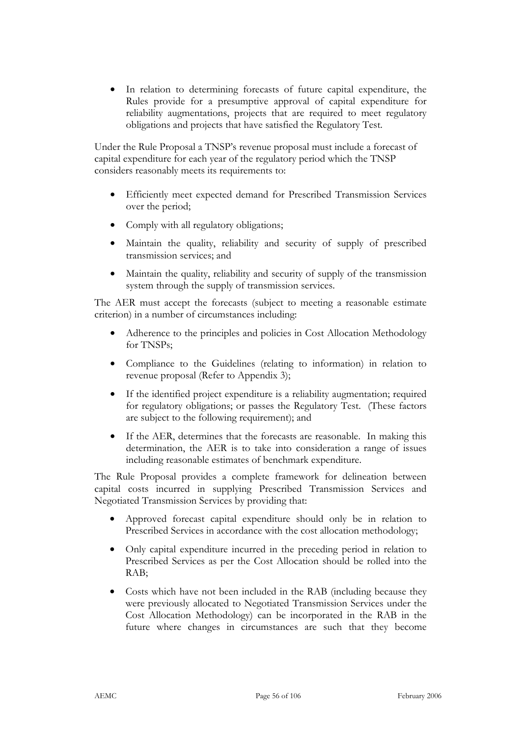- In relation to determining forecasts of future capital expenditure, the Rules provide for a presumptive approval of capital expenditure for reliability augmentations, projects that are required to meet regulatory obligations and projects that have satisfied the Regulatory Test.

Under the Rule Proposal a TNSP's revenue proposal must include a forecast of capital expenditure for each year of the regulatory period which the TNSP considers reasonably meets its requirements to:

- Efficiently meet expected demand for Prescribed Transmission Services over the period;
- Comply with all regulatory obligations;
- Maintain the quality, reliability and security of supply of prescribed transmission services; and
- Maintain the quality, reliability and security of supply of the transmission system through the supply of transmission services.

The AER must accept the forecasts (subject to meeting a reasonable estimate criterion) in a number of circumstances including:

- Adherence to the principles and policies in Cost Allocation Methodology for TNSPs;
- Compliance to the Guidelines (relating to information) in relation to revenue proposal (Refer to Appendix 3);
- If the identified project expenditure is a reliability augmentation; required for regulatory obligations; or passes the Regulatory Test. (These factors are subject to the following requirement); and
- If the AER, determines that the forecasts are reasonable. In making this determination, the AER is to take into consideration a range of issues including reasonable estimates of benchmark expenditure.

The Rule Proposal provides a complete framework for delineation between capital costs incurred in supplying Prescribed Transmission Services and Negotiated Transmission Services by providing that:

- Approved forecast capital expenditure should only be in relation to Prescribed Services in accordance with the cost allocation methodology;
- Only capital expenditure incurred in the preceding period in relation to Prescribed Services as per the Cost Allocation should be rolled into the RAB;
- Costs which have not been included in the RAB (including because they were previously allocated to Negotiated Transmission Services under the Cost Allocation Methodology) can be incorporated in the RAB in the future where changes in circumstances are such that they become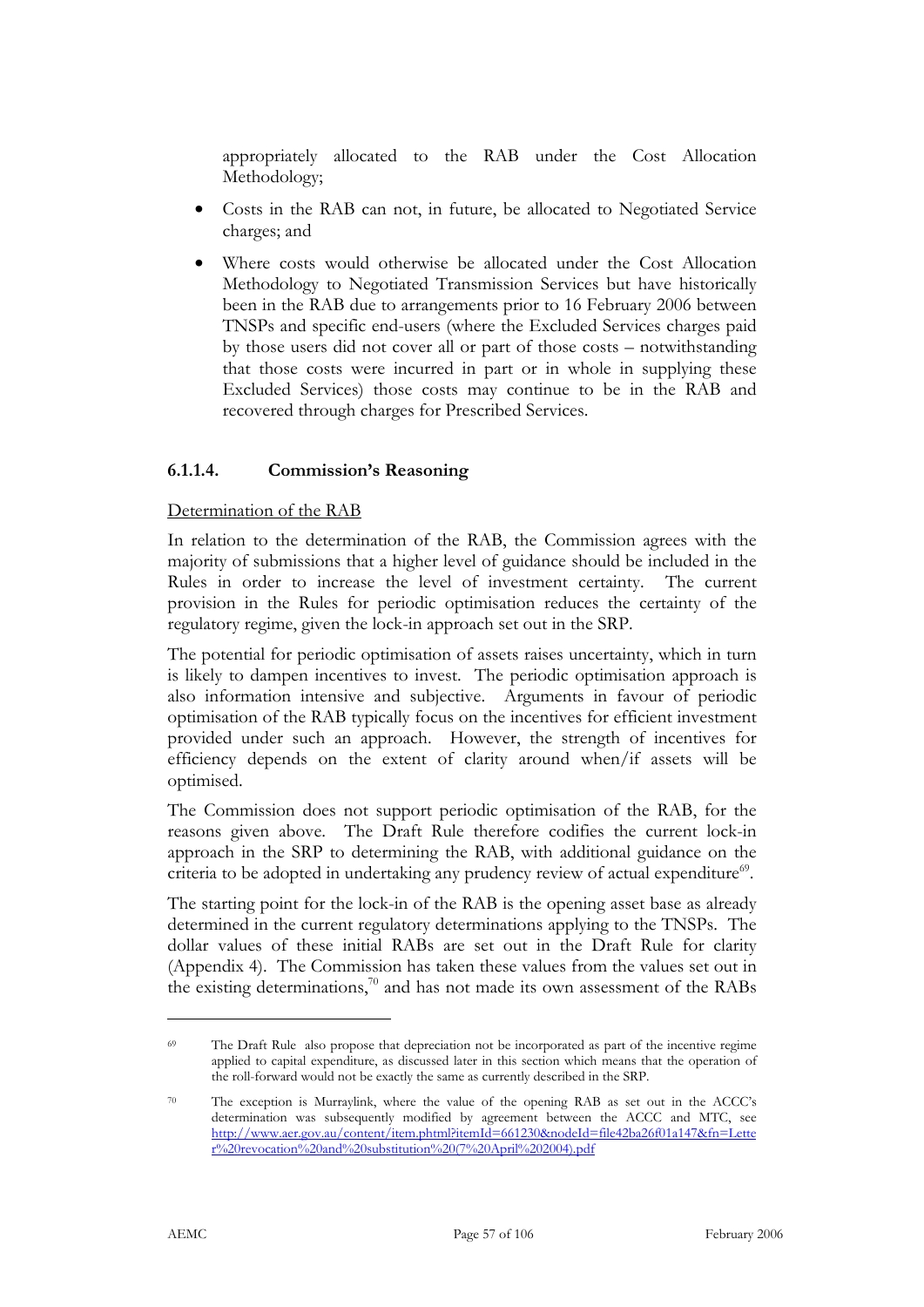appropriately allocated to the RAB under the Cost Allocation Methodology;

- Costs in the RAB can not, in future, be allocated to Negotiated Service charges; and
- Where costs would otherwise be allocated under the Cost Allocation Methodology to Negotiated Transmission Services but have historically been in the RAB due to arrangements prior to 16 February 2006 between TNSPs and specific end-users (where the Excluded Services charges paid by those users did not cover all or part of those costs – notwithstanding that those costs were incurred in part or in whole in supplying these Excluded Services) those costs may continue to be in the RAB and recovered through charges for Prescribed Services.

#### 6.1.1.4. Commission's Reasoning

Determination of the RAB

In relation to the determination of the RAB, the Commission agrees with the majority of submissions that a higher level of guidance should be included in the Rules in order to increase the level of investment certainty. The current provision in the Rules for periodic optimisation reduces the certainty of the regulatory regime, given the lock-in approach set out in the SRP.

The potential for periodic optimisation of assets raises uncertainty, which in turn is likely to dampen incentives to invest. The periodic optimisation approach is also information intensive and subjective. Arguments in favour of periodic optimisation of the RAB typically focus on the incentives for efficient investment provided under such an approach. However, the strength of incentives for efficiency depends on the extent of clarity around when/if assets will be optimised.

The Commission does not support periodic optimisation of the RAB, for the reasons given above. The Draft Rule therefore codifies the current lock-in approach in the SRP to determining the RAB, with additional guidance on the criteria to be adopted in undertaking any prudency review of actual expenditure[69].

The starting point for the lock-in of the RAB is the opening asset base as already determined in the current regulatory determinations applying to the TNSPs. The dollar values of these initial RABs are set out in the Draft Rule for clarity (Appendix 4). The Commission has taken these values from the values set out in the existing determinations,[70] and has not made its own assessment of the RABs

---

[69] The Draft Rule also propose that depreciation not be incorporated as part of the incentive regime applied to capital expenditure, as discussed later in this section which means that the operation of the roll-forward would not be exactly the same as currently described in the SRP.

[70] The exception is Murraylink, where the value of the opening RAB as set out in the ACCC's determination was subsequently modified by agreement between the ACCC and MTC, see http://www.aer.gov.au/content/item.phtml?itemId=661230&nodeId=file42ba26f01a147&fn=Letter%20revocation%20and%20substitution%20(7%20April%202004).pdf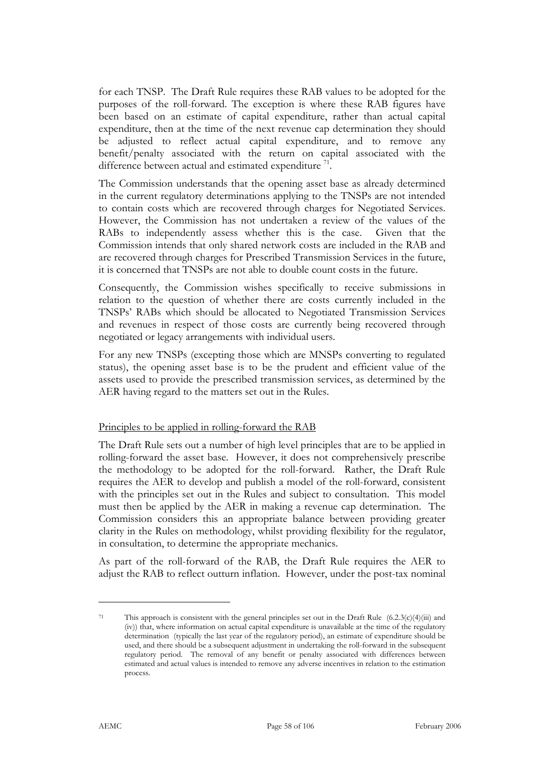for each TNSP. The Draft Rule requires these RAB values to be adopted for the purposes of the roll-forward. The exception is where these RAB figures have been based on an estimate of capital expenditure, rather than actual capital expenditure, then at the time of the next revenue cap determination they should be adjusted to reflect actual capital expenditure, and to remove any benefit/penalty associated with the return on capital associated with the difference between actual and estimated expenditure [71].

The Commission understands that the opening asset base as already determined in the current regulatory determinations applying to the TNSPs are not intended to contain costs which are recovered through charges for Negotiated Services. However, the Commission has not undertaken a review of the values of the RABs to independently assess whether this is the case. Given that the Commission intends that only shared network costs are included in the RAB and are recovered through charges for Prescribed Transmission Services in the future, it is concerned that TNSPs are not able to double count costs in the future.

Consequently, the Commission wishes specifically to receive submissions in relation to the question of whether there are costs currently included in the TNSPs' RABs which should be allocated to Negotiated Transmission Services and revenues in respect of those costs are currently being recovered through negotiated or legacy arrangements with individual users.

For any new TNSPs (excepting those which are MNSPs converting to regulated status), the opening asset base is to be the prudent and efficient value of the assets used to provide the prescribed transmission services, as determined by the AER having regard to the matters set out in the Rules.

<u>Principles to be applied in rolling-forward the RAB</u>

The Draft Rule sets out a number of high level principles that are to be applied in rolling-forward the asset base. However, it does not comprehensively prescribe the methodology to be adopted for the roll-forward. Rather, the Draft Rule requires the AER to develop and publish a model of the roll-forward, consistent with the principles set out in the Rules and subject to consultation. This model must then be applied by the AER in making a revenue cap determination. The Commission considers this an appropriate balance between providing greater clarity in the Rules on methodology, whilst providing flexibility for the regulator, in consultation, to determine the appropriate mechanics.

As part of the roll-forward of the RAB, the Draft Rule requires the AER to adjust the RAB to reflect outturn inflation. However, under the post-tax nominal

---

[71] This approach is consistent with the general principles set out in the Draft Rule (6.2.3(c)(4)(iii) and (iv)) that, where information on actual capital expenditure is unavailable at the time of the regulatory determination (typically the last year of the regulatory period), an estimate of expenditure should be used, and there should be a subsequent adjustment in undertaking the roll-forward in the subsequent regulatory period. The removal of any benefit or penalty associated with differences between estimated and actual values is intended to remove any adverse incentives in relation to the estimation process.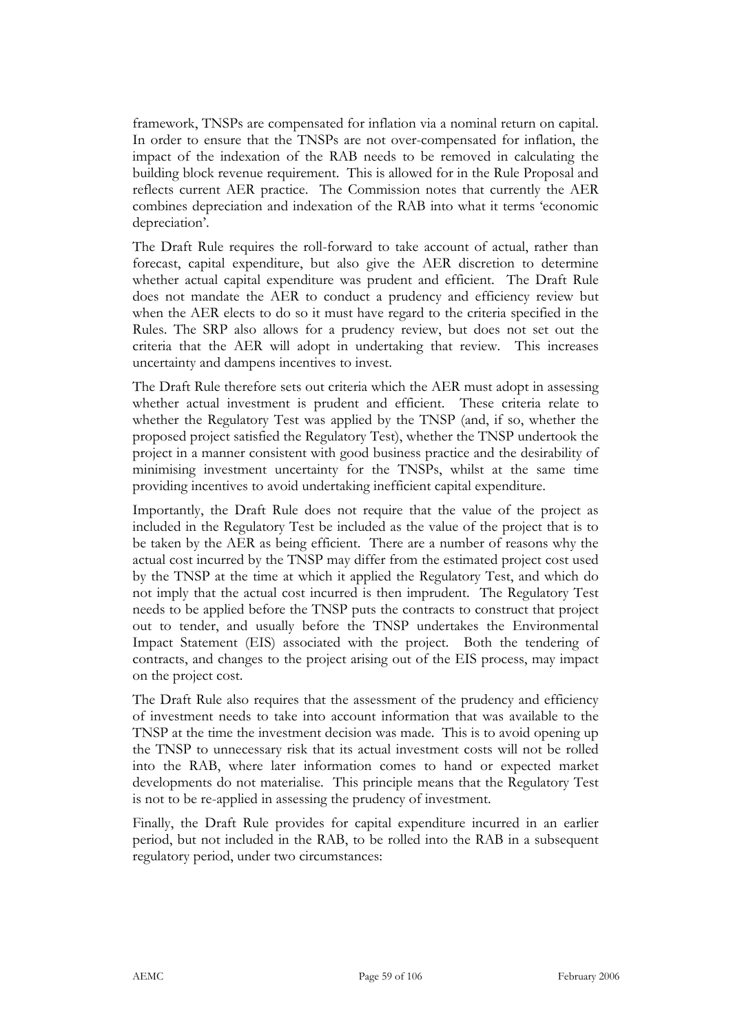framework, TNSPs are compensated for inflation via a nominal return on capital. In order to ensure that the TNSPs are not over-compensated for inflation, the impact of the indexation of the RAB needs to be removed in calculating the building block revenue requirement. This is allowed for in the Rule Proposal and reflects current AER practice. The Commission notes that currently the AER combines depreciation and indexation of the RAB into what it terms 'economic depreciation'.

The Draft Rule requires the roll-forward to take account of actual, rather than forecast, capital expenditure, but also give the AER discretion to determine whether actual capital expenditure was prudent and efficient. The Draft Rule does not mandate the AER to conduct a prudency and efficiency review but when the AER elects to do so it must have regard to the criteria specified in the Rules. The SRP also allows for a prudency review, but does not set out the criteria that the AER will adopt in undertaking that review. This increases uncertainty and dampens incentives to invest.

The Draft Rule therefore sets out criteria which the AER must adopt in assessing whether actual investment is prudent and efficient. These criteria relate to whether the Regulatory Test was applied by the TNSP (and, if so, whether the proposed project satisfied the Regulatory Test), whether the TNSP undertook the project in a manner consistent with good business practice and the desirability of minimising investment uncertainty for the TNSPs, whilst at the same time providing incentives to avoid undertaking inefficient capital expenditure.

Importantly, the Draft Rule does not require that the value of the project as included in the Regulatory Test be included as the value of the project that is to be taken by the AER as being efficient. There are a number of reasons why the actual cost incurred by the TNSP may differ from the estimated project cost used by the TNSP at the time at which it applied the Regulatory Test, and which do not imply that the actual cost incurred is then imprudent. The Regulatory Test needs to be applied before the TNSP puts the contracts to construct that project out to tender, and usually before the TNSP undertakes the Environmental Impact Statement (EIS) associated with the project. Both the tendering of contracts, and changes to the project arising out of the EIS process, may impact on the project cost.

The Draft Rule also requires that the assessment of the prudency and efficiency of investment needs to take into account information that was available to the TNSP at the time the investment decision was made. This is to avoid opening up the TNSP to unnecessary risk that its actual investment costs will not be rolled into the RAB, where later information comes to hand or expected market developments do not materialise. This principle means that the Regulatory Test is not to be re-applied in assessing the prudency of investment.

Finally, the Draft Rule provides for capital expenditure incurred in an earlier period, but not included in the RAB, to be rolled into the RAB in a subsequent regulatory period, under two circumstances: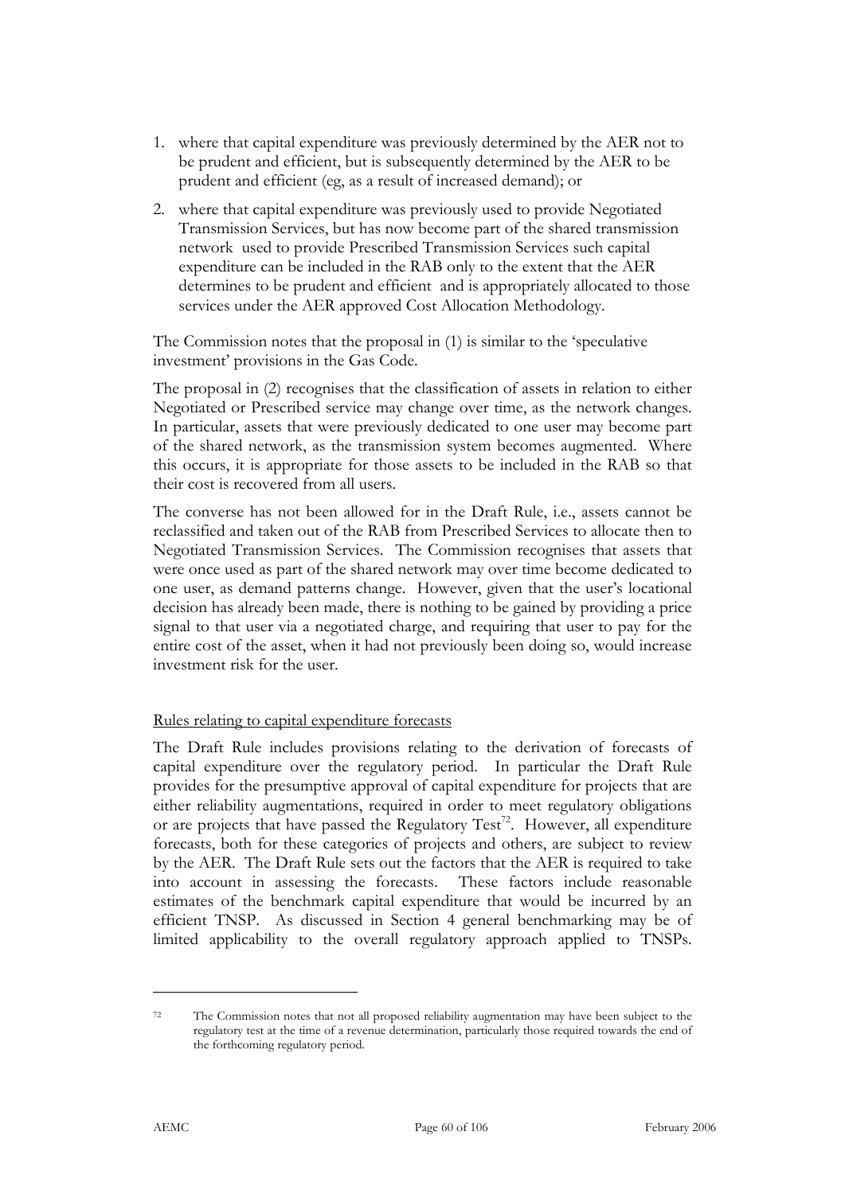1. where that capital expenditure was previously determined by the AER not to be prudent and efficient, but is subsequently determined by the AER to be prudent and efficient (eg, as a result of increased demand); or
2. where that capital expenditure was previously used to provide Negotiated Transmission Services, but has now become part of the shared transmission network used to provide Prescribed Transmission Services such capital expenditure can be included in the RAB only to the extent that the AER determines to be prudent and efficient and is appropriately allocated to those services under the AER approved Cost Allocation Methodology.

The Commission notes that the proposal in (1) is similar to the 'speculative investment' provisions in the Gas Code.

The proposal in (2) recognises that the classification of assets in relation to either Negotiated or Prescribed service may change over time, as the network changes. In particular, assets that were previously dedicated to one user may become part of the shared network, as the transmission system becomes augmented. Where this occurs, it is appropriate for those assets to be included in the RAB so that their cost is recovered from all users.

The converse has not been allowed for in the Draft Rule, i.e., assets cannot be reclassified and taken out of the RAB from Prescribed Services to allocate then to Negotiated Transmission Services. The Commission recognises that assets that were once used as part of the shared network may over time become dedicated to one user, as demand patterns change. However, given that the user's locational decision has already been made, there is nothing to be gained by providing a price signal to that user via a negotiated charge, and requiring that user to pay for the entire cost of the asset, when it had not previously been doing so, would increase investment risk for the user.

<u>Rules relating to capital expenditure forecasts</u>

The Draft Rule includes provisions relating to the derivation of forecasts of capital expenditure over the regulatory period. In particular the Draft Rule provides for the presumptive approval of capital expenditure for projects that are either reliability augmentations, required in order to meet regulatory obligations or are projects that have passed the Regulatory Test[72]. However, all expenditure forecasts, both for these categories of projects and others, are subject to review by the AER. The Draft Rule sets out the factors that the AER is required to take into account in assessing the forecasts. These factors include reasonable estimates of the benchmark capital expenditure that would be incurred by an efficient TNSP. As discussed in Section 4 general benchmarking may be of limited applicability to the overall regulatory approach applied to TNSPs.

[72] The Commission notes that not all proposed reliability augmentation may have been subject to the regulatory test at the time of a revenue determination, particularly those required towards the end of the forthcoming regulatory period.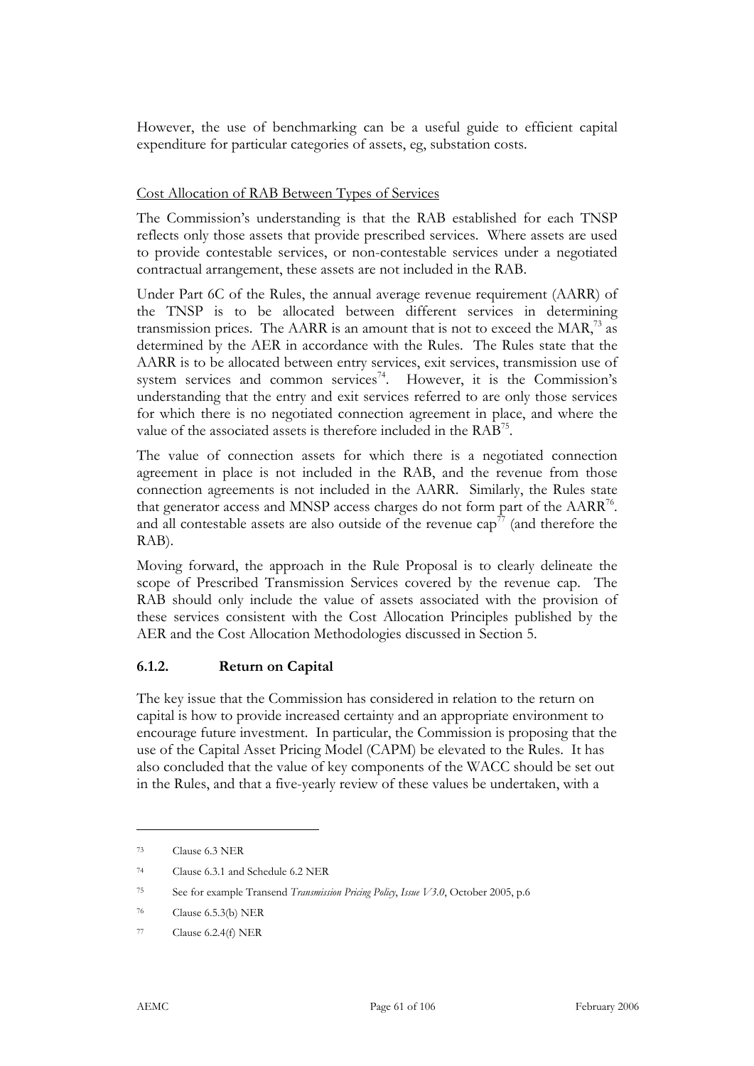However, the use of benchmarking can be a useful guide to efficient capital expenditure for particular categories of assets, eg, substation costs.

Cost Allocation of RAB Between Types of Services

The Commission's understanding is that the RAB established for each TNSP reflects only those assets that provide prescribed services. Where assets are used to provide contestable services, or non-contestable services under a negotiated contractual arrangement, these assets are not included in the RAB.

Under Part 6C of the Rules, the annual average revenue requirement (AARR) of the TNSP is to be allocated between different services in determining transmission prices. The AARR is an amount that is not to exceed the MAR,[73] as determined by the AER in accordance with the Rules. The Rules state that the AARR is to be allocated between entry services, exit services, transmission use of system services and common services[74]. However, it is the Commission's understanding that the entry and exit services referred to are only those services for which there is no negotiated connection agreement in place, and where the value of the associated assets is therefore included in the RAB[75].

The value of connection assets for which there is a negotiated connection agreement in place is not included in the RAB, and the revenue from those connection agreements is not included in the AARR. Similarly, the Rules state that generator access and MNSP access charges do not form part of the AARR[76]. and all contestable assets are also outside of the revenue cap[77] (and therefore the RAB).

Moving forward, the approach in the Rule Proposal is to clearly delineate the scope of Prescribed Transmission Services covered by the revenue cap. The RAB should only include the value of assets associated with the provision of these services consistent with the Cost Allocation Principles published by the AER and the Cost Allocation Methodologies discussed in Section 5.

### 6.1.2. Return on Capital

The key issue that the Commission has considered in relation to the return on capital is how to provide increased certainty and an appropriate environment to encourage future investment. In particular, the Commission is proposing that the use of the Capital Asset Pricing Model (CAPM) be elevated to the Rules. It has also concluded that the value of key components of the WACC should be set out in the Rules, and that a five-yearly review of these values be undertaken, with a

---

73 Clause 6.3 NER

74 Clause 6.3.1 and Schedule 6.2 NER

75 See for example Transend *Transmission Pricing Policy*, *Issue V3.0*, October 2005, p.6

76 Clause 6.5.3(b) NER

77 Clause 6.2.4(f) NER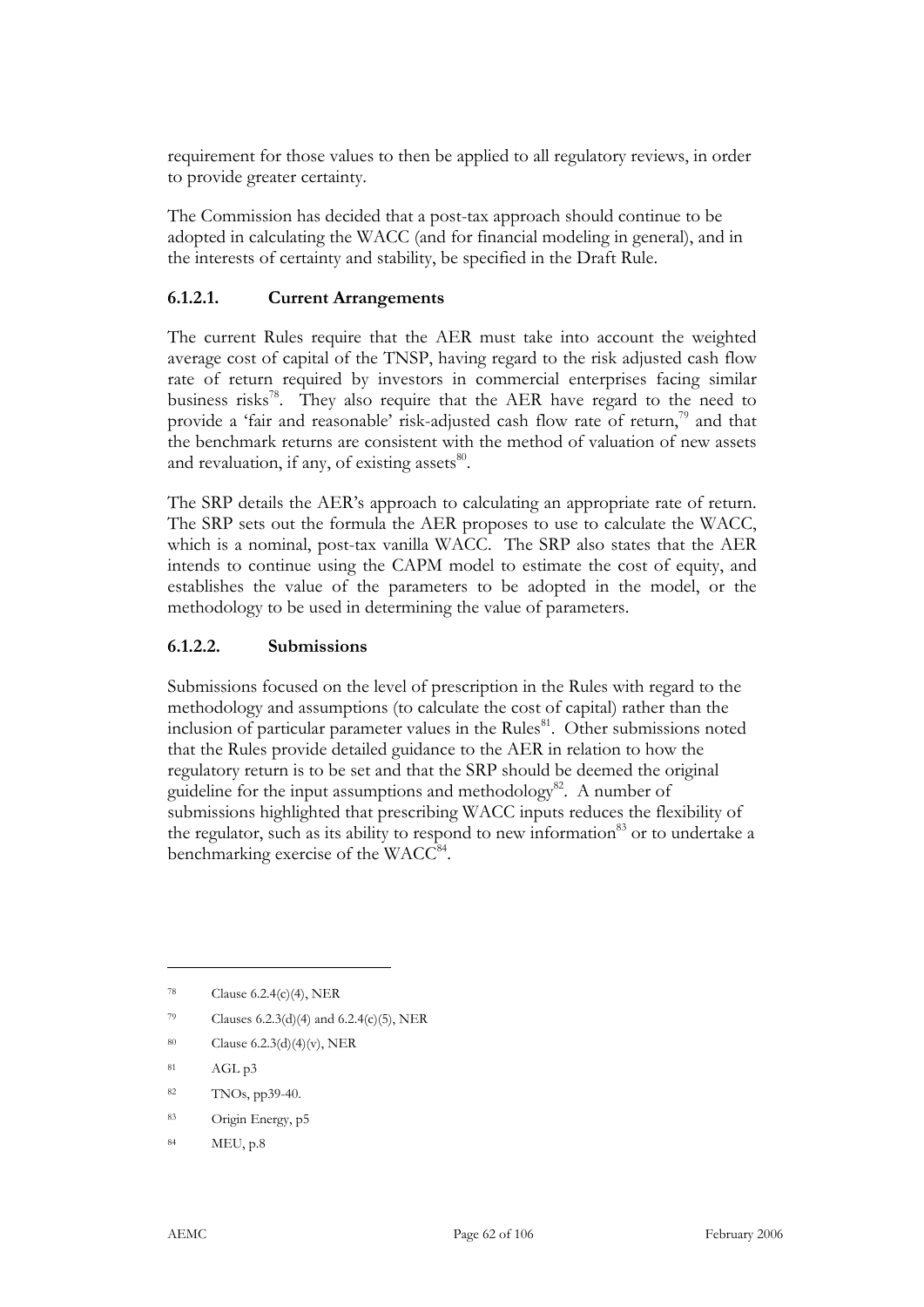requirement for those values to then be applied to all regulatory reviews, in order to provide greater certainty.

The Commission has decided that a post-tax approach should continue to be adopted in calculating the WACC (and for financial modeling in general), and in the interests of certainty and stability, be specified in the Draft Rule.

### 6.1.2.1. Current Arrangements

The current Rules require that the AER must take into account the weighted average cost of capital of the TNSP, having regard to the risk adjusted cash flow rate of return required by investors in commercial enterprises facing similar business risks[78]. They also require that the AER have regard to the need to provide a 'fair and reasonable' risk-adjusted cash flow rate of return,[79] and that the benchmark returns are consistent with the method of valuation of new assets and revaluation, if any, of existing assets[80].

The SRP details the AER's approach to calculating an appropriate rate of return. The SRP sets out the formula the AER proposes to use to calculate the WACC, which is a nominal, post-tax vanilla WACC. The SRP also states that the AER intends to continue using the CAPM model to estimate the cost of equity, and establishes the value of the parameters to be adopted in the model, or the methodology to be used in determining the value of parameters.

### 6.1.2.2. Submissions

Submissions focused on the level of prescription in the Rules with regard to the methodology and assumptions (to calculate the cost of capital) rather than the inclusion of particular parameter values in the Rules[81]. Other submissions noted that the Rules provide detailed guidance to the AER in relation to how the regulatory return is to be set and that the SRP should be deemed the original guideline for the input assumptions and methodology[82]. A number of submissions highlighted that prescribing WACC inputs reduces the flexibility of the regulator, such as its ability to respond to new information[83] or to undertake a benchmarking exercise of the WACC[84].

---

[78] Clause 6.2.4(c)(4), NER

[79] Clauses 6.2.3(d)(4) and 6.2.4(c)(5), NER

[80] Clause 6.2.3(d)(4)(v), NER

[81] AGL p3

[82] TNOs, pp39-40.

[83] Origin Energy, p5

[84] MEU, p.8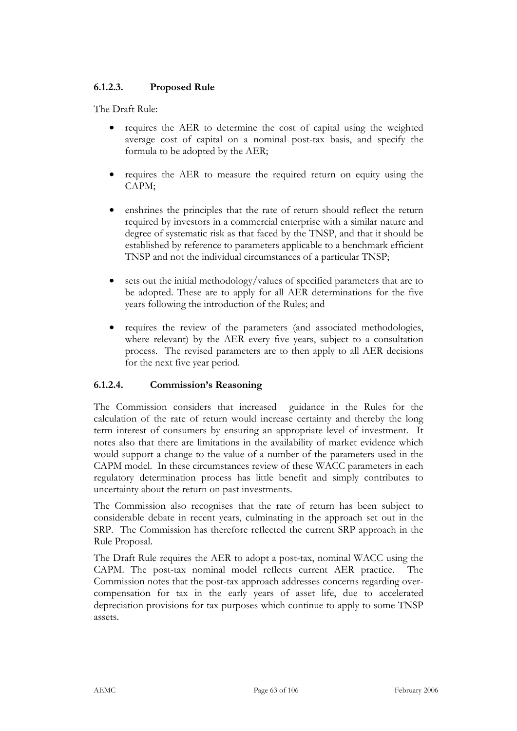### 6.1.2.3. Proposed Rule

The Draft Rule:

- requires the AER to determine the cost of capital using the weighted average cost of capital on a nominal post-tax basis, and specify the formula to be adopted by the AER;
- requires the AER to measure the required return on equity using the CAPM;
- enshrines the principles that the rate of return should reflect the return required by investors in a commercial enterprise with a similar nature and degree of systematic risk as that faced by the TNSP, and that it should be established by reference to parameters applicable to a benchmark efficient TNSP and not the individual circumstances of a particular TNSP;
- sets out the initial methodology/values of specified parameters that are to be adopted. These are to apply for all AER determinations for the five years following the introduction of the Rules; and
- requires the review of the parameters (and associated methodologies, where relevant) by the AER every five years, subject to a consultation process. The revised parameters are to then apply to all AER decisions for the next five year period.

### 6.1.2.4. Commission's Reasoning

The Commission considers that increased guidance in the Rules for the calculation of the rate of return would increase certainty and thereby the long term interest of consumers by ensuring an appropriate level of investment. It notes also that there are limitations in the availability of market evidence which would support a change to the value of a number of the parameters used in the CAPM model. In these circumstances review of these WACC parameters in each regulatory determination process has little benefit and simply contributes to uncertainty about the return on past investments.

The Commission also recognises that the rate of return has been subject to considerable debate in recent years, culminating in the approach set out in the SRP. The Commission has therefore reflected the current SRP approach in the Rule Proposal.

The Draft Rule requires the AER to adopt a post-tax, nominal WACC using the CAPM. The post-tax nominal model reflects current AER practice. The Commission notes that the post-tax approach addresses concerns regarding over-compensation for tax in the early years of asset life, due to accelerated depreciation provisions for tax purposes which continue to apply to some TNSP assets.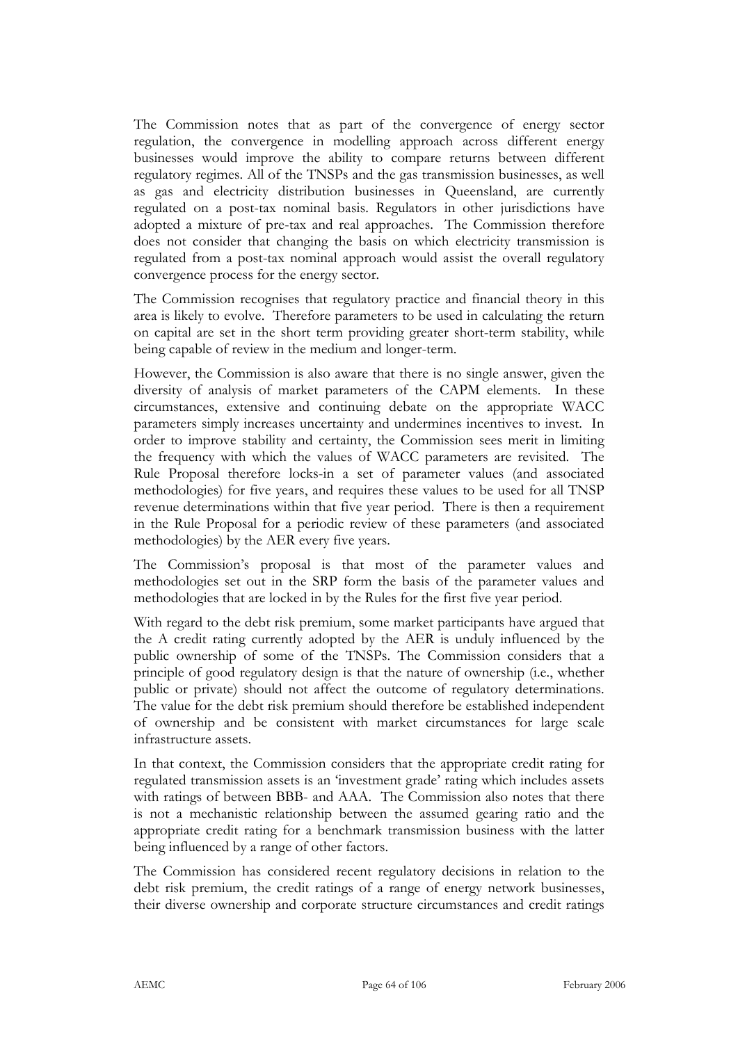The Commission notes that as part of the convergence of energy sector regulation, the convergence in modelling approach across different energy businesses would improve the ability to compare returns between different regulatory regimes. All of the TNSPs and the gas transmission businesses, as well as gas and electricity distribution businesses in Queensland, are currently regulated on a post-tax nominal basis. Regulators in other jurisdictions have adopted a mixture of pre-tax and real approaches. The Commission therefore does not consider that changing the basis on which electricity transmission is regulated from a post-tax nominal approach would assist the overall regulatory convergence process for the energy sector.

The Commission recognises that regulatory practice and financial theory in this area is likely to evolve. Therefore parameters to be used in calculating the return on capital are set in the short term providing greater short-term stability, while being capable of review in the medium and longer-term.

However, the Commission is also aware that there is no single answer, given the diversity of analysis of market parameters of the CAPM elements. In these circumstances, extensive and continuing debate on the appropriate WACC parameters simply increases uncertainty and undermines incentives to invest. In order to improve stability and certainty, the Commission sees merit in limiting the frequency with which the values of WACC parameters are revisited. The Rule Proposal therefore locks-in a set of parameter values (and associated methodologies) for five years, and requires these values to be used for all TNSP revenue determinations within that five year period. There is then a requirement in the Rule Proposal for a periodic review of these parameters (and associated methodologies) by the AER every five years.

The Commission's proposal is that most of the parameter values and methodologies set out in the SRP form the basis of the parameter values and methodologies that are locked in by the Rules for the first five year period.

With regard to the debt risk premium, some market participants have argued that the A credit rating currently adopted by the AER is unduly influenced by the public ownership of some of the TNSPs. The Commission considers that a principle of good regulatory design is that the nature of ownership (i.e., whether public or private) should not affect the outcome of regulatory determinations. The value for the debt risk premium should therefore be established independent of ownership and be consistent with market circumstances for large scale infrastructure assets.

In that context, the Commission considers that the appropriate credit rating for regulated transmission assets is an 'investment grade' rating which includes assets with ratings of between BBB- and AAA. The Commission also notes that there is not a mechanistic relationship between the assumed gearing ratio and the appropriate credit rating for a benchmark transmission business with the latter being influenced by a range of other factors.

The Commission has considered recent regulatory decisions in relation to the debt risk premium, the credit ratings of a range of energy network businesses, their diverse ownership and corporate structure circumstances and credit ratings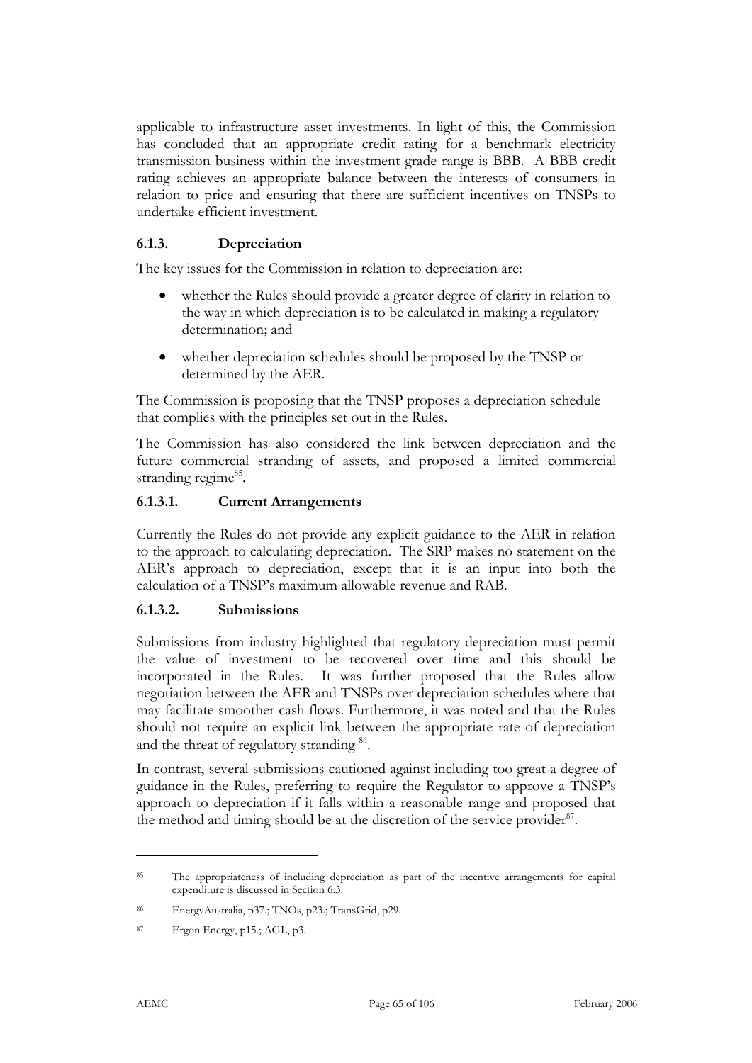applicable to infrastructure asset investments. In light of this, the Commission has concluded that an appropriate credit rating for a benchmark electricity transmission business within the investment grade range is BBB. A BBB credit rating achieves an appropriate balance between the interests of consumers in relation to price and ensuring that there are sufficient incentives on TNSPs to undertake efficient investment.

### 6.1.3. Depreciation

The key issues for the Commission in relation to depreciation are:

- whether the Rules should provide a greater degree of clarity in relation to the way in which depreciation is to be calculated in making a regulatory determination; and
- whether depreciation schedules should be proposed by the TNSP or determined by the AER.

The Commission is proposing that the TNSP proposes a depreciation schedule that complies with the principles set out in the Rules.

The Commission has also considered the link between depreciation and the future commercial stranding of assets, and proposed a limited commercial stranding regime[85].

#### 6.1.3.1. Current Arrangements

Currently the Rules do not provide any explicit guidance to the AER in relation to the approach to calculating depreciation. The SRP makes no statement on the AER's approach to depreciation, except that it is an input into both the calculation of a TNSP's maximum allowable revenue and RAB.

#### 6.1.3.2. Submissions

Submissions from industry highlighted that regulatory depreciation must permit the value of investment to be recovered over time and this should be incorporated in the Rules. It was further proposed that the Rules allow negotiation between the AER and TNSPs over depreciation schedules where that may facilitate smoother cash flows. Furthermore, it was noted and that the Rules should not require an explicit link between the appropriate rate of depreciation and the threat of regulatory stranding [86].

In contrast, several submissions cautioned against including too great a degree of guidance in the Rules, preferring to require the Regulator to approve a TNSP's approach to depreciation if it falls within a reasonable range and proposed that the method and timing should be at the discretion of the service provider[87].

---

85 The appropriateness of including depreciation as part of the incentive arrangements for capital expenditure is discussed in Section 6.3.

86 EnergyAustralia, p37.; TNOs, p23.; TransGrid, p29.

87 Ergon Energy, p15.; AGL, p3.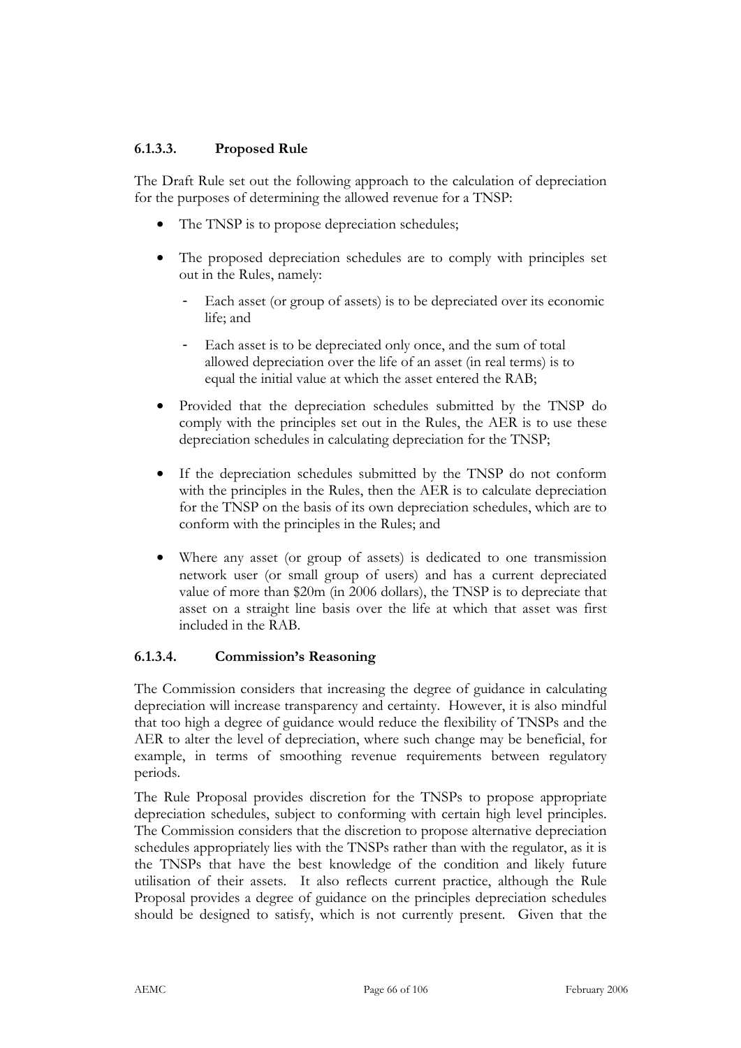#### 6.1.3.3. Proposed Rule

The Draft Rule set out the following approach to the calculation of depreciation for the purposes of determining the allowed revenue for a TNSP:

- The TNSP is to propose depreciation schedules;
- The proposed depreciation schedules are to comply with principles set out in the Rules, namely:
  - Each asset (or group of assets) is to be depreciated over its economic life; and
  - Each asset is to be depreciated only once, and the sum of total allowed depreciation over the life of an asset (in real terms) is to equal the initial value at which the asset entered the RAB;
- Provided that the depreciation schedules submitted by the TNSP do comply with the principles set out in the Rules, the AER is to use these depreciation schedules in calculating depreciation for the TNSP;
- If the depreciation schedules submitted by the TNSP do not conform with the principles in the Rules, then the AER is to calculate depreciation for the TNSP on the basis of its own depreciation schedules, which are to conform with the principles in the Rules; and
- Where any asset (or group of assets) is dedicated to one transmission network user (or small group of users) and has a current depreciated value of more than $20m (in 2006 dollars), the TNSP is to depreciate that asset on a straight line basis over the life at which that asset was first included in the RAB.

#### 6.1.3.4. Commission's Reasoning

The Commission considers that increasing the degree of guidance in calculating depreciation will increase transparency and certainty. However, it is also mindful that too high a degree of guidance would reduce the flexibility of TNSPs and the AER to alter the level of depreciation, where such change may be beneficial, for example, in terms of smoothing revenue requirements between regulatory periods.

The Rule Proposal provides discretion for the TNSPs to propose appropriate depreciation schedules, subject to conforming with certain high level principles. The Commission considers that the discretion to propose alternative depreciation schedules appropriately lies with the TNSPs rather than with the regulator, as it is the TNSPs that have the best knowledge of the condition and likely future utilisation of their assets. It also reflects current practice, although the Rule Proposal provides a degree of guidance on the principles depreciation schedules should be designed to satisfy, which is not currently present. Given that the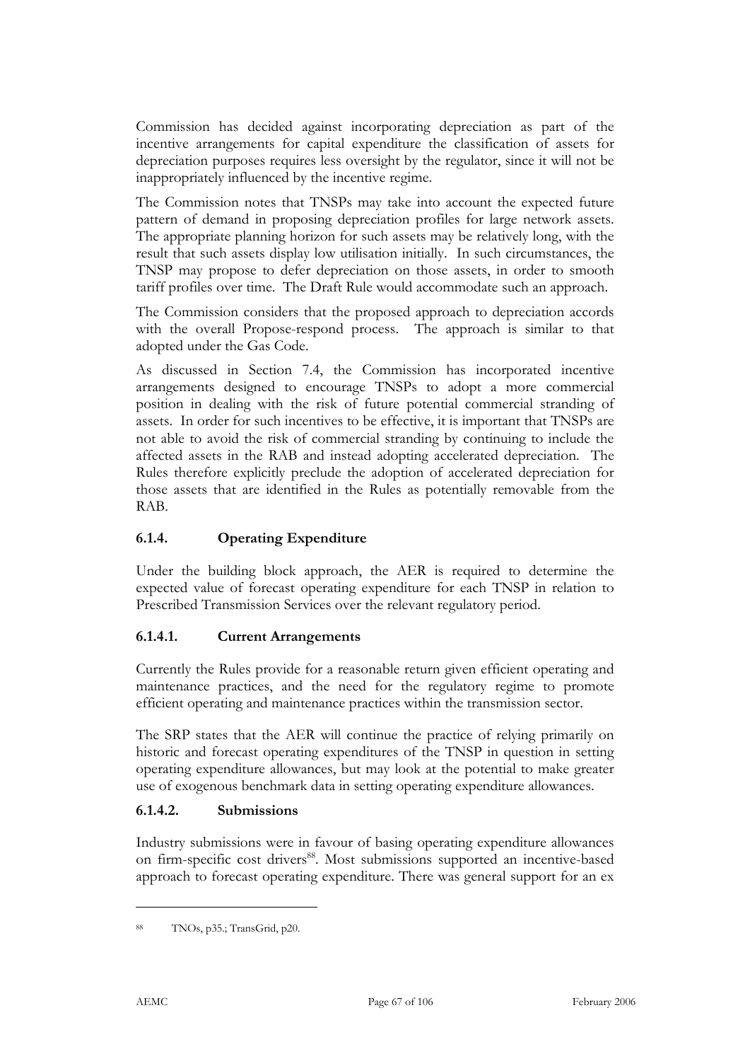Commission has decided against incorporating depreciation as part of the incentive arrangements for capital expenditure the classification of assets for depreciation purposes requires less oversight by the regulator, since it will not be inappropriately influenced by the incentive regime.

The Commission notes that TNSPs may take into account the expected future pattern of demand in proposing depreciation profiles for large network assets. The appropriate planning horizon for such assets may be relatively long, with the result that such assets display low utilisation initially. In such circumstances, the TNSP may propose to defer depreciation on those assets, in order to smooth tariff profiles over time. The Draft Rule would accommodate such an approach.

The Commission considers that the proposed approach to depreciation accords with the overall Propose-respond process. The approach is similar to that adopted under the Gas Code.

As discussed in Section 7.4, the Commission has incorporated incentive arrangements designed to encourage TNSPs to adopt a more commercial position in dealing with the risk of future potential commercial stranding of assets. In order for such incentives to be effective, it is important that TNSPs are not able to avoid the risk of commercial stranding by continuing to include the affected assets in the RAB and instead adopting accelerated depreciation. The Rules therefore explicitly preclude the adoption of accelerated depreciation for those assets that are identified in the Rules as potentially removable from the RAB.

### 6.1.4. Operating Expenditure

Under the building block approach, the AER is required to determine the expected value of forecast operating expenditure for each TNSP in relation to Prescribed Transmission Services over the relevant regulatory period.

#### 6.1.4.1. Current Arrangements

Currently the Rules provide for a reasonable return given efficient operating and maintenance practices, and the need for the regulatory regime to promote efficient operating and maintenance practices within the transmission sector.

The SRP states that the AER will continue the practice of relying primarily on historic and forecast operating expenditures of the TNSP in question in setting operating expenditure allowances, but may look at the potential to make greater use of exogenous benchmark data in setting operating expenditure allowances.

#### 6.1.4.2. Submissions

Industry submissions were in favour of basing operating expenditure allowances on firm-specific cost drivers[88]. Most submissions supported an incentive-based approach to forecast operating expenditure. There was general support for an ex

---

[88] TNOs, p35.; TransGrid, p20.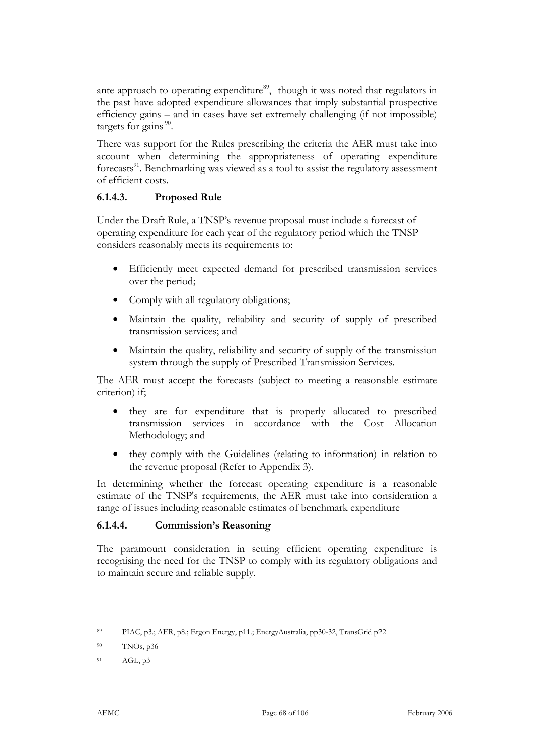ante approach to operating expenditure[89], though it was noted that regulators in the past have adopted expenditure allowances that imply substantial prospective efficiency gains – and in cases have set extremely challenging (if not impossible) targets for gains [90].

There was support for the Rules prescribing the criteria the AER must take into account when determining the appropriateness of operating expenditure forecasts[91]. Benchmarking was viewed as a tool to assist the regulatory assessment of efficient costs.

#### 6.1.4.3. Proposed Rule

Under the Draft Rule, a TNSP's revenue proposal must include a forecast of operating expenditure for each year of the regulatory period which the TNSP considers reasonably meets its requirements to:

- Efficiently meet expected demand for prescribed transmission services over the period;
- Comply with all regulatory obligations;
- Maintain the quality, reliability and security of supply of prescribed transmission services; and
- Maintain the quality, reliability and security of supply of the transmission system through the supply of Prescribed Transmission Services.

The AER must accept the forecasts (subject to meeting a reasonable estimate criterion) if;

- they are for expenditure that is properly allocated to prescribed transmission services in accordance with the Cost Allocation Methodology; and
- they comply with the Guidelines (relating to information) in relation to the revenue proposal (Refer to Appendix 3).

In determining whether the forecast operating expenditure is a reasonable estimate of the TNSP's requirements, the AER must take into consideration a range of issues including reasonable estimates of benchmark expenditure

#### 6.1.4.4. Commission's Reasoning

The paramount consideration in setting efficient operating expenditure is recognising the need for the TNSP to comply with its regulatory obligations and to maintain secure and reliable supply.

---

[89] PIAC, p3.; AER, p8.; Ergon Energy, p11.; EnergyAustralia, pp30-32, TransGrid p22

[90] TNOs, p36

[91] AGL, p3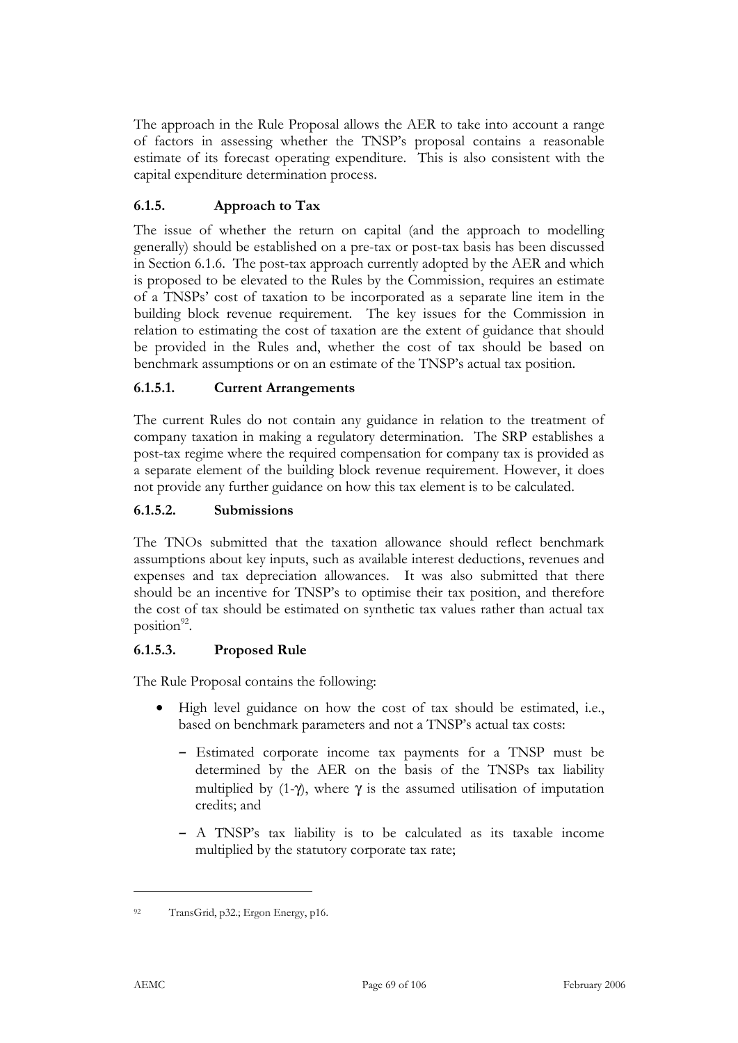The approach in the Rule Proposal allows the AER to take into account a range of factors in assessing whether the TNSP's proposal contains a reasonable estimate of its forecast operating expenditure. This is also consistent with the capital expenditure determination process.

### 6.1.5. Approach to Tax

The issue of whether the return on capital (and the approach to modelling generally) should be established on a pre-tax or post-tax basis has been discussed in Section 6.1.6. The post-tax approach currently adopted by the AER and which is proposed to be elevated to the Rules by the Commission, requires an estimate of a TNSPs' cost of taxation to be incorporated as a separate line item in the building block revenue requirement. The key issues for the Commission in relation to estimating the cost of taxation are the extent of guidance that should be provided in the Rules and, whether the cost of tax should be based on benchmark assumptions or on an estimate of the TNSP's actual tax position.

#### 6.1.5.1. Current Arrangements

The current Rules do not contain any guidance in relation to the treatment of company taxation in making a regulatory determination. The SRP establishes a post-tax regime where the required compensation for company tax is provided as a separate element of the building block revenue requirement. However, it does not provide any further guidance on how this tax element is to be calculated.

#### 6.1.5.2. Submissions

The TNOs submitted that the taxation allowance should reflect benchmark assumptions about key inputs, such as available interest deductions, revenues and expenses and tax depreciation allowances. It was also submitted that there should be an incentive for TNSP's to optimise their tax position, and therefore the cost of tax should be estimated on synthetic tax values rather than actual tax position[92].

#### 6.1.5.3. Proposed Rule

The Rule Proposal contains the following:

- High level guidance on how the cost of tax should be estimated, i.e., based on benchmark parameters and not a TNSP's actual tax costs:
  - Estimated corporate income tax payments for a TNSP must be determined by the AER on the basis of the TNSPs tax liability multiplied by $(1-\gamma)$, where $\gamma$ is the assumed utilisation of imputation credits; and
  - A TNSP's tax liability is to be calculated as its taxable income multiplied by the statutory corporate tax rate;

---

[92] TransGrid, p32.; Ergon Energy, p16.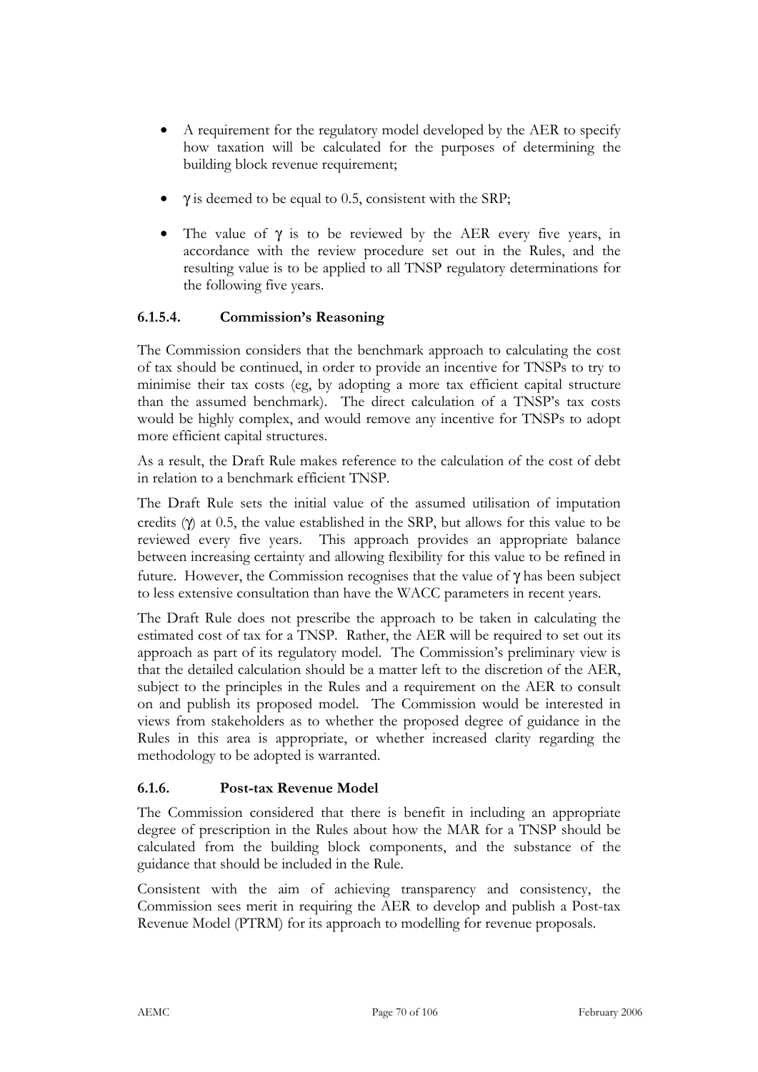- A requirement for the regulatory model developed by the AER to specify how taxation will be calculated for the purposes of determining the building block revenue requirement;
- $\gamma$ is deemed to be equal to 0.5, consistent with the SRP;
- The value of $\gamma$ is to be reviewed by the AER every five years, in accordance with the review procedure set out in the Rules, and the resulting value is to be applied to all TNSP regulatory determinations for the following five years.

### 6.1.5.4. Commission's Reasoning

The Commission considers that the benchmark approach to calculating the cost of tax should be continued, in order to provide an incentive for TNSPs to try to minimise their tax costs (eg, by adopting a more tax efficient capital structure than the assumed benchmark). The direct calculation of a TNSP's tax costs would be highly complex, and would remove any incentive for TNSPs to adopt more efficient capital structures.

As a result, the Draft Rule makes reference to the calculation of the cost of debt in relation to a benchmark efficient TNSP.

The Draft Rule sets the initial value of the assumed utilisation of imputation credits ($\gamma$) at 0.5, the value established in the SRP, but allows for this value to be reviewed every five years. This approach provides an appropriate balance between increasing certainty and allowing flexibility for this value to be refined in future. However, the Commission recognises that the value of $\gamma$ has been subject to less extensive consultation than have the WACC parameters in recent years.

The Draft Rule does not prescribe the approach to be taken in calculating the estimated cost of tax for a TNSP. Rather, the AER will be required to set out its approach as part of its regulatory model. The Commission's preliminary view is that the detailed calculation should be a matter left to the discretion of the AER, subject to the principles in the Rules and a requirement on the AER to consult on and publish its proposed model. The Commission would be interested in views from stakeholders as to whether the proposed degree of guidance in the Rules in this area is appropriate, or whether increased clarity regarding the methodology to be adopted is warranted.

### 6.1.6. Post-tax Revenue Model

The Commission considered that there is benefit in including an appropriate degree of prescription in the Rules about how the MAR for a TNSP should be calculated from the building block components, and the substance of the guidance that should be included in the Rule.

Consistent with the aim of achieving transparency and consistency, the Commission sees merit in requiring the AER to develop and publish a Post-tax Revenue Model (PTRM) for its approach to modelling for revenue proposals.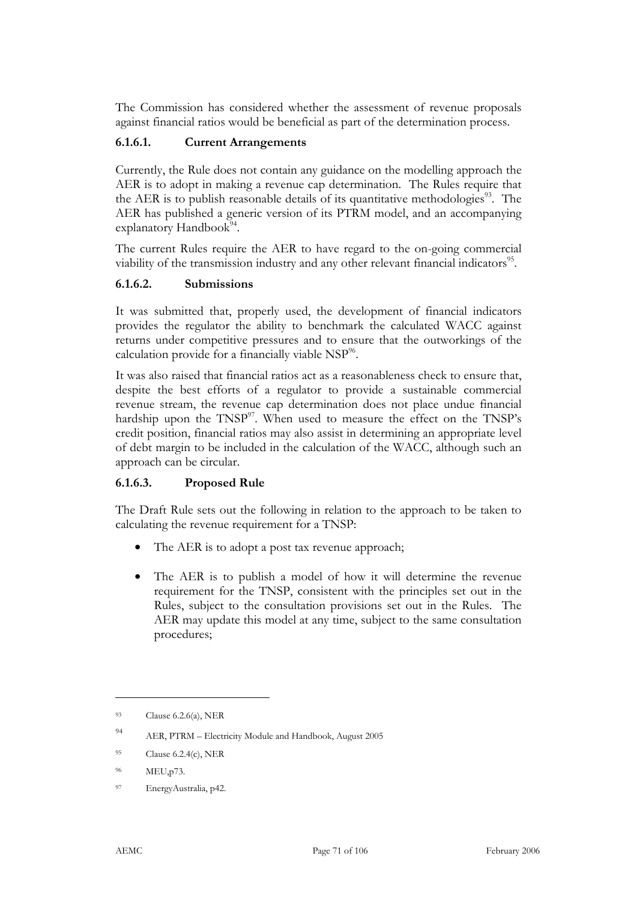The Commission has considered whether the assessment of revenue proposals against financial ratios would be beneficial as part of the determination process.

#### 6.1.6.1. Current Arrangements

Currently, the Rule does not contain any guidance on the modelling approach the AER is to adopt in making a revenue cap determination. The Rules require that the AER is to publish reasonable details of its quantitative methodologies[93]. The AER has published a generic version of its PTRM model, and an accompanying explanatory Handbook[94].

The current Rules require the AER to have regard to the on-going commercial viability of the transmission industry and any other relevant financial indicators[95].

#### 6.1.6.2. Submissions

It was submitted that, properly used, the development of financial indicators provides the regulator the ability to benchmark the calculated WACC against returns under competitive pressures and to ensure that the outworkings of the calculation provide for a financially viable NSP[96].

It was also raised that financial ratios act as a reasonableness check to ensure that, despite the best efforts of a regulator to provide a sustainable commercial revenue stream, the revenue cap determination does not place undue financial hardship upon the TNSP[97]. When used to measure the effect on the TNSP's credit position, financial ratios may also assist in determining an appropriate level of debt margin to be included in the calculation of the WACC, although such an approach can be circular.

#### 6.1.6.3. Proposed Rule

The Draft Rule sets out the following in relation to the approach to be taken to calculating the revenue requirement for a TNSP:

- The AER is to adopt a post tax revenue approach;
- The AER is to publish a model of how it will determine the revenue requirement for the TNSP, consistent with the principles set out in the Rules, subject to the consultation provisions set out in the Rules. The AER may update this model at any time, subject to the same consultation procedures;

---

[93] Clause 6.2.6(a), NER

[94] AER, PTRM – Electricity Module and Handbook, August 2005

[95] Clause 6.2.4(c), NER

[96] MEU,p73.

[97] EnergyAustralia, p42.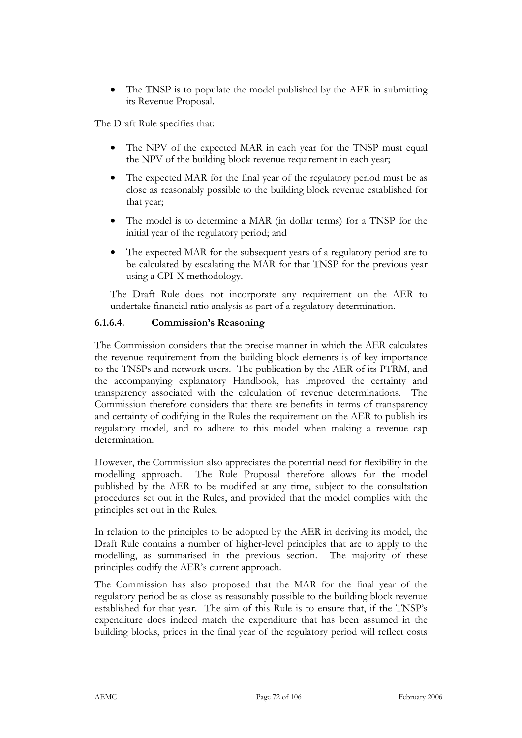- The TNSP is to populate the model published by the AER in submitting its Revenue Proposal.

The Draft Rule specifies that:

- The NPV of the expected MAR in each year for the TNSP must equal the NPV of the building block revenue requirement in each year;
- The expected MAR for the final year of the regulatory period must be as close as reasonably possible to the building block revenue established for that year;
- The model is to determine a MAR (in dollar terms) for a TNSP for the initial year of the regulatory period; and
- The expected MAR for the subsequent years of a regulatory period are to be calculated by escalating the MAR for that TNSP for the previous year using a CPI-X methodology.

The Draft Rule does not incorporate any requirement on the AER to undertake financial ratio analysis as part of a regulatory determination.

#### 6.1.6.4. Commission's Reasoning

The Commission considers that the precise manner in which the AER calculates the revenue requirement from the building block elements is of key importance to the TNSPs and network users. The publication by the AER of its PTRM, and the accompanying explanatory Handbook, has improved the certainty and transparency associated with the calculation of revenue determinations. The Commission therefore considers that there are benefits in terms of transparency and certainty of codifying in the Rules the requirement on the AER to publish its regulatory model, and to adhere to this model when making a revenue cap determination.

However, the Commission also appreciates the potential need for flexibility in the modelling approach. The Rule Proposal therefore allows for the model published by the AER to be modified at any time, subject to the consultation procedures set out in the Rules, and provided that the model complies with the principles set out in the Rules.

In relation to the principles to be adopted by the AER in deriving its model, the Draft Rule contains a number of higher-level principles that are to apply to the modelling, as summarised in the previous section. The majority of these principles codify the AER's current approach.

The Commission has also proposed that the MAR for the final year of the regulatory period be as close as reasonably possible to the building block revenue established for that year. The aim of this Rule is to ensure that, if the TNSP's expenditure does indeed match the expenditure that has been assumed in the building blocks, prices in the final year of the regulatory period will reflect costs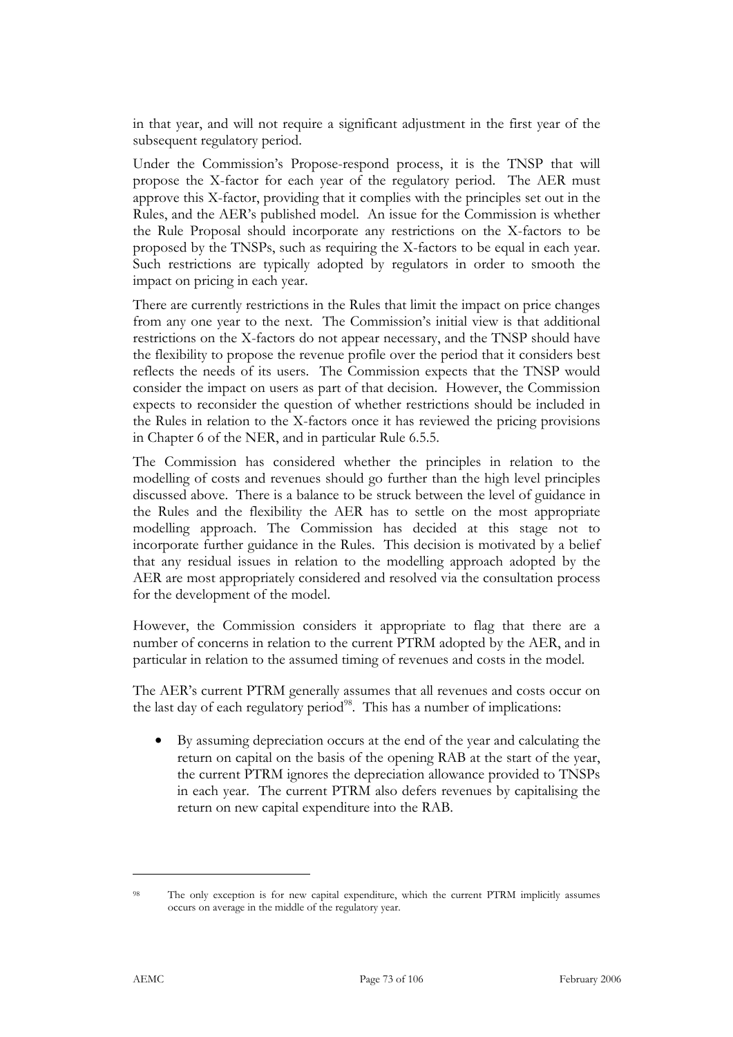in that year, and will not require a significant adjustment in the first year of the subsequent regulatory period.

Under the Commission's Propose-respond process, it is the TNSP that will propose the X-factor for each year of the regulatory period. The AER must approve this X-factor, providing that it complies with the principles set out in the Rules, and the AER's published model. An issue for the Commission is whether the Rule Proposal should incorporate any restrictions on the X-factors to be proposed by the TNSPs, such as requiring the X-factors to be equal in each year. Such restrictions are typically adopted by regulators in order to smooth the impact on pricing in each year.

There are currently restrictions in the Rules that limit the impact on price changes from any one year to the next. The Commission's initial view is that additional restrictions on the X-factors do not appear necessary, and the TNSP should have the flexibility to propose the revenue profile over the period that it considers best reflects the needs of its users. The Commission expects that the TNSP would consider the impact on users as part of that decision. However, the Commission expects to reconsider the question of whether restrictions should be included in the Rules in relation to the X-factors once it has reviewed the pricing provisions in Chapter 6 of the NER, and in particular Rule 6.5.5.

The Commission has considered whether the principles in relation to the modelling of costs and revenues should go further than the high level principles discussed above. There is a balance to be struck between the level of guidance in the Rules and the flexibility the AER has to settle on the most appropriate modelling approach. The Commission has decided at this stage not to incorporate further guidance in the Rules. This decision is motivated by a belief that any residual issues in relation to the modelling approach adopted by the AER are most appropriately considered and resolved via the consultation process for the development of the model.

However, the Commission considers it appropriate to flag that there are a number of concerns in relation to the current PTRM adopted by the AER, and in particular in relation to the assumed timing of revenues and costs in the model.

The AER's current PTRM generally assumes that all revenues and costs occur on the last day of each regulatory period[98]. This has a number of implications:

- By assuming depreciation occurs at the end of the year and calculating the return on capital on the basis of the opening RAB at the start of the year, the current PTRM ignores the depreciation allowance provided to TNSPs in each year. The current PTRM also defers revenues by capitalising the return on new capital expenditure into the RAB.

---

[98] The only exception is for new capital expenditure, which the current PTRM implicitly assumes occurs on average in the middle of the regulatory year.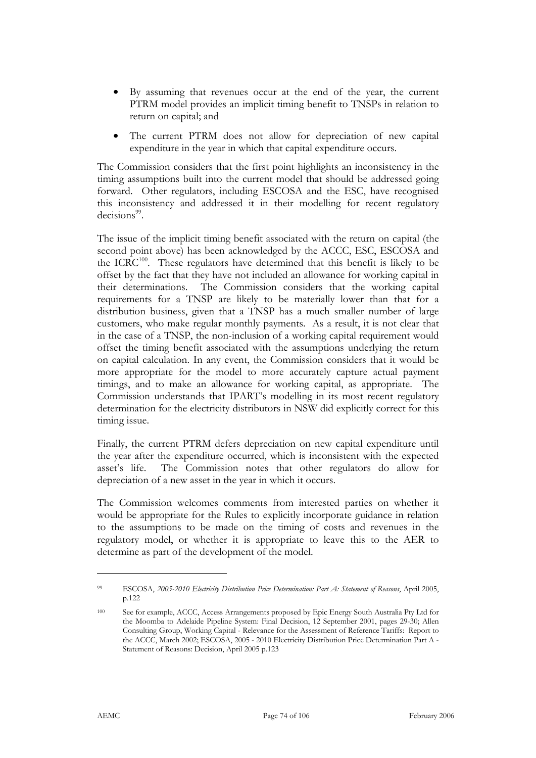- By assuming that revenues occur at the end of the year, the current PTRM model provides an implicit timing benefit to TNSPs in relation to return on capital; and
- The current PTRM does not allow for depreciation of new capital expenditure in the year in which that capital expenditure occurs.

The Commission considers that the first point highlights an inconsistency in the timing assumptions built into the current model that should be addressed going forward. Other regulators, including ESCOSA and the ESC, have recognised this inconsistency and addressed it in their modelling for recent regulatory decisions[99].

The issue of the implicit timing benefit associated with the return on capital (the second point above) has been acknowledged by the ACCC, ESC, ESCOSA and the ICRC[100]. These regulators have determined that this benefit is likely to be offset by the fact that they have not included an allowance for working capital in their determinations. The Commission considers that the working capital requirements for a TNSP are likely to be materially lower than that for a distribution business, given that a TNSP has a much smaller number of large customers, who make regular monthly payments. As a result, it is not clear that in the case of a TNSP, the non-inclusion of a working capital requirement would offset the timing benefit associated with the assumptions underlying the return on capital calculation. In any event, the Commission considers that it would be more appropriate for the model to more accurately capture actual payment timings, and to make an allowance for working capital, as appropriate. The Commission understands that IPART's modelling in its most recent regulatory determination for the electricity distributors in NSW did explicitly correct for this timing issue.

Finally, the current PTRM defers depreciation on new capital expenditure until the year after the expenditure occurred, which is inconsistent with the expected asset's life. The Commission notes that other regulators do allow for depreciation of a new asset in the year in which it occurs.

The Commission welcomes comments from interested parties on whether it would be appropriate for the Rules to explicitly incorporate guidance in relation to the assumptions to be made on the timing of costs and revenues in the regulatory model, or whether it is appropriate to leave this to the AER to determine as part of the development of the model.

---

[99] ESCOSA, *2005-2010 Electricity Distribution Price Determination: Part A: Statement of Reasons*, April 2005, p.122

[100] See for example, ACCC, Access Arrangements proposed by Epic Energy South Australia Pty Ltd for the Moomba to Adelaide Pipeline System: Final Decision, 12 September 2001, pages 29-30; Allen Consulting Group, Working Capital - Relevance for the Assessment of Reference Tariffs: Report to the ACCC, March 2002; ESCOSA, 2005 - 2010 Electricity Distribution Price Determination Part A - Statement of Reasons: Decision, April 2005 p.123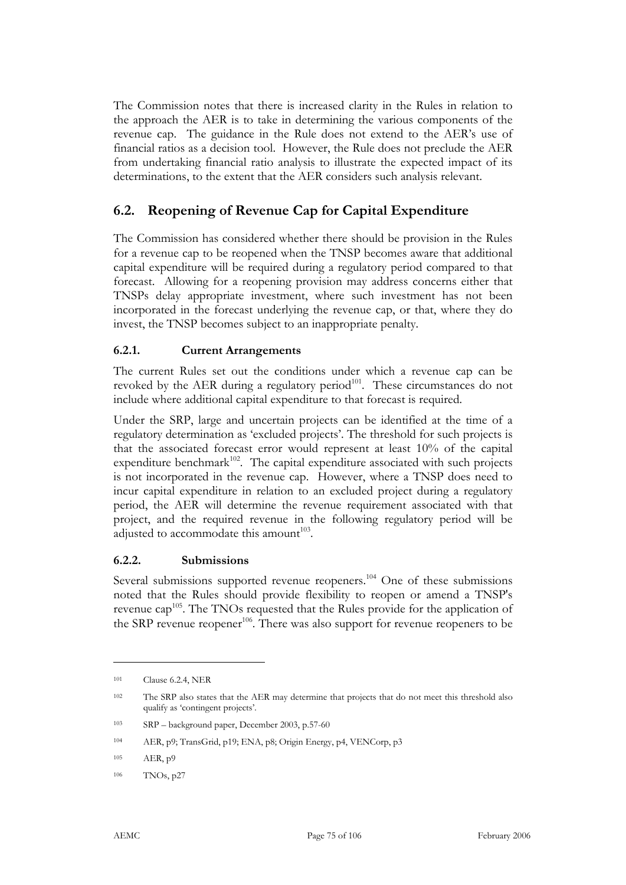The Commission notes that there is increased clarity in the Rules in relation to the approach the AER is to take in determining the various components of the revenue cap. The guidance in the Rule does not extend to the AER's use of financial ratios as a decision tool. However, the Rule does not preclude the AER from undertaking financial ratio analysis to illustrate the expected impact of its determinations, to the extent that the AER considers such analysis relevant.

## 6.2. Reopening of Revenue Cap for Capital Expenditure

The Commission has considered whether there should be provision in the Rules for a revenue cap to be reopened when the TNSP becomes aware that additional capital expenditure will be required during a regulatory period compared to that forecast. Allowing for a reopening provision may address concerns either that TNSPs delay appropriate investment, where such investment has not been incorporated in the forecast underlying the revenue cap, or that, where they do invest, the TNSP becomes subject to an inappropriate penalty.

### 6.2.1. Current Arrangements

The current Rules set out the conditions under which a revenue cap can be revoked by the AER during a regulatory period[101]. These circumstances do not include where additional capital expenditure to that forecast is required.

Under the SRP, large and uncertain projects can be identified at the time of a regulatory determination as 'excluded projects'. The threshold for such projects is that the associated forecast error would represent at least 10% of the capital expenditure benchmark[102]. The capital expenditure associated with such projects is not incorporated in the revenue cap. However, where a TNSP does need to incur capital expenditure in relation to an excluded project during a regulatory period, the AER will determine the revenue requirement associated with that project, and the required revenue in the following regulatory period will be adjusted to accommodate this amount[103].

### 6.2.2. Submissions

Several submissions supported revenue reopeners.[104] One of these submissions noted that the Rules should provide flexibility to reopen or amend a TNSP's revenue cap[105]. The TNOs requested that the Rules provide for the application of the SRP revenue reopener[106]. There was also support for revenue reopeners to be

---

[101] Clause 6.2.4, NER

[102] The SRP also states that the AER may determine that projects that do not meet this threshold also qualify as 'contingent projects'.

[103] SRP – background paper, December 2003, p.57-60

[104] AER, p9; TransGrid, p19; ENA, p8; Origin Energy, p4, VENCorp, p3

[105] AER, p9

[106] TNOs, p27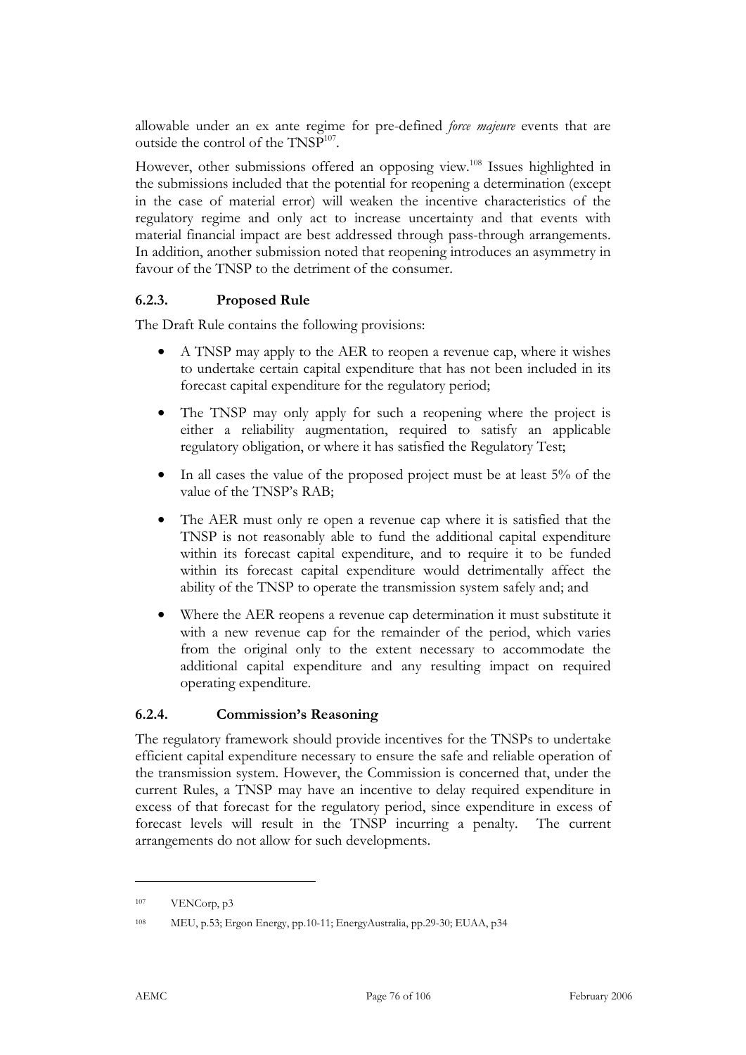allowable under an ex ante regime for pre-defined *force majeure* events that are outside the control of the TNSP[107].

However, other submissions offered an opposing view.[108] Issues highlighted in the submissions included that the potential for reopening a determination (except in the case of material error) will weaken the incentive characteristics of the regulatory regime and only act to increase uncertainty and that events with material financial impact are best addressed through pass-through arrangements. In addition, another submission noted that reopening introduces an asymmetry in favour of the TNSP to the detriment of the consumer.

### 6.2.3. Proposed Rule

The Draft Rule contains the following provisions:

- A TNSP may apply to the AER to reopen a revenue cap, where it wishes to undertake certain capital expenditure that has not been included in its forecast capital expenditure for the regulatory period;
- The TNSP may only apply for such a reopening where the project is either a reliability augmentation, required to satisfy an applicable regulatory obligation, or where it has satisfied the Regulatory Test;
- In all cases the value of the proposed project must be at least 5% of the value of the TNSP's RAB;
- The AER must only re open a revenue cap where it is satisfied that the TNSP is not reasonably able to fund the additional capital expenditure within its forecast capital expenditure, and to require it to be funded within its forecast capital expenditure would detrimentally affect the ability of the TNSP to operate the transmission system safely and; and
- Where the AER reopens a revenue cap determination it must substitute it with a new revenue cap for the remainder of the period, which varies from the original only to the extent necessary to accommodate the additional capital expenditure and any resulting impact on required operating expenditure.

### 6.2.4. Commission's Reasoning

The regulatory framework should provide incentives for the TNSPs to undertake efficient capital expenditure necessary to ensure the safe and reliable operation of the transmission system. However, the Commission is concerned that, under the current Rules, a TNSP may have an incentive to delay required expenditure in excess of that forecast for the regulatory period, since expenditure in excess of forecast levels will result in the TNSP incurring a penalty. The current arrangements do not allow for such developments.

---

[107] VENCorp, p3

[108] MEU, p.53; Ergon Energy, pp.10-11; EnergyAustralia, pp.29-30; EUAA, p34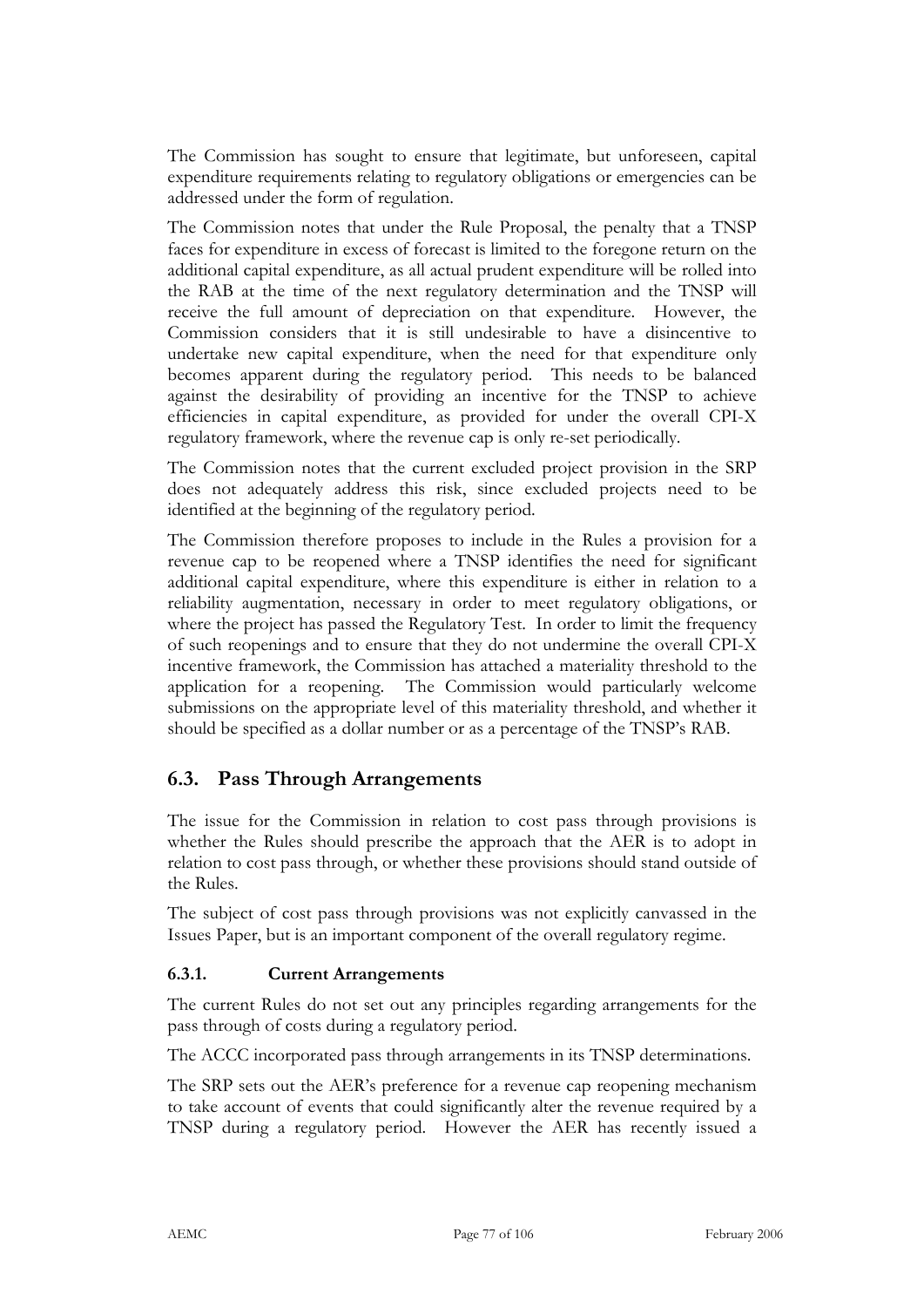The Commission has sought to ensure that legitimate, but unforeseen, capital expenditure requirements relating to regulatory obligations or emergencies can be addressed under the form of regulation.

The Commission notes that under the Rule Proposal, the penalty that a TNSP faces for expenditure in excess of forecast is limited to the foregone return on the additional capital expenditure, as all actual prudent expenditure will be rolled into the RAB at the time of the next regulatory determination and the TNSP will receive the full amount of depreciation on that expenditure. However, the Commission considers that it is still undesirable to have a disincentive to undertake new capital expenditure, when the need for that expenditure only becomes apparent during the regulatory period. This needs to be balanced against the desirability of providing an incentive for the TNSP to achieve efficiencies in capital expenditure, as provided for under the overall CPI-X regulatory framework, where the revenue cap is only re-set periodically.

The Commission notes that the current excluded project provision in the SRP does not adequately address this risk, since excluded projects need to be identified at the beginning of the regulatory period.

The Commission therefore proposes to include in the Rules a provision for a revenue cap to be reopened where a TNSP identifies the need for significant additional capital expenditure, where this expenditure is either in relation to a reliability augmentation, necessary in order to meet regulatory obligations, or where the project has passed the Regulatory Test. In order to limit the frequency of such reopenings and to ensure that they do not undermine the overall CPI-X incentive framework, the Commission has attached a materiality threshold to the application for a reopening. The Commission would particularly welcome submissions on the appropriate level of this materiality threshold, and whether it should be specified as a dollar number or as a percentage of the TNSP's RAB.

## 6.3. Pass Through Arrangements

The issue for the Commission in relation to cost pass through provisions is whether the Rules should prescribe the approach that the AER is to adopt in relation to cost pass through, or whether these provisions should stand outside of the Rules.

The subject of cost pass through provisions was not explicitly canvassed in the Issues Paper, but is an important component of the overall regulatory regime.

### 6.3.1. Current Arrangements

The current Rules do not set out any principles regarding arrangements for the pass through of costs during a regulatory period.

The ACCC incorporated pass through arrangements in its TNSP determinations.

The SRP sets out the AER's preference for a revenue cap reopening mechanism to take account of events that could significantly alter the revenue required by a TNSP during a regulatory period. However the AER has recently issued a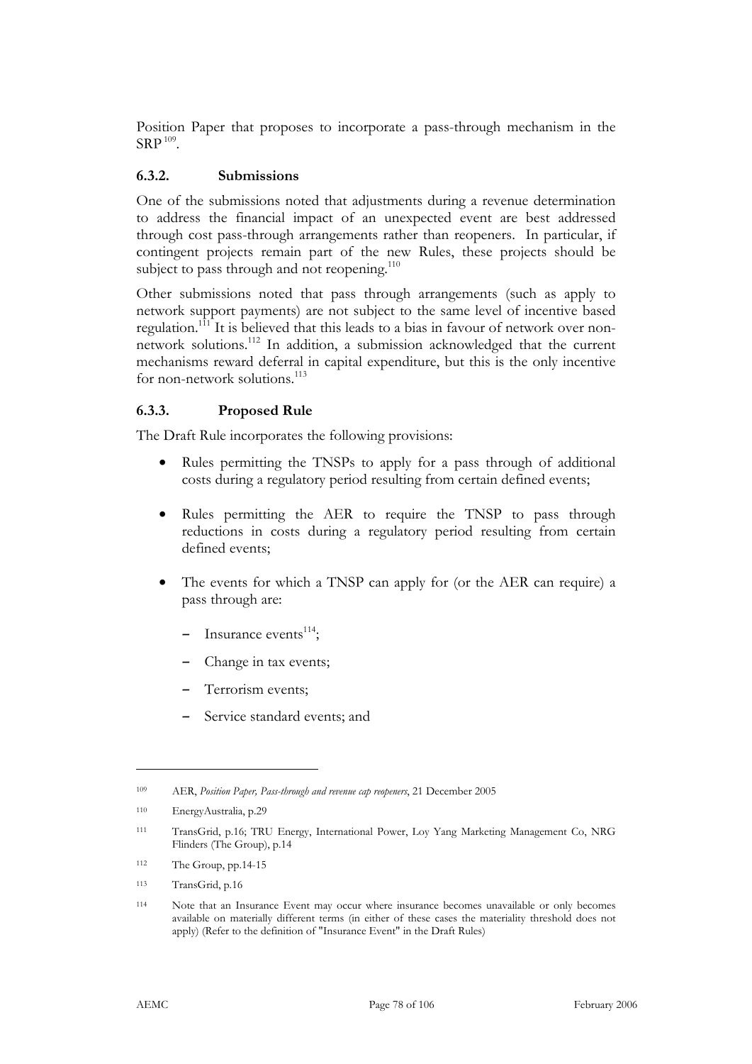Position Paper that proposes to incorporate a pass-through mechanism in the SRP [109].

### 6.3.2. Submissions

One of the submissions noted that adjustments during a revenue determination to address the financial impact of an unexpected event are best addressed through cost pass-through arrangements rather than reopeners. In particular, if contingent projects remain part of the new Rules, these projects should be subject to pass through and not reopening.[110]

Other submissions noted that pass through arrangements (such as apply to network support payments) are not subject to the same level of incentive based regulation.[111] It is believed that this leads to a bias in favour of network over non-network solutions.[112] In addition, a submission acknowledged that the current mechanisms reward deferral in capital expenditure, but this is the only incentive for non-network solutions.[113]

### 6.3.3. Proposed Rule

The Draft Rule incorporates the following provisions:

- Rules permitting the TNSPs to apply for a pass through of additional costs during a regulatory period resulting from certain defined events;
- Rules permitting the AER to require the TNSP to pass through reductions in costs during a regulatory period resulting from certain defined events;
- The events for which a TNSP can apply for (or the AER can require) a pass through are:
  - Insurance events[114];
  - Change in tax events;
  - Terrorism events;
  - Service standard events; and

---

[109] AER, *Position Paper, Pass-through and revenue cap reopeners*, 21 December 2005

[110] EnergyAustralia, p.29

[111] TransGrid, p.16; TRU Energy, International Power, Loy Yang Marketing Management Co, NRG Flinders (The Group), p.14

[112] The Group, pp.14-15

[113] TransGrid, p.16

[114] Note that an Insurance Event may occur where insurance becomes unavailable or only becomes available on materially different terms (in either of these cases the materiality threshold does not apply) (Refer to the definition of "Insurance Event" in the Draft Rules)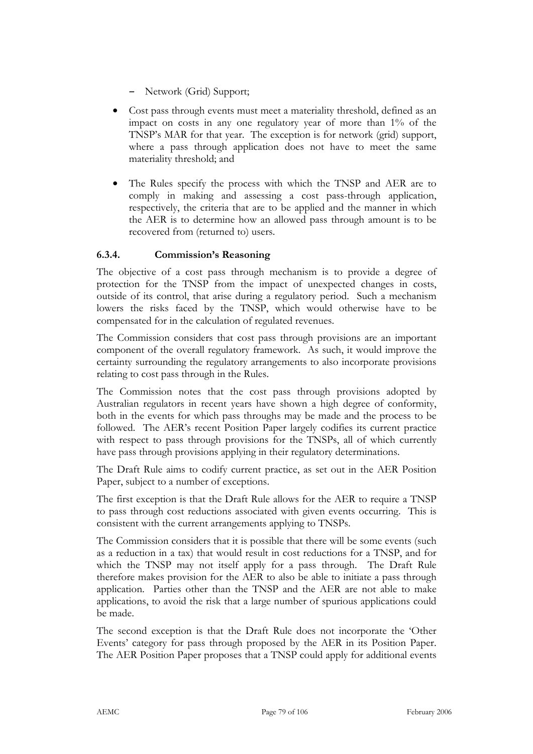- Network (Grid) Support;

- Cost pass through events must meet a materiality threshold, defined as an impact on costs in any one regulatory year of more than 1% of the TNSP's MAR for that year. The exception is for network (grid) support, where a pass through application does not have to meet the same materiality threshold; and

- The Rules specify the process with which the TNSP and AER are to comply in making and assessing a cost pass-through application, respectively, the criteria that are to be applied and the manner in which the AER is to determine how an allowed pass through amount is to be recovered from (returned to) users.

### 6.3.4. Commission's Reasoning

The objective of a cost pass through mechanism is to provide a degree of protection for the TNSP from the impact of unexpected changes in costs, outside of its control, that arise during a regulatory period. Such a mechanism lowers the risks faced by the TNSP, which would otherwise have to be compensated for in the calculation of regulated revenues.

The Commission considers that cost pass through provisions are an important component of the overall regulatory framework. As such, it would improve the certainty surrounding the regulatory arrangements to also incorporate provisions relating to cost pass through in the Rules.

The Commission notes that the cost pass through provisions adopted by Australian regulators in recent years have shown a high degree of conformity, both in the events for which pass throughs may be made and the process to be followed. The AER's recent Position Paper largely codifies its current practice with respect to pass through provisions for the TNSPs, all of which currently have pass through provisions applying in their regulatory determinations.

The Draft Rule aims to codify current practice, as set out in the AER Position Paper, subject to a number of exceptions.

The first exception is that the Draft Rule allows for the AER to require a TNSP to pass through cost reductions associated with given events occurring. This is consistent with the current arrangements applying to TNSPs.

The Commission considers that it is possible that there will be some events (such as a reduction in a tax) that would result in cost reductions for a TNSP, and for which the TNSP may not itself apply for a pass through. The Draft Rule therefore makes provision for the AER to also be able to initiate a pass through application. Parties other than the TNSP and the AER are not able to make applications, to avoid the risk that a large number of spurious applications could be made.

The second exception is that the Draft Rule does not incorporate the 'Other Events' category for pass through proposed by the AER in its Position Paper. The AER Position Paper proposes that a TNSP could apply for additional events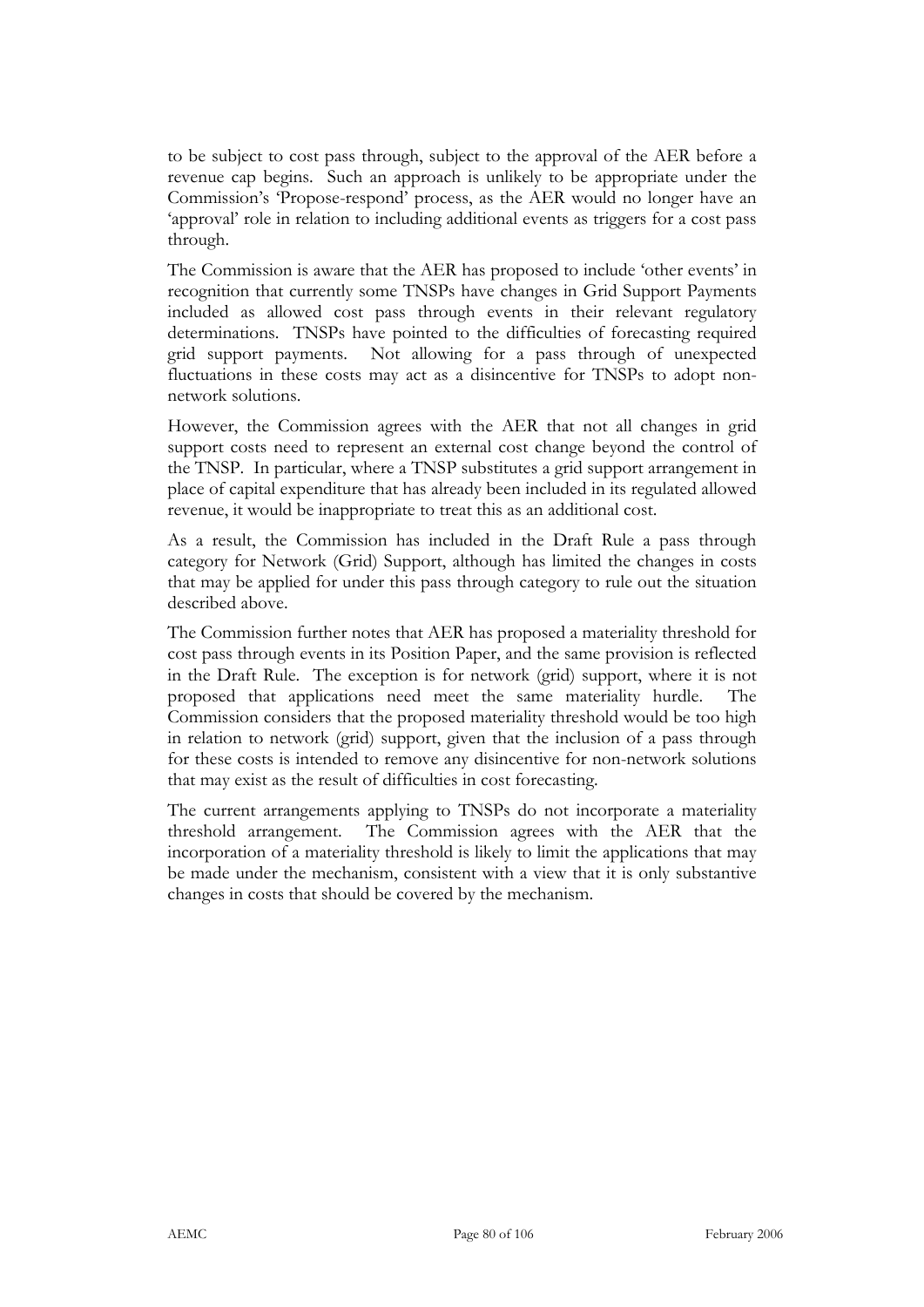to be subject to cost pass through, subject to the approval of the AER before a revenue cap begins. Such an approach is unlikely to be appropriate under the Commission's 'Propose-respond' process, as the AER would no longer have an 'approval' role in relation to including additional events as triggers for a cost pass through.

The Commission is aware that the AER has proposed to include 'other events' in recognition that currently some TNSPs have changes in Grid Support Payments included as allowed cost pass through events in their relevant regulatory determinations. TNSPs have pointed to the difficulties of forecasting required grid support payments. Not allowing for a pass through of unexpected fluctuations in these costs may act as a disincentive for TNSPs to adopt non-network solutions.

However, the Commission agrees with the AER that not all changes in grid support costs need to represent an external cost change beyond the control of the TNSP. In particular, where a TNSP substitutes a grid support arrangement in place of capital expenditure that has already been included in its regulated allowed revenue, it would be inappropriate to treat this as an additional cost.

As a result, the Commission has included in the Draft Rule a pass through category for Network (Grid) Support, although has limited the changes in costs that may be applied for under this pass through category to rule out the situation described above.

The Commission further notes that AER has proposed a materiality threshold for cost pass through events in its Position Paper, and the same provision is reflected in the Draft Rule. The exception is for network (grid) support, where it is not proposed that applications need meet the same materiality hurdle. The Commission considers that the proposed materiality threshold would be too high in relation to network (grid) support, given that the inclusion of a pass through for these costs is intended to remove any disincentive for non-network solutions that may exist as the result of difficulties in cost forecasting.

The current arrangements applying to TNSPs do not incorporate a materiality threshold arrangement. The Commission agrees with the AER that the incorporation of a materiality threshold is likely to limit the applications that may be made under the mechanism, consistent with a view that it is only substantive changes in costs that should be covered by the mechanism.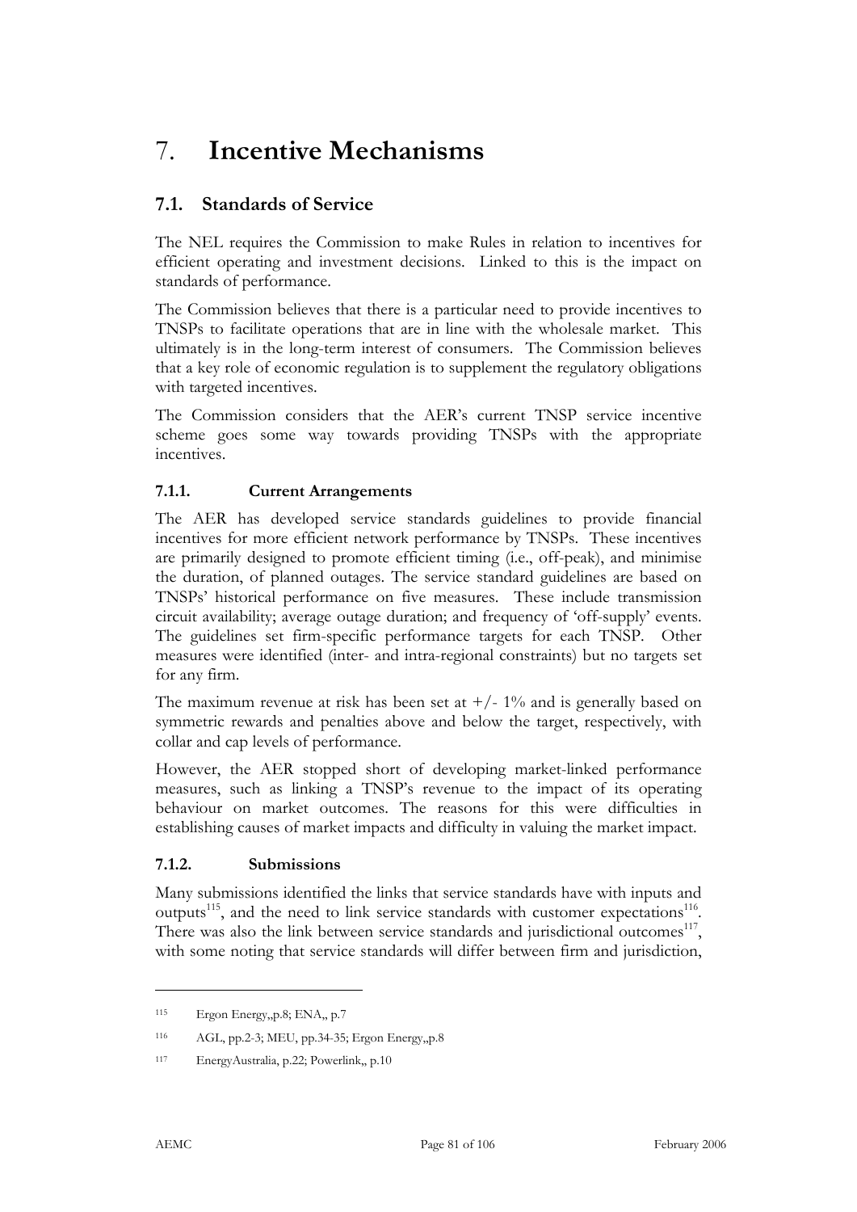# 7. Incentive Mechanisms

## 7.1. Standards of Service

The NEL requires the Commission to make Rules in relation to incentives for efficient operating and investment decisions. Linked to this is the impact on standards of performance.

The Commission believes that there is a particular need to provide incentives to TNSPs to facilitate operations that are in line with the wholesale market. This ultimately is in the long-term interest of consumers. The Commission believes that a key role of economic regulation is to supplement the regulatory obligations with targeted incentives.

The Commission considers that the AER's current TNSP service incentive scheme goes some way towards providing TNSPs with the appropriate incentives.

### 7.1.1. Current Arrangements

The AER has developed service standards guidelines to provide financial incentives for more efficient network performance by TNSPs. These incentives are primarily designed to promote efficient timing (i.e., off-peak), and minimise the duration, of planned outages. The service standard guidelines are based on TNSPs' historical performance on five measures. These include transmission circuit availability; average outage duration; and frequency of 'off-supply' events. The guidelines set firm-specific performance targets for each TNSP. Other measures were identified (inter- and intra-regional constraints) but no targets set for any firm.

The maximum revenue at risk has been set at +/- 1% and is generally based on symmetric rewards and penalties above and below the target, respectively, with collar and cap levels of performance.

However, the AER stopped short of developing market-linked performance measures, such as linking a TNSP's revenue to the impact of its operating behaviour on market outcomes. The reasons for this were difficulties in establishing causes of market impacts and difficulty in valuing the market impact.

### 7.1.2. Submissions

Many submissions identified the links that service standards have with inputs and outputs[115], and the need to link service standards with customer expectations[116]. There was also the link between service standards and jurisdictional outcomes[117], with some noting that service standards will differ between firm and jurisdiction,

---

115 Ergon Energy,,p.8; ENA,, p.7

116 AGL, pp.2-3; MEU, pp.34-35; Ergon Energy,,p.8

117 EnergyAustralia, p.22; Powerlink,, p.10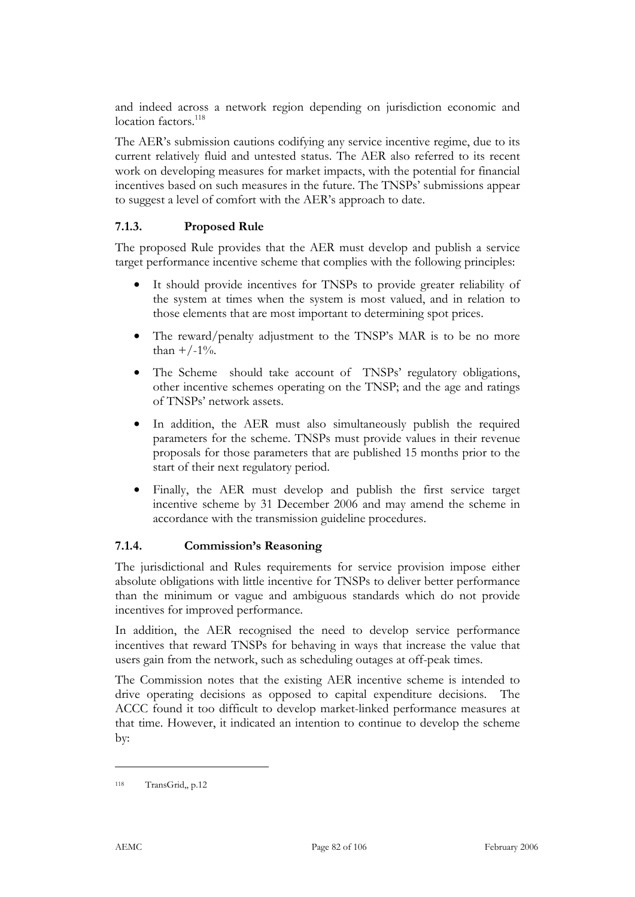and indeed across a network region depending on jurisdiction economic and location factors.[118]

The AER's submission cautions codifying any service incentive regime, due to its current relatively fluid and untested status. The AER also referred to its recent work on developing measures for market impacts, with the potential for financial incentives based on such measures in the future. The TNSPs' submissions appear to suggest a level of comfort with the AER's approach to date.

### 7.1.3. Proposed Rule

The proposed Rule provides that the AER must develop and publish a service target performance incentive scheme that complies with the following principles:

- It should provide incentives for TNSPs to provide greater reliability of the system at times when the system is most valued, and in relation to those elements that are most important to determining spot prices.
- The reward/penalty adjustment to the TNSP's MAR is to be no more than +/-1%.
- The Scheme should take account of TNSPs' regulatory obligations, other incentive schemes operating on the TNSP; and the age and ratings of TNSPs' network assets.
- In addition, the AER must also simultaneously publish the required parameters for the scheme. TNSPs must provide values in their revenue proposals for those parameters that are published 15 months prior to the start of their next regulatory period.
- Finally, the AER must develop and publish the first service target incentive scheme by 31 December 2006 and may amend the scheme in accordance with the transmission guideline procedures.

### 7.1.4. Commission's Reasoning

The jurisdictional and Rules requirements for service provision impose either absolute obligations with little incentive for TNSPs to deliver better performance than the minimum or vague and ambiguous standards which do not provide incentives for improved performance.

In addition, the AER recognised the need to develop service performance incentives that reward TNSPs for behaving in ways that increase the value that users gain from the network, such as scheduling outages at off-peak times.

The Commission notes that the existing AER incentive scheme is intended to drive operating decisions as opposed to capital expenditure decisions. The ACCC found it too difficult to develop market-linked performance measures at that time. However, it indicated an intention to continue to develop the scheme by:

---

118 TransGrid,, p.12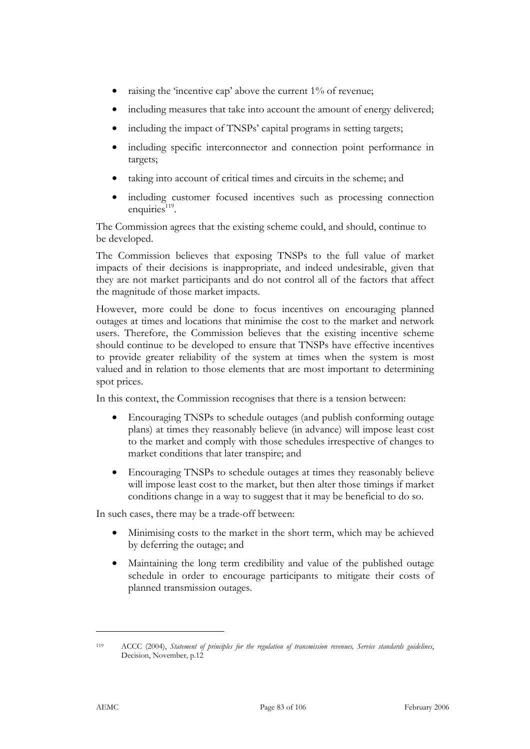- raising the 'incentive cap' above the current 1% of revenue;
- including measures that take into account the amount of energy delivered;
- including the impact of TNSPs' capital programs in setting targets;
- including specific interconnector and connection point performance in targets;
- taking into account of critical times and circuits in the scheme; and
- including customer focused incentives such as processing connection enquiries[119].

The Commission agrees that the existing scheme could, and should, continue to be developed.

The Commission believes that exposing TNSPs to the full value of market impacts of their decisions is inappropriate, and indeed undesirable, given that they are not market participants and do not control all of the factors that affect the magnitude of those market impacts.

However, more could be done to focus incentives on encouraging planned outages at times and locations that minimise the cost to the market and network users. Therefore, the Commission believes that the existing incentive scheme should continue to be developed to ensure that TNSPs have effective incentives to provide greater reliability of the system at times when the system is most valued and in relation to those elements that are most important to determining spot prices.

In this context, the Commission recognises that there is a tension between:

- Encouraging TNSPs to schedule outages (and publish conforming outage plans) at times they reasonably believe (in advance) will impose least cost to the market and comply with those schedules irrespective of changes to market conditions that later transpire; and
- Encouraging TNSPs to schedule outages at times they reasonably believe will impose least cost to the market, but then alter those timings if market conditions change in a way to suggest that it may be beneficial to do so.

In such cases, there may be a trade-off between:

- Minimising costs to the market in the short term, which may be achieved by deferring the outage; and
- Maintaining the long term credibility and value of the published outage schedule in order to encourage participants to mitigate their costs of planned transmission outages.

---

[119] ACCC (2004), *Statement of principles for the regulation of transmission revenues, Service standards guidelines*, Decision, November, p.12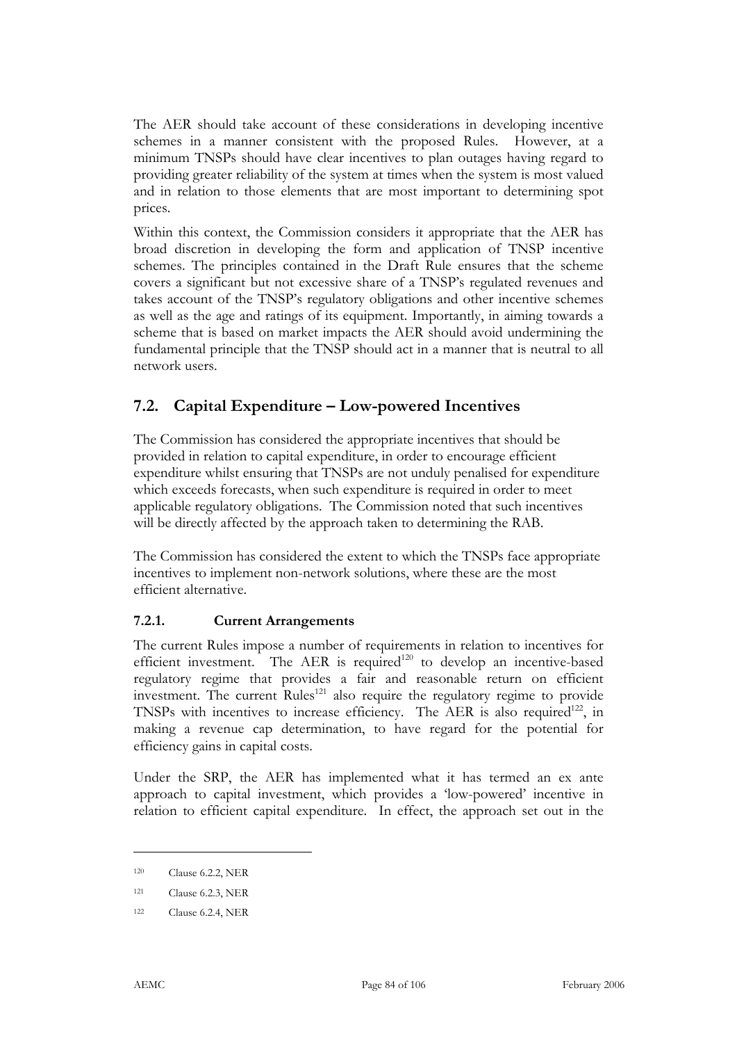The AER should take account of these considerations in developing incentive schemes in a manner consistent with the proposed Rules. However, at a minimum TNSPs should have clear incentives to plan outages having regard to providing greater reliability of the system at times when the system is most valued and in relation to those elements that are most important to determining spot prices.

Within this context, the Commission considers it appropriate that the AER has broad discretion in developing the form and application of TNSP incentive schemes. The principles contained in the Draft Rule ensures that the scheme covers a significant but not excessive share of a TNSP's regulated revenues and takes account of the TNSP's regulatory obligations and other incentive schemes as well as the age and ratings of its equipment. Importantly, in aiming towards a scheme that is based on market impacts the AER should avoid undermining the fundamental principle that the TNSP should act in a manner that is neutral to all network users.

## 7.2. Capital Expenditure – Low-powered Incentives

The Commission has considered the appropriate incentives that should be provided in relation to capital expenditure, in order to encourage efficient expenditure whilst ensuring that TNSPs are not unduly penalised for expenditure which exceeds forecasts, when such expenditure is required in order to meet applicable regulatory obligations. The Commission noted that such incentives will be directly affected by the approach taken to determining the RAB.

The Commission has considered the extent to which the TNSPs face appropriate incentives to implement non-network solutions, where these are the most efficient alternative.

### 7.2.1. Current Arrangements

The current Rules impose a number of requirements in relation to incentives for efficient investment. The AER is required[120] to develop an incentive-based regulatory regime that provides a fair and reasonable return on efficient investment. The current Rules[121] also require the regulatory regime to provide TNSPs with incentives to increase efficiency. The AER is also required[122], in making a revenue cap determination, to have regard for the potential for efficiency gains in capital costs.

Under the SRP, the AER has implemented what it has termed an ex ante approach to capital investment, which provides a 'low-powered' incentive in relation to efficient capital expenditure. In effect, the approach set out in the

[120] Clause 6.2.2, NER

[121] Clause 6.2.3, NER

[122] Clause 6.2.4, NER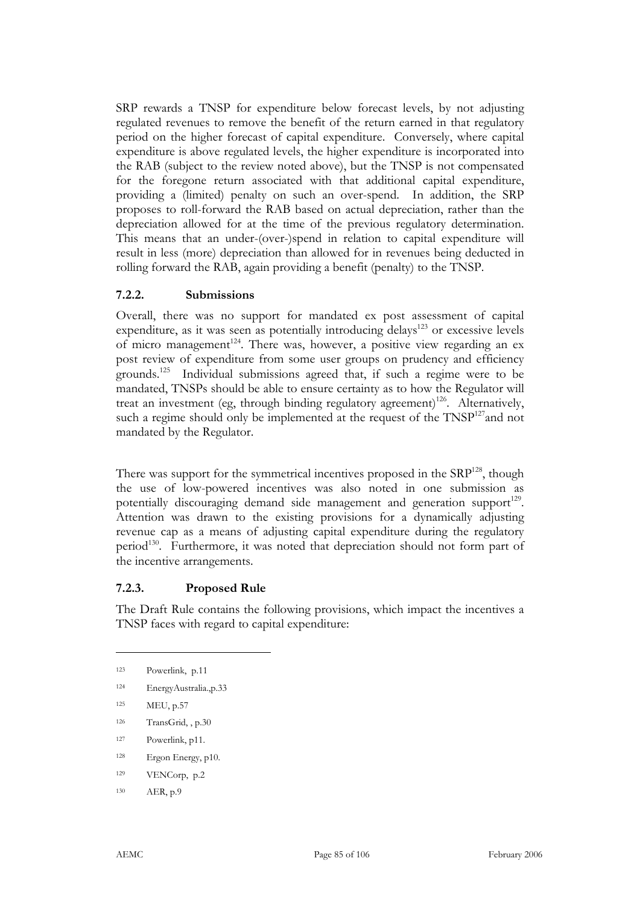SRP rewards a TNSP for expenditure below forecast levels, by not adjusting regulated revenues to remove the benefit of the return earned in that regulatory period on the higher forecast of capital expenditure. Conversely, where capital expenditure is above regulated levels, the higher expenditure is incorporated into the RAB (subject to the review noted above), but the TNSP is not compensated for the foregone return associated with that additional capital expenditure, providing a (limited) penalty on such an over-spend. In addition, the SRP proposes to roll-forward the RAB based on actual depreciation, rather than the depreciation allowed for at the time of the previous regulatory determination. This means that an under-(over-)spend in relation to capital expenditure will result in less (more) depreciation than allowed for in revenues being deducted in rolling forward the RAB, again providing a benefit (penalty) to the TNSP.

### 7.2.2. Submissions

Overall, there was no support for mandated ex post assessment of capital expenditure, as it was seen as potentially introducing delays[123] or excessive levels of micro management[124]. There was, however, a positive view regarding an ex post review of expenditure from some user groups on prudency and efficiency grounds.[125] Individual submissions agreed that, if such a regime were to be mandated, TNSPs should be able to ensure certainty as to how the Regulator will treat an investment (eg, through binding regulatory agreement)[126]. Alternatively, such a regime should only be implemented at the request of the TNSP[127] and not mandated by the Regulator.

There was support for the symmetrical incentives proposed in the SRP[128], though the use of low-powered incentives was also noted in one submission as potentially discouraging demand side management and generation support[129]. Attention was drawn to the existing provisions for a dynamically adjusting revenue cap as a means of adjusting capital expenditure during the regulatory period[130]. Furthermore, it was noted that depreciation should not form part of the incentive arrangements.

### 7.2.3. Proposed Rule

The Draft Rule contains the following provisions, which impact the incentives a TNSP faces with regard to capital expenditure:

---

123 Powerlink, p.11

124 EnergyAustralia.,p.33

125 MEU, p.57

126 TransGrid, , p.30

127 Powerlink, p11.

128 Ergon Energy, p10.

129 VENCorp, p.2

130 AER, p.9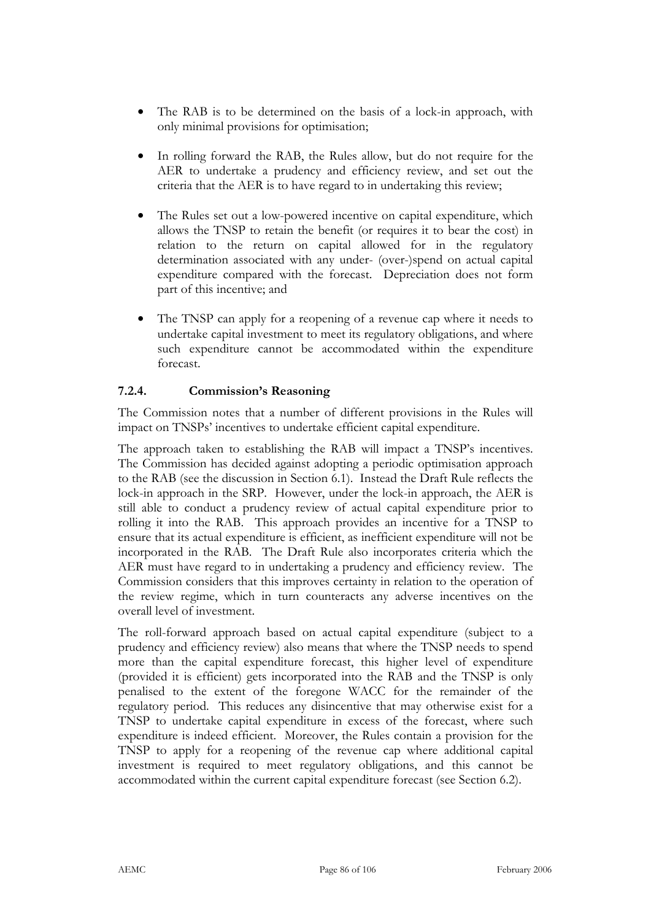- The RAB is to be determined on the basis of a lock-in approach, with only minimal provisions for optimisation;

- In rolling forward the RAB, the Rules allow, but do not require for the AER to undertake a prudency and efficiency review, and set out the criteria that the AER is to have regard to in undertaking this review;

- The Rules set out a low-powered incentive on capital expenditure, which allows the TNSP to retain the benefit (or requires it to bear the cost) in relation to the return on capital allowed for in the regulatory determination associated with any under- (over-)spend on actual capital expenditure compared with the forecast. Depreciation does not form part of this incentive; and

- The TNSP can apply for a reopening of a revenue cap where it needs to undertake capital investment to meet its regulatory obligations, and where such expenditure cannot be accommodated within the expenditure forecast.

### 7.2.4. Commission's Reasoning

The Commission notes that a number of different provisions in the Rules will impact on TNSPs' incentives to undertake efficient capital expenditure.

The approach taken to establishing the RAB will impact a TNSP's incentives. The Commission has decided against adopting a periodic optimisation approach to the RAB (see the discussion in Section 6.1). Instead the Draft Rule reflects the lock-in approach in the SRP. However, under the lock-in approach, the AER is still able to conduct a prudency review of actual capital expenditure prior to rolling it into the RAB. This approach provides an incentive for a TNSP to ensure that its actual expenditure is efficient, as inefficient expenditure will not be incorporated in the RAB. The Draft Rule also incorporates criteria which the AER must have regard to in undertaking a prudency and efficiency review. The Commission considers that this improves certainty in relation to the operation of the review regime, which in turn counteracts any adverse incentives on the overall level of investment.

The roll-forward approach based on actual capital expenditure (subject to a prudency and efficiency review) also means that where the TNSP needs to spend more than the capital expenditure forecast, this higher level of expenditure (provided it is efficient) gets incorporated into the RAB and the TNSP is only penalised to the extent of the foregone WACC for the remainder of the regulatory period. This reduces any disincentive that may otherwise exist for a TNSP to undertake capital expenditure in excess of the forecast, where such expenditure is indeed efficient. Moreover, the Rules contain a provision for the TNSP to apply for a reopening of the revenue cap where additional capital investment is required to meet regulatory obligations, and this cannot be accommodated within the current capital expenditure forecast (see Section 6.2).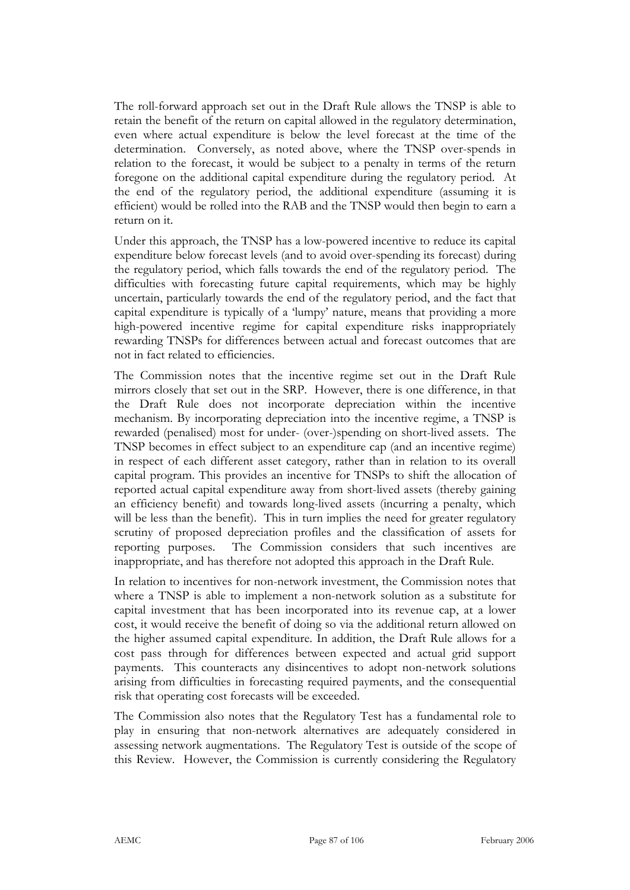The roll-forward approach set out in the Draft Rule allows the TNSP is able to retain the benefit of the return on capital allowed in the regulatory determination, even where actual expenditure is below the level forecast at the time of the determination. Conversely, as noted above, where the TNSP over-spends in relation to the forecast, it would be subject to a penalty in terms of the return foregone on the additional capital expenditure during the regulatory period. At the end of the regulatory period, the additional expenditure (assuming it is efficient) would be rolled into the RAB and the TNSP would then begin to earn a return on it.

Under this approach, the TNSP has a low-powered incentive to reduce its capital expenditure below forecast levels (and to avoid over-spending its forecast) during the regulatory period, which falls towards the end of the regulatory period. The difficulties with forecasting future capital requirements, which may be highly uncertain, particularly towards the end of the regulatory period, and the fact that capital expenditure is typically of a 'lumpy' nature, means that providing a more high-powered incentive regime for capital expenditure risks inappropriately rewarding TNSPs for differences between actual and forecast outcomes that are not in fact related to efficiencies.

The Commission notes that the incentive regime set out in the Draft Rule mirrors closely that set out in the SRP. However, there is one difference, in that the Draft Rule does not incorporate depreciation within the incentive mechanism. By incorporating depreciation into the incentive regime, a TNSP is rewarded (penalised) most for under- (over-)spending on short-lived assets. The TNSP becomes in effect subject to an expenditure cap (and an incentive regime) in respect of each different asset category, rather than in relation to its overall capital program. This provides an incentive for TNSPs to shift the allocation of reported actual capital expenditure away from short-lived assets (thereby gaining an efficiency benefit) and towards long-lived assets (incurring a penalty, which will be less than the benefit). This in turn implies the need for greater regulatory scrutiny of proposed depreciation profiles and the classification of assets for reporting purposes. The Commission considers that such incentives are inappropriate, and has therefore not adopted this approach in the Draft Rule.

In relation to incentives for non-network investment, the Commission notes that where a TNSP is able to implement a non-network solution as a substitute for capital investment that has been incorporated into its revenue cap, at a lower cost, it would receive the benefit of doing so via the additional return allowed on the higher assumed capital expenditure. In addition, the Draft Rule allows for a cost pass through for differences between expected and actual grid support payments. This counteracts any disincentives to adopt non-network solutions arising from difficulties in forecasting required payments, and the consequential risk that operating cost forecasts will be exceeded.

The Commission also notes that the Regulatory Test has a fundamental role to play in ensuring that non-network alternatives are adequately considered in assessing network augmentations. The Regulatory Test is outside of the scope of this Review. However, the Commission is currently considering the Regulatory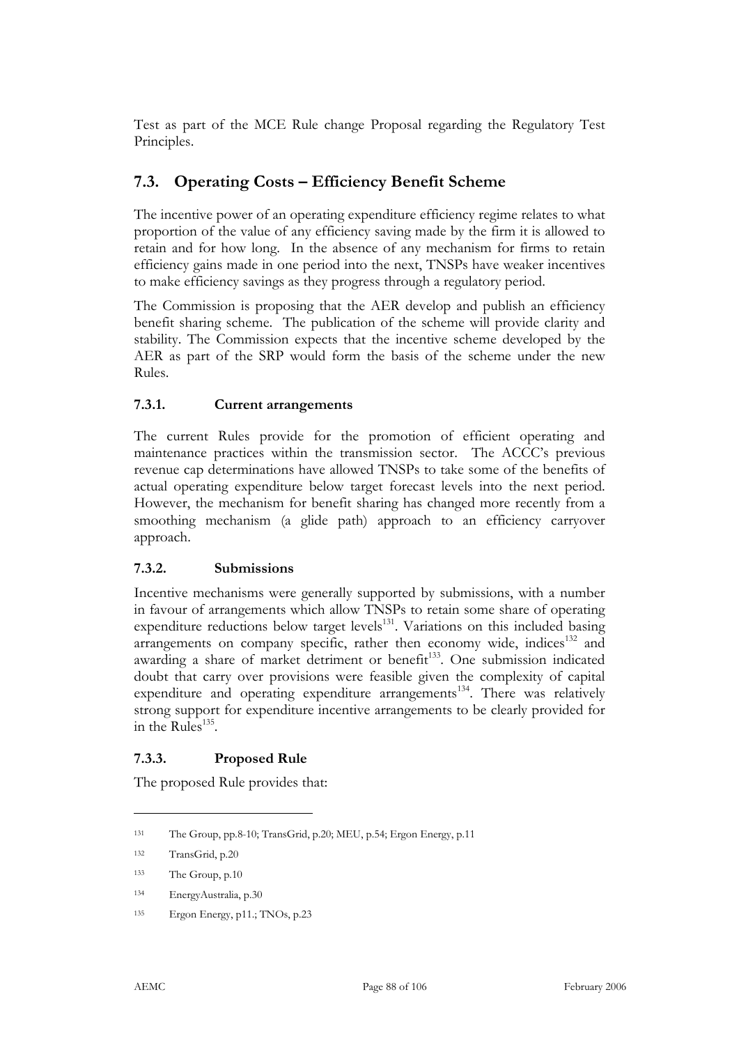Test as part of the MCE Rule change Proposal regarding the Regulatory Test Principles.

## 7.3. Operating Costs – Efficiency Benefit Scheme

The incentive power of an operating expenditure efficiency regime relates to what proportion of the value of any efficiency saving made by the firm it is allowed to retain and for how long. In the absence of any mechanism for firms to retain efficiency gains made in one period into the next, TNSPs have weaker incentives to make efficiency savings as they progress through a regulatory period.

The Commission is proposing that the AER develop and publish an efficiency benefit sharing scheme. The publication of the scheme will provide clarity and stability. The Commission expects that the incentive scheme developed by the AER as part of the SRP would form the basis of the scheme under the new Rules.

### 7.3.1. Current arrangements

The current Rules provide for the promotion of efficient operating and maintenance practices within the transmission sector. The ACCC's previous revenue cap determinations have allowed TNSPs to take some of the benefits of actual operating expenditure below target forecast levels into the next period. However, the mechanism for benefit sharing has changed more recently from a smoothing mechanism (a glide path) approach to an efficiency carryover approach.

### 7.3.2. Submissions

Incentive mechanisms were generally supported by submissions, with a number in favour of arrangements which allow TNSPs to retain some share of operating expenditure reductions below target levels[131]. Variations on this included basing arrangements on company specific, rather then economy wide, indices[132] and awarding a share of market detriment or benefit[133]. One submission indicated doubt that carry over provisions were feasible given the complexity of capital expenditure and operating expenditure arrangements[134]. There was relatively strong support for expenditure incentive arrangements to be clearly provided for in the Rules[135].

### 7.3.3. Proposed Rule

The proposed Rule provides that:

---

131 The Group, pp.8-10; TransGrid, p.20; MEU, p.54; Ergon Energy, p.11

132 TransGrid, p.20

133 The Group, p.10

134 EnergyAustralia, p.30

135 Ergon Energy, p11.; TNOs, p.23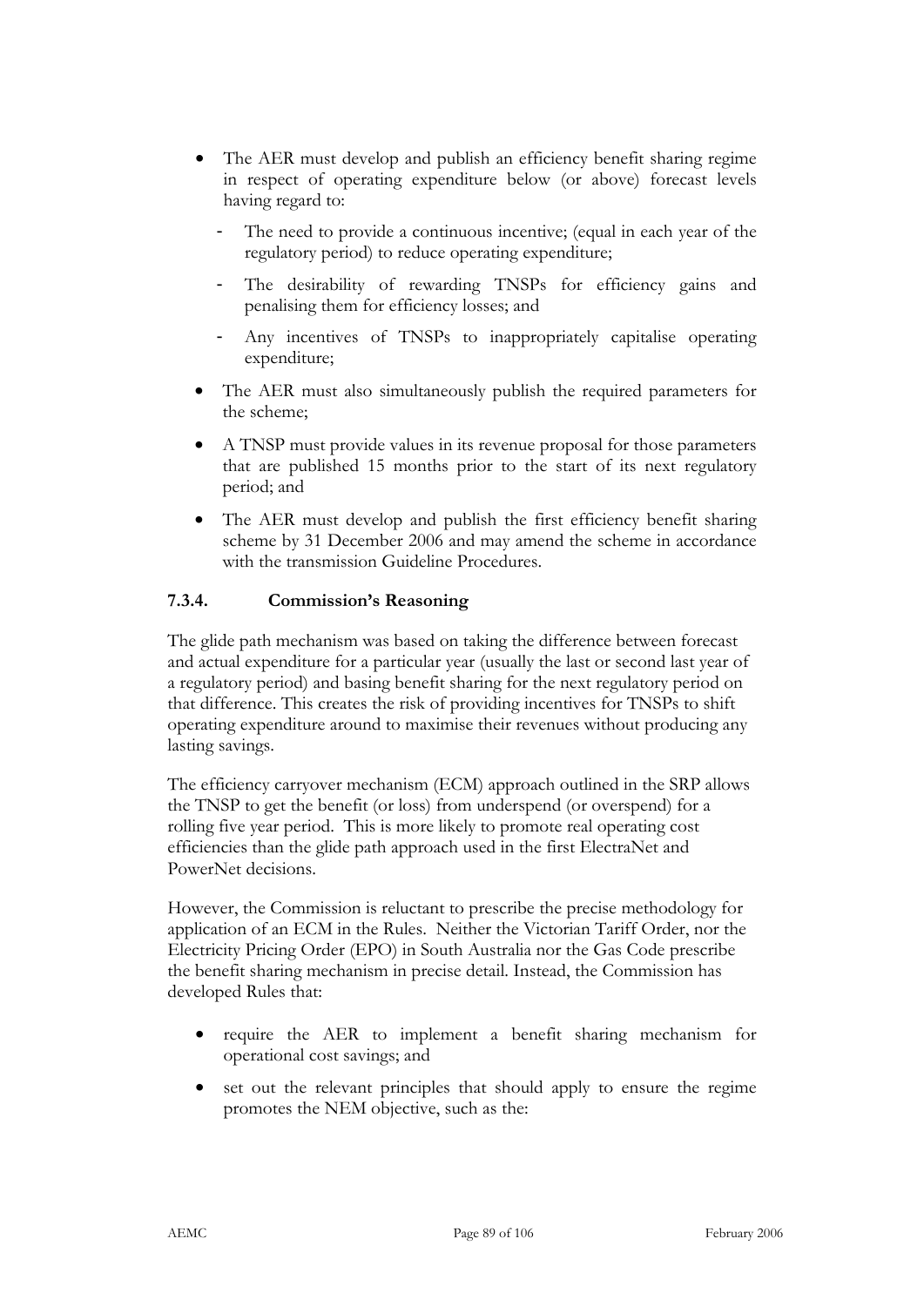- The AER must develop and publish an efficiency benefit sharing regime in respect of operating expenditure below (or above) forecast levels having regard to:
  - The need to provide a continuous incentive; (equal in each year of the regulatory period) to reduce operating expenditure;
  - The desirability of rewarding TNSPs for efficiency gains and penalising them for efficiency losses; and
  - Any incentives of TNSPs to inappropriately capitalise operating expenditure;
- The AER must also simultaneously publish the required parameters for the scheme;
- A TNSP must provide values in its revenue proposal for those parameters that are published 15 months prior to the start of its next regulatory period; and
- The AER must develop and publish the first efficiency benefit sharing scheme by 31 December 2006 and may amend the scheme in accordance with the transmission Guideline Procedures.

### 7.3.4. Commission's Reasoning

The glide path mechanism was based on taking the difference between forecast and actual expenditure for a particular year (usually the last or second last year of a regulatory period) and basing benefit sharing for the next regulatory period on that difference. This creates the risk of providing incentives for TNSPs to shift operating expenditure around to maximise their revenues without producing any lasting savings.

The efficiency carryover mechanism (ECM) approach outlined in the SRP allows the TNSP to get the benefit (or loss) from underspend (or overspend) for a rolling five year period. This is more likely to promote real operating cost efficiencies than the glide path approach used in the first ElectraNet and PowerNet decisions.

However, the Commission is reluctant to prescribe the precise methodology for application of an ECM in the Rules. Neither the Victorian Tariff Order, nor the Electricity Pricing Order (EPO) in South Australia nor the Gas Code prescribe the benefit sharing mechanism in precise detail. Instead, the Commission has developed Rules that:

- require the AER to implement a benefit sharing mechanism for operational cost savings; and
- set out the relevant principles that should apply to ensure the regime promotes the NEM objective, such as the: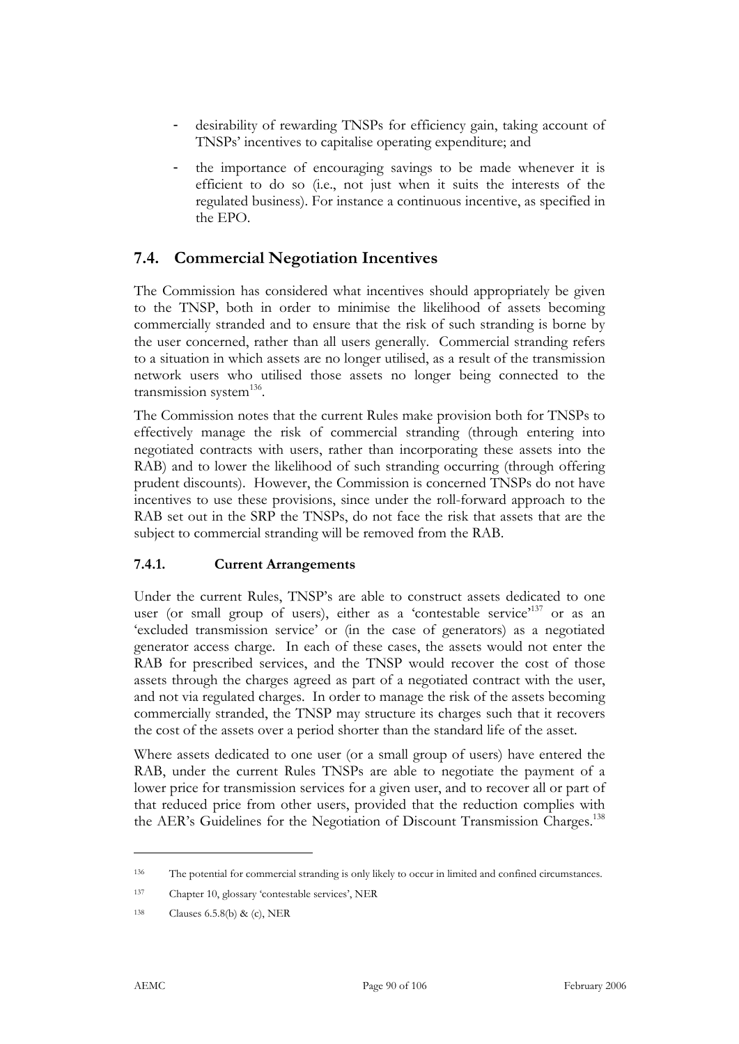- desirability of rewarding TNSPs for efficiency gain, taking account of TNSPs' incentives to capitalise operating expenditure; and
- the importance of encouraging savings to be made whenever it is efficient to do so (i.e., not just when it suits the interests of the regulated business). For instance a continuous incentive, as specified in the EPO.

## 7.4. Commercial Negotiation Incentives

The Commission has considered what incentives should appropriately be given to the TNSP, both in order to minimise the likelihood of assets becoming commercially stranded and to ensure that the risk of such stranding is borne by the user concerned, rather than all users generally. Commercial stranding refers to a situation in which assets are no longer utilised, as a result of the transmission network users who utilised those assets no longer being connected to the transmission system[136].

The Commission notes that the current Rules make provision both for TNSPs to effectively manage the risk of commercial stranding (through entering into negotiated contracts with users, rather than incorporating these assets into the RAB) and to lower the likelihood of such stranding occurring (through offering prudent discounts). However, the Commission is concerned TNSPs do not have incentives to use these provisions, since under the roll-forward approach to the RAB set out in the SRP the TNSPs, do not face the risk that assets that are the subject to commercial stranding will be removed from the RAB.

### 7.4.1. Current Arrangements

Under the current Rules, TNSP's are able to construct assets dedicated to one user (or small group of users), either as a 'contestable service'[137] or as an 'excluded transmission service' or (in the case of generators) as a negotiated generator access charge. In each of these cases, the assets would not enter the RAB for prescribed services, and the TNSP would recover the cost of those assets through the charges agreed as part of a negotiated contract with the user, and not via regulated charges. In order to manage the risk of the assets becoming commercially stranded, the TNSP may structure its charges such that it recovers the cost of the assets over a period shorter than the standard life of the asset.

Where assets dedicated to one user (or a small group of users) have entered the RAB, under the current Rules TNSPs are able to negotiate the payment of a lower price for transmission services for a given user, and to recover all or part of that reduced price from other users, provided that the reduction complies with the AER's Guidelines for the Negotiation of Discount Transmission Charges.[138]

---

[136] The potential for commercial stranding is only likely to occur in limited and confined circumstances.

[137] Chapter 10, glossary 'contestable services', NER

[138] Clauses 6.5.8(b) & (c), NER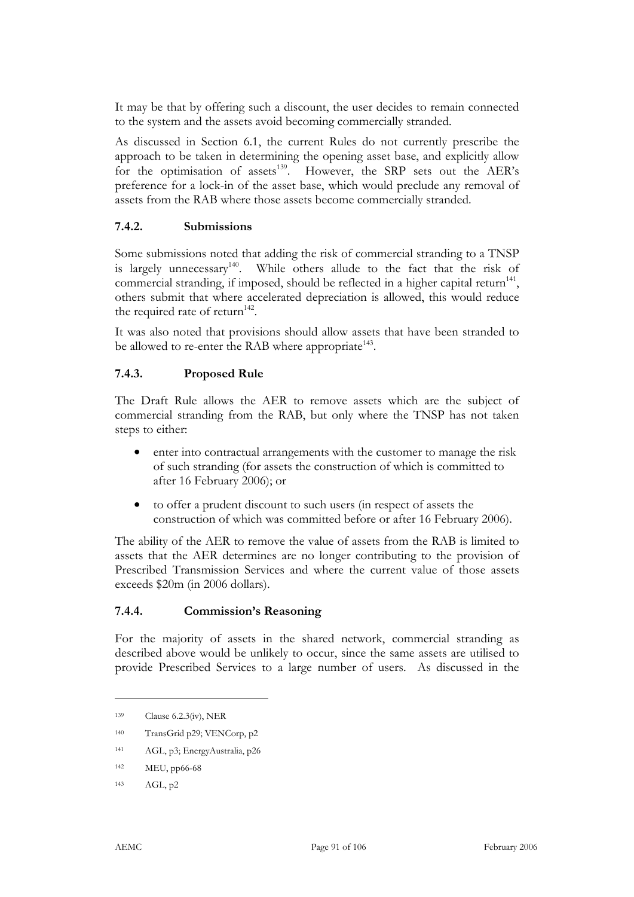It may be that by offering such a discount, the user decides to remain connected to the system and the assets avoid becoming commercially stranded.

As discussed in Section 6.1, the current Rules do not currently prescribe the approach to be taken in determining the opening asset base, and explicitly allow for the optimisation of assets[139]. However, the SRP sets out the AER's preference for a lock-in of the asset base, which would preclude any removal of assets from the RAB where those assets become commercially stranded.

### 7.4.2. Submissions

Some submissions noted that adding the risk of commercial stranding to a TNSP is largely unnecessary[140]. While others allude to the fact that the risk of commercial stranding, if imposed, should be reflected in a higher capital return[141], others submit that where accelerated depreciation is allowed, this would reduce the required rate of return[142].

It was also noted that provisions should allow assets that have been stranded to be allowed to re-enter the RAB where appropriate[143].

### 7.4.3. Proposed Rule

The Draft Rule allows the AER to remove assets which are the subject of commercial stranding from the RAB, but only where the TNSP has not taken steps to either:

- enter into contractual arrangements with the customer to manage the risk of such stranding (for assets the construction of which is committed to after 16 February 2006); or
- to offer a prudent discount to such users (in respect of assets the construction of which was committed before or after 16 February 2006).

The ability of the AER to remove the value of assets from the RAB is limited to assets that the AER determines are no longer contributing to the provision of Prescribed Transmission Services and where the current value of those assets exceeds $20m (in 2006 dollars).

### 7.4.4. Commission's Reasoning

For the majority of assets in the shared network, commercial stranding as described above would be unlikely to occur, since the same assets are utilised to provide Prescribed Services to a large number of users. As discussed in the

---

139 Clause 6.2.3(iv), NER

140 TransGrid p29; VENCorp, p2

141 AGL, p3; EnergyAustralia, p26

142 MEU, pp66-68

143 AGL, p2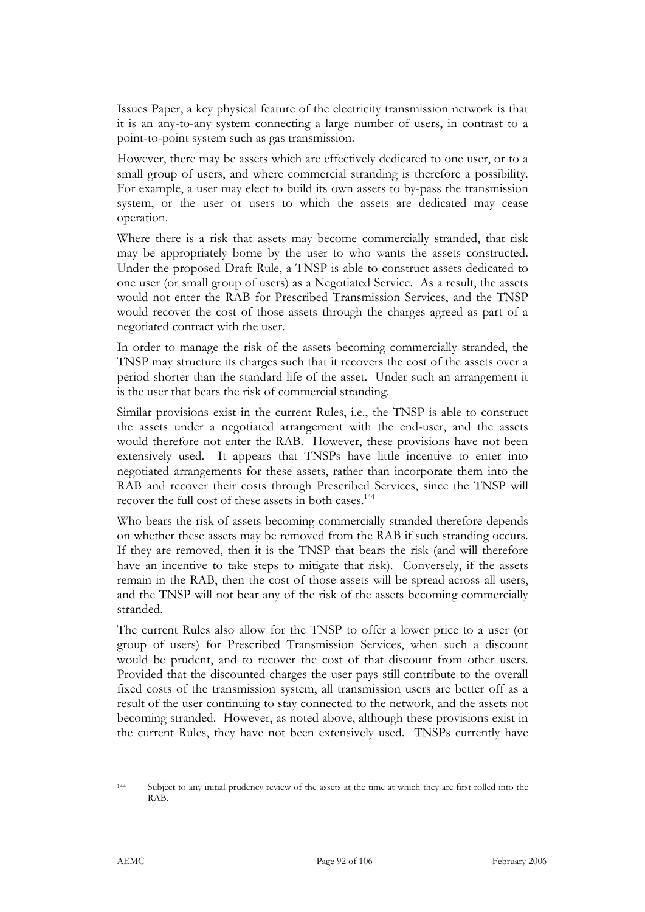Issues Paper, a key physical feature of the electricity transmission network is that it is an any-to-any system connecting a large number of users, in contrast to a point-to-point system such as gas transmission.

However, there may be assets which are effectively dedicated to one user, or to a small group of users, and where commercial stranding is therefore a possibility. For example, a user may elect to build its own assets to by-pass the transmission system, or the user or users to which the assets are dedicated may cease operation.

Where there is a risk that assets may become commercially stranded, that risk may be appropriately borne by the user to who wants the assets constructed. Under the proposed Draft Rule, a TNSP is able to construct assets dedicated to one user (or small group of users) as a Negotiated Service. As a result, the assets would not enter the RAB for Prescribed Transmission Services, and the TNSP would recover the cost of those assets through the charges agreed as part of a negotiated contract with the user.

In order to manage the risk of the assets becoming commercially stranded, the TNSP may structure its charges such that it recovers the cost of the assets over a period shorter than the standard life of the asset. Under such an arrangement it is the user that bears the risk of commercial stranding.

Similar provisions exist in the current Rules, i.e., the TNSP is able to construct the assets under a negotiated arrangement with the end-user, and the assets would therefore not enter the RAB. However, these provisions have not been extensively used. It appears that TNSPs have little incentive to enter into negotiated arrangements for these assets, rather than incorporate them into the RAB and recover their costs through Prescribed Services, since the TNSP will recover the full cost of these assets in both cases.[144]

Who bears the risk of assets becoming commercially stranded therefore depends on whether these assets may be removed from the RAB if such stranding occurs. If they are removed, then it is the TNSP that bears the risk (and will therefore have an incentive to take steps to mitigate that risk). Conversely, if the assets remain in the RAB, then the cost of those assets will be spread across all users, and the TNSP will not bear any of the risk of the assets becoming commercially stranded.

The current Rules also allow for the TNSP to offer a lower price to a user (or group of users) for Prescribed Transmission Services, when such a discount would be prudent, and to recover the cost of that discount from other users. Provided that the discounted charges the user pays still contribute to the overall fixed costs of the transmission system, all transmission users are better off as a result of the user continuing to stay connected to the network, and the assets not becoming stranded. However, as noted above, although these provisions exist in the current Rules, they have not been extensively used. TNSPs currently have

---

[144] Subject to any initial prudency review of the assets at the time at which they are first rolled into the RAB.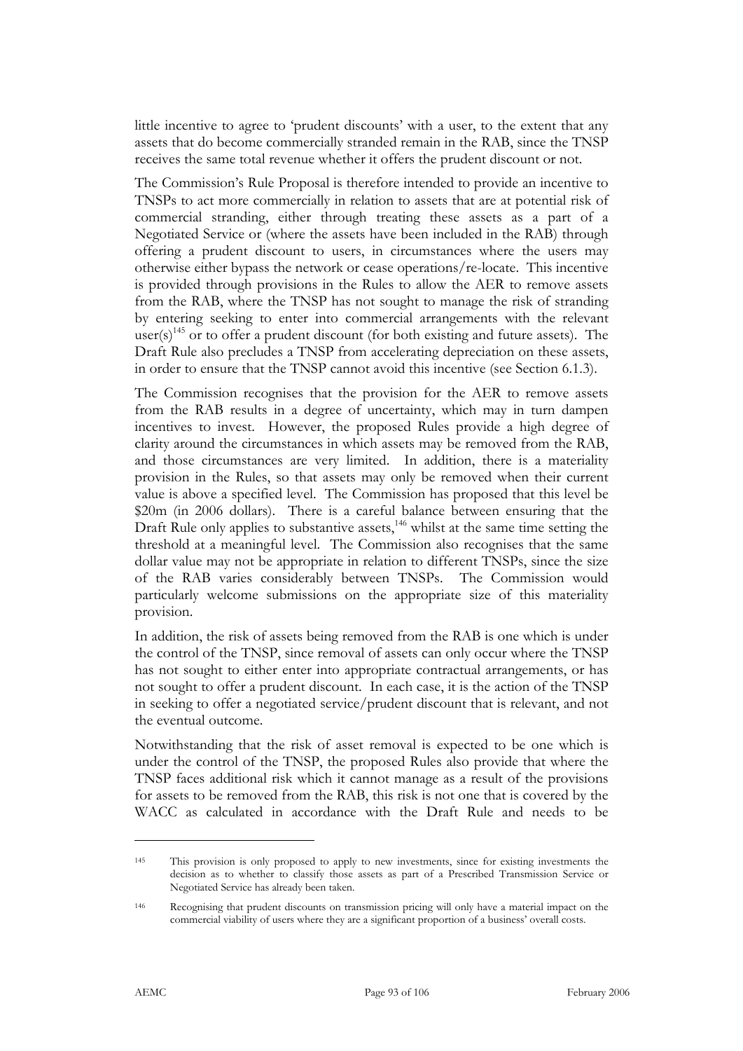little incentive to agree to 'prudent discounts' with a user, to the extent that any assets that do become commercially stranded remain in the RAB, since the TNSP receives the same total revenue whether it offers the prudent discount or not.

The Commission's Rule Proposal is therefore intended to provide an incentive to TNSPs to act more commercially in relation to assets that are at potential risk of commercial stranding, either through treating these assets as a part of a Negotiated Service or (where the assets have been included in the RAB) through offering a prudent discount to users, in circumstances where the users may otherwise either bypass the network or cease operations/re-locate. This incentive is provided through provisions in the Rules to allow the AER to remove assets from the RAB, where the TNSP has not sought to manage the risk of stranding by entering seeking to enter into commercial arrangements with the relevant user(s)[145] or to offer a prudent discount (for both existing and future assets). The Draft Rule also precludes a TNSP from accelerating depreciation on these assets, in order to ensure that the TNSP cannot avoid this incentive (see Section 6.1.3).

The Commission recognises that the provision for the AER to remove assets from the RAB results in a degree of uncertainty, which may in turn dampen incentives to invest. However, the proposed Rules provide a high degree of clarity around the circumstances in which assets may be removed from the RAB, and those circumstances are very limited. In addition, there is a materiality provision in the Rules, so that assets may only be removed when their current value is above a specified level. The Commission has proposed that this level be \$20m (in 2006 dollars). There is a careful balance between ensuring that the Draft Rule only applies to substantive assets,[146] whilst at the same time setting the threshold at a meaningful level. The Commission also recognises that the same dollar value may not be appropriate in relation to different TNSPs, since the size of the RAB varies considerably between TNSPs. The Commission would particularly welcome submissions on the appropriate size of this materiality provision.

In addition, the risk of assets being removed from the RAB is one which is under the control of the TNSP, since removal of assets can only occur where the TNSP has not sought to either enter into appropriate contractual arrangements, or has not sought to offer a prudent discount. In each case, it is the action of the TNSP in seeking to offer a negotiated service/prudent discount that is relevant, and not the eventual outcome.

Notwithstanding that the risk of asset removal is expected to be one which is under the control of the TNSP, the proposed Rules also provide that where the TNSP faces additional risk which it cannot manage as a result of the provisions for assets to be removed from the RAB, this risk is not one that is covered by the WACC as calculated in accordance with the Draft Rule and needs to be

---

145 This provision is only proposed to apply to new investments, since for existing investments the decision as to whether to classify those assets as part of a Prescribed Transmission Service or Negotiated Service has already been taken.

146 Recognising that prudent discounts on transmission pricing will only have a material impact on the commercial viability of users where they are a significant proportion of a business' overall costs.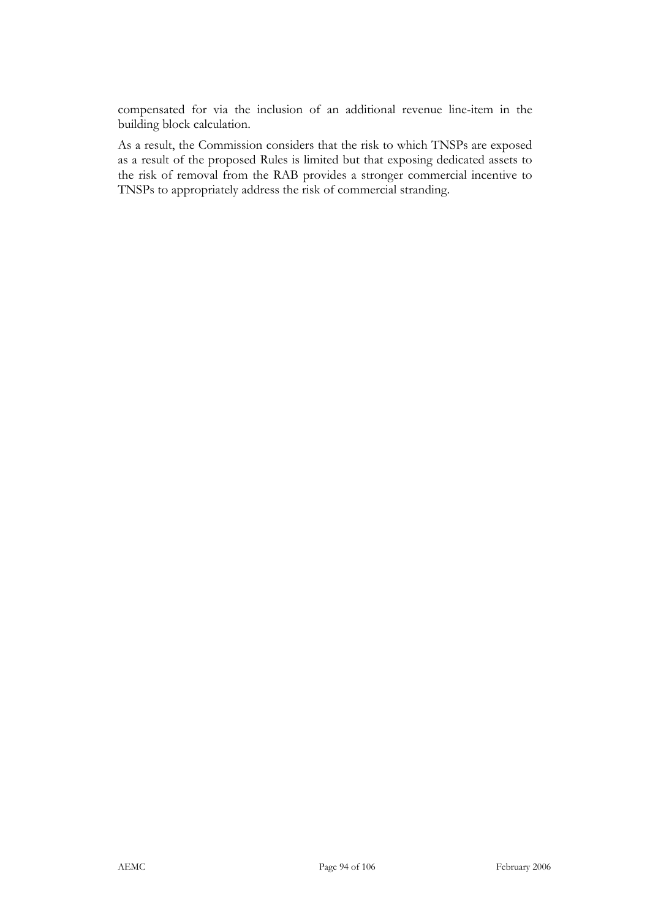compensated for via the inclusion of an additional revenue line-item in the building block calculation.

As a result, the Commission considers that the risk to which TNSPs are exposed as a result of the proposed Rules is limited but that exposing dedicated assets to the risk of removal from the RAB provides a stronger commercial incentive to TNSPs to appropriately address the risk of commercial stranding.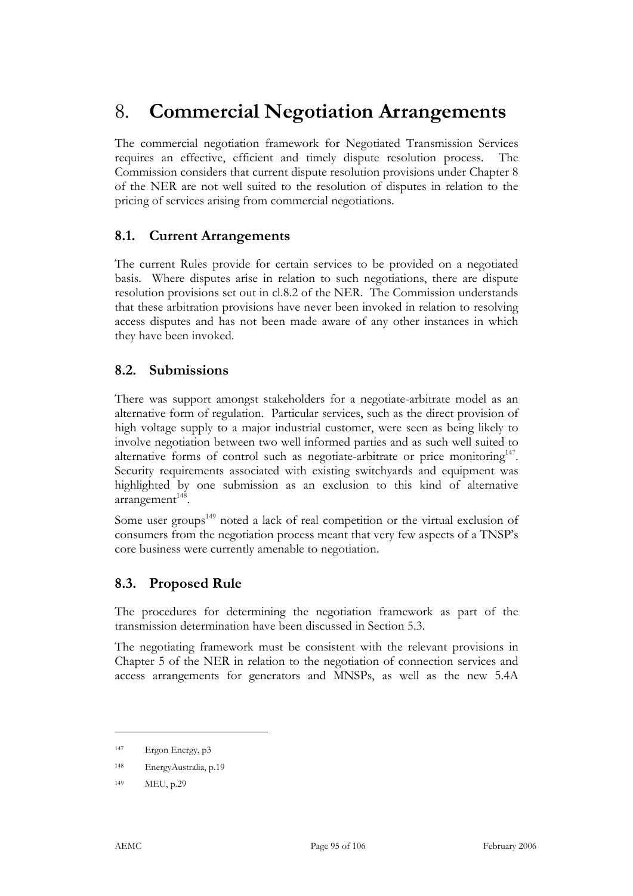# 8. **Commercial Negotiation Arrangements**

The commercial negotiation framework for Negotiated Transmission Services requires an effective, efficient and timely dispute resolution process. The Commission considers that current dispute resolution provisions under Chapter 8 of the NER are not well suited to the resolution of disputes in relation to the pricing of services arising from commercial negotiations.

## 8.1. Current Arrangements

The current Rules provide for certain services to be provided on a negotiated basis. Where disputes arise in relation to such negotiations, there are dispute resolution provisions set out in cl.8.2 of the NER. The Commission understands that these arbitration provisions have never been invoked in relation to resolving access disputes and has not been made aware of any other instances in which they have been invoked.

## 8.2. Submissions

There was support amongst stakeholders for a negotiate-arbitrate model as an alternative form of regulation. Particular services, such as the direct provision of high voltage supply to a major industrial customer, were seen as being likely to involve negotiation between two well informed parties and as such well suited to alternative forms of control such as negotiate-arbitrate or price monitoring[147]. Security requirements associated with existing switchyards and equipment was highlighted by one submission as an exclusion to this kind of alternative arrangement[148].

Some user groups[149] noted a lack of real competition or the virtual exclusion of consumers from the negotiation process meant that very few aspects of a TNSP's core business were currently amenable to negotiation.

## 8.3. Proposed Rule

The procedures for determining the negotiation framework as part of the transmission determination have been discussed in Section 5.3.

The negotiating framework must be consistent with the relevant provisions in Chapter 5 of the NER in relation to the negotiation of connection services and access arrangements for generators and MNSPs, as well as the new 5.4A

---

[147] Ergon Energy, p3

[148] EnergyAustralia, p.19

[149] MEU, p.29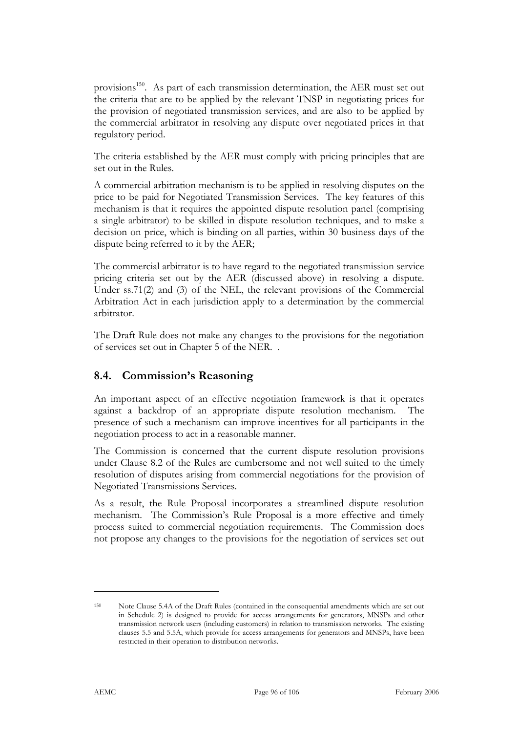provisions[150]. As part of each transmission determination, the AER must set out the criteria that are to be applied by the relevant TNSP in negotiating prices for the provision of negotiated transmission services, and are also to be applied by the commercial arbitrator in resolving any dispute over negotiated prices in that regulatory period.

The criteria established by the AER must comply with pricing principles that are set out in the Rules.

A commercial arbitration mechanism is to be applied in resolving disputes on the price to be paid for Negotiated Transmission Services. The key features of this mechanism is that it requires the appointed dispute resolution panel (comprising a single arbitrator) to be skilled in dispute resolution techniques, and to make a decision on price, which is binding on all parties, within 30 business days of the dispute being referred to it by the AER;

The commercial arbitrator is to have regard to the negotiated transmission service pricing criteria set out by the AER (discussed above) in resolving a dispute. Under ss.71(2) and (3) of the NEL, the relevant provisions of the Commercial Arbitration Act in each jurisdiction apply to a determination by the commercial arbitrator.

The Draft Rule does not make any changes to the provisions for the negotiation of services set out in Chapter 5 of the NER. .

## 8.4. Commission's Reasoning

An important aspect of an effective negotiation framework is that it operates against a backdrop of an appropriate dispute resolution mechanism. The presence of such a mechanism can improve incentives for all participants in the negotiation process to act in a reasonable manner.

The Commission is concerned that the current dispute resolution provisions under Clause 8.2 of the Rules are cumbersome and not well suited to the timely resolution of disputes arising from commercial negotiations for the provision of Negotiated Transmissions Services.

As a result, the Rule Proposal incorporates a streamlined dispute resolution mechanism. The Commission's Rule Proposal is a more effective and timely process suited to commercial negotiation requirements. The Commission does not propose any changes to the provisions for the negotiation of services set out

[150] Note Clause 5.4A of the Draft Rules (contained in the consequential amendments which are set out in Schedule 2) is designed to provide for access arrangements for generators, MNSPs and other transmission network users (including customers) in relation to transmission networks. The existing clauses 5.5 and 5.5A, which provide for access arrangements for generators and MNSPs, have been restricted in their operation to distribution networks.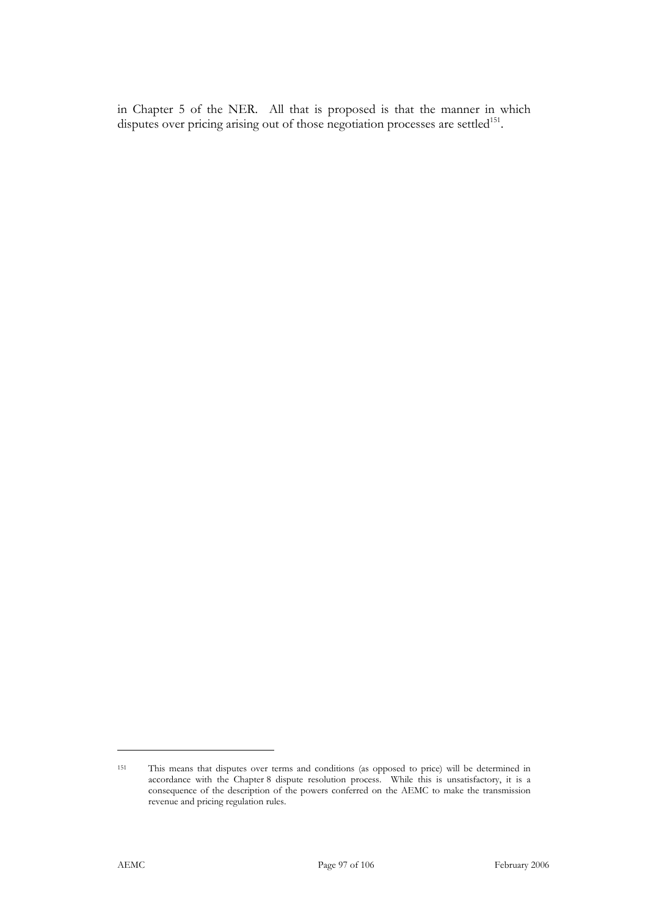in Chapter 5 of the NER. All that is proposed is that the manner in which disputes over pricing arising out of those negotiation processes are settled[151].

---

151 This means that disputes over terms and conditions (as opposed to price) will be determined in accordance with the Chapter 8 dispute resolution process. While this is unsatisfactory, it is a consequence of the description of the powers conferred on the AEMC to make the transmission revenue and pricing regulation rules.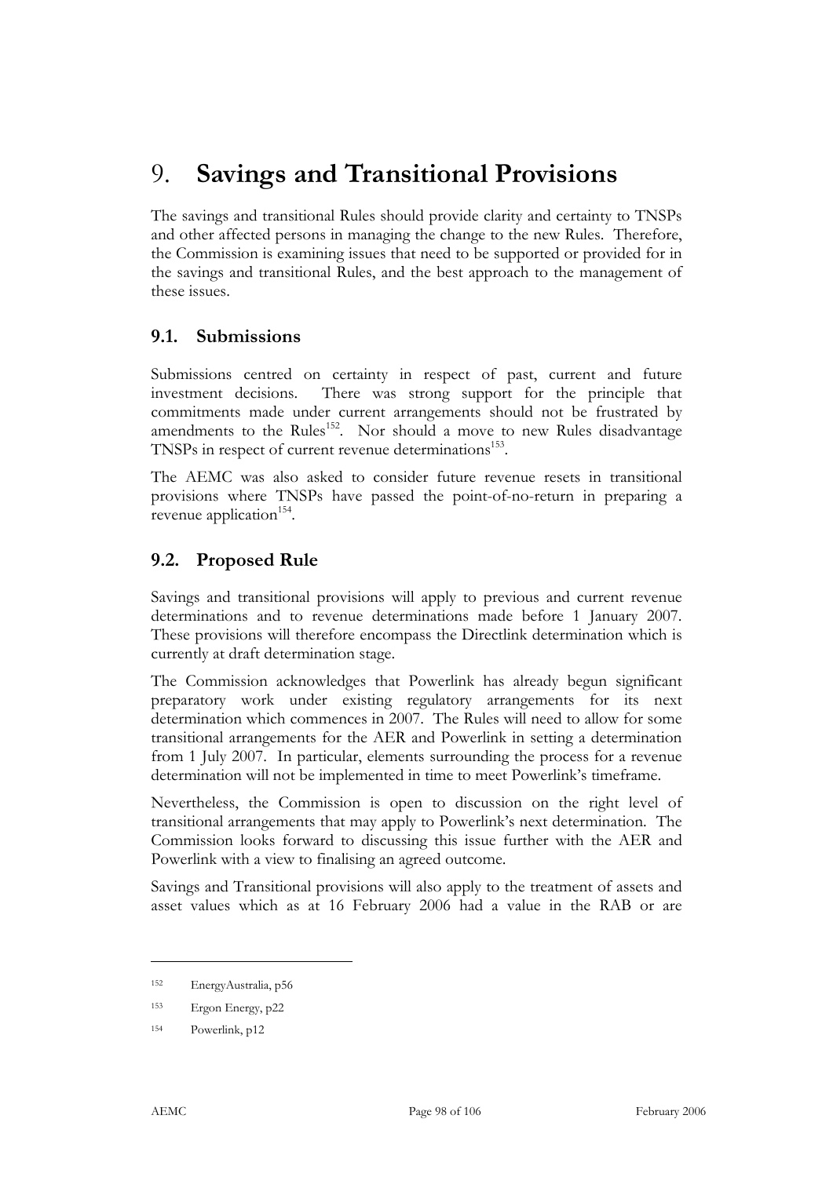# 9. Savings and Transitional Provisions

The savings and transitional Rules should provide clarity and certainty to TNSPs and other affected persons in managing the change to the new Rules. Therefore, the Commission is examining issues that need to be supported or provided for in the savings and transitional Rules, and the best approach to the management of these issues.

## 9.1. Submissions

Submissions centred on certainty in respect of past, current and future investment decisions. There was strong support for the principle that commitments made under current arrangements should not be frustrated by amendments to the Rules[152]. Nor should a move to new Rules disadvantage TNSPs in respect of current revenue determinations[153].

The AEMC was also asked to consider future revenue resets in transitional provisions where TNSPs have passed the point-of-no-return in preparing a revenue application[154].

## 9.2. Proposed Rule

Savings and transitional provisions will apply to previous and current revenue determinations and to revenue determinations made before 1 January 2007. These provisions will therefore encompass the Directlink determination which is currently at draft determination stage.

The Commission acknowledges that Powerlink has already begun significant preparatory work under existing regulatory arrangements for its next determination which commences in 2007. The Rules will need to allow for some transitional arrangements for the AER and Powerlink in setting a determination from 1 July 2007. In particular, elements surrounding the process for a revenue determination will not be implemented in time to meet Powerlink's timeframe.

Nevertheless, the Commission is open to discussion on the right level of transitional arrangements that may apply to Powerlink's next determination. The Commission looks forward to discussing this issue further with the AER and Powerlink with a view to finalising an agreed outcome.

Savings and Transitional provisions will also apply to the treatment of assets and asset values which as at 16 February 2006 had a value in the RAB or are

---

[152] EnergyAustralia, p56

[153] Ergon Energy, p22

[154] Powerlink, p12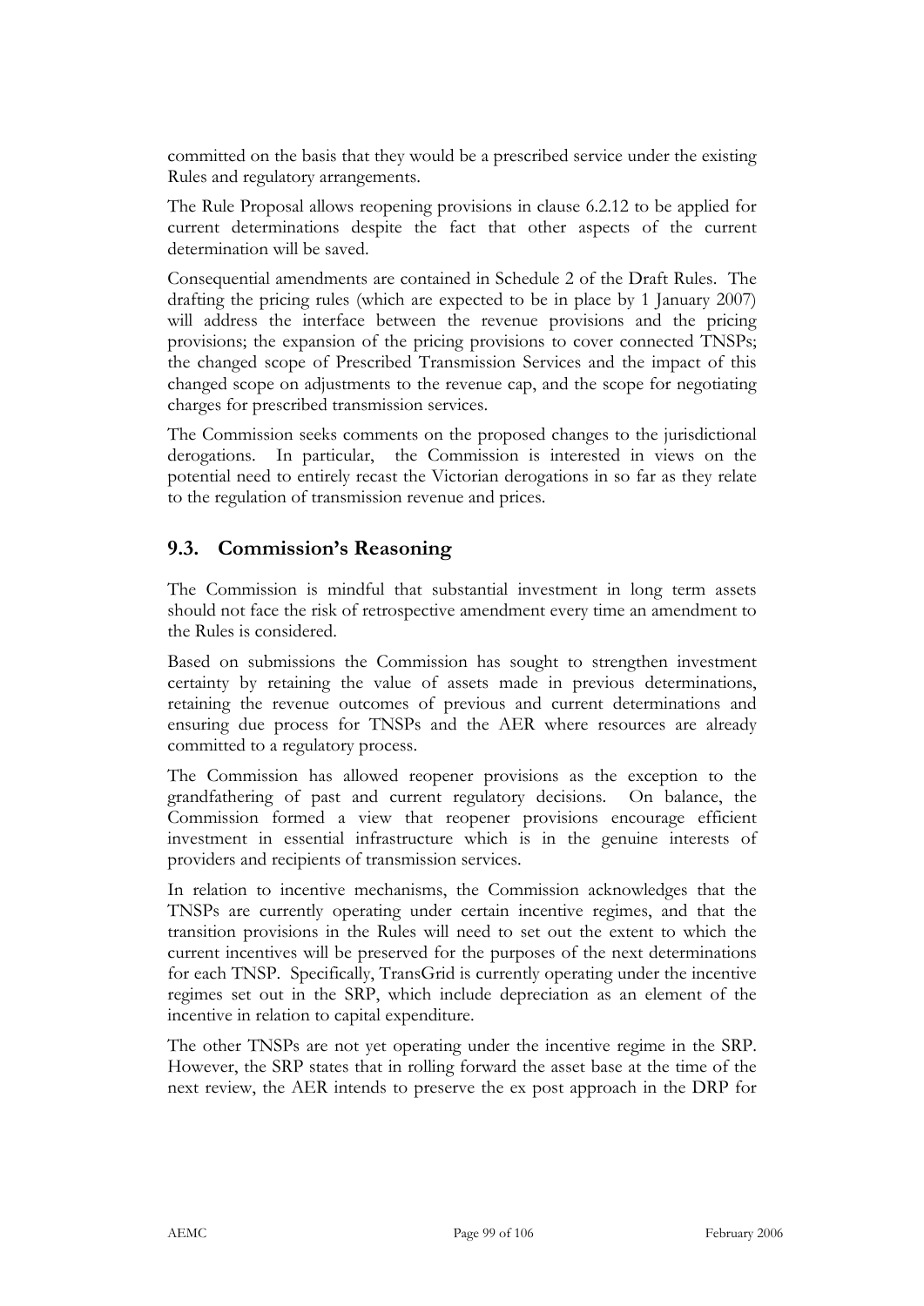committed on the basis that they would be a prescribed service under the existing Rules and regulatory arrangements.

The Rule Proposal allows reopening provisions in clause 6.2.12 to be applied for current determinations despite the fact that other aspects of the current determination will be saved.

Consequential amendments are contained in Schedule 2 of the Draft Rules. The drafting the pricing rules (which are expected to be in place by 1 January 2007) will address the interface between the revenue provisions and the pricing provisions; the expansion of the pricing provisions to cover connected TNSPs; the changed scope of Prescribed Transmission Services and the impact of this changed scope on adjustments to the revenue cap, and the scope for negotiating charges for prescribed transmission services.

The Commission seeks comments on the proposed changes to the jurisdictional derogations. In particular, the Commission is interested in views on the potential need to entirely recast the Victorian derogations in so far as they relate to the regulation of transmission revenue and prices.

## 9.3. Commission's Reasoning

The Commission is mindful that substantial investment in long term assets should not face the risk of retrospective amendment every time an amendment to the Rules is considered.

Based on submissions the Commission has sought to strengthen investment certainty by retaining the value of assets made in previous determinations, retaining the revenue outcomes of previous and current determinations and ensuring due process for TNSPs and the AER where resources are already committed to a regulatory process.

The Commission has allowed reopener provisions as the exception to the grandfathering of past and current regulatory decisions. On balance, the Commission formed a view that reopener provisions encourage efficient investment in essential infrastructure which is in the genuine interests of providers and recipients of transmission services.

In relation to incentive mechanisms, the Commission acknowledges that the TNSPs are currently operating under certain incentive regimes, and that the transition provisions in the Rules will need to set out the extent to which the current incentives will be preserved for the purposes of the next determinations for each TNSP. Specifically, TransGrid is currently operating under the incentive regimes set out in the SRP, which include depreciation as an element of the incentive in relation to capital expenditure.

The other TNSPs are not yet operating under the incentive regime in the SRP. However, the SRP states that in rolling forward the asset base at the time of the next review, the AER intends to preserve the ex post approach in the DRP for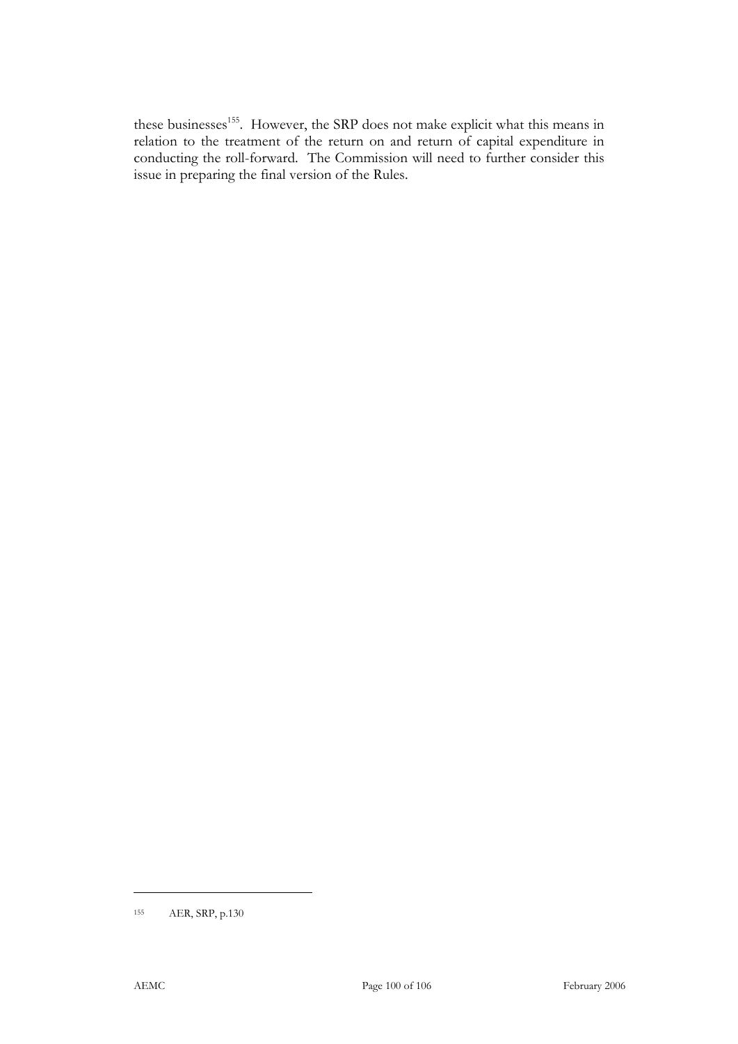these businesses[155]. However, the SRP does not make explicit what this means in relation to the treatment of the return on and return of capital expenditure in conducting the roll-forward. The Commission will need to further consider this issue in preparing the final version of the Rules.

---

155 AER, SRP, p.130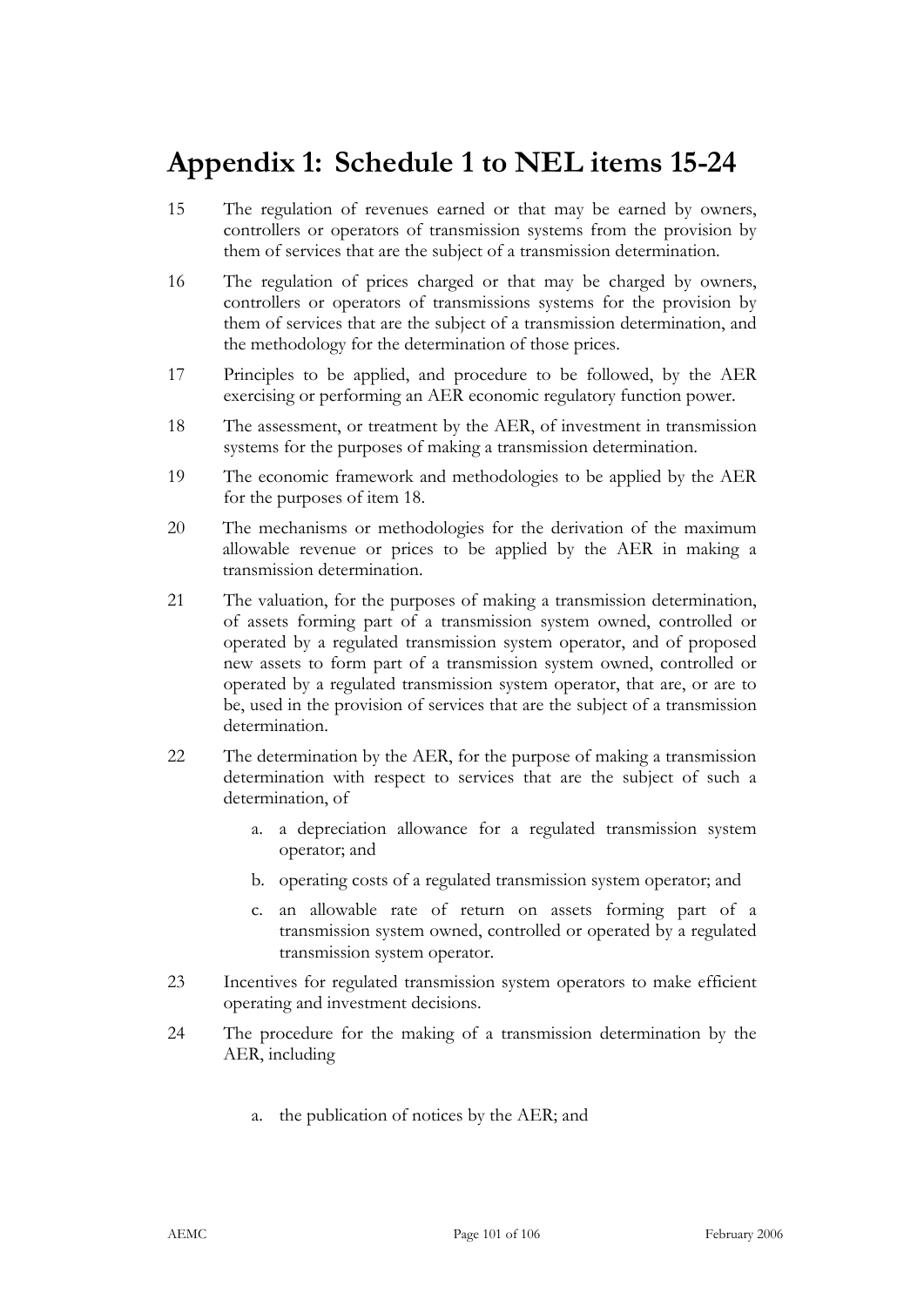# Appendix 1: Schedule 1 to NEL items 15-24

15 The regulation of revenues earned or that may be earned by owners, controllers or operators of transmission systems from the provision by them of services that are the subject of a transmission determination.

16 The regulation of prices charged or that may be charged by owners, controllers or operators of transmissions systems for the provision by them of services that are the subject of a transmission determination, and the methodology for the determination of those prices.

17 Principles to be applied, and procedure to be followed, by the AER exercising or performing an AER economic regulatory function power.

18 The assessment, or treatment by the AER, of investment in transmission systems for the purposes of making a transmission determination.

19 The economic framework and methodologies to be applied by the AER for the purposes of item 18.

20 The mechanisms or methodologies for the derivation of the maximum allowable revenue or prices to be applied by the AER in making a transmission determination.

21 The valuation, for the purposes of making a transmission determination, of assets forming part of a transmission system owned, controlled or operated by a regulated transmission system operator, and of proposed new assets to form part of a transmission system owned, controlled or operated by a regulated transmission system operator, that are, or are to be, used in the provision of services that are the subject of a transmission determination.

22 The determination by the AER, for the purpose of making a transmission determination with respect to services that are the subject of such a determination, of

   a. a depreciation allowance for a regulated transmission system operator; and

   b. operating costs of a regulated transmission system operator; and

   c. an allowable rate of return on assets forming part of a transmission system owned, controlled or operated by a regulated transmission system operator.

23 Incentives for regulated transmission system operators to make efficient operating and investment decisions.

24 The procedure for the making of a transmission determination by the AER, including

   a. the publication of notices by the AER; and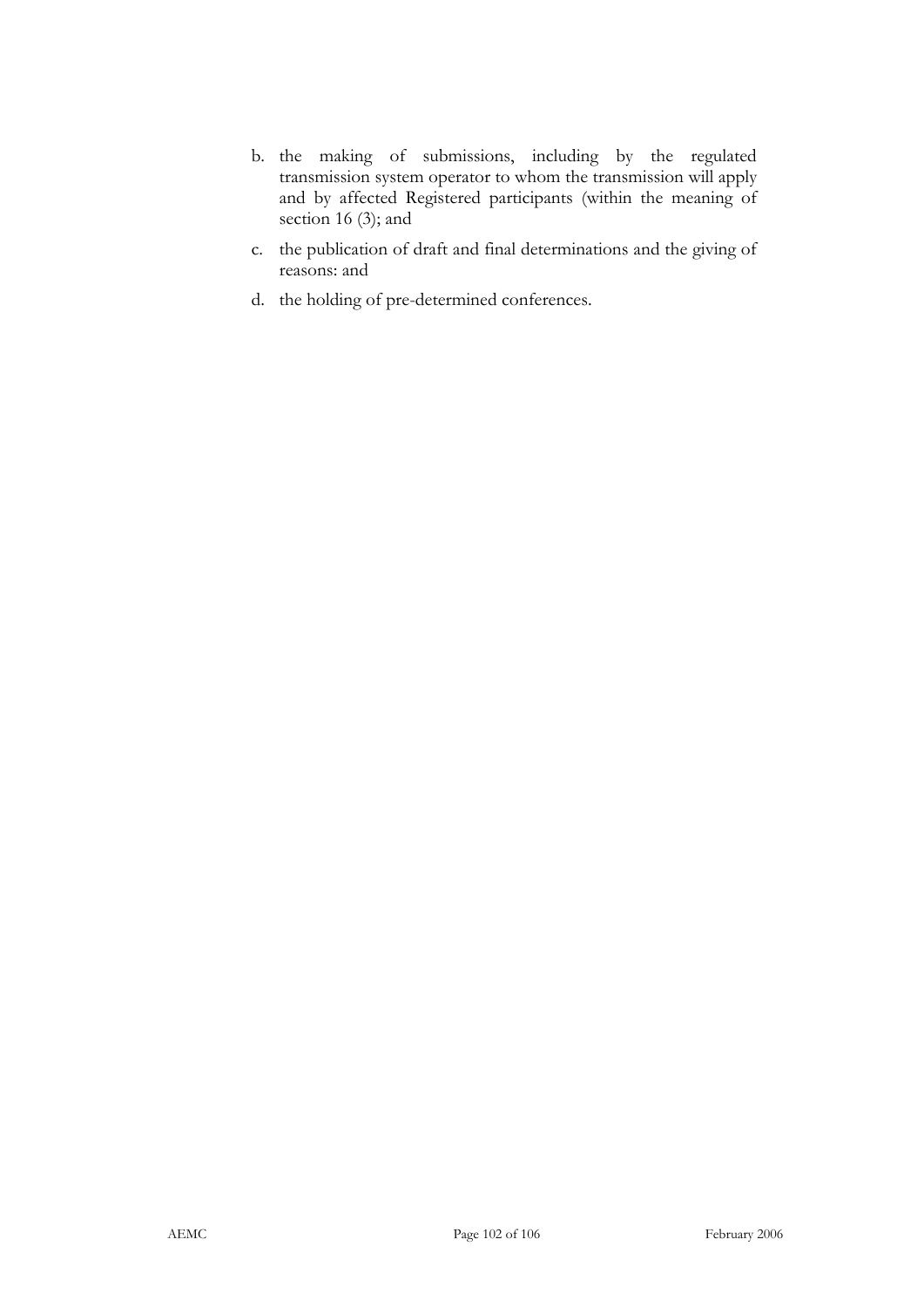b. the making of submissions, including by the regulated transmission system operator to whom the transmission will apply and by affected Registered participants (within the meaning of section 16 (3); and

c. the publication of draft and final determinations and the giving of reasons: and

d. the holding of pre-determined conferences.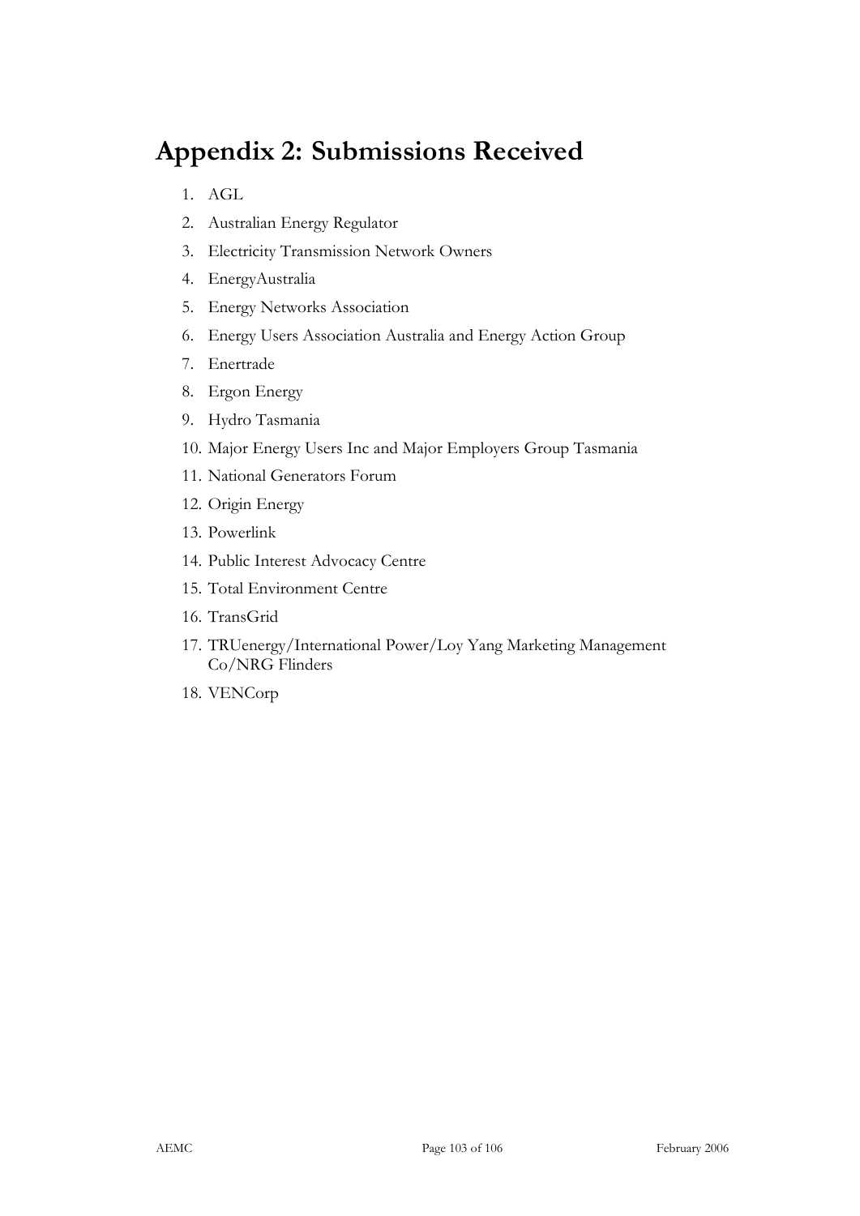# Appendix 2: Submissions Received

1. AGL
2. Australian Energy Regulator
3. Electricity Transmission Network Owners
4. EnergyAustralia
5. Energy Networks Association
6. Energy Users Association Australia and Energy Action Group
7. Enertrade
8. Ergon Energy
9. Hydro Tasmania
10. Major Energy Users Inc and Major Employers Group Tasmania
11. National Generators Forum
12. Origin Energy
13. Powerlink
14. Public Interest Advocacy Centre
15. Total Environment Centre
16. TransGrid
17. TRUenergy/International Power/Loy Yang Marketing Management Co/NRG Flinders
18. VENCorp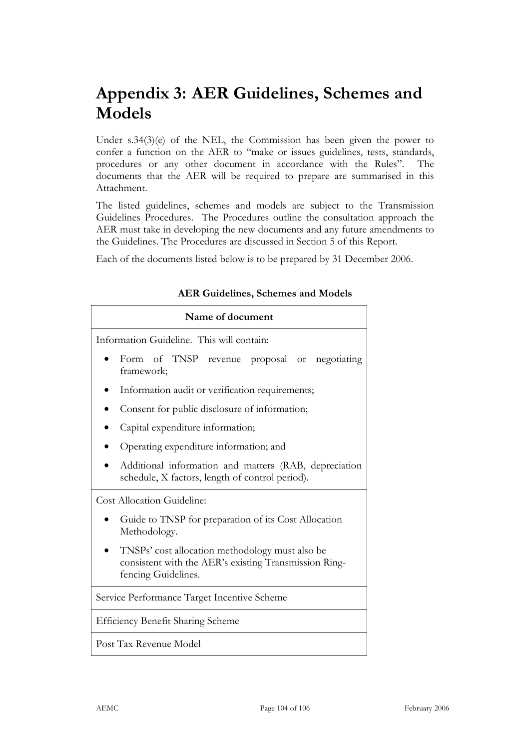# Appendix 3: AER Guidelines, Schemes and Models

Under s.34(3)(e) of the NEL, the Commission has been given the power to confer a function on the AER to "make or issues guidelines, tests, standards, procedures or any other document in accordance with the Rules". The documents that the AER will be required to prepare are summarised in this Attachment.

The listed guidelines, schemes and models are subject to the Transmission Guidelines Procedures. The Procedures outline the consultation approach the AER must take in developing the new documents and any future amendments to the Guidelines. The Procedures are discussed in Section 5 of this Report.

Each of the documents listed below is to be prepared by 31 December 2006.

**AER Guidelines, Schemes and Models**

| Name of document |
|---|
| Information Guideline. This will contain:<br>• Form of TNSP revenue proposal or negotiating framework;<br>• Information audit or verification requirements;<br>• Consent for public disclosure of information;<br>• Capital expenditure information;<br>• Operating expenditure information; and<br>• Additional information and matters (RAB, depreciation schedule, X factors, length of control period). |
| Cost Allocation Guideline:<br>• Guide to TNSP for preparation of its Cost Allocation Methodology.<br>• TNSPs' cost allocation methodology must also be consistent with the AER's existing Transmission Ring-fencing Guidelines. |
| Service Performance Target Incentive Scheme |
| Efficiency Benefit Sharing Scheme |
| Post Tax Revenue Model |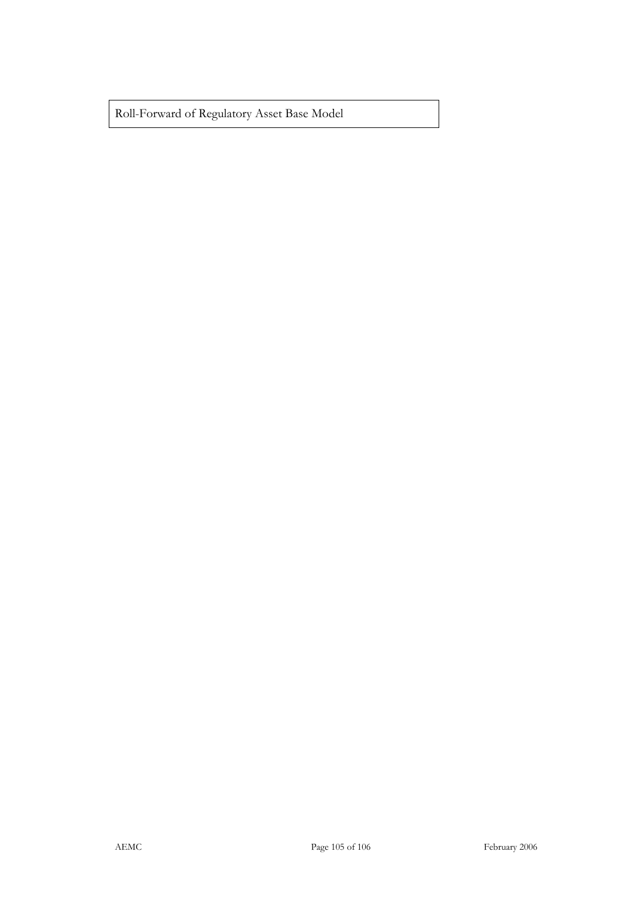Roll-Forward of Regulatory Asset Base Model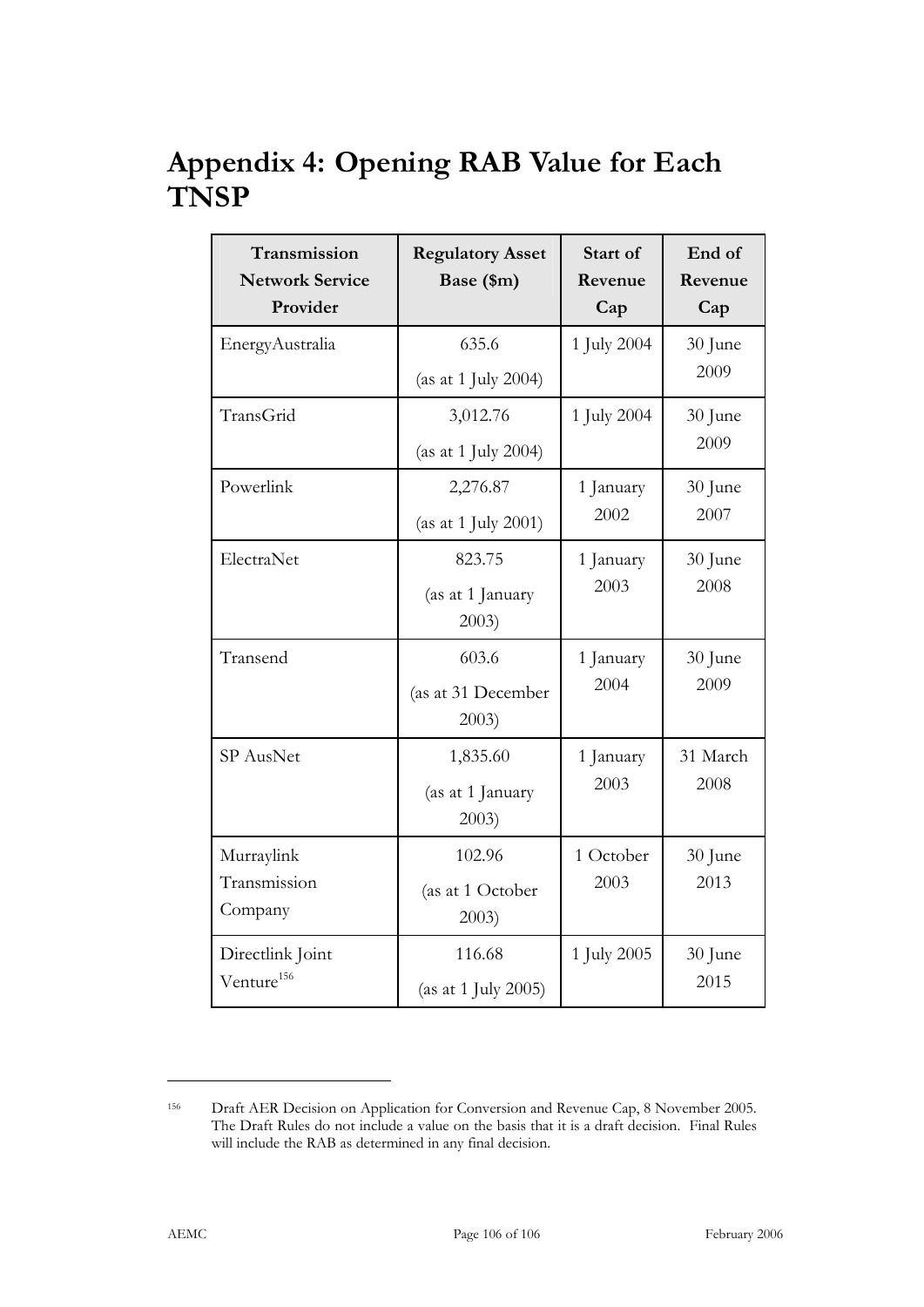# Appendix 4: Opening RAB Value for Each TNSP

| Transmission Network Service Provider | Regulatory Asset Base ($m) | Start of Revenue Cap | End of Revenue Cap |
|---|---|---|---|
| EnergyAustralia | 635.6 (as at 1 July 2004) | 1 July 2004 | 30 June 2009 |
| TransGrid | 3,012.76 (as at 1 July 2004) | 1 July 2004 | 30 June 2009 |
| Powerlink | 2,276.87 (as at 1 July 2001) | 1 January 2002 | 30 June 2007 |
| ElectraNet | 823.75 (as at 1 January 2003) | 1 January 2003 | 30 June 2008 |
| Transend | 603.6 (as at 31 December 2003) | 1 January 2004 | 30 June 2009 |
| SP AusNet | 1,835.60 (as at 1 January 2003) | 1 January 2003 | 31 March 2008 |
| Murraylink Transmission Company | 102.96 (as at 1 October 2003) | 1 October 2003 | 30 June 2013 |
| Directlink Joint Venture[156] | 116.68 (as at 1 July 2005) | 1 July 2005 | 30 June 2015 |

---

[156] Draft AER Decision on Application for Conversion and Revenue Cap, 8 November 2005. The Draft Rules do not include a value on the basis that it is a draft decision. Final Rules will include the RAB as determined in any final decision.